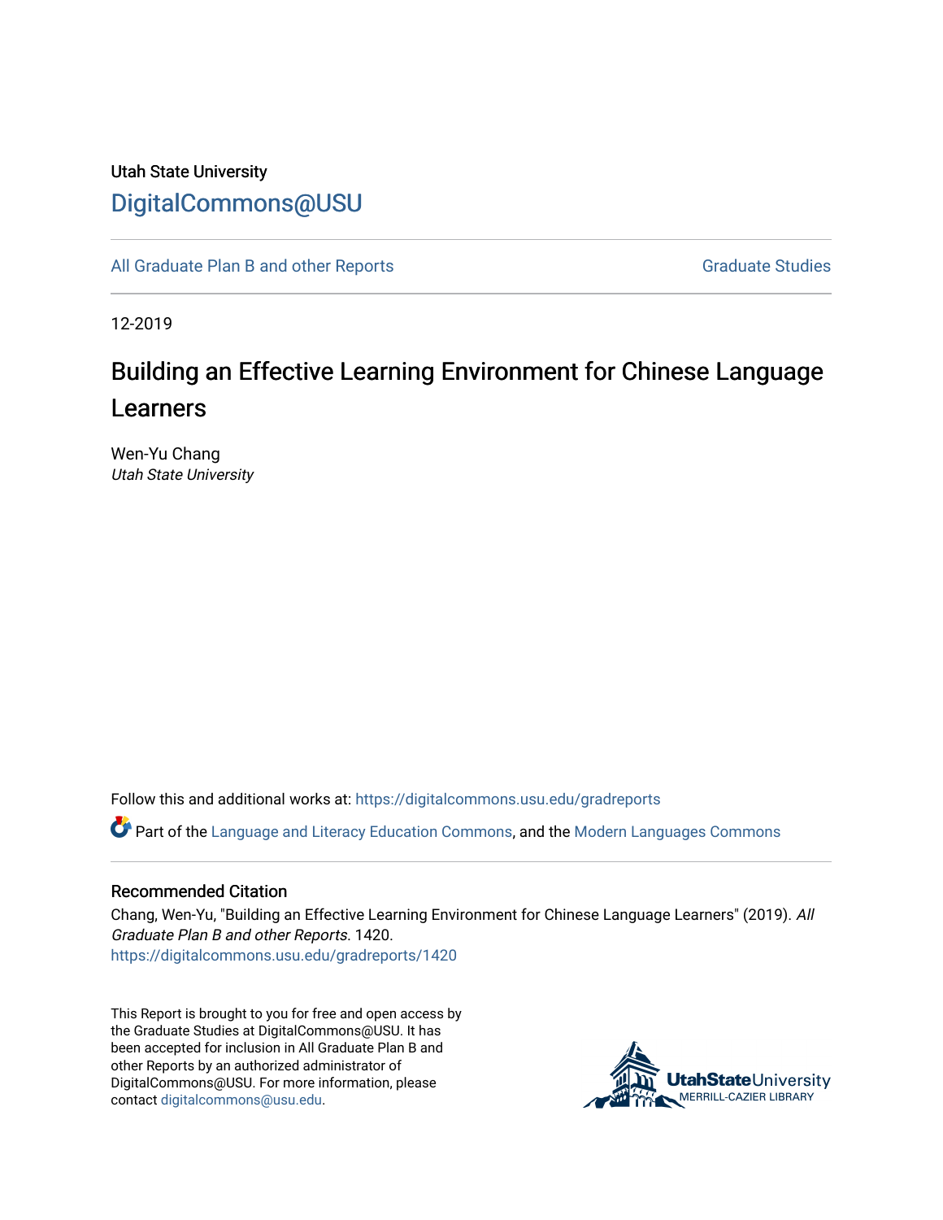Utah State University

DigitalCommons@USU

All Graduate Plan B and other Reports

Graduate Studies

12-2019

# Building an Effective Learning Environment for Chinese Language Learners

Wen-Yu Chang
*Utah State University*

Follow this and additional works at: https://digitalcommons.usu.edu/gradreports

Part of the Language and Literacy Education Commons, and the Modern Languages Commons

## Recommended Citation

Chang, Wen-Yu, "Building an Effective Learning Environment for Chinese Language Learners" (2019). *All Graduate Plan B and other Reports*. 1420.
https://digitalcommons.usu.edu/gradreports/1420

This Report is brought to you for free and open access by the Graduate Studies at DigitalCommons@USU. It has been accepted for inclusion in All Graduate Plan B and other Reports by an authorized administrator of DigitalCommons@USU. For more information, please contact digitalcommons@usu.edu.

UtahStateUniversity
MERRILL-CAZIER LIBRARY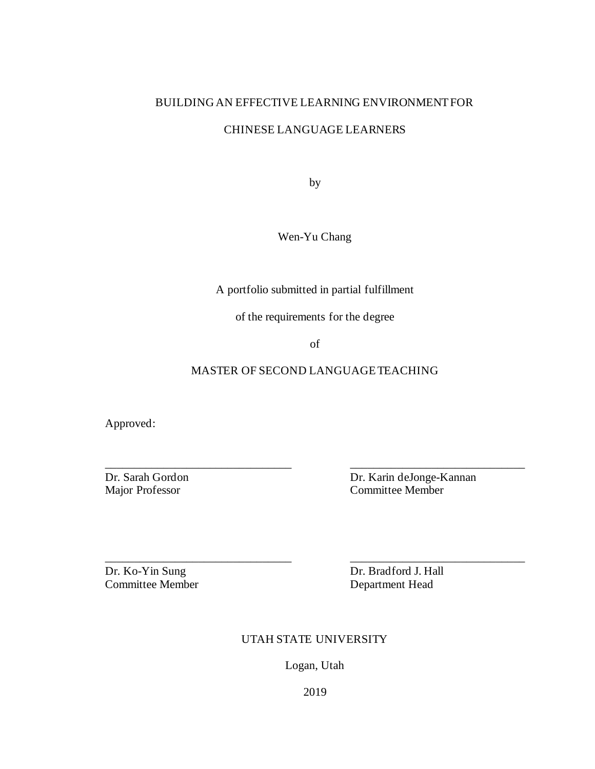BUILDING AN EFFECTIVE LEARNING ENVIRONMENT FOR

CHINESE LANGUAGE LEARNERS

by

Wen-Yu Chang

A portfolio submitted in partial fulfillment

of the requirements for the degree

of

MASTER OF SECOND LANGUAGE TEACHING

Approved:

| | |
|---|---|
| \_\_\_\_\_\_\_\_\_\_\_\_\_\_\_\_\_\_\_\_\_\_\_\_\_\_\_\_\_\_\_\_ | \_\_\_\_\_\_\_\_\_\_\_\_\_\_\_\_\_\_\_\_\_\_\_\_\_\_\_\_\_\_ |
| Dr. Sarah Gordon<br>Major Professor | Dr. Karin deJonge-Kannan<br>Committee Member |
| \_\_\_\_\_\_\_\_\_\_\_\_\_\_\_\_\_\_\_\_\_\_\_\_\_\_\_\_\_\_\_\_ | \_\_\_\_\_\_\_\_\_\_\_\_\_\_\_\_\_\_\_\_\_\_\_\_\_\_\_\_\_\_ |
| Dr. Ko-Yin Sung<br>Committee Member | Dr. Bradford J. Hall<br>Department Head |

UTAH STATE UNIVERSITY

Logan, Utah

2019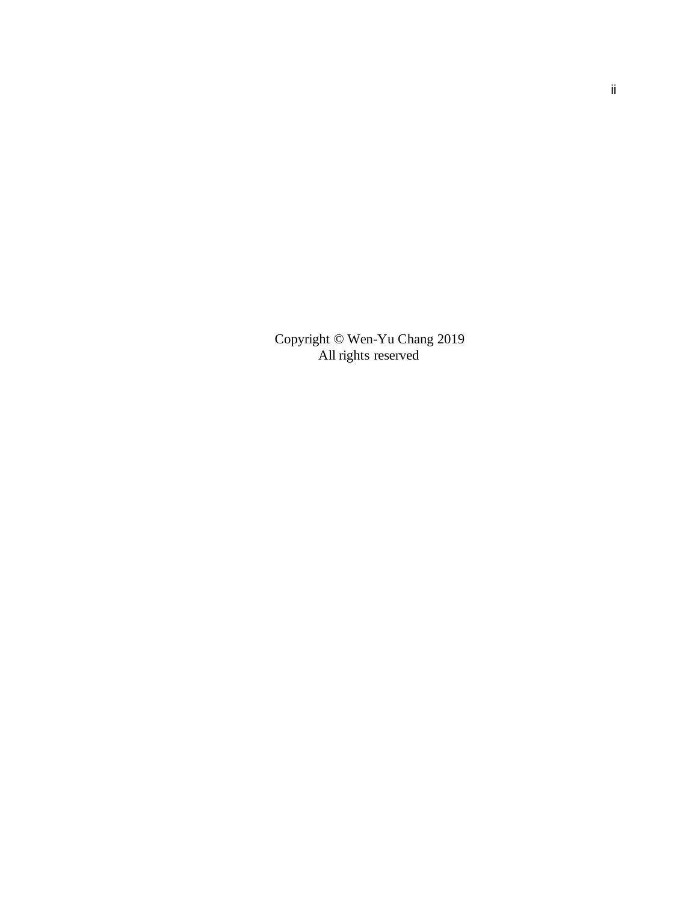Copyright © Wen-Yu Chang 2019
All rights reserved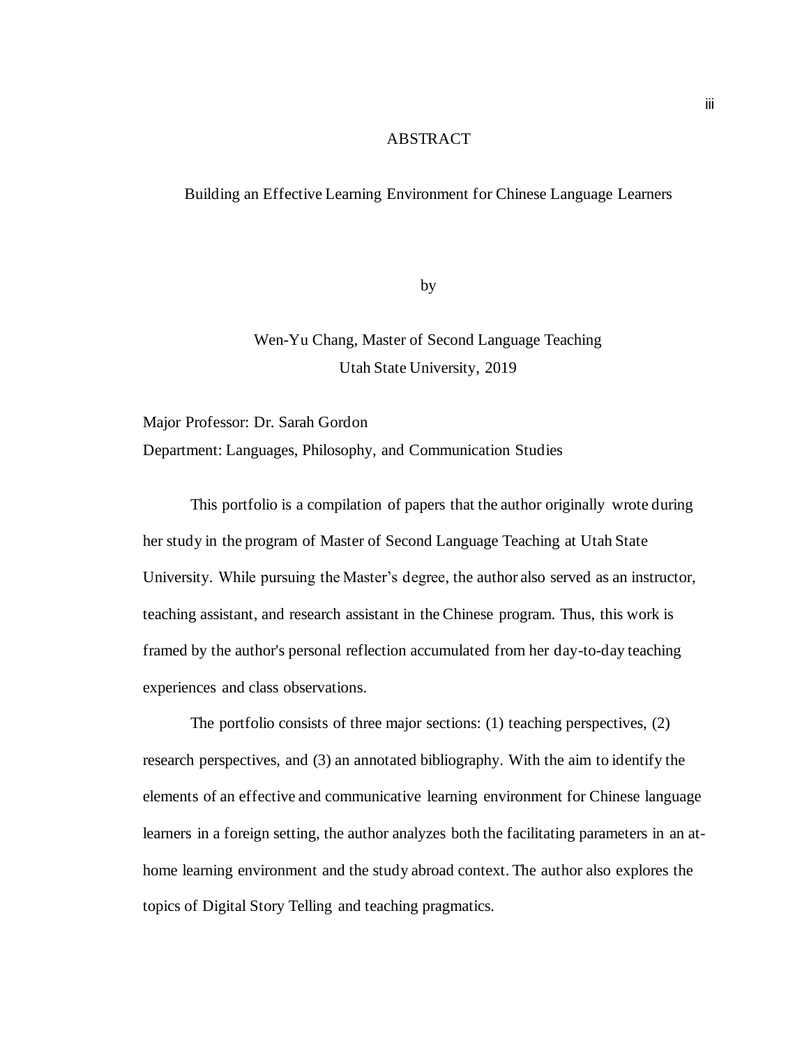# ABSTRACT

## Building an Effective Learning Environment for Chinese Language Learners

by

Wen-Yu Chang, Master of Second Language Teaching
Utah State University, 2019

Major Professor: Dr. Sarah Gordon
Department: Languages, Philosophy, and Communication Studies

This portfolio is a compilation of papers that the author originally wrote during her study in the program of Master of Second Language Teaching at Utah State University. While pursuing the Master's degree, the author also served as an instructor, teaching assistant, and research assistant in the Chinese program. Thus, this work is framed by the author's personal reflection accumulated from her day-to-day teaching experiences and class observations.

The portfolio consists of three major sections: (1) teaching perspectives, (2) research perspectives, and (3) an annotated bibliography. With the aim to identify the elements of an effective and communicative learning environment for Chinese language learners in a foreign setting, the author analyzes both the facilitating parameters in an at-home learning environment and the study abroad context. The author also explores the topics of Digital Story Telling and teaching pragmatics.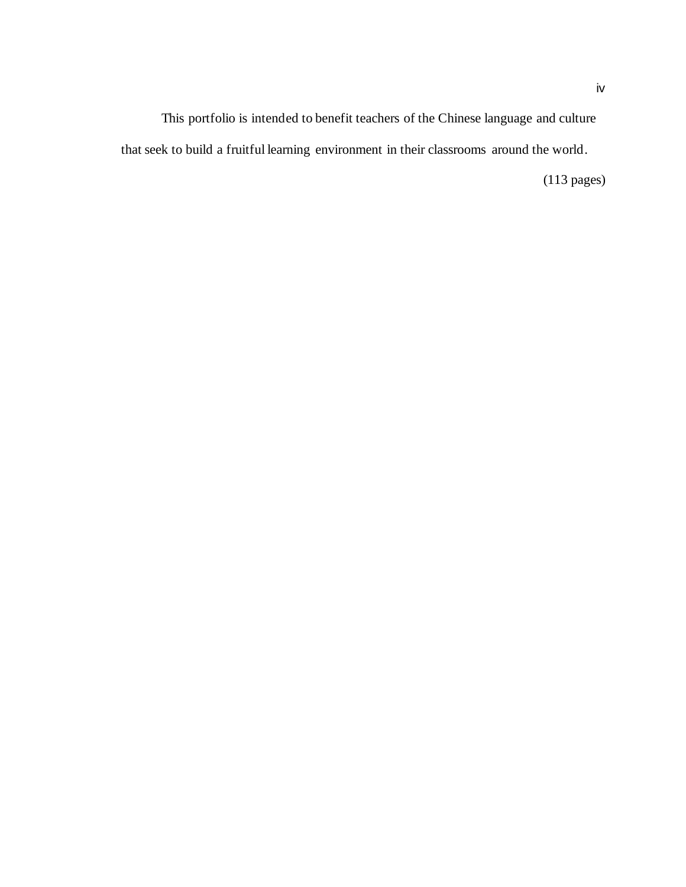This portfolio is intended to benefit teachers of the Chinese language and culture that seek to build a fruitful learning environment in their classrooms around the world.

(113 pages)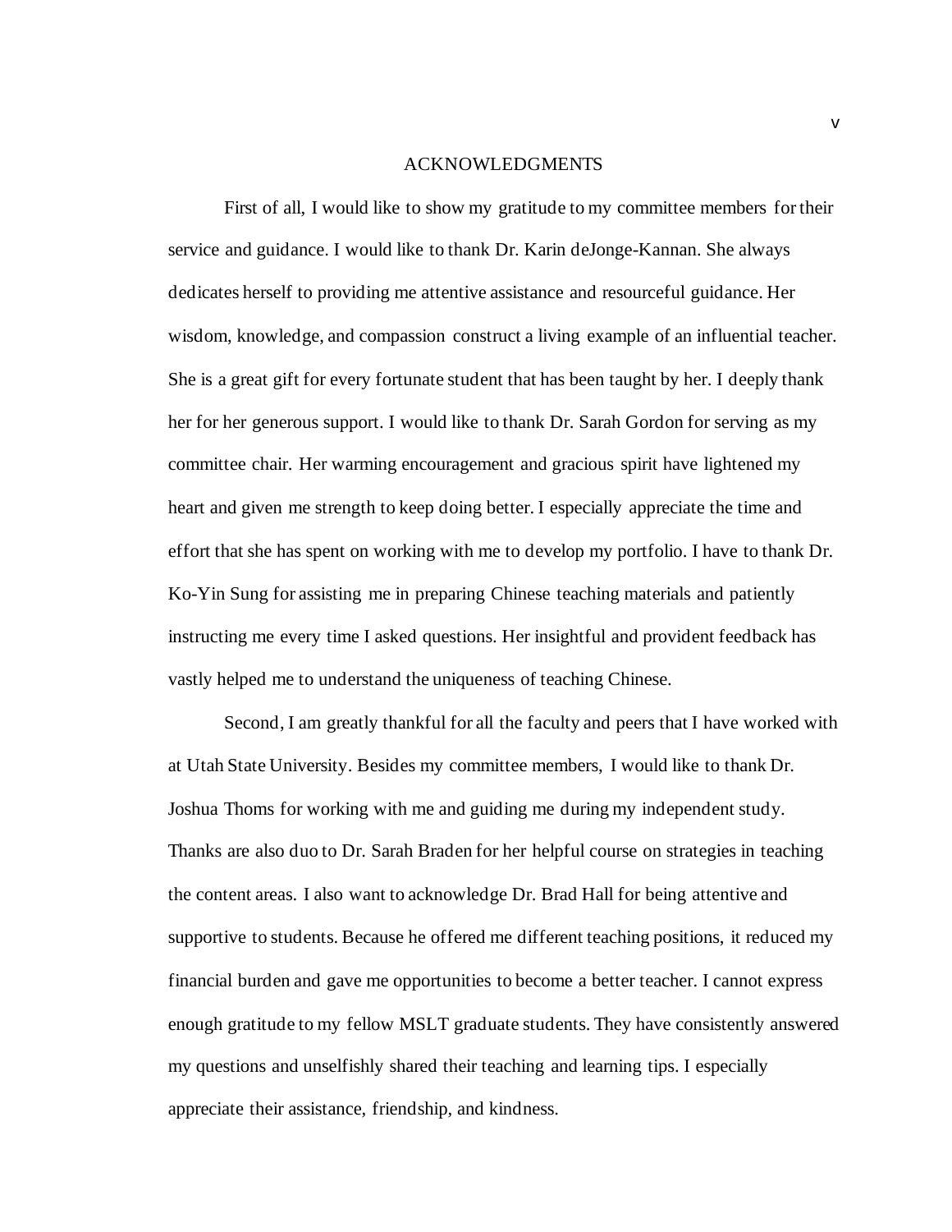# ACKNOWLEDGMENTS

First of all, I would like to show my gratitude to my committee members for their service and guidance. I would like to thank Dr. Karin deJonge-Kannan. She always dedicates herself to providing me attentive assistance and resourceful guidance. Her wisdom, knowledge, and compassion construct a living example of an influential teacher. She is a great gift for every fortunate student that has been taught by her. I deeply thank her for her generous support. I would like to thank Dr. Sarah Gordon for serving as my committee chair. Her warming encouragement and gracious spirit have lightened my heart and given me strength to keep doing better. I especially appreciate the time and effort that she has spent on working with me to develop my portfolio. I have to thank Dr. Ko-Yin Sung for assisting me in preparing Chinese teaching materials and patiently instructing me every time I asked questions. Her insightful and provident feedback has vastly helped me to understand the uniqueness of teaching Chinese.

Second, I am greatly thankful for all the faculty and peers that I have worked with at Utah State University. Besides my committee members, I would like to thank Dr. Joshua Thoms for working with me and guiding me during my independent study. Thanks are also duo to Dr. Sarah Braden for her helpful course on strategies in teaching the content areas. I also want to acknowledge Dr. Brad Hall for being attentive and supportive to students. Because he offered me different teaching positions, it reduced my financial burden and gave me opportunities to become a better teacher. I cannot express enough gratitude to my fellow MSLT graduate students. They have consistently answered my questions and unselfishly shared their teaching and learning tips. I especially appreciate their assistance, friendship, and kindness.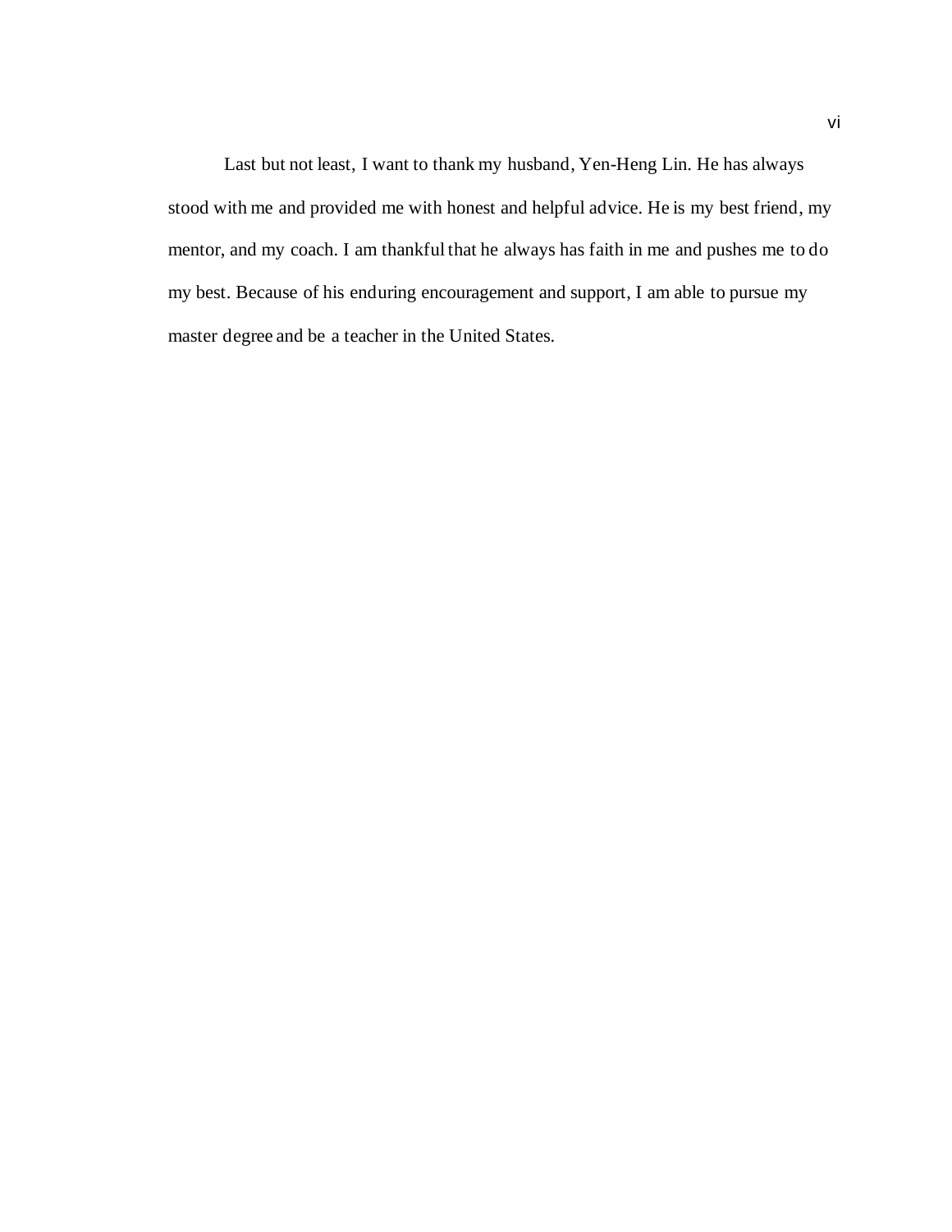Last but not least, I want to thank my husband, Yen-Heng Lin. He has always stood with me and provided me with honest and helpful advice. He is my best friend, my mentor, and my coach. I am thankful that he always has faith in me and pushes me to do my best. Because of his enduring encouragement and support, I am able to pursue my master degree and be a teacher in the United States.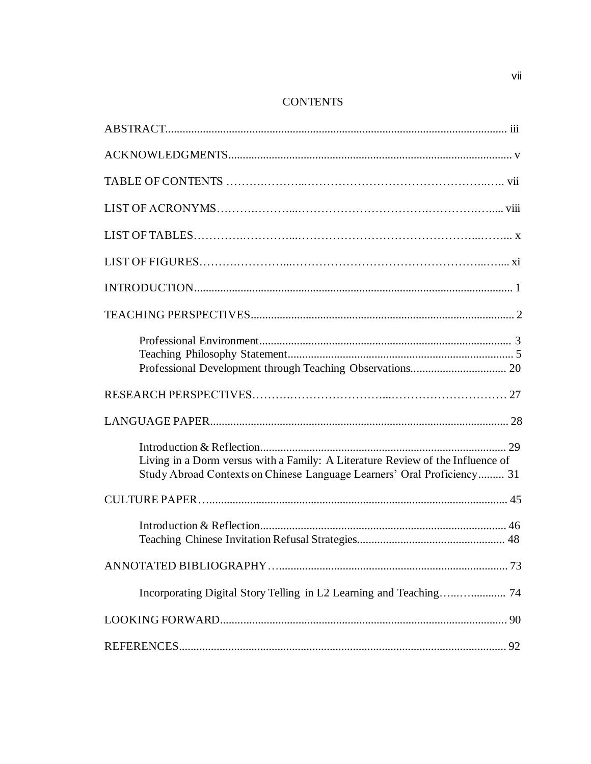# CONTENTS

ABSTRACT ..................................................................................................................... iii

ACKNOWLEDGMENTS ..................................................................................................... v

TABLE OF CONTENTS ..................................................................................................... vii

LIST OF ACRONYMS ...................................................................................................... viii

LIST OF TABLES ................................................................................................................ x

LIST OF FIGURES ............................................................................................................. xi

INTRODUCTION ................................................................................................................ 1

TEACHING PERSPECTIVES ............................................................................................. 2

- Professional Environment ...................................................................................... 3
- Teaching Philosophy Statement ............................................................................. 5
- Professional Development through Teaching Observations ................................. 20

RESEARCH PERSPECTIVES ........................................................................................... 27

LANGUAGE PAPER .......................................................................................................... 28

- Introduction & Reflection ...................................................................................... 29
- Living in a Dorm versus with a Family: A Literature Review of the Influence of Study Abroad Contexts on Chinese Language Learners' Oral Proficiency ......... 31

CULTURE PAPER .............................................................................................................. 45

- Introduction & Reflection ...................................................................................... 46
- Teaching Chinese Invitation Refusal Strategies .................................................... 48

ANNOTATED BIBLIOGRAPHY ...................................................................................... 73

- Incorporating Digital Story Telling in L2 Learning and Teaching ......................... 74

LOOKING FORWARD ....................................................................................................... 90

REFERENCES ..................................................................................................................... 92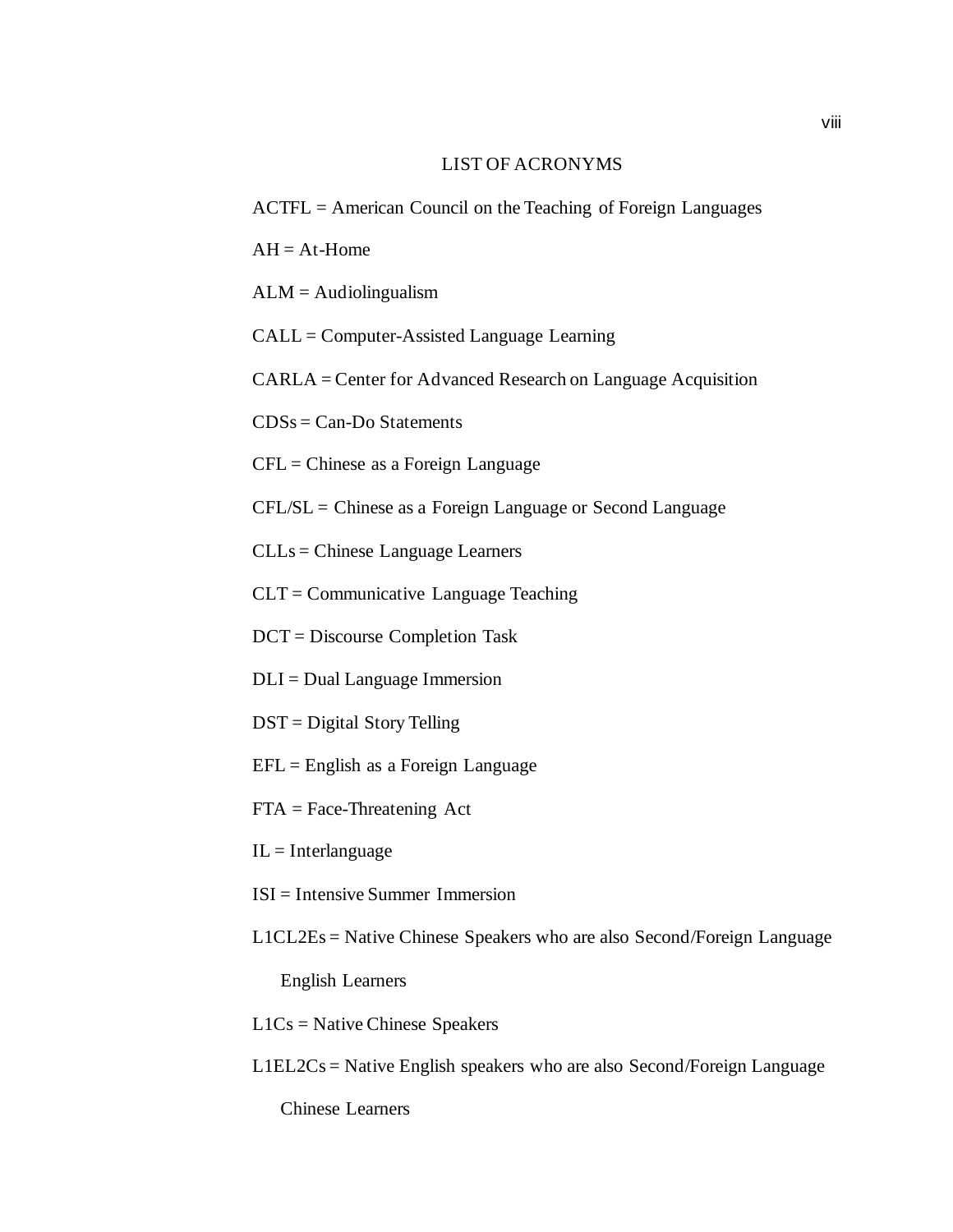# LIST OF ACRONYMS

ACTFL = American Council on the Teaching of Foreign Languages

AH = At-Home

ALM = Audiolingualism

CALL = Computer-Assisted Language Learning

CARLA = Center for Advanced Research on Language Acquisition

CDSs = Can-Do Statements

CFL = Chinese as a Foreign Language

CFL/SL = Chinese as a Foreign Language or Second Language

CLLs = Chinese Language Learners

CLT = Communicative Language Teaching

DCT = Discourse Completion Task

DLI = Dual Language Immersion

DST = Digital Story Telling

EFL = English as a Foreign Language

FTA = Face-Threatening Act

IL = Interlanguage

ISI = Intensive Summer Immersion

L1CL2Es = Native Chinese Speakers who are also Second/Foreign Language English Learners

L1Cs = Native Chinese Speakers

L1EL2Cs = Native English speakers who are also Second/Foreign Language Chinese Learners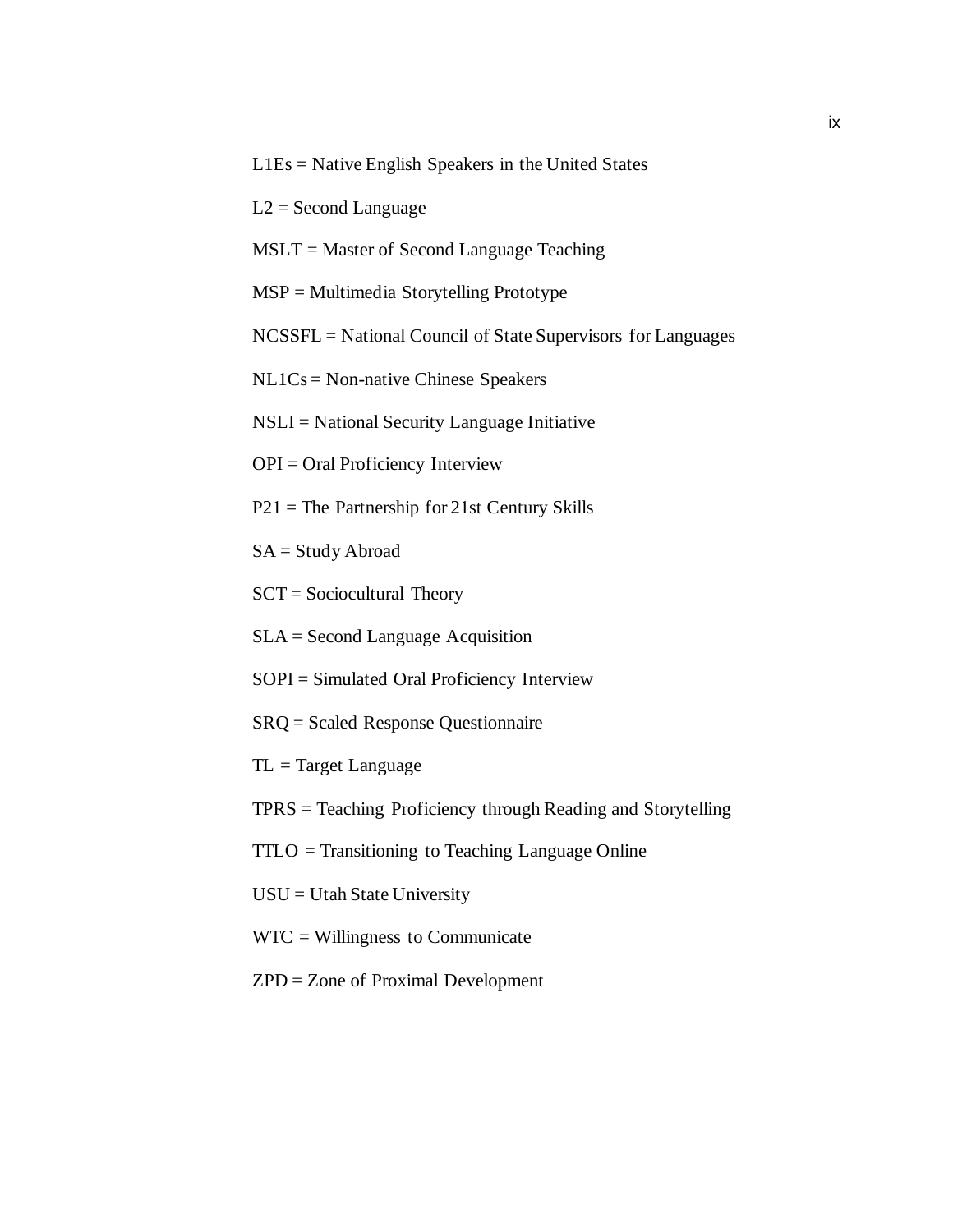L1Es = Native English Speakers in the United States

L2 = Second Language

MSLT = Master of Second Language Teaching

MSP = Multimedia Storytelling Prototype

NCSSFL = National Council of State Supervisors for Languages

NL1Cs = Non-native Chinese Speakers

NSLI = National Security Language Initiative

OPI = Oral Proficiency Interview

P21 = The Partnership for 21st Century Skills

SA = Study Abroad

SCT = Sociocultural Theory

SLA = Second Language Acquisition

SOPI = Simulated Oral Proficiency Interview

SRQ = Scaled Response Questionnaire

TL = Target Language

TPRS = Teaching Proficiency through Reading and Storytelling

TTLO = Transitioning to Teaching Language Online

USU = Utah State University

WTC = Willingness to Communicate

ZPD = Zone of Proximal Development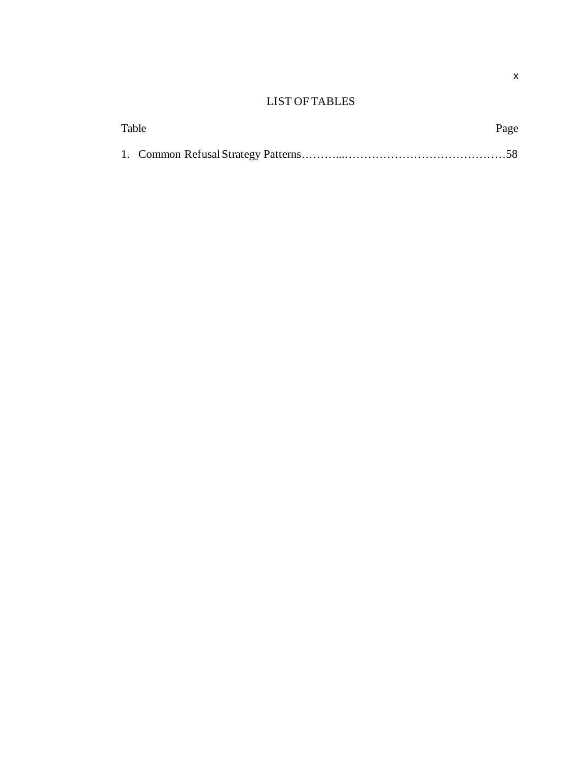# LIST OF TABLES

| Table | Page |
|---|---|
| 1. Common Refusal Strategy Patterns | 58 |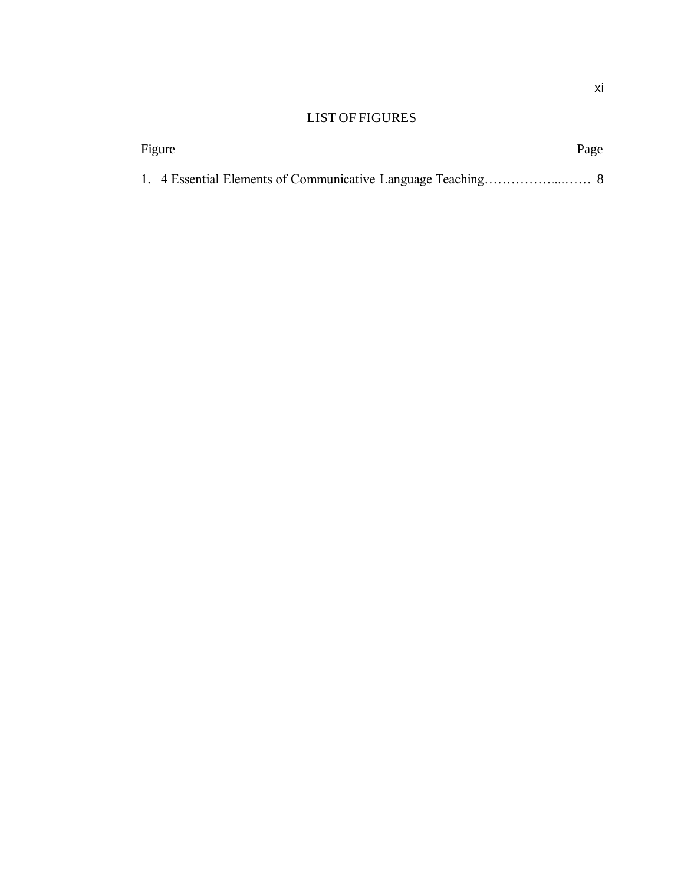# LIST OF FIGURES

| Figure | Page |
| --- | --- |
| 1. 4 Essential Elements of Communicative Language Teaching | 8 |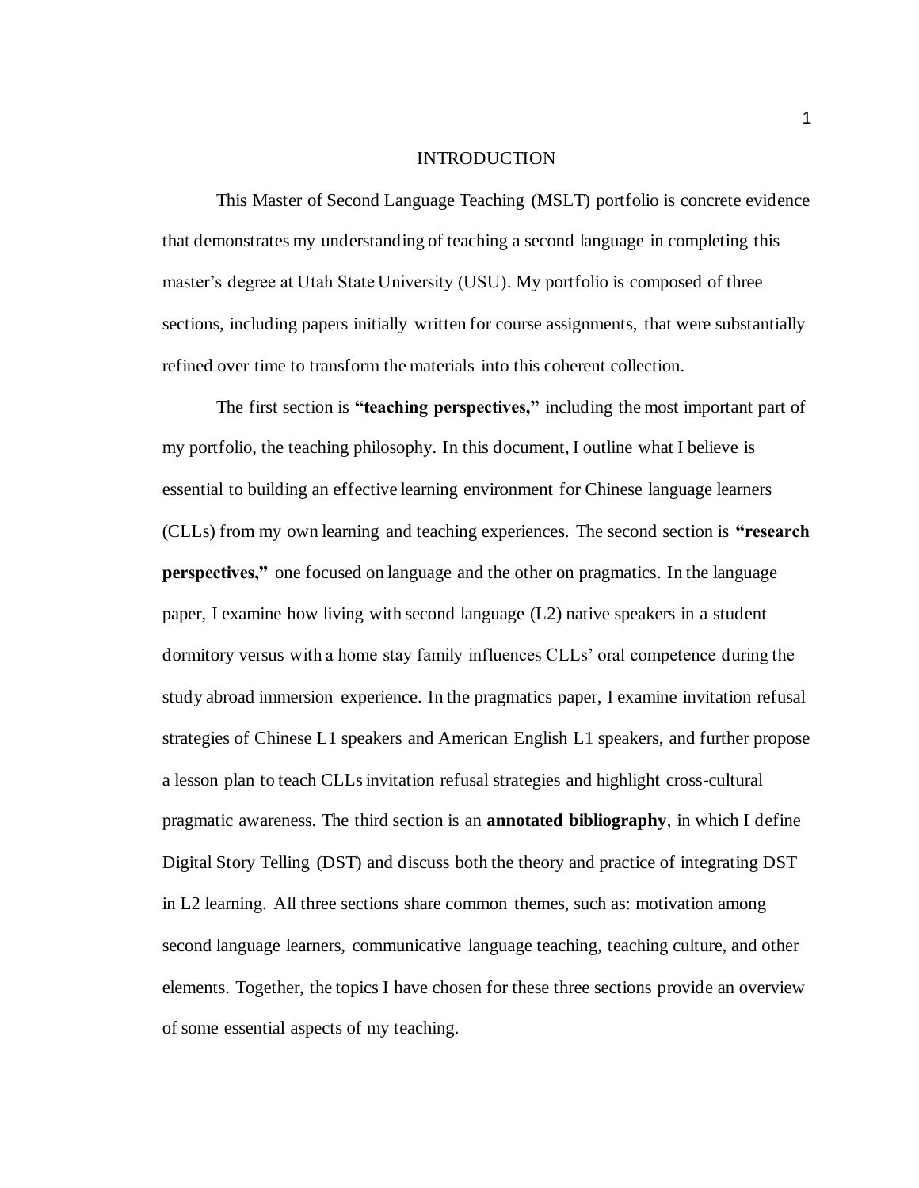# INTRODUCTION

This Master of Second Language Teaching (MSLT) portfolio is concrete evidence that demonstrates my understanding of teaching a second language in completing this master's degree at Utah State University (USU). My portfolio is composed of three sections, including papers initially written for course assignments, that were substantially refined over time to transform the materials into this coherent collection.

The first section is **"teaching perspectives,"** including the most important part of my portfolio, the teaching philosophy. In this document, I outline what I believe is essential to building an effective learning environment for Chinese language learners (CLLs) from my own learning and teaching experiences. The second section is **"research perspectives,"** one focused on language and the other on pragmatics. In the language paper, I examine how living with second language (L2) native speakers in a student dormitory versus with a home stay family influences CLLs' oral competence during the study abroad immersion experience. In the pragmatics paper, I examine invitation refusal strategies of Chinese L1 speakers and American English L1 speakers, and further propose a lesson plan to teach CLLs invitation refusal strategies and highlight cross-cultural pragmatic awareness. The third section is an **annotated bibliography**, in which I define Digital Story Telling (DST) and discuss both the theory and practice of integrating DST in L2 learning. All three sections share common themes, such as: motivation among second language learners, communicative language teaching, teaching culture, and other elements. Together, the topics I have chosen for these three sections provide an overview of some essential aspects of my teaching.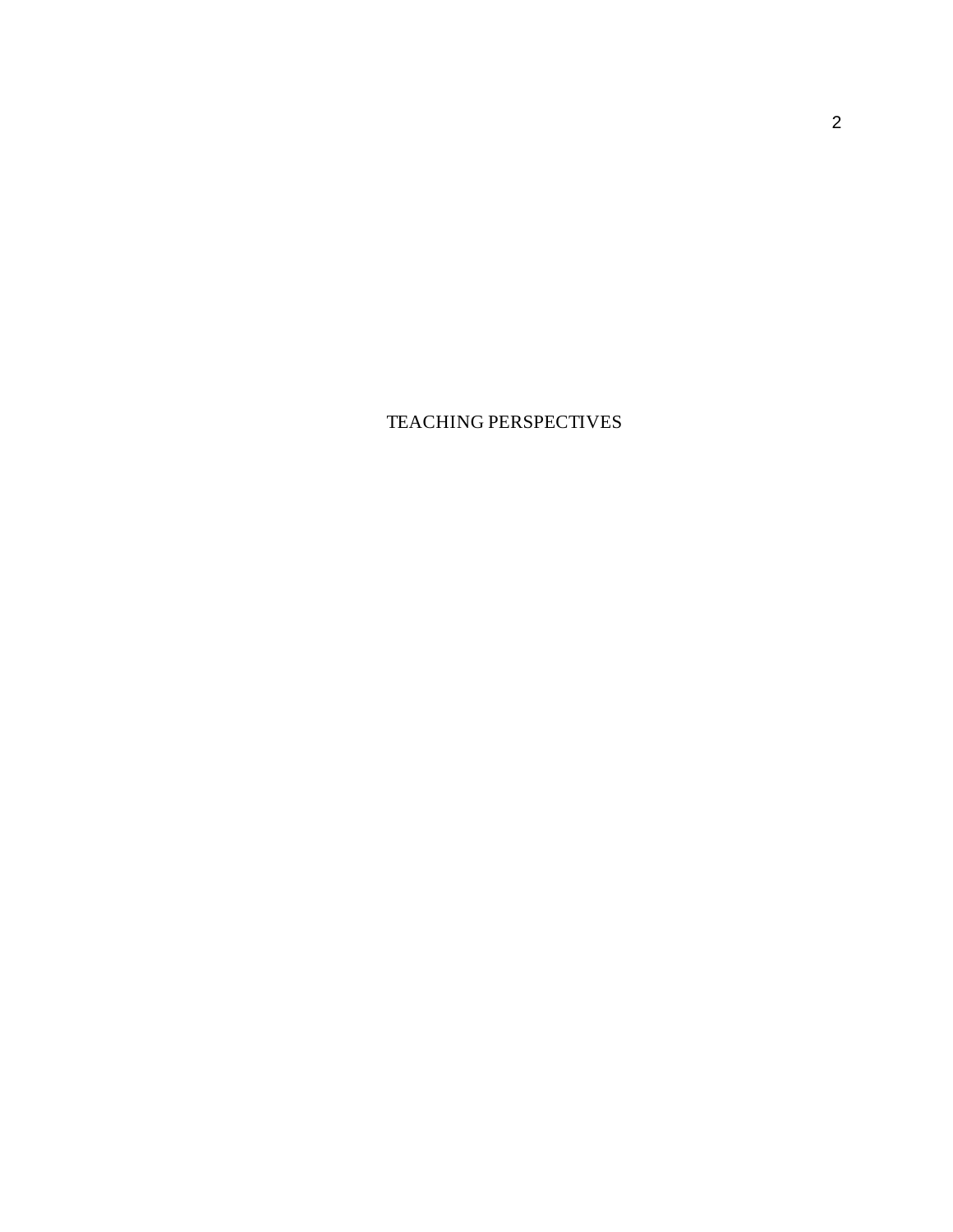TEACHING PERSPECTIVES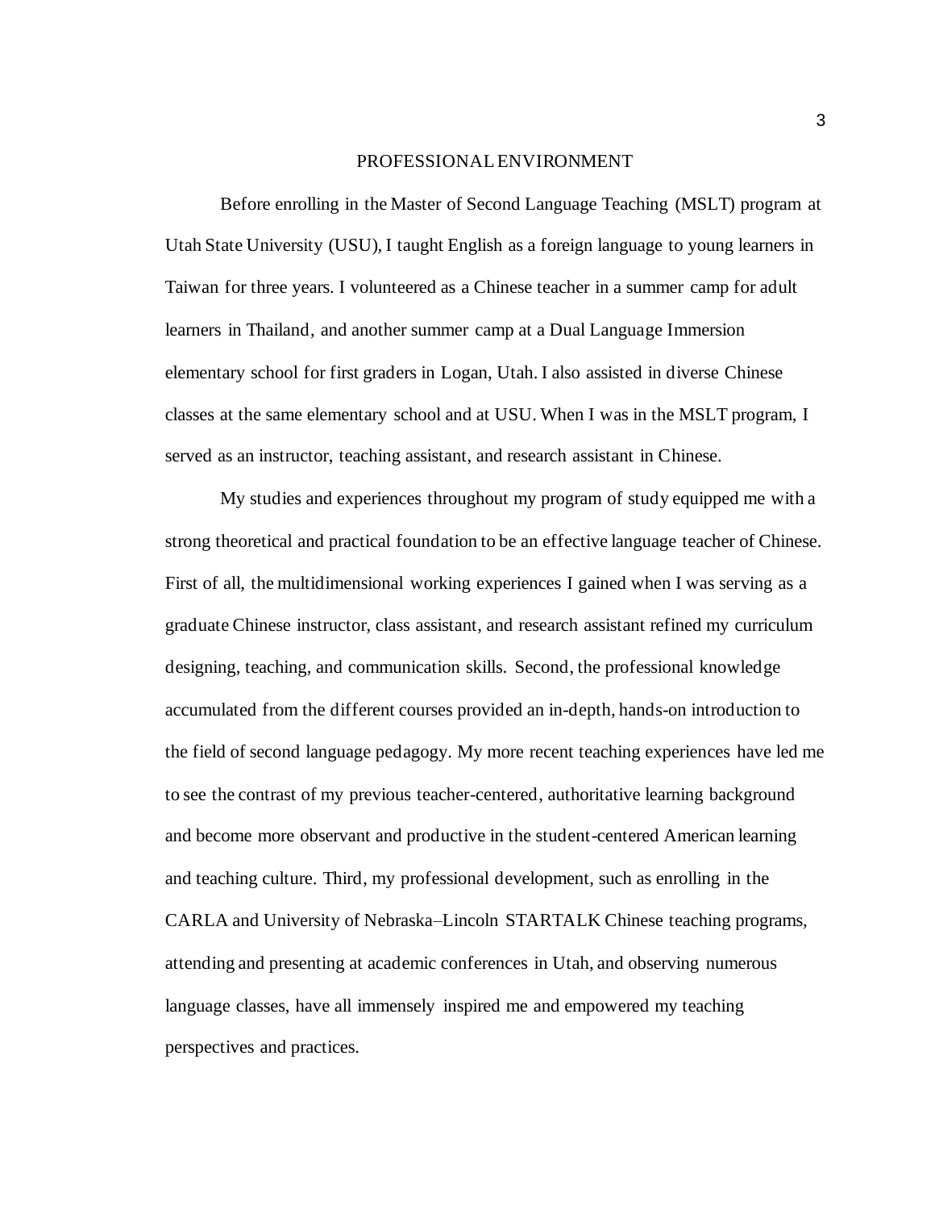# PROFESSIONAL ENVIRONMENT

Before enrolling in the Master of Second Language Teaching (MSLT) program at Utah State University (USU), I taught English as a foreign language to young learners in Taiwan for three years. I volunteered as a Chinese teacher in a summer camp for adult learners in Thailand, and another summer camp at a Dual Language Immersion elementary school for first graders in Logan, Utah. I also assisted in diverse Chinese classes at the same elementary school and at USU. When I was in the MSLT program, I served as an instructor, teaching assistant, and research assistant in Chinese.

My studies and experiences throughout my program of study equipped me with a strong theoretical and practical foundation to be an effective language teacher of Chinese. First of all, the multidimensional working experiences I gained when I was serving as a graduate Chinese instructor, class assistant, and research assistant refined my curriculum designing, teaching, and communication skills. Second, the professional knowledge accumulated from the different courses provided an in-depth, hands-on introduction to the field of second language pedagogy. My more recent teaching experiences have led me to see the contrast of my previous teacher-centered, authoritative learning background and become more observant and productive in the student-centered American learning and teaching culture. Third, my professional development, such as enrolling in the CARLA and University of Nebraska–Lincoln STARTALK Chinese teaching programs, attending and presenting at academic conferences in Utah, and observing numerous language classes, have all immensely inspired me and empowered my teaching perspectives and practices.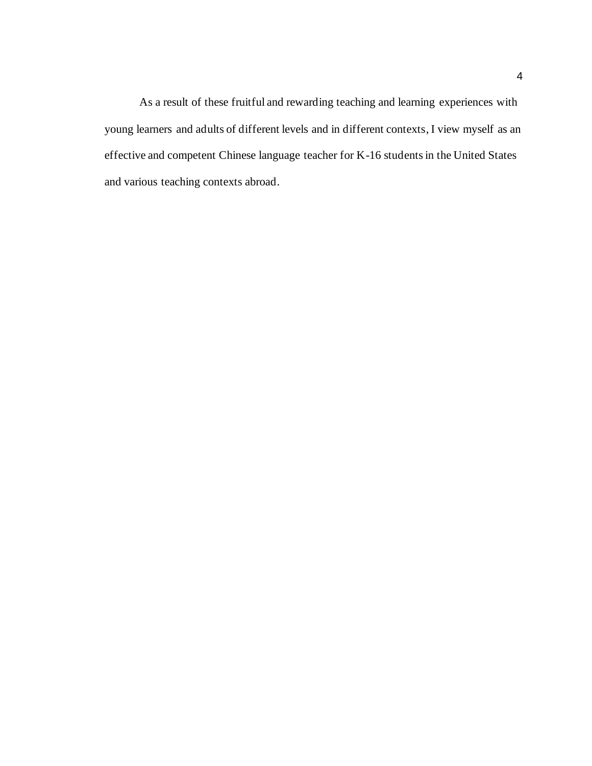As a result of these fruitful and rewarding teaching and learning experiences with young learners and adults of different levels and in different contexts, I view myself as an effective and competent Chinese language teacher for K-16 students in the United States and various teaching contexts abroad.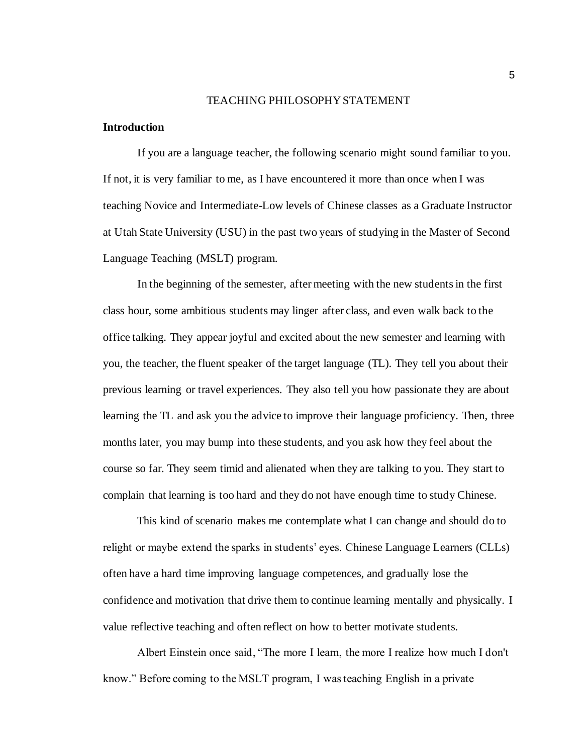# TEACHING PHILOSOPHY STATEMENT

## Introduction

If you are a language teacher, the following scenario might sound familiar to you. If not, it is very familiar to me, as I have encountered it more than once when I was teaching Novice and Intermediate-Low levels of Chinese classes as a Graduate Instructor at Utah State University (USU) in the past two years of studying in the Master of Second Language Teaching (MSLT) program.

In the beginning of the semester, after meeting with the new students in the first class hour, some ambitious students may linger after class, and even walk back to the office talking. They appear joyful and excited about the new semester and learning with you, the teacher, the fluent speaker of the target language (TL). They tell you about their previous learning or travel experiences. They also tell you how passionate they are about learning the TL and ask you the advice to improve their language proficiency. Then, three months later, you may bump into these students, and you ask how they feel about the course so far. They seem timid and alienated when they are talking to you. They start to complain that learning is too hard and they do not have enough time to study Chinese.

This kind of scenario makes me contemplate what I can change and should do to relight or maybe extend the sparks in students' eyes. Chinese Language Learners (CLLs) often have a hard time improving language competences, and gradually lose the confidence and motivation that drive them to continue learning mentally and physically. I value reflective teaching and often reflect on how to better motivate students.

Albert Einstein once said, "The more I learn, the more I realize how much I don't know." Before coming to the MSLT program, I was teaching English in a private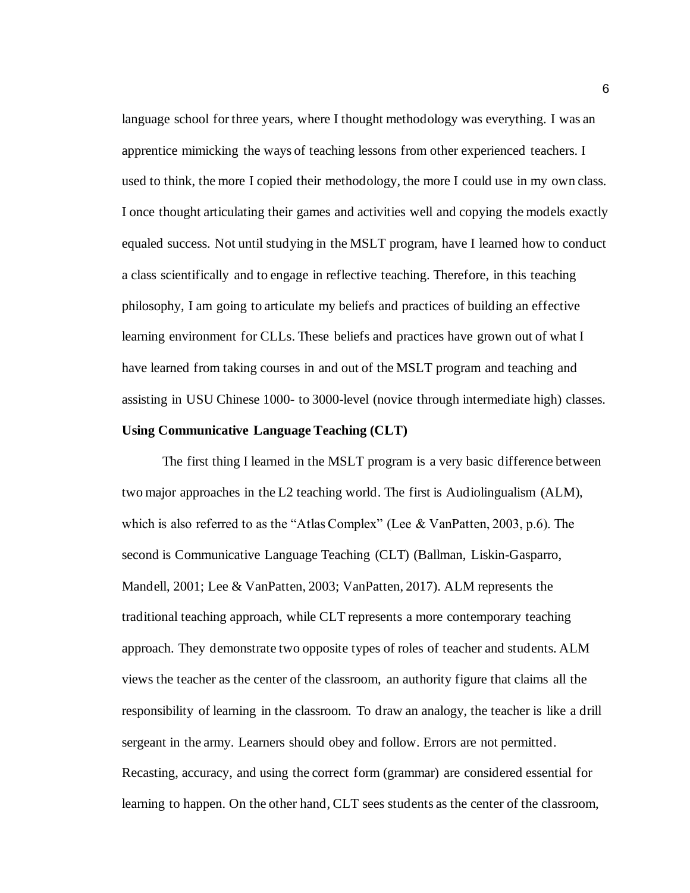language school for three years, where I thought methodology was everything. I was an apprentice mimicking the ways of teaching lessons from other experienced teachers. I used to think, the more I copied their methodology, the more I could use in my own class. I once thought articulating their games and activities well and copying the models exactly equaled success. Not until studying in the MSLT program, have I learned how to conduct a class scientifically and to engage in reflective teaching. Therefore, in this teaching philosophy, I am going to articulate my beliefs and practices of building an effective learning environment for CLLs. These beliefs and practices have grown out of what I have learned from taking courses in and out of the MSLT program and teaching and assisting in USU Chinese 1000- to 3000-level (novice through intermediate high) classes.

**Using Communicative Language Teaching (CLT)**

The first thing I learned in the MSLT program is a very basic difference between two major approaches in the L2 teaching world. The first is Audiolingualism (ALM), which is also referred to as the "Atlas Complex" (Lee & VanPatten, 2003, p.6). The second is Communicative Language Teaching (CLT) (Ballman, Liskin-Gasparro, Mandell, 2001; Lee & VanPatten, 2003; VanPatten, 2017). ALM represents the traditional teaching approach, while CLT represents a more contemporary teaching approach. They demonstrate two opposite types of roles of teacher and students. ALM views the teacher as the center of the classroom, an authority figure that claims all the responsibility of learning in the classroom. To draw an analogy, the teacher is like a drill sergeant in the army. Learners should obey and follow. Errors are not permitted. Recasting, accuracy, and using the correct form (grammar) are considered essential for learning to happen. On the other hand, CLT sees students as the center of the classroom,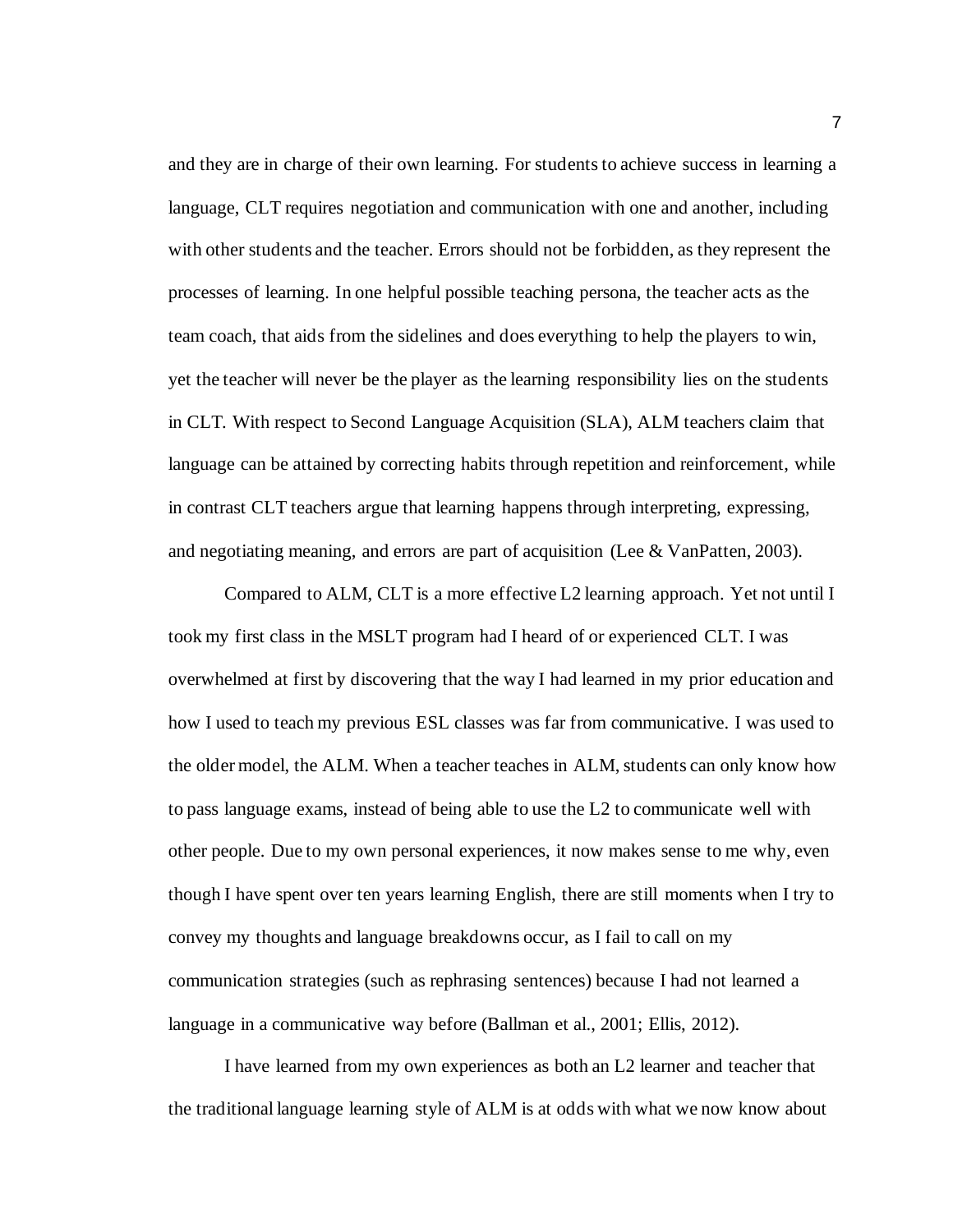and they are in charge of their own learning. For students to achieve success in learning a language, CLT requires negotiation and communication with one and another, including with other students and the teacher. Errors should not be forbidden, as they represent the processes of learning. In one helpful possible teaching persona, the teacher acts as the team coach, that aids from the sidelines and does everything to help the players to win, yet the teacher will never be the player as the learning responsibility lies on the students in CLT. With respect to Second Language Acquisition (SLA), ALM teachers claim that language can be attained by correcting habits through repetition and reinforcement, while in contrast CLT teachers argue that learning happens through interpreting, expressing, and negotiating meaning, and errors are part of acquisition (Lee & VanPatten, 2003).

Compared to ALM, CLT is a more effective L2 learning approach. Yet not until I took my first class in the MSLT program had I heard of or experienced CLT. I was overwhelmed at first by discovering that the way I had learned in my prior education and how I used to teach my previous ESL classes was far from communicative. I was used to the older model, the ALM. When a teacher teaches in ALM, students can only know how to pass language exams, instead of being able to use the L2 to communicate well with other people. Due to my own personal experiences, it now makes sense to me why, even though I have spent over ten years learning English, there are still moments when I try to convey my thoughts and language breakdowns occur, as I fail to call on my communication strategies (such as rephrasing sentences) because I had not learned a language in a communicative way before (Ballman et al., 2001; Ellis, 2012).

I have learned from my own experiences as both an L2 learner and teacher that the traditional language learning style of ALM is at odds with what we now know about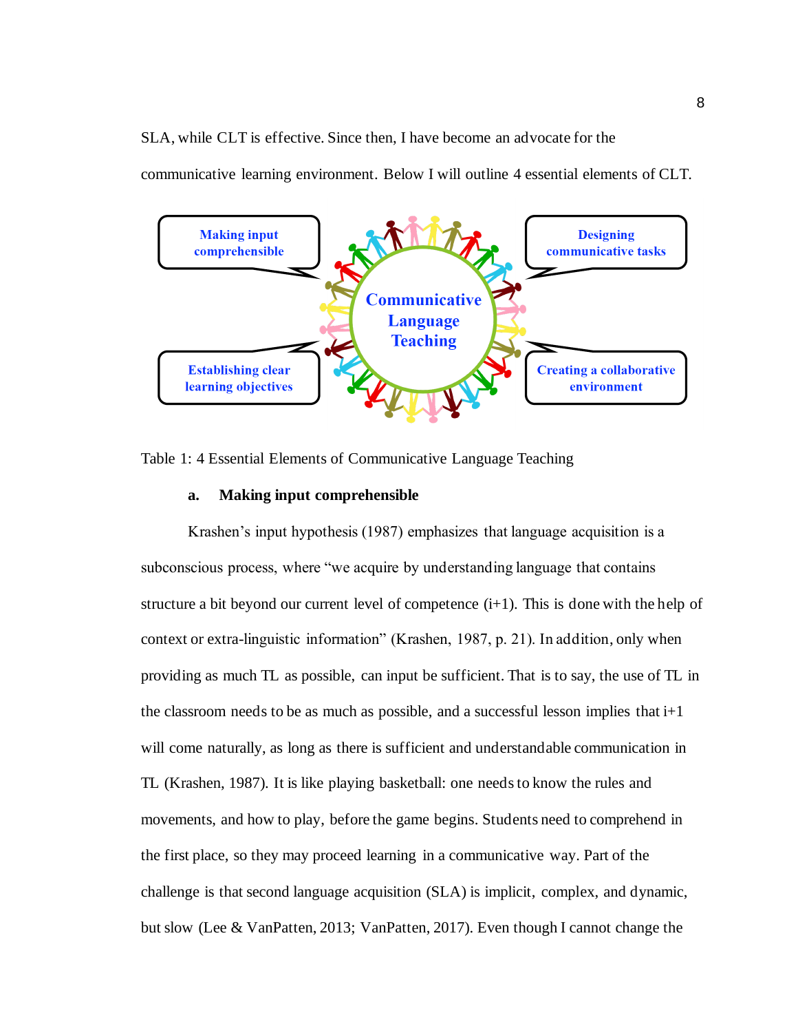SLA, while CLT is effective. Since then, I have become an advocate for the communicative learning environment. Below I will outline 4 essential elements of CLT.

Making input comprehensible

Designing communicative tasks

Communicative Language Teaching

Establishing clear learning objectives

Creating a collaborative environment

Table 1: 4 Essential Elements of Communicative Language Teaching

**a. Making input comprehensible**

Krashen's input hypothesis (1987) emphasizes that language acquisition is a subconscious process, where "we acquire by understanding language that contains structure a bit beyond our current level of competence (i+1). This is done with the help of context or extra-linguistic information" (Krashen, 1987, p. 21). In addition, only when providing as much TL as possible, can input be sufficient. That is to say, the use of TL in the classroom needs to be as much as possible, and a successful lesson implies that i+1 will come naturally, as long as there is sufficient and understandable communication in TL (Krashen, 1987). It is like playing basketball: one needs to know the rules and movements, and how to play, before the game begins. Students need to comprehend in the first place, so they may proceed learning in a communicative way. Part of the challenge is that second language acquisition (SLA) is implicit, complex, and dynamic, but slow (Lee & VanPatten, 2013; VanPatten, 2017). Even though I cannot change the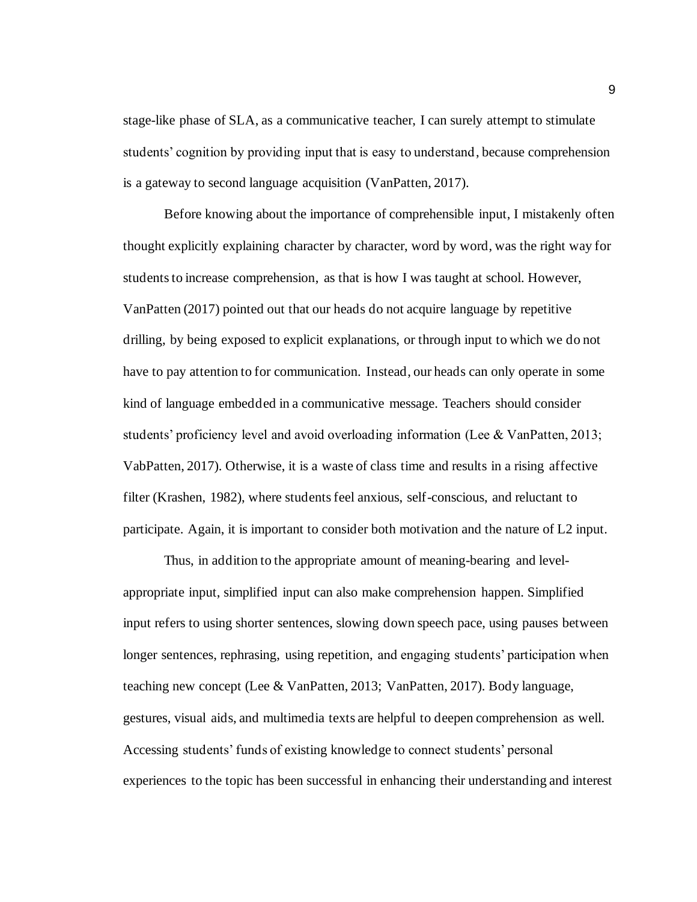stage-like phase of SLA, as a communicative teacher, I can surely attempt to stimulate students' cognition by providing input that is easy to understand, because comprehension is a gateway to second language acquisition (VanPatten, 2017).

Before knowing about the importance of comprehensible input, I mistakenly often thought explicitly explaining character by character, word by word, was the right way for students to increase comprehension, as that is how I was taught at school. However, VanPatten (2017) pointed out that our heads do not acquire language by repetitive drilling, by being exposed to explicit explanations, or through input to which we do not have to pay attention to for communication. Instead, our heads can only operate in some kind of language embedded in a communicative message. Teachers should consider students' proficiency level and avoid overloading information (Lee & VanPatten, 2013; VabPatten, 2017). Otherwise, it is a waste of class time and results in a rising affective filter (Krashen, 1982), where students feel anxious, self-conscious, and reluctant to participate. Again, it is important to consider both motivation and the nature of L2 input.

Thus, in addition to the appropriate amount of meaning-bearing and level-appropriate input, simplified input can also make comprehension happen. Simplified input refers to using shorter sentences, slowing down speech pace, using pauses between longer sentences, rephrasing, using repetition, and engaging students' participation when teaching new concept (Lee & VanPatten, 2013; VanPatten, 2017). Body language, gestures, visual aids, and multimedia texts are helpful to deepen comprehension as well. Accessing students' funds of existing knowledge to connect students' personal experiences to the topic has been successful in enhancing their understanding and interest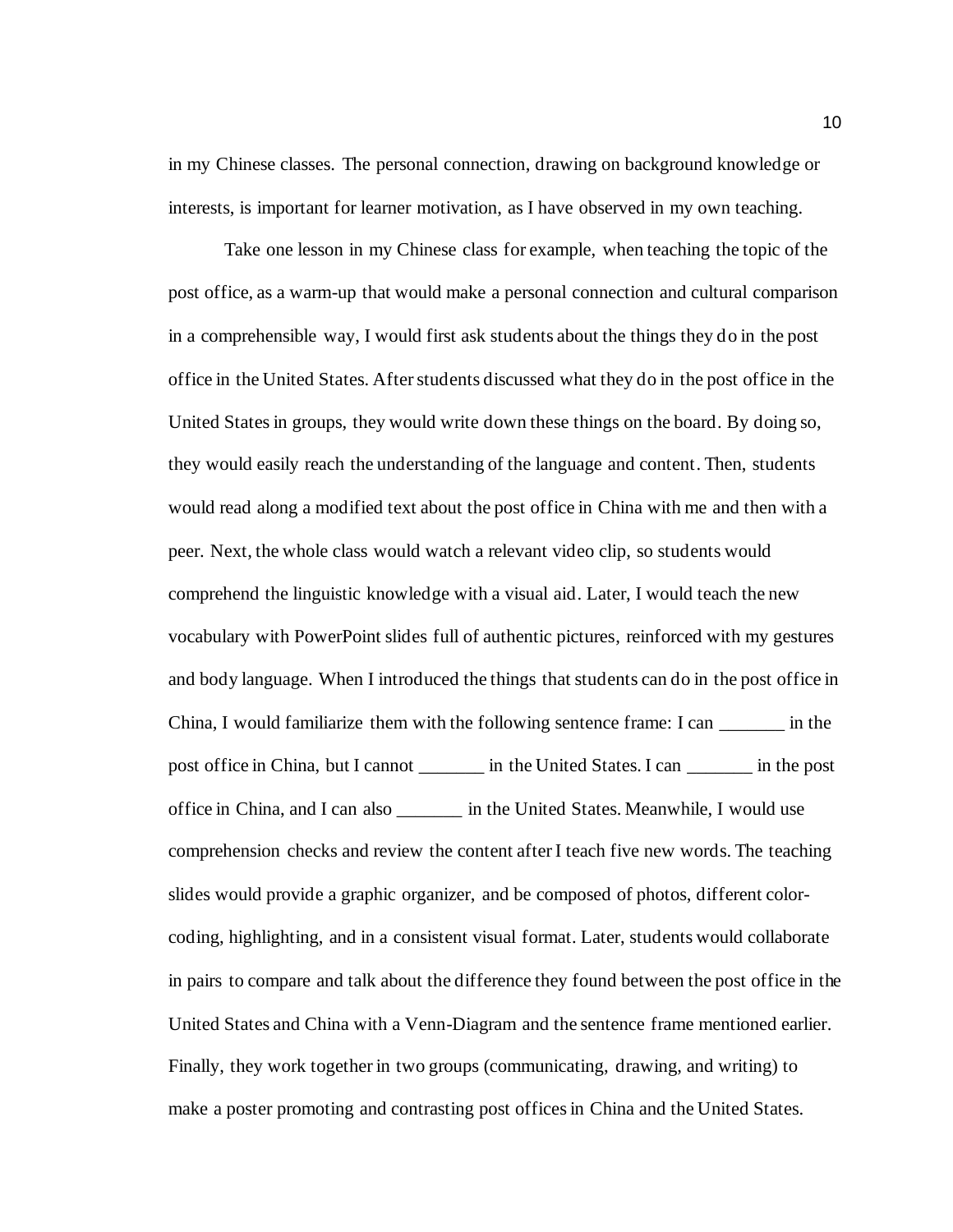in my Chinese classes. The personal connection, drawing on background knowledge or interests, is important for learner motivation, as I have observed in my own teaching.

Take one lesson in my Chinese class for example, when teaching the topic of the post office, as a warm-up that would make a personal connection and cultural comparison in a comprehensible way, I would first ask students about the things they do in the post office in the United States. After students discussed what they do in the post office in the United States in groups, they would write down these things on the board. By doing so, they would easily reach the understanding of the language and content. Then, students would read along a modified text about the post office in China with me and then with a peer. Next, the whole class would watch a relevant video clip, so students would comprehend the linguistic knowledge with a visual aid. Later, I would teach the new vocabulary with PowerPoint slides full of authentic pictures, reinforced with my gestures and body language. When I introduced the things that students can do in the post office in China, I would familiarize them with the following sentence frame: I can _______ in the post office in China, but I cannot _______ in the United States. I can _______ in the post office in China, and I can also _______ in the United States. Meanwhile, I would use comprehension checks and review the content after I teach five new words. The teaching slides would provide a graphic organizer, and be composed of photos, different color-coding, highlighting, and in a consistent visual format. Later, students would collaborate in pairs to compare and talk about the difference they found between the post office in the United States and China with a Venn-Diagram and the sentence frame mentioned earlier. Finally, they work together in two groups (communicating, drawing, and writing) to make a poster promoting and contrasting post offices in China and the United States.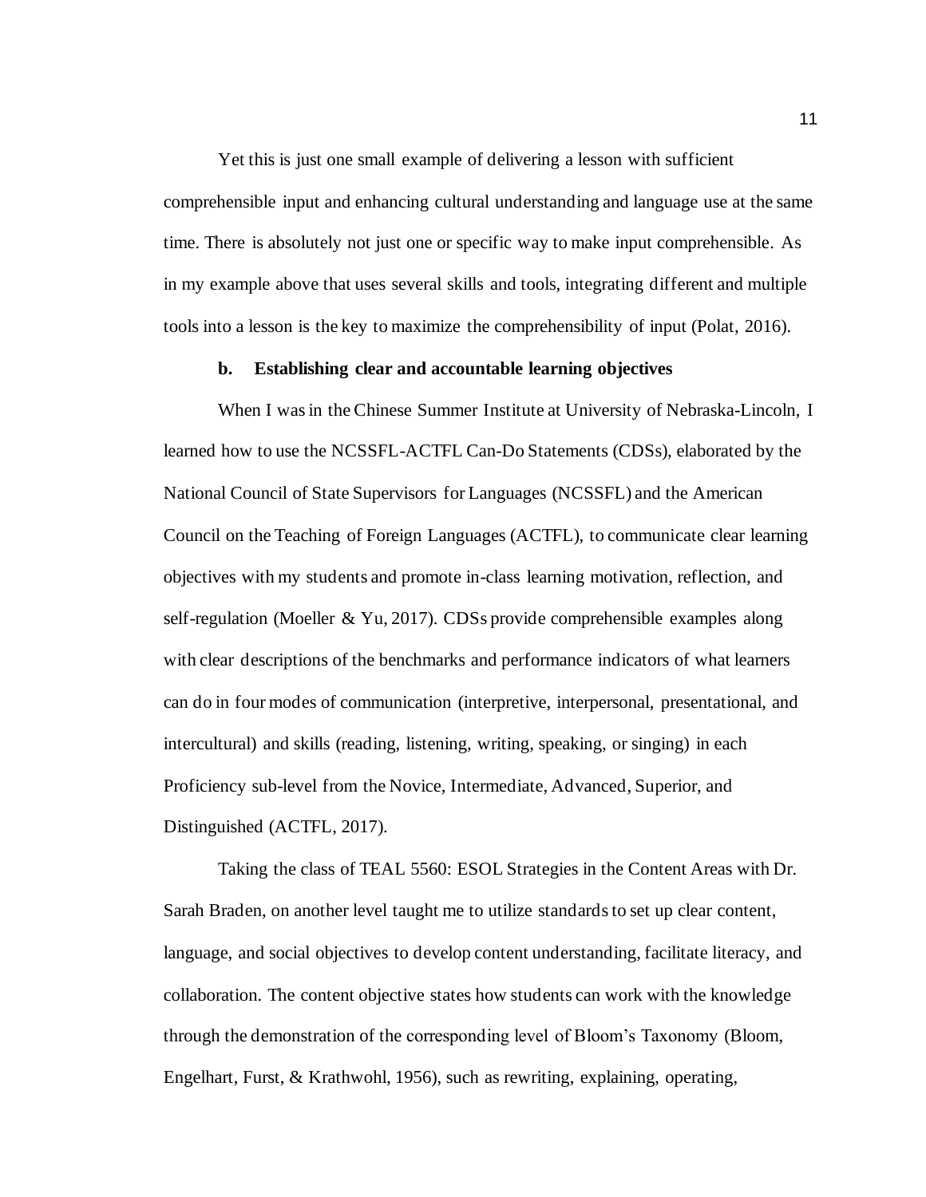Yet this is just one small example of delivering a lesson with sufficient comprehensible input and enhancing cultural understanding and language use at the same time. There is absolutely not just one or specific way to make input comprehensible. As in my example above that uses several skills and tools, integrating different and multiple tools into a lesson is the key to maximize the comprehensibility of input (Polat, 2016).

**b. Establishing clear and accountable learning objectives**

When I was in the Chinese Summer Institute at University of Nebraska-Lincoln, I learned how to use the NCSSFL-ACTFL Can-Do Statements (CDSs), elaborated by the National Council of State Supervisors for Languages (NCSSFL) and the American Council on the Teaching of Foreign Languages (ACTFL), to communicate clear learning objectives with my students and promote in-class learning motivation, reflection, and self-regulation (Moeller & Yu, 2017). CDSs provide comprehensible examples along with clear descriptions of the benchmarks and performance indicators of what learners can do in four modes of communication (interpretive, interpersonal, presentational, and intercultural) and skills (reading, listening, writing, speaking, or singing) in each Proficiency sub-level from the Novice, Intermediate, Advanced, Superior, and Distinguished (ACTFL, 2017).

Taking the class of TEAL 5560: ESOL Strategies in the Content Areas with Dr. Sarah Braden, on another level taught me to utilize standards to set up clear content, language, and social objectives to develop content understanding, facilitate literacy, and collaboration. The content objective states how students can work with the knowledge through the demonstration of the corresponding level of Bloom's Taxonomy (Bloom, Engelhart, Furst, & Krathwohl, 1956), such as rewriting, explaining, operating,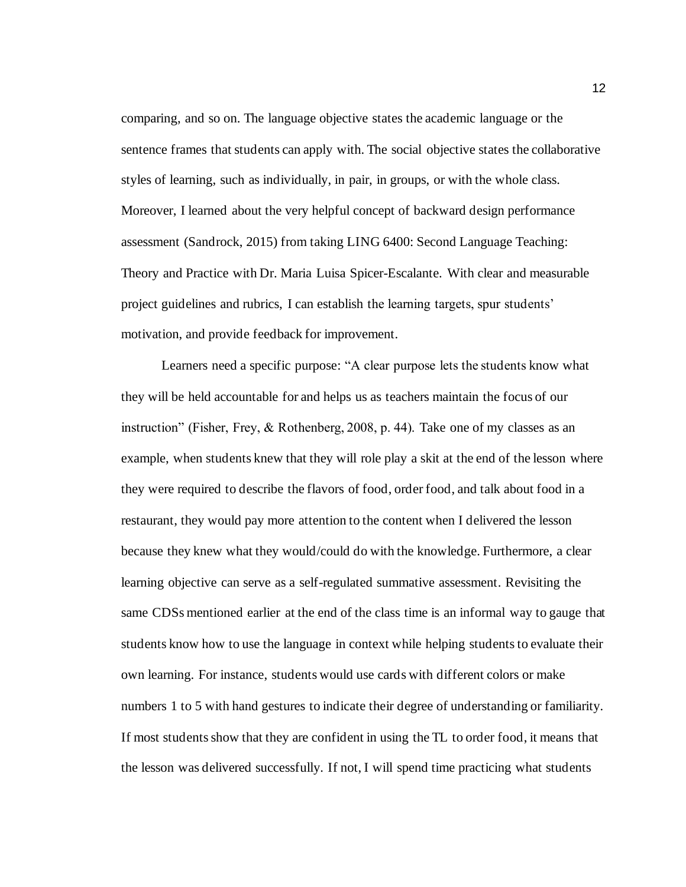comparing, and so on. The language objective states the academic language or the sentence frames that students can apply with. The social objective states the collaborative styles of learning, such as individually, in pair, in groups, or with the whole class. Moreover, I learned about the very helpful concept of backward design performance assessment (Sandrock, 2015) from taking LING 6400: Second Language Teaching: Theory and Practice with Dr. Maria Luisa Spicer-Escalante. With clear and measurable project guidelines and rubrics, I can establish the learning targets, spur students' motivation, and provide feedback for improvement.

Learners need a specific purpose: "A clear purpose lets the students know what they will be held accountable for and helps us as teachers maintain the focus of our instruction" (Fisher, Frey, & Rothenberg, 2008, p. 44). Take one of my classes as an example, when students knew that they will role play a skit at the end of the lesson where they were required to describe the flavors of food, order food, and talk about food in a restaurant, they would pay more attention to the content when I delivered the lesson because they knew what they would/could do with the knowledge. Furthermore, a clear learning objective can serve as a self-regulated summative assessment. Revisiting the same CDSs mentioned earlier at the end of the class time is an informal way to gauge that students know how to use the language in context while helping students to evaluate their own learning. For instance, students would use cards with different colors or make numbers 1 to 5 with hand gestures to indicate their degree of understanding or familiarity. If most students show that they are confident in using the TL to order food, it means that the lesson was delivered successfully. If not, I will spend time practicing what students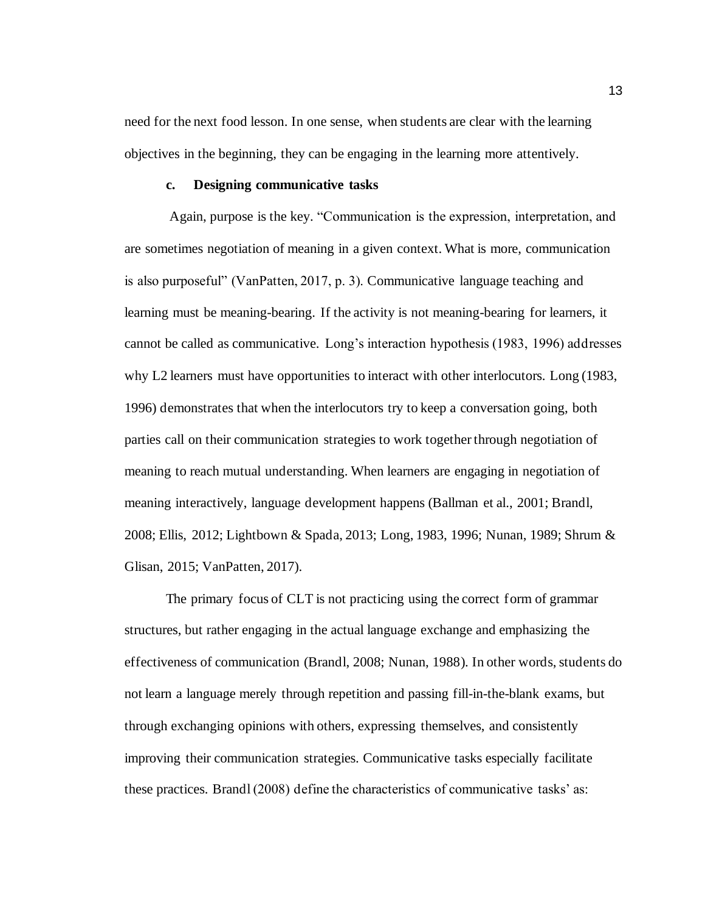need for the next food lesson. In one sense, when students are clear with the learning objectives in the beginning, they can be engaging in the learning more attentively.

### c. Designing communicative tasks

Again, purpose is the key. "Communication is the expression, interpretation, and are sometimes negotiation of meaning in a given context. What is more, communication is also purposeful" (VanPatten, 2017, p. 3). Communicative language teaching and learning must be meaning-bearing. If the activity is not meaning-bearing for learners, it cannot be called as communicative. Long's interaction hypothesis (1983, 1996) addresses why L2 learners must have opportunities to interact with other interlocutors. Long (1983, 1996) demonstrates that when the interlocutors try to keep a conversation going, both parties call on their communication strategies to work together through negotiation of meaning to reach mutual understanding. When learners are engaging in negotiation of meaning interactively, language development happens (Ballman et al., 2001; Brandl, 2008; Ellis, 2012; Lightbown & Spada, 2013; Long, 1983, 1996; Nunan, 1989; Shrum & Glisan, 2015; VanPatten, 2017).

The primary focus of CLT is not practicing using the correct form of grammar structures, but rather engaging in the actual language exchange and emphasizing the effectiveness of communication (Brandl, 2008; Nunan, 1988). In other words, students do not learn a language merely through repetition and passing fill-in-the-blank exams, but through exchanging opinions with others, expressing themselves, and consistently improving their communication strategies. Communicative tasks especially facilitate these practices. Brandl (2008) define the characteristics of communicative tasks' as: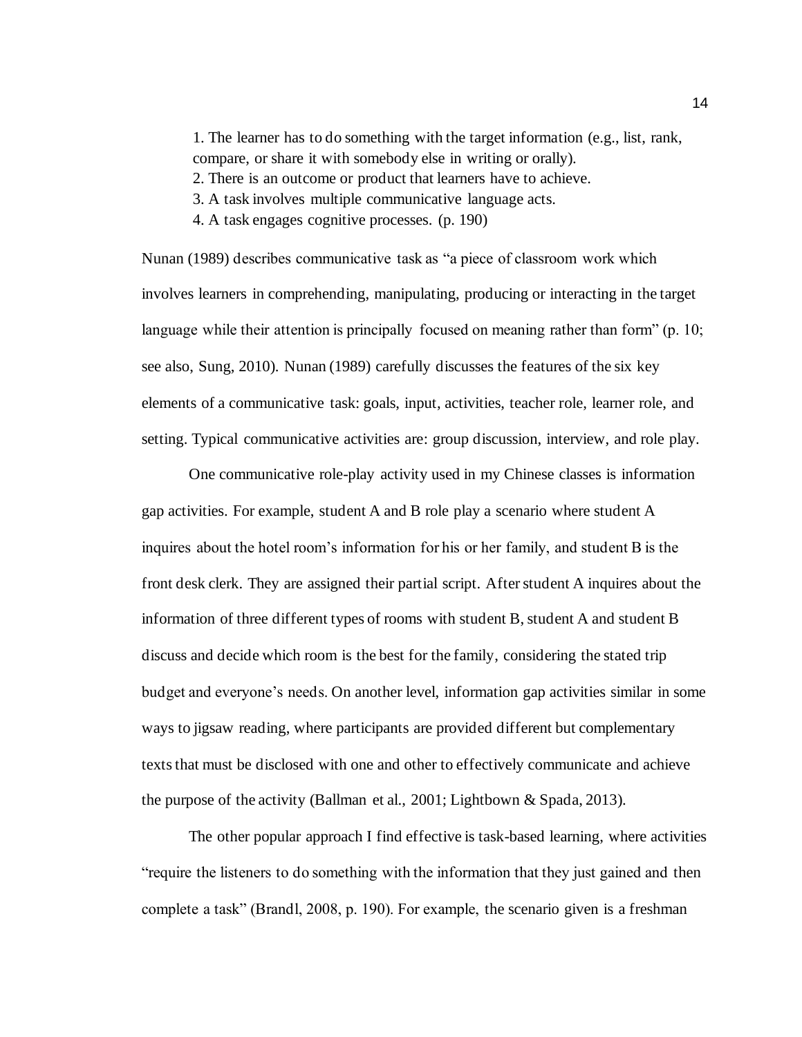1. The learner has to do something with the target information (e.g., list, rank, compare, or share it with somebody else in writing or orally).
2. There is an outcome or product that learners have to achieve.
3. A task involves multiple communicative language acts.
4. A task engages cognitive processes. (p. 190)

Nunan (1989) describes communicative task as "a piece of classroom work which involves learners in comprehending, manipulating, producing or interacting in the target language while their attention is principally focused on meaning rather than form" (p. 10; see also, Sung, 2010). Nunan (1989) carefully discusses the features of the six key elements of a communicative task: goals, input, activities, teacher role, learner role, and setting. Typical communicative activities are: group discussion, interview, and role play.

One communicative role-play activity used in my Chinese classes is information gap activities. For example, student A and B role play a scenario where student A inquires about the hotel room's information for his or her family, and student B is the front desk clerk. They are assigned their partial script. After student A inquires about the information of three different types of rooms with student B, student A and student B discuss and decide which room is the best for the family, considering the stated trip budget and everyone's needs. On another level, information gap activities similar in some ways to jigsaw reading, where participants are provided different but complementary texts that must be disclosed with one and other to effectively communicate and achieve the purpose of the activity (Ballman et al., 2001; Lightbown & Spada, 2013).

The other popular approach I find effective is task-based learning, where activities "require the listeners to do something with the information that they just gained and then complete a task" (Brandl, 2008, p. 190). For example, the scenario given is a freshman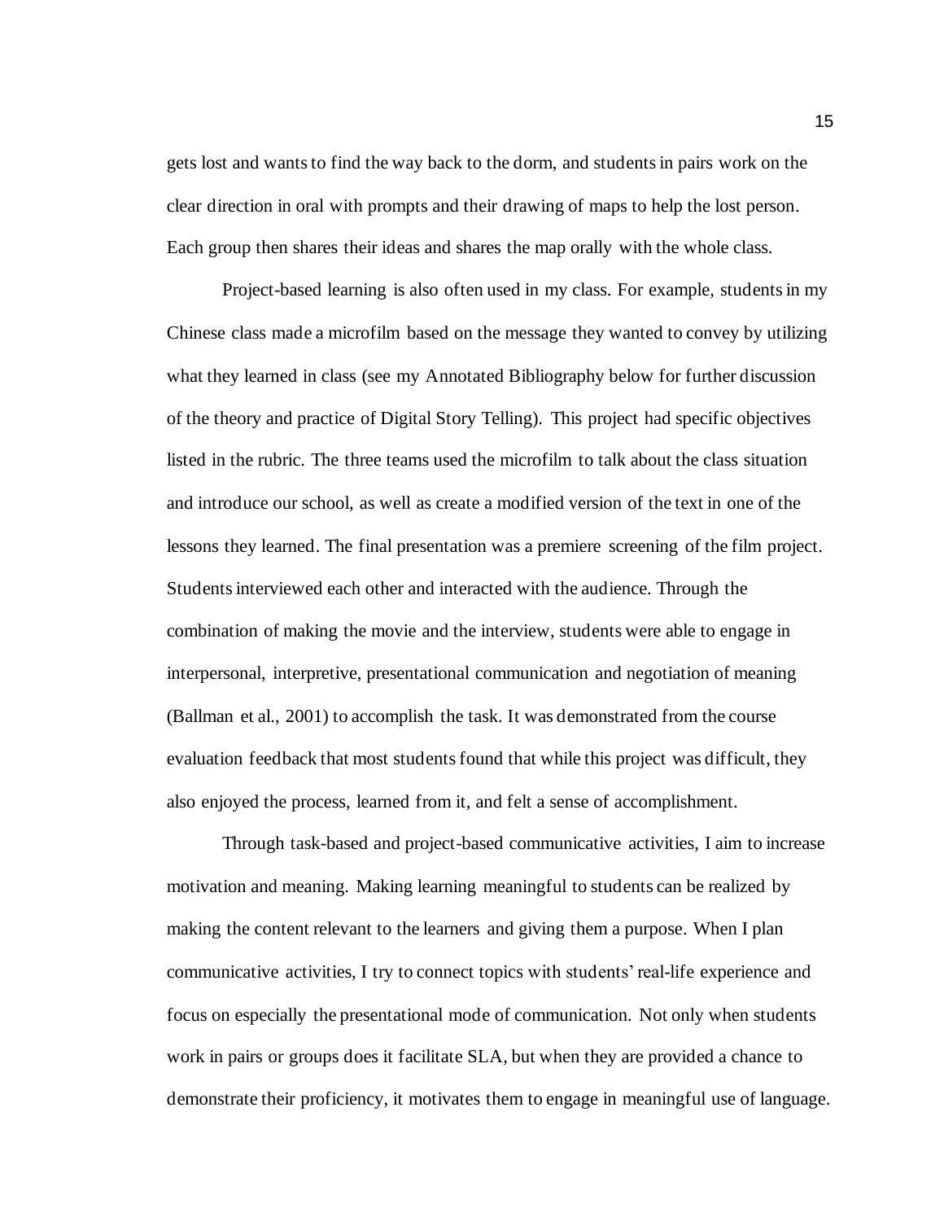gets lost and wants to find the way back to the dorm, and students in pairs work on the clear direction in oral with prompts and their drawing of maps to help the lost person. Each group then shares their ideas and shares the map orally with the whole class.

Project-based learning is also often used in my class. For example, students in my Chinese class made a microfilm based on the message they wanted to convey by utilizing what they learned in class (see my Annotated Bibliography below for further discussion of the theory and practice of Digital Story Telling). This project had specific objectives listed in the rubric. The three teams used the microfilm to talk about the class situation and introduce our school, as well as create a modified version of the text in one of the lessons they learned. The final presentation was a premiere screening of the film project. Students interviewed each other and interacted with the audience. Through the combination of making the movie and the interview, students were able to engage in interpersonal, interpretive, presentational communication and negotiation of meaning (Ballman et al., 2001) to accomplish the task. It was demonstrated from the course evaluation feedback that most students found that while this project was difficult, they also enjoyed the process, learned from it, and felt a sense of accomplishment.

Through task-based and project-based communicative activities, I aim to increase motivation and meaning. Making learning meaningful to students can be realized by making the content relevant to the learners and giving them a purpose. When I plan communicative activities, I try to connect topics with students' real-life experience and focus on especially the presentational mode of communication. Not only when students work in pairs or groups does it facilitate SLA, but when they are provided a chance to demonstrate their proficiency, it motivates them to engage in meaningful use of language.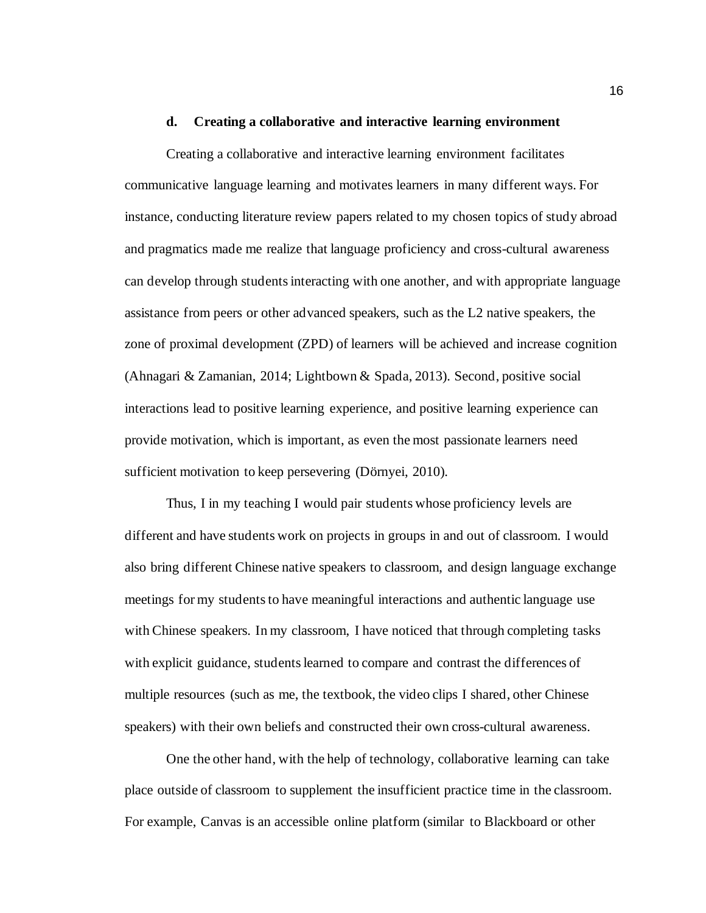### d. Creating a collaborative and interactive learning environment

Creating a collaborative and interactive learning environment facilitates communicative language learning and motivates learners in many different ways. For instance, conducting literature review papers related to my chosen topics of study abroad and pragmatics made me realize that language proficiency and cross-cultural awareness can develop through students interacting with one another, and with appropriate language assistance from peers or other advanced speakers, such as the L2 native speakers, the zone of proximal development (ZPD) of learners will be achieved and increase cognition (Ahnagari & Zamanian, 2014; Lightbown & Spada, 2013). Second, positive social interactions lead to positive learning experience, and positive learning experience can provide motivation, which is important, as even the most passionate learners need sufficient motivation to keep persevering (Dörnyei, 2010).

Thus, I in my teaching I would pair students whose proficiency levels are different and have students work on projects in groups in and out of classroom. I would also bring different Chinese native speakers to classroom, and design language exchange meetings for my students to have meaningful interactions and authentic language use with Chinese speakers. In my classroom, I have noticed that through completing tasks with explicit guidance, students learned to compare and contrast the differences of multiple resources (such as me, the textbook, the video clips I shared, other Chinese speakers) with their own beliefs and constructed their own cross-cultural awareness.

One the other hand, with the help of technology, collaborative learning can take place outside of classroom to supplement the insufficient practice time in the classroom. For example, Canvas is an accessible online platform (similar to Blackboard or other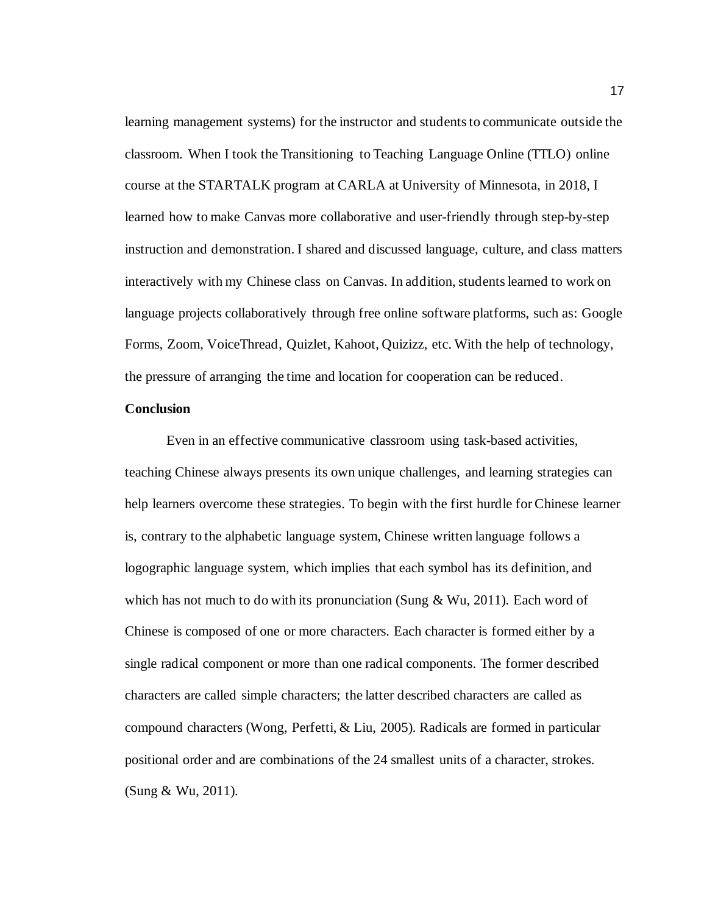learning management systems) for the instructor and students to communicate outside the classroom. When I took the Transitioning to Teaching Language Online (TTLO) online course at the STARTALK program at CARLA at University of Minnesota, in 2018, I learned how to make Canvas more collaborative and user-friendly through step-by-step instruction and demonstration. I shared and discussed language, culture, and class matters interactively with my Chinese class on Canvas. In addition, students learned to work on language projects collaboratively through free online software platforms, such as: Google Forms, Zoom, VoiceThread, Quizlet, Kahoot, Quizizz, etc. With the help of technology, the pressure of arranging the time and location for cooperation can be reduced.

**Conclusion**

Even in an effective communicative classroom using task-based activities, teaching Chinese always presents its own unique challenges, and learning strategies can help learners overcome these strategies. To begin with the first hurdle for Chinese learner is, contrary to the alphabetic language system, Chinese written language follows a logographic language system, which implies that each symbol has its definition, and which has not much to do with its pronunciation (Sung & Wu, 2011). Each word of Chinese is composed of one or more characters. Each character is formed either by a single radical component or more than one radical components. The former described characters are called simple characters; the latter described characters are called as compound characters (Wong, Perfetti, & Liu, 2005). Radicals are formed in particular positional order and are combinations of the 24 smallest units of a character, strokes. (Sung & Wu, 2011).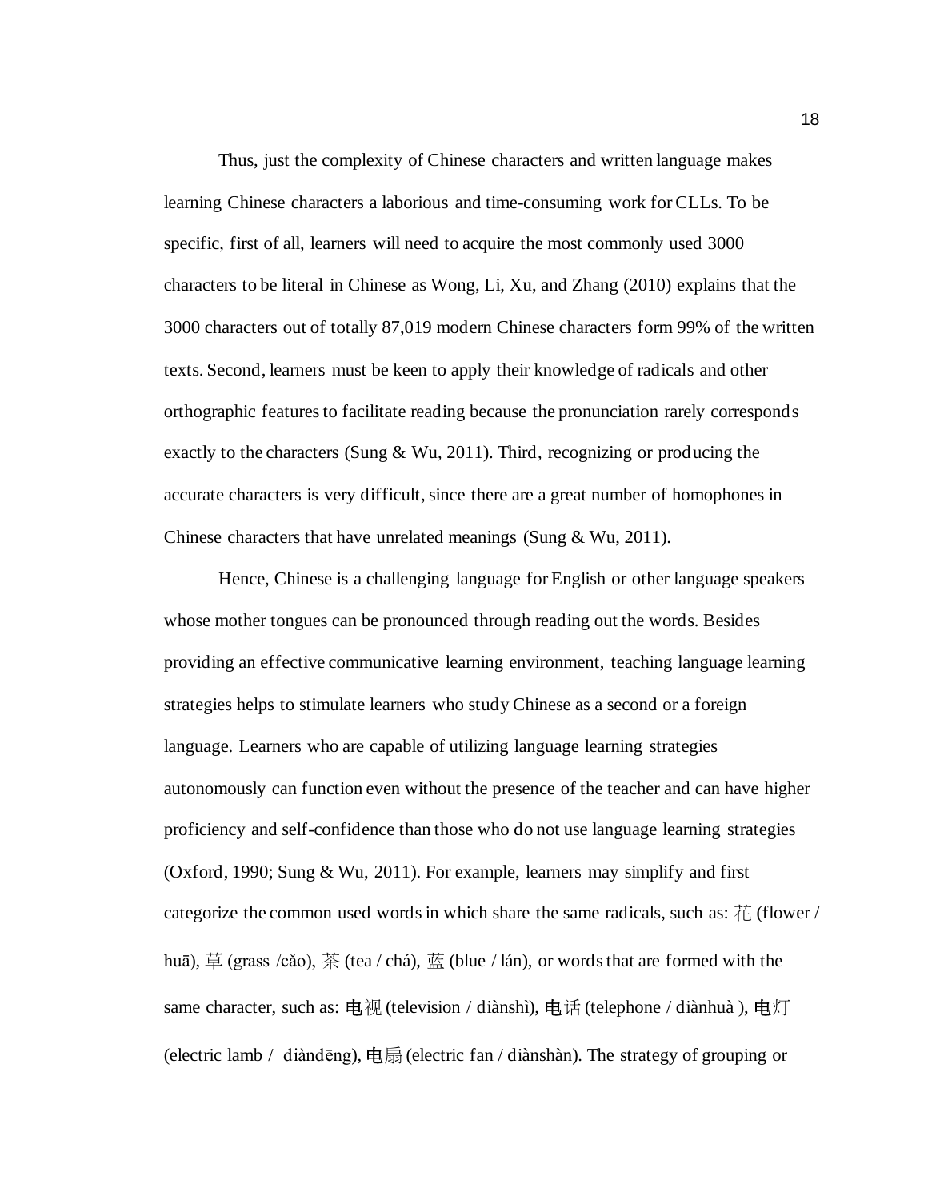Thus, just the complexity of Chinese characters and written language makes learning Chinese characters a laborious and time-consuming work for CLLs. To be specific, first of all, learners will need to acquire the most commonly used 3000 characters to be literal in Chinese as Wong, Li, Xu, and Zhang (2010) explains that the 3000 characters out of totally 87,019 modern Chinese characters form 99% of the written texts. Second, learners must be keen to apply their knowledge of radicals and other orthographic features to facilitate reading because the pronunciation rarely corresponds exactly to the characters (Sung & Wu, 2011). Third, recognizing or producing the accurate characters is very difficult, since there are a great number of homophones in Chinese characters that have unrelated meanings (Sung & Wu, 2011).

Hence, Chinese is a challenging language for English or other language speakers whose mother tongues can be pronounced through reading out the words. Besides providing an effective communicative learning environment, teaching language learning strategies helps to stimulate learners who study Chinese as a second or a foreign language. Learners who are capable of utilizing language learning strategies autonomously can function even without the presence of the teacher and can have higher proficiency and self-confidence than those who do not use language learning strategies (Oxford, 1990; Sung & Wu, 2011). For example, learners may simplify and first categorize the common used words in which share the same radicals, such as: 花 (flower / huā), 草 (grass /cǎo), 茶 (tea / chá), 蓝 (blue / lán), or words that are formed with the same character, such as: 电视 (television / diànshì), 电话 (telephone / diànhuà ), 电灯 (electric lamb / diàndēng), 电扇 (electric fan / diànshàn). The strategy of grouping or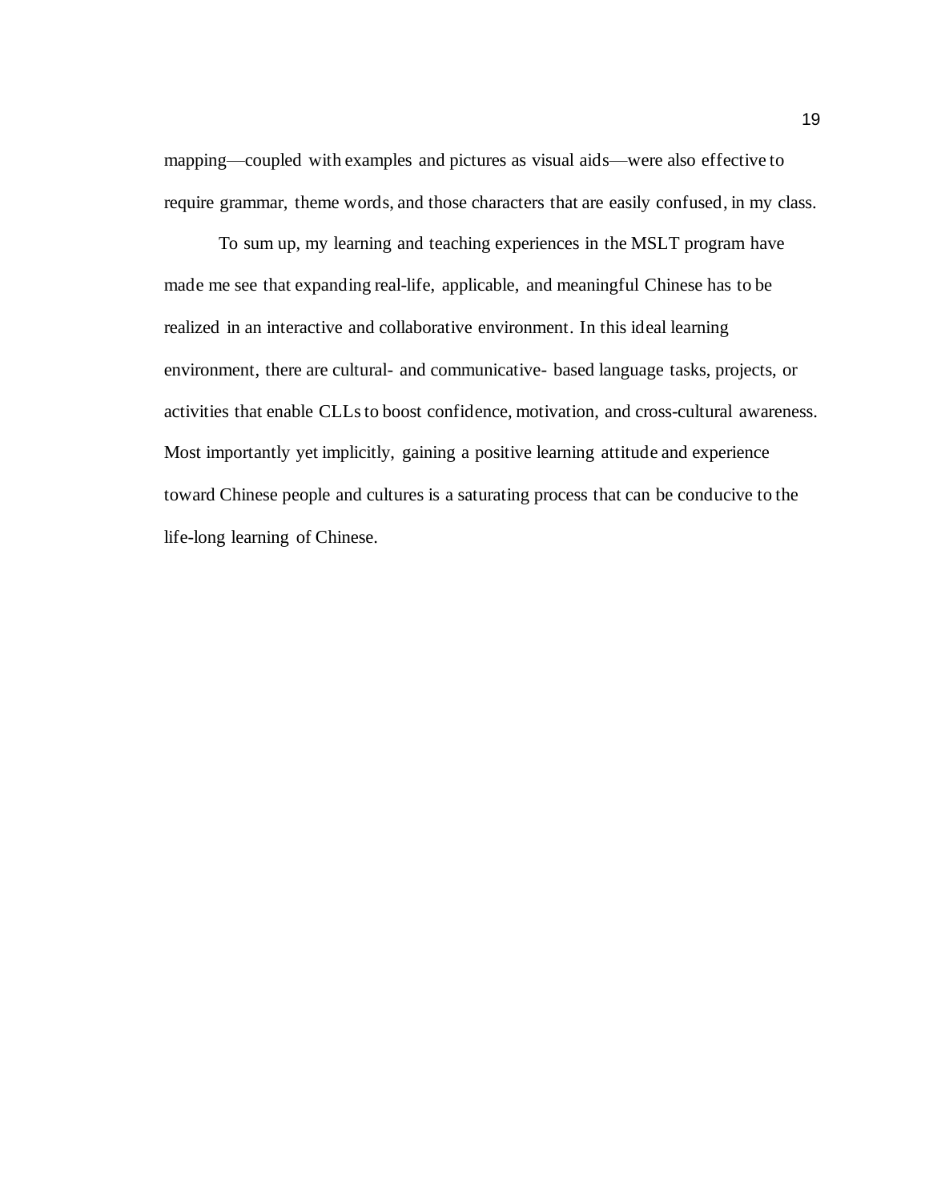mapping—coupled with examples and pictures as visual aids—were also effective to require grammar, theme words, and those characters that are easily confused, in my class.

To sum up, my learning and teaching experiences in the MSLT program have made me see that expanding real-life, applicable, and meaningful Chinese has to be realized in an interactive and collaborative environment. In this ideal learning environment, there are cultural- and communicative- based language tasks, projects, or activities that enable CLLs to boost confidence, motivation, and cross-cultural awareness. Most importantly yet implicitly, gaining a positive learning attitude and experience toward Chinese people and cultures is a saturating process that can be conducive to the life-long learning of Chinese.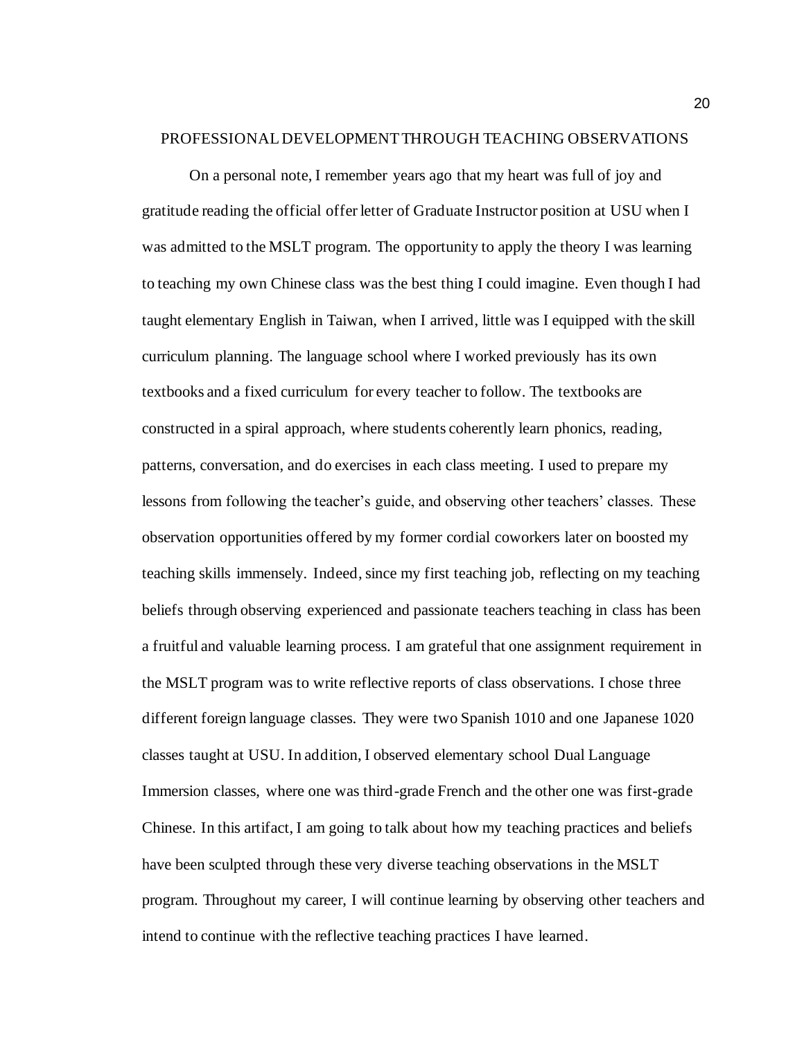## PROFESSIONAL DEVELOPMENT THROUGH TEACHING OBSERVATIONS

On a personal note, I remember years ago that my heart was full of joy and gratitude reading the official offer letter of Graduate Instructor position at USU when I was admitted to the MSLT program. The opportunity to apply the theory I was learning to teaching my own Chinese class was the best thing I could imagine. Even though I had taught elementary English in Taiwan, when I arrived, little was I equipped with the skill curriculum planning. The language school where I worked previously has its own textbooks and a fixed curriculum for every teacher to follow. The textbooks are constructed in a spiral approach, where students coherently learn phonics, reading, patterns, conversation, and do exercises in each class meeting. I used to prepare my lessons from following the teacher's guide, and observing other teachers' classes. These observation opportunities offered by my former cordial coworkers later on boosted my teaching skills immensely. Indeed, since my first teaching job, reflecting on my teaching beliefs through observing experienced and passionate teachers teaching in class has been a fruitful and valuable learning process. I am grateful that one assignment requirement in the MSLT program was to write reflective reports of class observations. I chose three different foreign language classes. They were two Spanish 1010 and one Japanese 1020 classes taught at USU. In addition, I observed elementary school Dual Language Immersion classes, where one was third-grade French and the other one was first-grade Chinese. In this artifact, I am going to talk about how my teaching practices and beliefs have been sculpted through these very diverse teaching observations in the MSLT program. Throughout my career, I will continue learning by observing other teachers and intend to continue with the reflective teaching practices I have learned.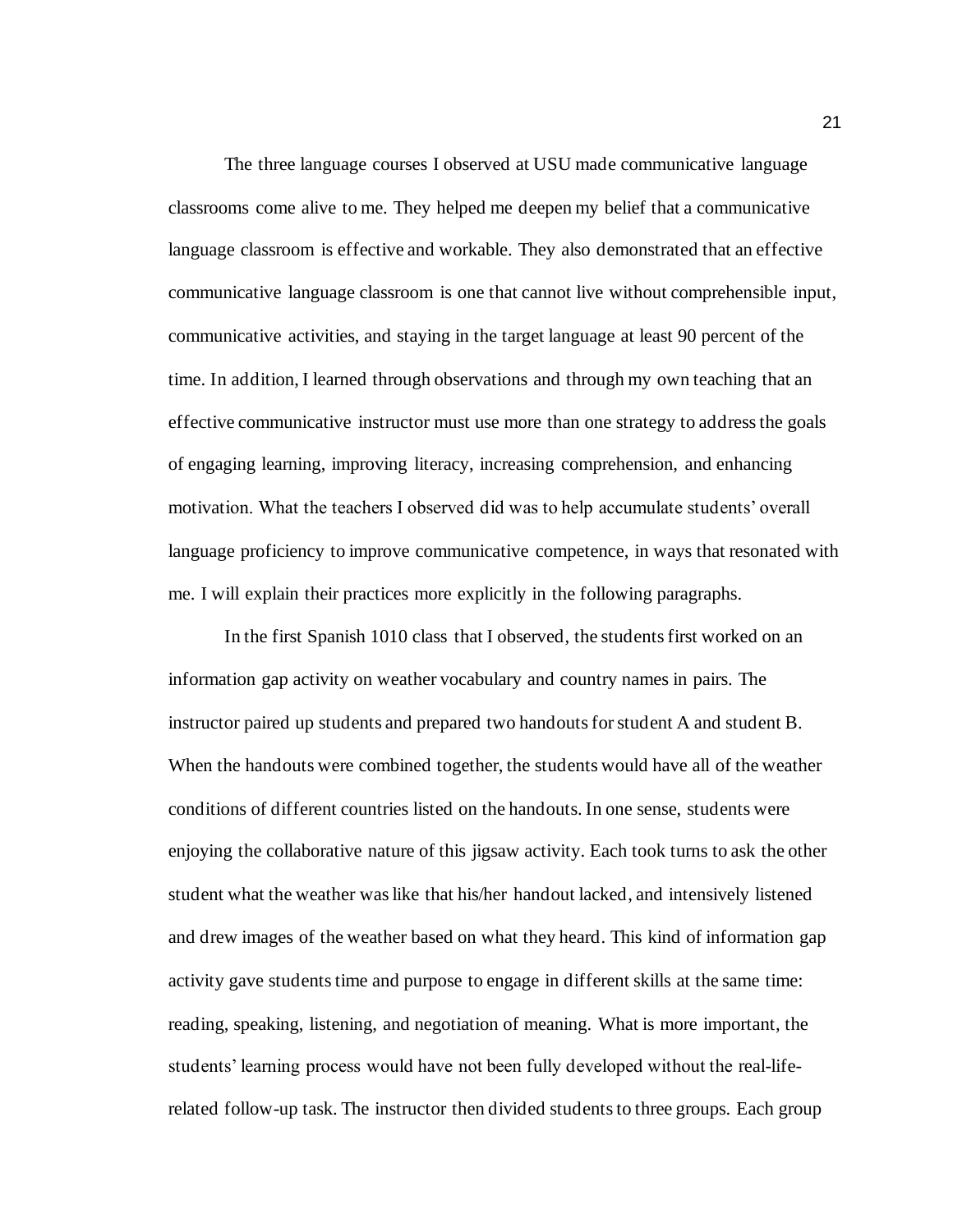The three language courses I observed at USU made communicative language classrooms come alive to me. They helped me deepen my belief that a communicative language classroom is effective and workable. They also demonstrated that an effective communicative language classroom is one that cannot live without comprehensible input, communicative activities, and staying in the target language at least 90 percent of the time. In addition, I learned through observations and through my own teaching that an effective communicative instructor must use more than one strategy to address the goals of engaging learning, improving literacy, increasing comprehension, and enhancing motivation. What the teachers I observed did was to help accumulate students' overall language proficiency to improve communicative competence, in ways that resonated with me. I will explain their practices more explicitly in the following paragraphs.

In the first Spanish 1010 class that I observed, the students first worked on an information gap activity on weather vocabulary and country names in pairs. The instructor paired up students and prepared two handouts for student A and student B. When the handouts were combined together, the students would have all of the weather conditions of different countries listed on the handouts. In one sense, students were enjoying the collaborative nature of this jigsaw activity. Each took turns to ask the other student what the weather was like that his/her handout lacked, and intensively listened and drew images of the weather based on what they heard. This kind of information gap activity gave students time and purpose to engage in different skills at the same time: reading, speaking, listening, and negotiation of meaning. What is more important, the students' learning process would have not been fully developed without the real-life-related follow-up task. The instructor then divided students to three groups. Each group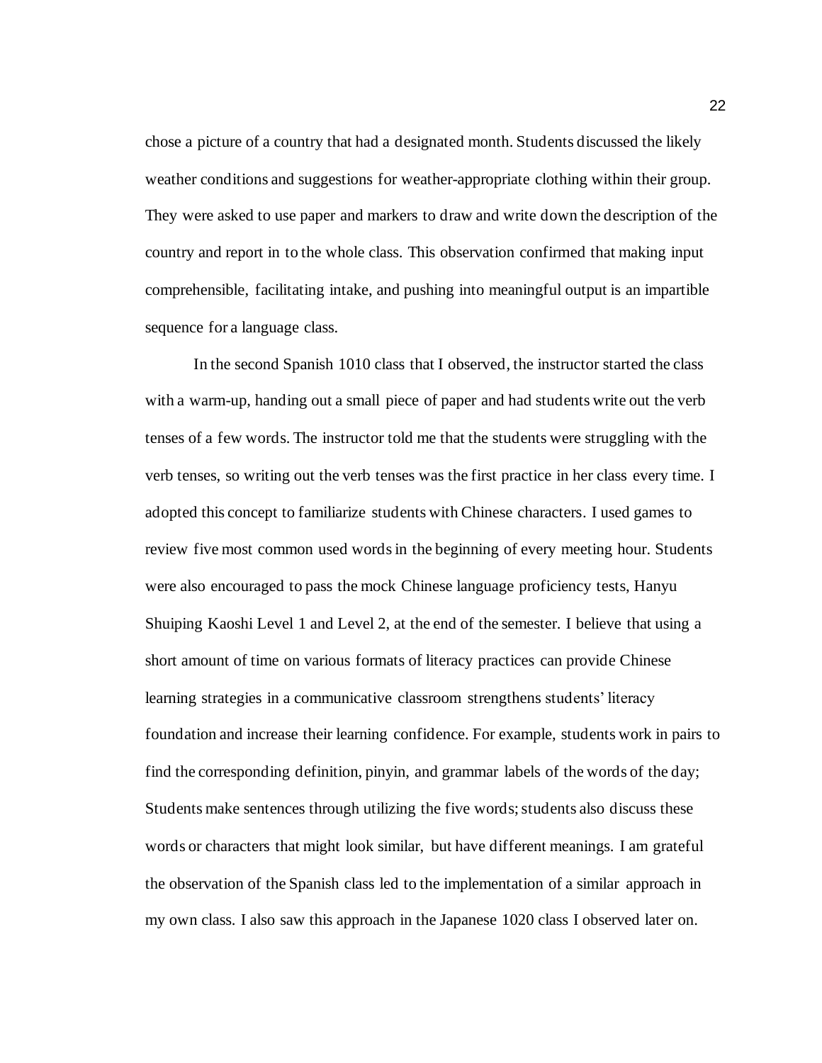chose a picture of a country that had a designated month. Students discussed the likely weather conditions and suggestions for weather-appropriate clothing within their group. They were asked to use paper and markers to draw and write down the description of the country and report in to the whole class. This observation confirmed that making input comprehensible, facilitating intake, and pushing into meaningful output is an impartible sequence for a language class.

In the second Spanish 1010 class that I observed, the instructor started the class with a warm-up, handing out a small piece of paper and had students write out the verb tenses of a few words. The instructor told me that the students were struggling with the verb tenses, so writing out the verb tenses was the first practice in her class every time. I adopted this concept to familiarize students with Chinese characters. I used games to review five most common used words in the beginning of every meeting hour. Students were also encouraged to pass the mock Chinese language proficiency tests, Hanyu Shuiping Kaoshi Level 1 and Level 2, at the end of the semester. I believe that using a short amount of time on various formats of literacy practices can provide Chinese learning strategies in a communicative classroom strengthens students' literacy foundation and increase their learning confidence. For example, students work in pairs to find the corresponding definition, pinyin, and grammar labels of the words of the day; Students make sentences through utilizing the five words; students also discuss these words or characters that might look similar, but have different meanings. I am grateful the observation of the Spanish class led to the implementation of a similar approach in my own class. I also saw this approach in the Japanese 1020 class I observed later on.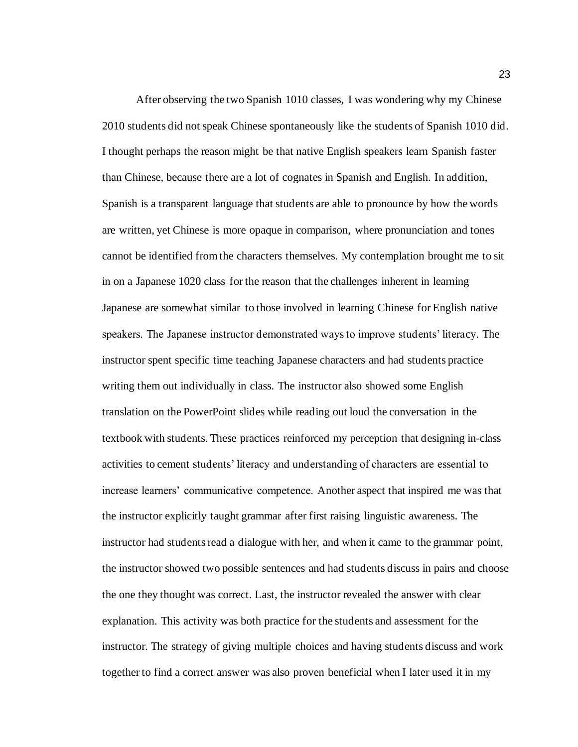After observing the two Spanish 1010 classes, I was wondering why my Chinese 2010 students did not speak Chinese spontaneously like the students of Spanish 1010 did. I thought perhaps the reason might be that native English speakers learn Spanish faster than Chinese, because there are a lot of cognates in Spanish and English. In addition, Spanish is a transparent language that students are able to pronounce by how the words are written, yet Chinese is more opaque in comparison, where pronunciation and tones cannot be identified from the characters themselves. My contemplation brought me to sit in on a Japanese 1020 class for the reason that the challenges inherent in learning Japanese are somewhat similar to those involved in learning Chinese for English native speakers. The Japanese instructor demonstrated ways to improve students' literacy. The instructor spent specific time teaching Japanese characters and had students practice writing them out individually in class. The instructor also showed some English translation on the PowerPoint slides while reading out loud the conversation in the textbook with students. These practices reinforced my perception that designing in-class activities to cement students' literacy and understanding of characters are essential to increase learners' communicative competence. Another aspect that inspired me was that the instructor explicitly taught grammar after first raising linguistic awareness. The instructor had students read a dialogue with her, and when it came to the grammar point, the instructor showed two possible sentences and had students discuss in pairs and choose the one they thought was correct. Last, the instructor revealed the answer with clear explanation. This activity was both practice for the students and assessment for the instructor. The strategy of giving multiple choices and having students discuss and work together to find a correct answer was also proven beneficial when I later used it in my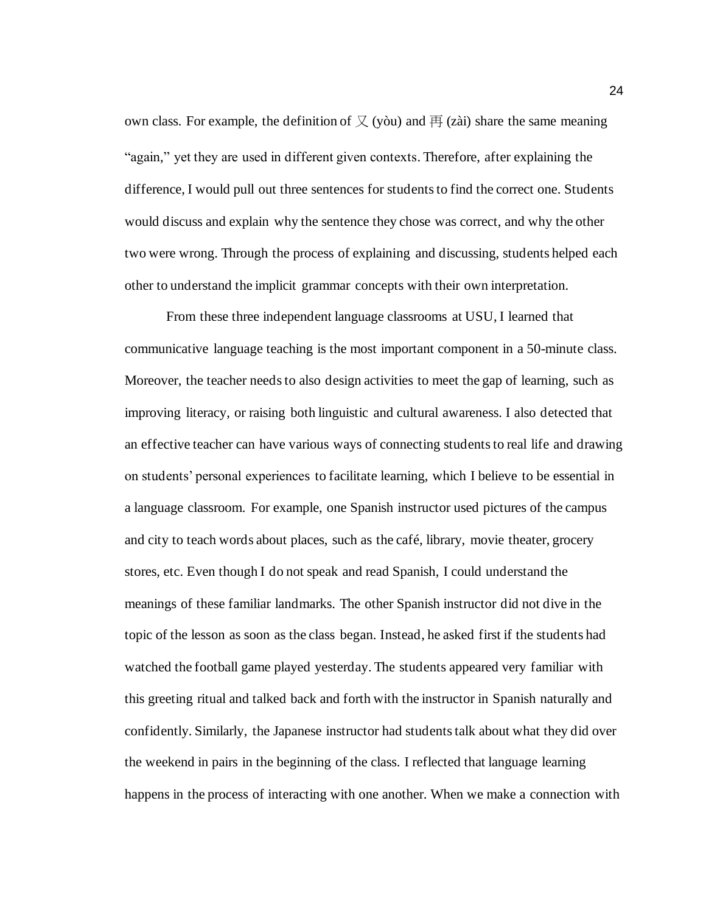own class. For example, the definition of 又 (yòu) and 再 (zài) share the same meaning "again," yet they are used in different given contexts. Therefore, after explaining the difference, I would pull out three sentences for students to find the correct one. Students would discuss and explain why the sentence they chose was correct, and why the other two were wrong. Through the process of explaining and discussing, students helped each other to understand the implicit grammar concepts with their own interpretation.

From these three independent language classrooms at USU, I learned that communicative language teaching is the most important component in a 50-minute class. Moreover, the teacher needs to also design activities to meet the gap of learning, such as improving literacy, or raising both linguistic and cultural awareness. I also detected that an effective teacher can have various ways of connecting students to real life and drawing on students' personal experiences to facilitate learning, which I believe to be essential in a language classroom. For example, one Spanish instructor used pictures of the campus and city to teach words about places, such as the café, library, movie theater, grocery stores, etc. Even though I do not speak and read Spanish, I could understand the meanings of these familiar landmarks. The other Spanish instructor did not dive in the topic of the lesson as soon as the class began. Instead, he asked first if the students had watched the football game played yesterday. The students appeared very familiar with this greeting ritual and talked back and forth with the instructor in Spanish naturally and confidently. Similarly, the Japanese instructor had students talk about what they did over the weekend in pairs in the beginning of the class. I reflected that language learning happens in the process of interacting with one another. When we make a connection with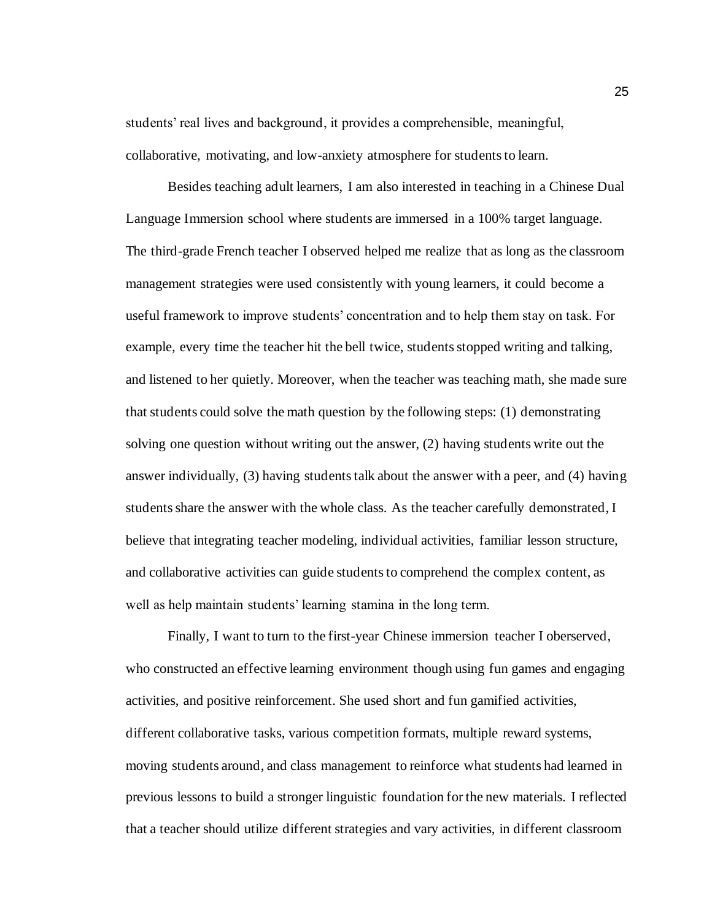students' real lives and background, it provides a comprehensible, meaningful, collaborative, motivating, and low-anxiety atmosphere for students to learn.

Besides teaching adult learners, I am also interested in teaching in a Chinese Dual Language Immersion school where students are immersed in a 100% target language. The third-grade French teacher I observed helped me realize that as long as the classroom management strategies were used consistently with young learners, it could become a useful framework to improve students' concentration and to help them stay on task. For example, every time the teacher hit the bell twice, students stopped writing and talking, and listened to her quietly. Moreover, when the teacher was teaching math, she made sure that students could solve the math question by the following steps: (1) demonstrating solving one question without writing out the answer, (2) having students write out the answer individually, (3) having students talk about the answer with a peer, and (4) having students share the answer with the whole class. As the teacher carefully demonstrated, I believe that integrating teacher modeling, individual activities, familiar lesson structure, and collaborative activities can guide students to comprehend the complex content, as well as help maintain students' learning stamina in the long term.

Finally, I want to turn to the first-year Chinese immersion teacher I oberserved, who constructed an effective learning environment though using fun games and engaging activities, and positive reinforcement. She used short and fun gamified activities, different collaborative tasks, various competition formats, multiple reward systems, moving students around, and class management to reinforce what students had learned in previous lessons to build a stronger linguistic foundation for the new materials. I reflected that a teacher should utilize different strategies and vary activities, in different classroom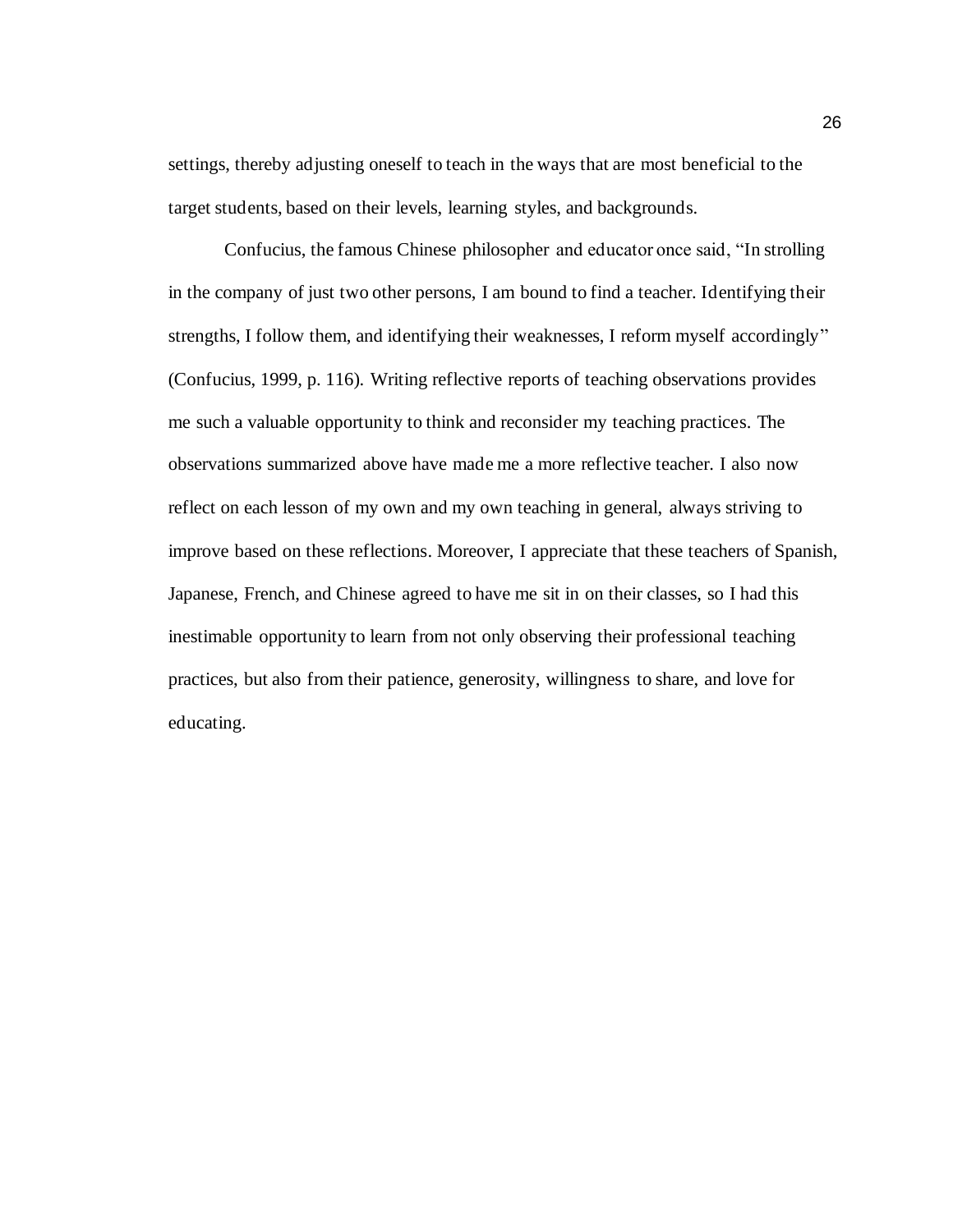settings, thereby adjusting oneself to teach in the ways that are most beneficial to the target students, based on their levels, learning styles, and backgrounds.

Confucius, the famous Chinese philosopher and educator once said, "In strolling in the company of just two other persons, I am bound to find a teacher. Identifying their strengths, I follow them, and identifying their weaknesses, I reform myself accordingly" (Confucius, 1999, p. 116). Writing reflective reports of teaching observations provides me such a valuable opportunity to think and reconsider my teaching practices. The observations summarized above have made me a more reflective teacher. I also now reflect on each lesson of my own and my own teaching in general, always striving to improve based on these reflections. Moreover, I appreciate that these teachers of Spanish, Japanese, French, and Chinese agreed to have me sit in on their classes, so I had this inestimable opportunity to learn from not only observing their professional teaching practices, but also from their patience, generosity, willingness to share, and love for educating.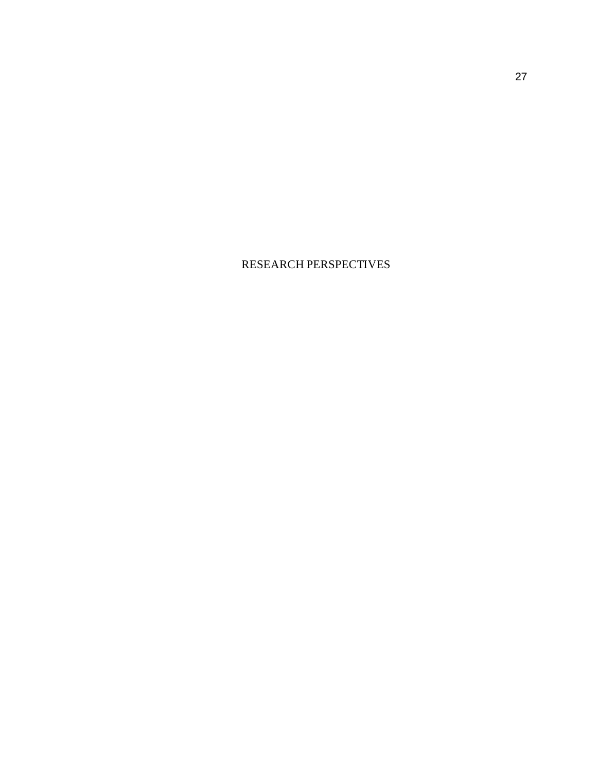# RESEARCH PERSPECTIVES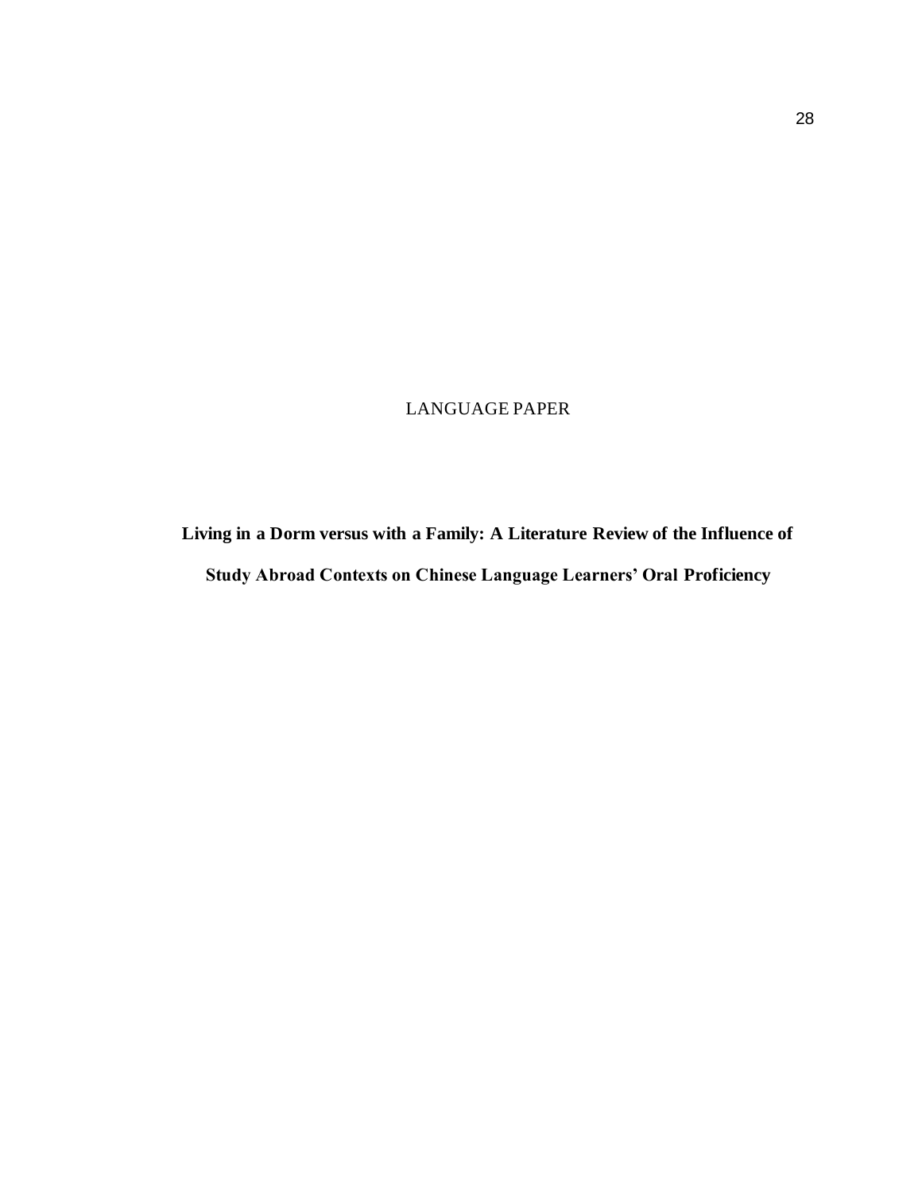LANGUAGE PAPER

# Living in a Dorm versus with a Family: A Literature Review of the Influence of Study Abroad Contexts on Chinese Language Learners' Oral Proficiency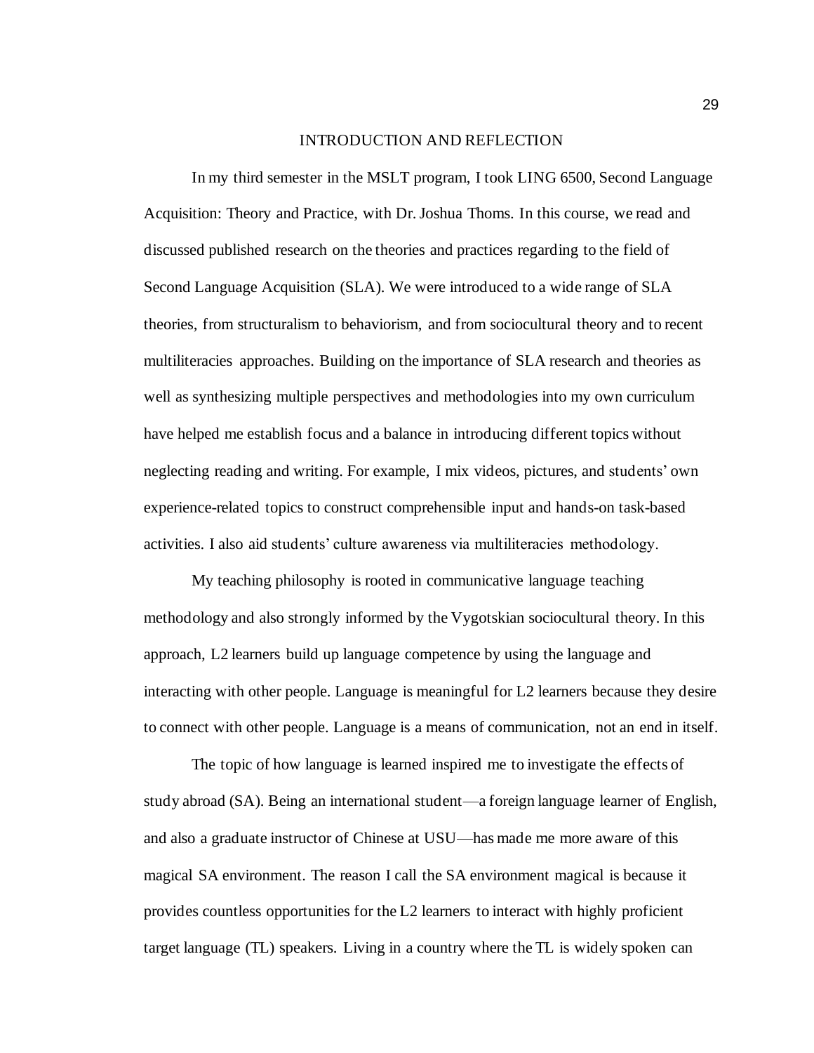# INTRODUCTION AND REFLECTION

In my third semester in the MSLT program, I took LING 6500, Second Language Acquisition: Theory and Practice, with Dr. Joshua Thoms. In this course, we read and discussed published research on the theories and practices regarding to the field of Second Language Acquisition (SLA). We were introduced to a wide range of SLA theories, from structuralism to behaviorism, and from sociocultural theory and to recent multiliteracies approaches. Building on the importance of SLA research and theories as well as synthesizing multiple perspectives and methodologies into my own curriculum have helped me establish focus and a balance in introducing different topics without neglecting reading and writing. For example, I mix videos, pictures, and students' own experience-related topics to construct comprehensible input and hands-on task-based activities. I also aid students' culture awareness via multiliteracies methodology.

My teaching philosophy is rooted in communicative language teaching methodology and also strongly informed by the Vygotskian sociocultural theory. In this approach, L2 learners build up language competence by using the language and interacting with other people. Language is meaningful for L2 learners because they desire to connect with other people. Language is a means of communication, not an end in itself.

The topic of how language is learned inspired me to investigate the effects of study abroad (SA). Being an international student—a foreign language learner of English, and also a graduate instructor of Chinese at USU—has made me more aware of this magical SA environment. The reason I call the SA environment magical is because it provides countless opportunities for the L2 learners to interact with highly proficient target language (TL) speakers. Living in a country where the TL is widely spoken can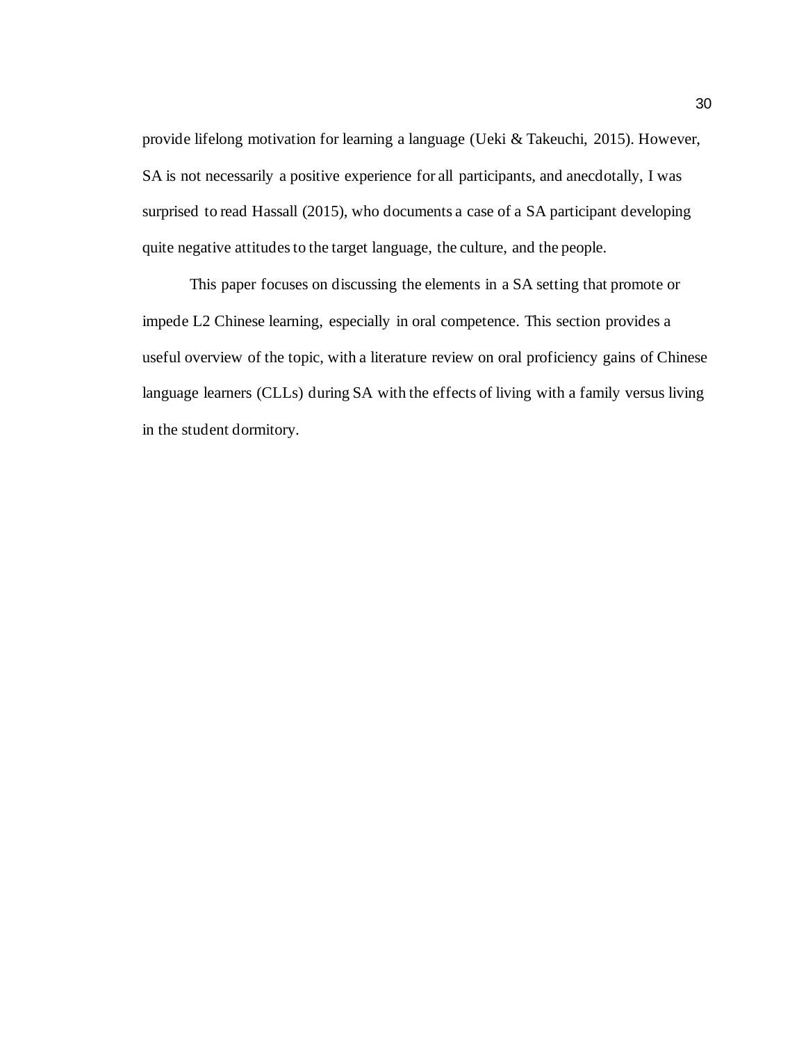provide lifelong motivation for learning a language (Ueki & Takeuchi, 2015). However, SA is not necessarily a positive experience for all participants, and anecdotally, I was surprised to read Hassall (2015), who documents a case of a SA participant developing quite negative attitudes to the target language, the culture, and the people.

This paper focuses on discussing the elements in a SA setting that promote or impede L2 Chinese learning, especially in oral competence. This section provides a useful overview of the topic, with a literature review on oral proficiency gains of Chinese language learners (CLLs) during SA with the effects of living with a family versus living in the student dormitory.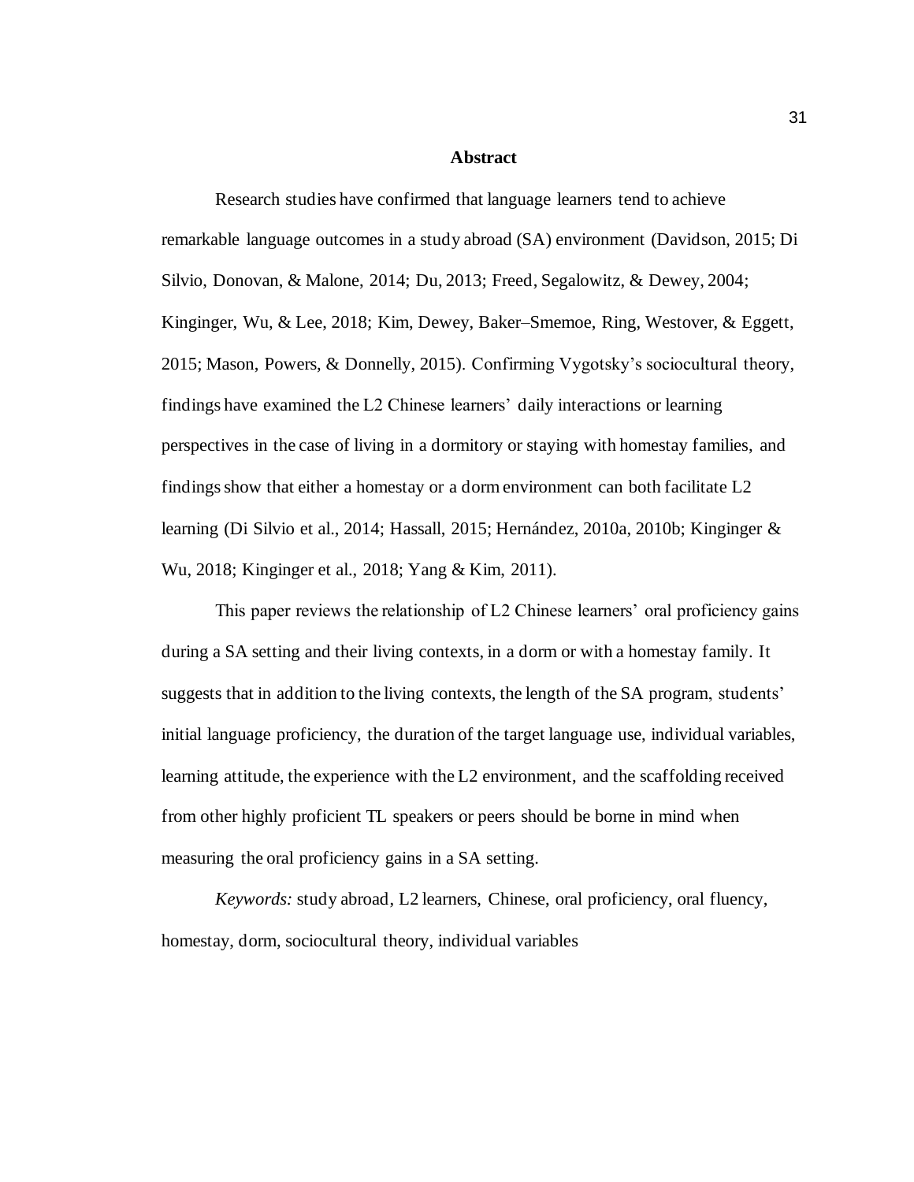# Abstract

Research studies have confirmed that language learners tend to achieve remarkable language outcomes in a study abroad (SA) environment (Davidson, 2015; Di Silvio, Donovan, & Malone, 2014; Du, 2013; Freed, Segalowitz, & Dewey, 2004; Kinginger, Wu, & Lee, 2018; Kim, Dewey, Baker–Smemoe, Ring, Westover, & Eggett, 2015; Mason, Powers, & Donnelly, 2015). Confirming Vygotsky's sociocultural theory, findings have examined the L2 Chinese learners' daily interactions or learning perspectives in the case of living in a dormitory or staying with homestay families, and findings show that either a homestay or a dorm environment can both facilitate L2 learning (Di Silvio et al., 2014; Hassall, 2015; Hernández, 2010a, 2010b; Kinginger & Wu, 2018; Kinginger et al., 2018; Yang & Kim, 2011).

This paper reviews the relationship of L2 Chinese learners' oral proficiency gains during a SA setting and their living contexts, in a dorm or with a homestay family. It suggests that in addition to the living contexts, the length of the SA program, students' initial language proficiency, the duration of the target language use, individual variables, learning attitude, the experience with the L2 environment, and the scaffolding received from other highly proficient TL speakers or peers should be borne in mind when measuring the oral proficiency gains in a SA setting.

*Keywords:* study abroad, L2 learners, Chinese, oral proficiency, oral fluency, homestay, dorm, sociocultural theory, individual variables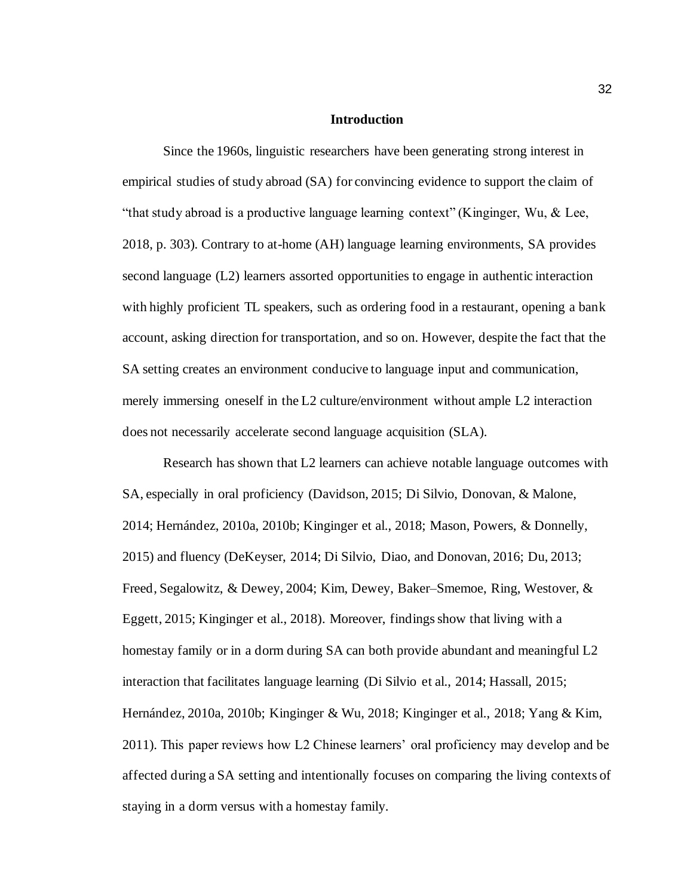## Introduction

Since the 1960s, linguistic researchers have been generating strong interest in empirical studies of study abroad (SA) for convincing evidence to support the claim of "that study abroad is a productive language learning context" (Kinginger, Wu, & Lee, 2018, p. 303). Contrary to at-home (AH) language learning environments, SA provides second language (L2) learners assorted opportunities to engage in authentic interaction with highly proficient TL speakers, such as ordering food in a restaurant, opening a bank account, asking direction for transportation, and so on. However, despite the fact that the SA setting creates an environment conducive to language input and communication, merely immersing oneself in the L2 culture/environment without ample L2 interaction does not necessarily accelerate second language acquisition (SLA).

Research has shown that L2 learners can achieve notable language outcomes with SA, especially in oral proficiency (Davidson, 2015; Di Silvio, Donovan, & Malone, 2014; Hernández, 2010a, 2010b; Kinginger et al., 2018; Mason, Powers, & Donnelly, 2015) and fluency (DeKeyser, 2014; Di Silvio, Diao, and Donovan, 2016; Du, 2013; Freed, Segalowitz, & Dewey, 2004; Kim, Dewey, Baker–Smemoe, Ring, Westover, & Eggett, 2015; Kinginger et al., 2018). Moreover, findings show that living with a homestay family or in a dorm during SA can both provide abundant and meaningful L2 interaction that facilitates language learning (Di Silvio et al., 2014; Hassall, 2015; Hernández, 2010a, 2010b; Kinginger & Wu, 2018; Kinginger et al., 2018; Yang & Kim, 2011). This paper reviews how L2 Chinese learners' oral proficiency may develop and be affected during a SA setting and intentionally focuses on comparing the living contexts of staying in a dorm versus with a homestay family.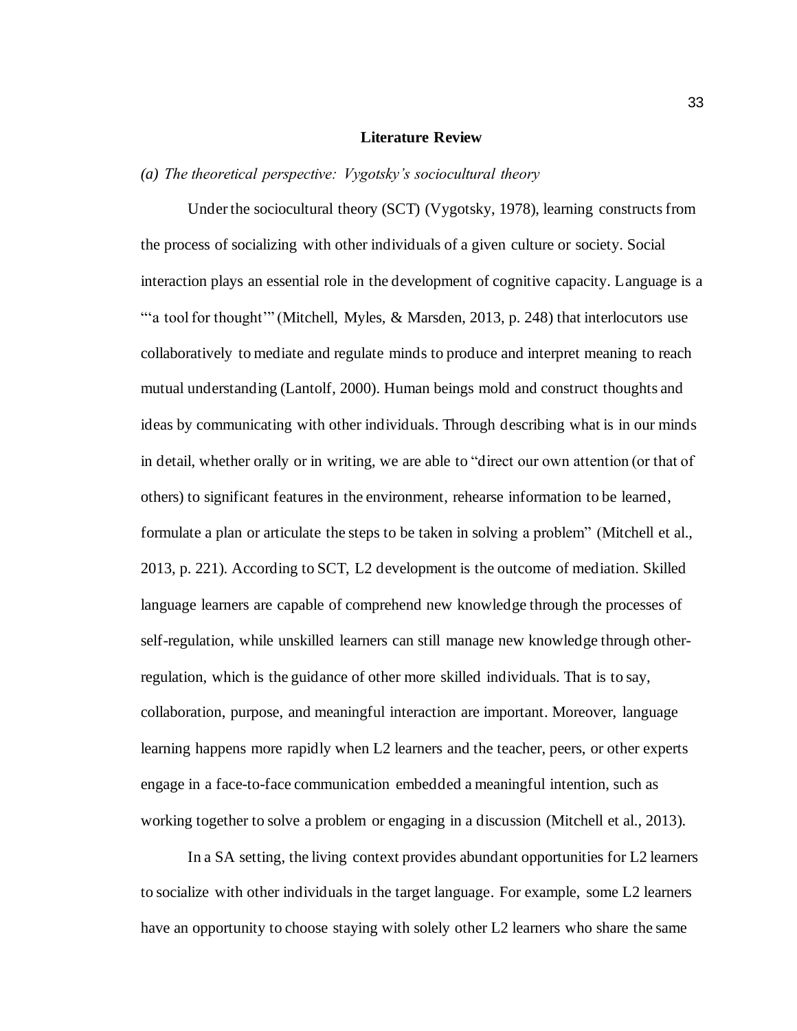## Literature Review

*(a) The theoretical perspective: Vygotsky's sociocultural theory*

Under the sociocultural theory (SCT) (Vygotsky, 1978), learning constructs from the process of socializing with other individuals of a given culture or society. Social interaction plays an essential role in the development of cognitive capacity. Language is a "'a tool for thought'" (Mitchell, Myles, & Marsden, 2013, p. 248) that interlocutors use collaboratively to mediate and regulate minds to produce and interpret meaning to reach mutual understanding (Lantolf, 2000). Human beings mold and construct thoughts and ideas by communicating with other individuals. Through describing what is in our minds in detail, whether orally or in writing, we are able to "direct our own attention (or that of others) to significant features in the environment, rehearse information to be learned, formulate a plan or articulate the steps to be taken in solving a problem" (Mitchell et al., 2013, p. 221). According to SCT, L2 development is the outcome of mediation. Skilled language learners are capable of comprehend new knowledge through the processes of self-regulation, while unskilled learners can still manage new knowledge through other-regulation, which is the guidance of other more skilled individuals. That is to say, collaboration, purpose, and meaningful interaction are important. Moreover, language learning happens more rapidly when L2 learners and the teacher, peers, or other experts engage in a face-to-face communication embedded a meaningful intention, such as working together to solve a problem or engaging in a discussion (Mitchell et al., 2013).

In a SA setting, the living context provides abundant opportunities for L2 learners to socialize with other individuals in the target language. For example, some L2 learners have an opportunity to choose staying with solely other L2 learners who share the same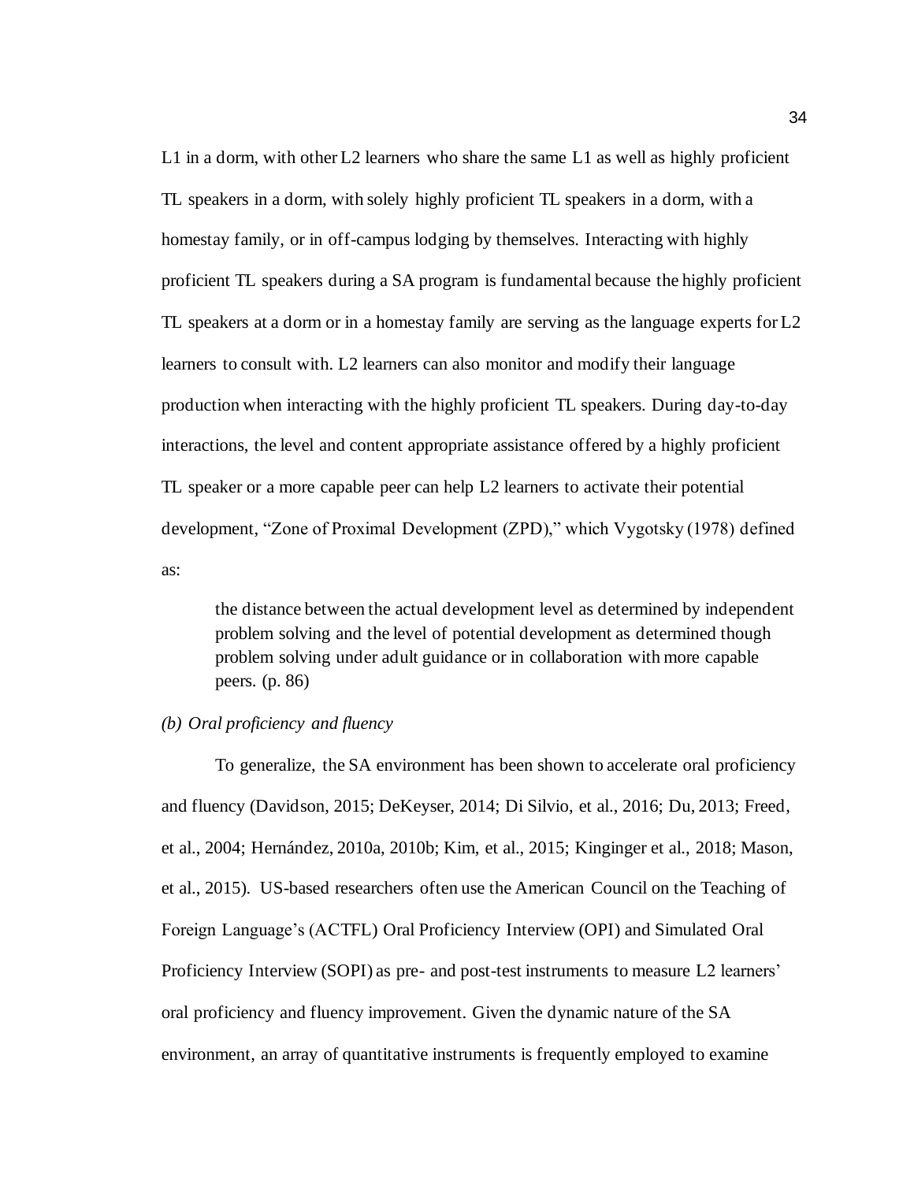L1 in a dorm, with other L2 learners who share the same L1 as well as highly proficient TL speakers in a dorm, with solely highly proficient TL speakers in a dorm, with a homestay family, or in off-campus lodging by themselves. Interacting with highly proficient TL speakers during a SA program is fundamental because the highly proficient TL speakers at a dorm or in a homestay family are serving as the language experts for L2 learners to consult with. L2 learners can also monitor and modify their language production when interacting with the highly proficient TL speakers. During day-to-day interactions, the level and content appropriate assistance offered by a highly proficient TL speaker or a more capable peer can help L2 learners to activate their potential development, "Zone of Proximal Development (ZPD)," which Vygotsky (1978) defined as:

> the distance between the actual development level as determined by independent problem solving and the level of potential development as determined though problem solving under adult guidance or in collaboration with more capable peers. (p. 86)

*(b) Oral proficiency and fluency*

To generalize, the SA environment has been shown to accelerate oral proficiency and fluency (Davidson, 2015; DeKeyser, 2014; Di Silvio, et al., 2016; Du, 2013; Freed, et al., 2004; Hernández, 2010a, 2010b; Kim, et al., 2015; Kinginger et al., 2018; Mason, et al., 2015). US-based researchers often use the American Council on the Teaching of Foreign Language's (ACTFL) Oral Proficiency Interview (OPI) and Simulated Oral Proficiency Interview (SOPI) as pre- and post-test instruments to measure L2 learners' oral proficiency and fluency improvement. Given the dynamic nature of the SA environment, an array of quantitative instruments is frequently employed to examine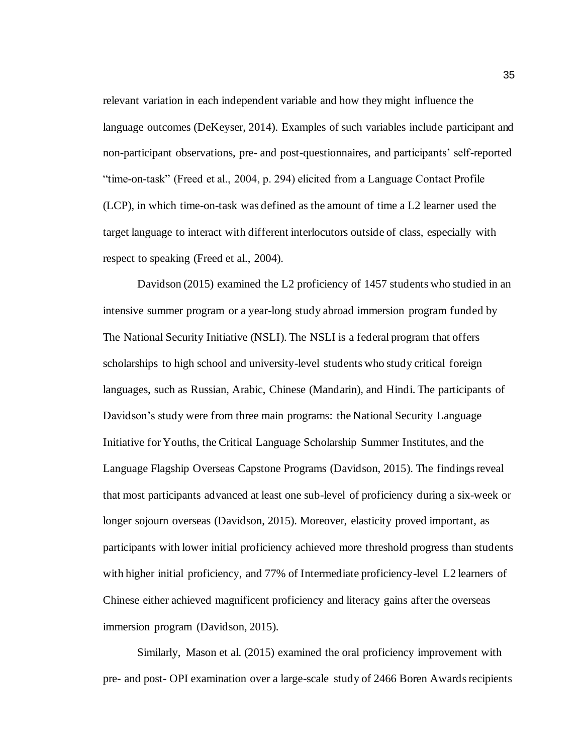relevant variation in each independent variable and how they might influence the language outcomes (DeKeyser, 2014). Examples of such variables include participant and non-participant observations, pre- and post-questionnaires, and participants' self-reported "time-on-task" (Freed et al., 2004, p. 294) elicited from a Language Contact Profile (LCP), in which time-on-task was defined as the amount of time a L2 learner used the target language to interact with different interlocutors outside of class, especially with respect to speaking (Freed et al., 2004).

Davidson (2015) examined the L2 proficiency of 1457 students who studied in an intensive summer program or a year-long study abroad immersion program funded by The National Security Initiative (NSLI). The NSLI is a federal program that offers scholarships to high school and university-level students who study critical foreign languages, such as Russian, Arabic, Chinese (Mandarin), and Hindi. The participants of Davidson's study were from three main programs: the National Security Language Initiative for Youths, the Critical Language Scholarship Summer Institutes, and the Language Flagship Overseas Capstone Programs (Davidson, 2015). The findings reveal that most participants advanced at least one sub-level of proficiency during a six-week or longer sojourn overseas (Davidson, 2015). Moreover, elasticity proved important, as participants with lower initial proficiency achieved more threshold progress than students with higher initial proficiency, and 77% of Intermediate proficiency-level L2 learners of Chinese either achieved magnificent proficiency and literacy gains after the overseas immersion program (Davidson, 2015).

Similarly, Mason et al. (2015) examined the oral proficiency improvement with pre- and post- OPI examination over a large-scale study of 2466 Boren Awards recipients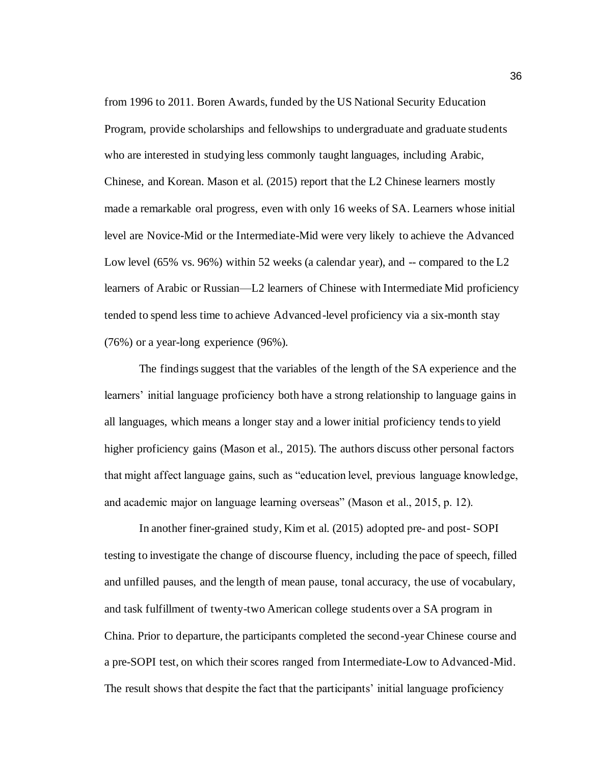from 1996 to 2011. Boren Awards, funded by the US National Security Education Program, provide scholarships and fellowships to undergraduate and graduate students who are interested in studying less commonly taught languages, including Arabic, Chinese, and Korean. Mason et al. (2015) report that the L2 Chinese learners mostly made a remarkable oral progress, even with only 16 weeks of SA. Learners whose initial level are Novice-Mid or the Intermediate-Mid were very likely to achieve the Advanced Low level (65% vs. 96%) within 52 weeks (a calendar year), and -- compared to the L2 learners of Arabic or Russian—L2 learners of Chinese with Intermediate Mid proficiency tended to spend less time to achieve Advanced-level proficiency via a six-month stay (76%) or a year-long experience (96%).

The findings suggest that the variables of the length of the SA experience and the learners' initial language proficiency both have a strong relationship to language gains in all languages, which means a longer stay and a lower initial proficiency tends to yield higher proficiency gains (Mason et al., 2015). The authors discuss other personal factors that might affect language gains, such as "education level, previous language knowledge, and academic major on language learning overseas" (Mason et al., 2015, p. 12).

In another finer-grained study, Kim et al. (2015) adopted pre- and post- SOPI testing to investigate the change of discourse fluency, including the pace of speech, filled and unfilled pauses, and the length of mean pause, tonal accuracy, the use of vocabulary, and task fulfillment of twenty-two American college students over a SA program in China. Prior to departure, the participants completed the second-year Chinese course and a pre-SOPI test, on which their scores ranged from Intermediate-Low to Advanced-Mid. The result shows that despite the fact that the participants' initial language proficiency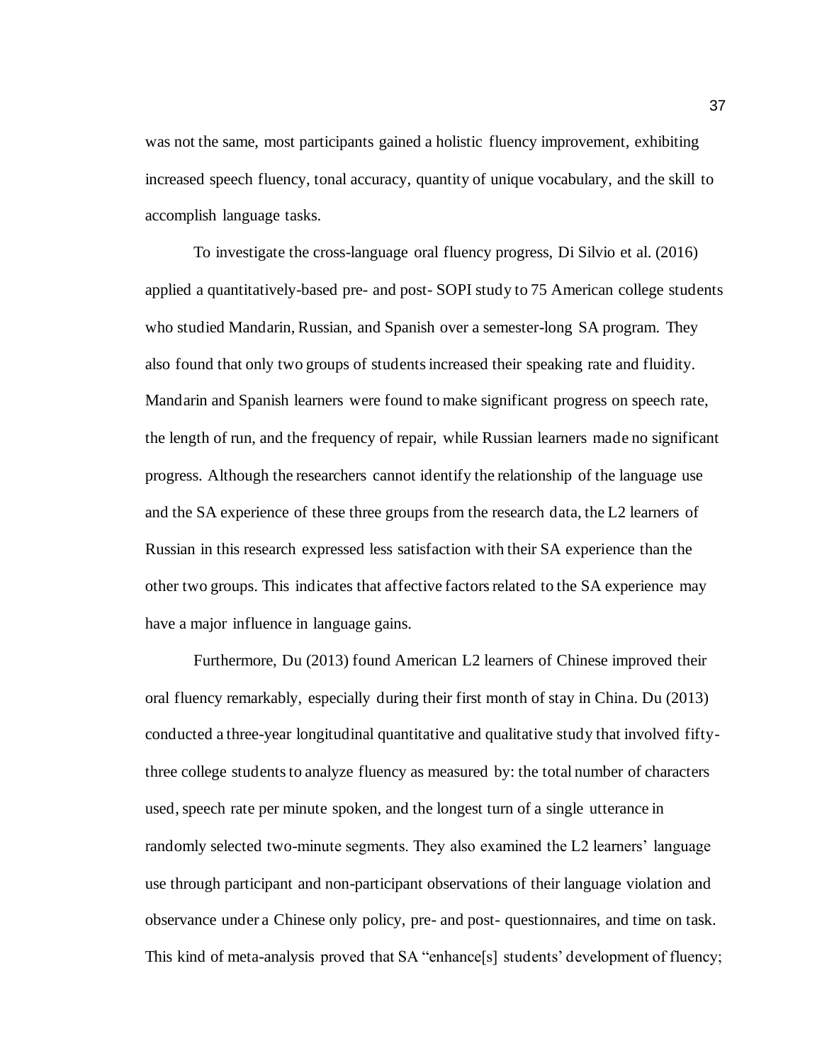was not the same, most participants gained a holistic fluency improvement, exhibiting increased speech fluency, tonal accuracy, quantity of unique vocabulary, and the skill to accomplish language tasks.

To investigate the cross-language oral fluency progress, Di Silvio et al. (2016) applied a quantitatively-based pre- and post- SOPI study to 75 American college students who studied Mandarin, Russian, and Spanish over a semester-long SA program. They also found that only two groups of students increased their speaking rate and fluidity. Mandarin and Spanish learners were found to make significant progress on speech rate, the length of run, and the frequency of repair, while Russian learners made no significant progress. Although the researchers cannot identify the relationship of the language use and the SA experience of these three groups from the research data, the L2 learners of Russian in this research expressed less satisfaction with their SA experience than the other two groups. This indicates that affective factors related to the SA experience may have a major influence in language gains.

Furthermore, Du (2013) found American L2 learners of Chinese improved their oral fluency remarkably, especially during their first month of stay in China. Du (2013) conducted a three-year longitudinal quantitative and qualitative study that involved fifty-three college students to analyze fluency as measured by: the total number of characters used, speech rate per minute spoken, and the longest turn of a single utterance in randomly selected two-minute segments. They also examined the L2 learners' language use through participant and non-participant observations of their language violation and observance under a Chinese only policy, pre- and post- questionnaires, and time on task. This kind of meta-analysis proved that SA "enhance[s] students' development of fluency;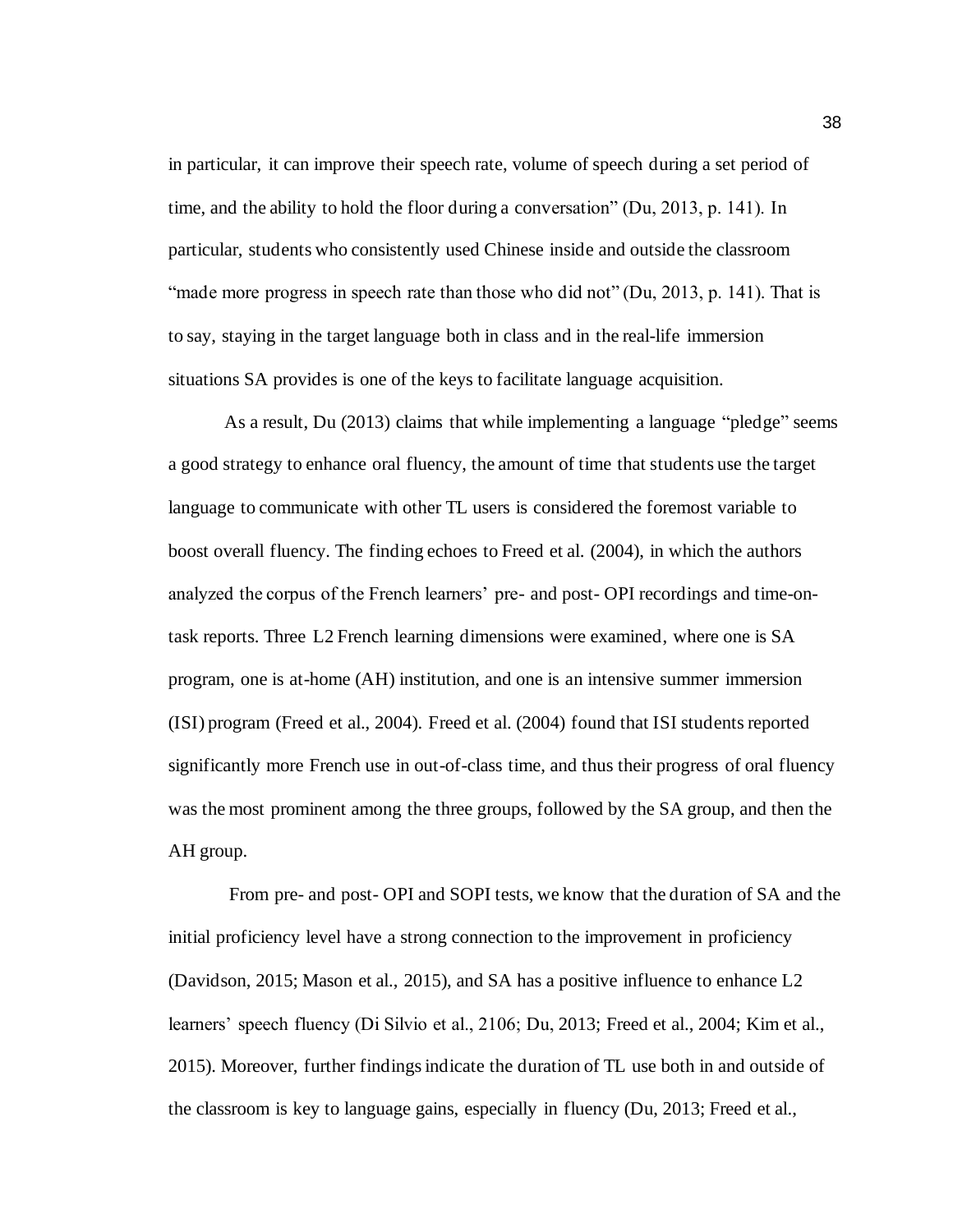in particular, it can improve their speech rate, volume of speech during a set period of time, and the ability to hold the floor during a conversation" (Du, 2013, p. 141). In particular, students who consistently used Chinese inside and outside the classroom "made more progress in speech rate than those who did not" (Du, 2013, p. 141). That is to say, staying in the target language both in class and in the real-life immersion situations SA provides is one of the keys to facilitate language acquisition.

As a result, Du (2013) claims that while implementing a language "pledge" seems a good strategy to enhance oral fluency, the amount of time that students use the target language to communicate with other TL users is considered the foremost variable to boost overall fluency. The finding echoes to Freed et al. (2004), in which the authors analyzed the corpus of the French learners' pre- and post- OPI recordings and time-on-task reports. Three L2 French learning dimensions were examined, where one is SA program, one is at-home (AH) institution, and one is an intensive summer immersion (ISI) program (Freed et al., 2004). Freed et al. (2004) found that ISI students reported significantly more French use in out-of-class time, and thus their progress of oral fluency was the most prominent among the three groups, followed by the SA group, and then the AH group.

From pre- and post- OPI and SOPI tests, we know that the duration of SA and the initial proficiency level have a strong connection to the improvement in proficiency (Davidson, 2015; Mason et al., 2015), and SA has a positive influence to enhance L2 learners' speech fluency (Di Silvio et al., 2106; Du, 2013; Freed et al., 2004; Kim et al., 2015). Moreover, further findings indicate the duration of TL use both in and outside of the classroom is key to language gains, especially in fluency (Du, 2013; Freed et al.,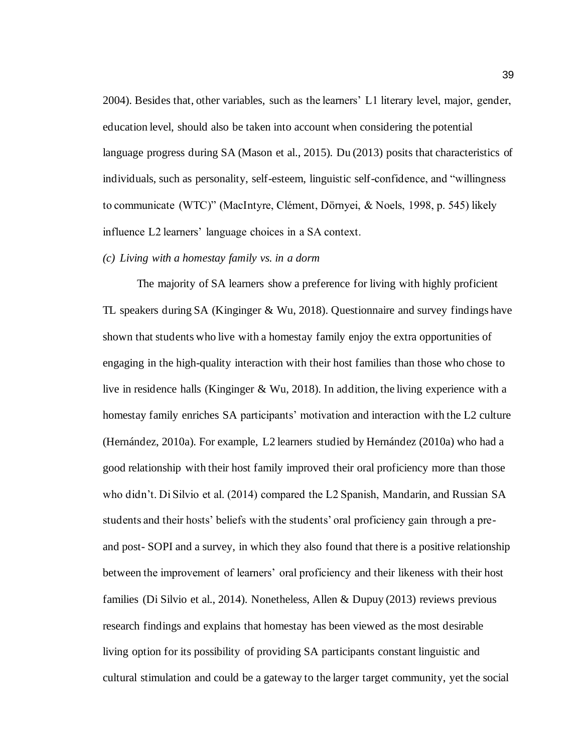2004). Besides that, other variables, such as the learners' L1 literary level, major, gender, education level, should also be taken into account when considering the potential language progress during SA (Mason et al., 2015). Du (2013) posits that characteristics of individuals, such as personality, self-esteem, linguistic self-confidence, and "willingness to communicate (WTC)" (MacIntyre, Clément, Dörnyei, & Noels, 1998, p. 545) likely influence L2 learners' language choices in a SA context.

*(c) Living with a homestay family vs. in a dorm*

The majority of SA learners show a preference for living with highly proficient TL speakers during SA (Kinginger & Wu, 2018). Questionnaire and survey findings have shown that students who live with a homestay family enjoy the extra opportunities of engaging in the high-quality interaction with their host families than those who chose to live in residence halls (Kinginger & Wu, 2018). In addition, the living experience with a homestay family enriches SA participants' motivation and interaction with the L2 culture (Hernández, 2010a). For example, L2 learners studied by Hernández (2010a) who had a good relationship with their host family improved their oral proficiency more than those who didn't. Di Silvio et al. (2014) compared the L2 Spanish, Mandarin, and Russian SA students and their hosts' beliefs with the students' oral proficiency gain through a pre- and post- SOPI and a survey, in which they also found that there is a positive relationship between the improvement of learners' oral proficiency and their likeness with their host families (Di Silvio et al., 2014). Nonetheless, Allen & Dupuy (2013) reviews previous research findings and explains that homestay has been viewed as the most desirable living option for its possibility of providing SA participants constant linguistic and cultural stimulation and could be a gateway to the larger target community, yet the social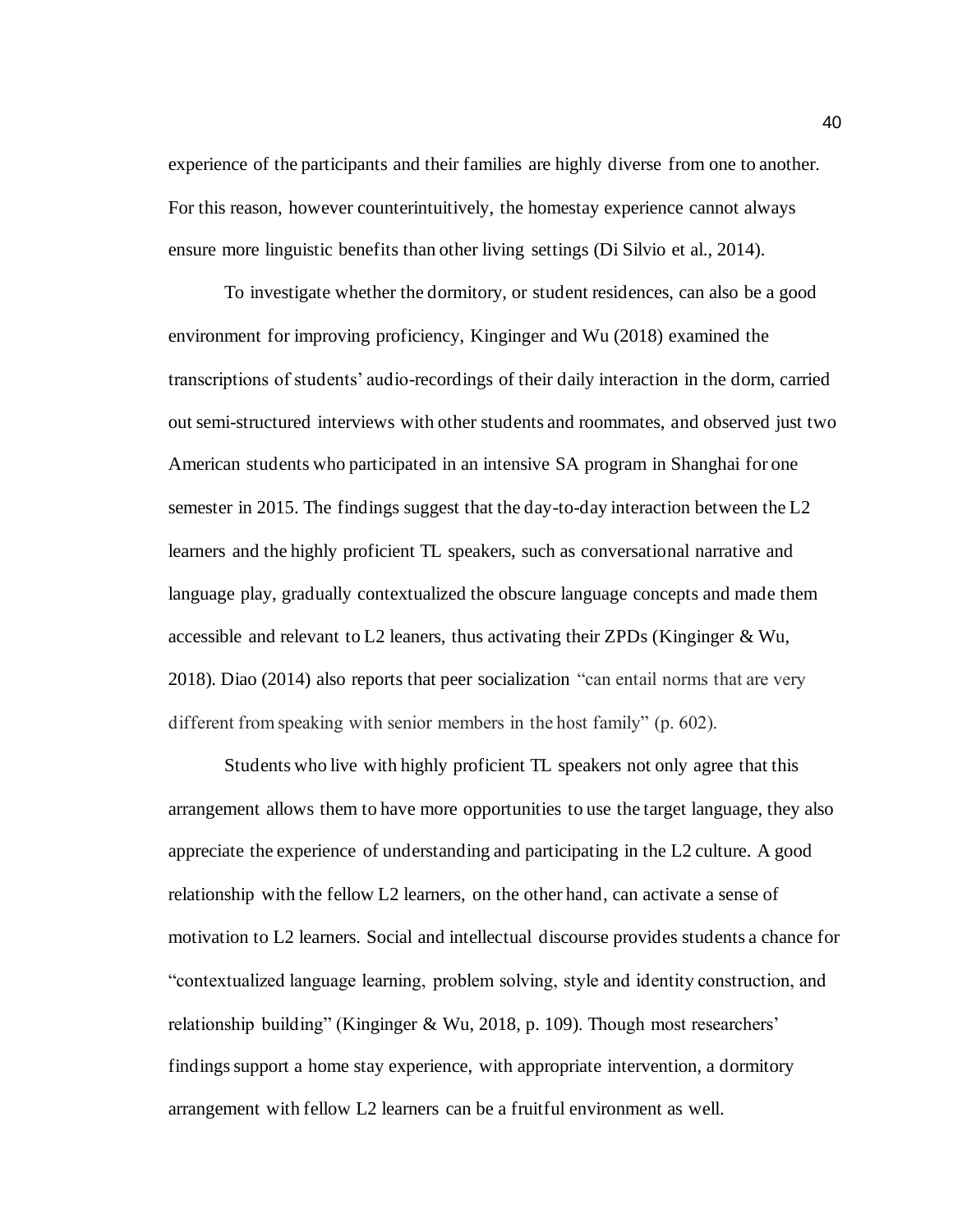experience of the participants and their families are highly diverse from one to another. For this reason, however counterintuitively, the homestay experience cannot always ensure more linguistic benefits than other living settings (Di Silvio et al., 2014).

To investigate whether the dormitory, or student residences, can also be a good environment for improving proficiency, Kinginger and Wu (2018) examined the transcriptions of students' audio-recordings of their daily interaction in the dorm, carried out semi-structured interviews with other students and roommates, and observed just two American students who participated in an intensive SA program in Shanghai for one semester in 2015. The findings suggest that the day-to-day interaction between the L2 learners and the highly proficient TL speakers, such as conversational narrative and language play, gradually contextualized the obscure language concepts and made them accessible and relevant to L2 leaners, thus activating their ZPDs (Kinginger & Wu, 2018). Diao (2014) also reports that peer socialization "can entail norms that are very different from speaking with senior members in the host family" (p. 602).

Students who live with highly proficient TL speakers not only agree that this arrangement allows them to have more opportunities to use the target language, they also appreciate the experience of understanding and participating in the L2 culture. A good relationship with the fellow L2 learners, on the other hand, can activate a sense of motivation to L2 learners. Social and intellectual discourse provides students a chance for "contextualized language learning, problem solving, style and identity construction, and relationship building" (Kinginger & Wu, 2018, p. 109). Though most researchers' findings support a home stay experience, with appropriate intervention, a dormitory arrangement with fellow L2 learners can be a fruitful environment as well.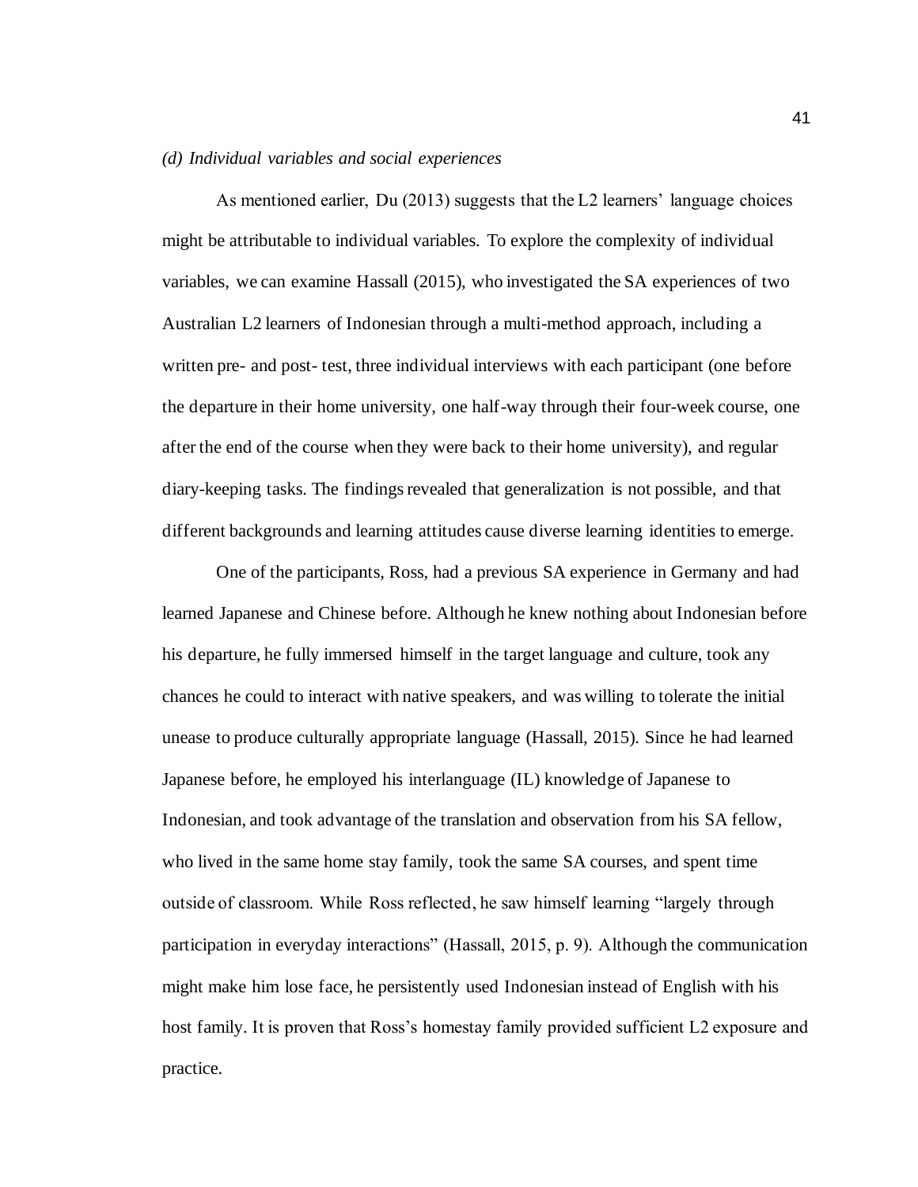*(d) Individual variables and social experiences*

As mentioned earlier, Du (2013) suggests that the L2 learners' language choices might be attributable to individual variables. To explore the complexity of individual variables, we can examine Hassall (2015), who investigated the SA experiences of two Australian L2 learners of Indonesian through a multi-method approach, including a written pre- and post- test, three individual interviews with each participant (one before the departure in their home university, one half-way through their four-week course, one after the end of the course when they were back to their home university), and regular diary-keeping tasks. The findings revealed that generalization is not possible, and that different backgrounds and learning attitudes cause diverse learning identities to emerge.

One of the participants, Ross, had a previous SA experience in Germany and had learned Japanese and Chinese before. Although he knew nothing about Indonesian before his departure, he fully immersed himself in the target language and culture, took any chances he could to interact with native speakers, and was willing to tolerate the initial unease to produce culturally appropriate language (Hassall, 2015). Since he had learned Japanese before, he employed his interlanguage (IL) knowledge of Japanese to Indonesian, and took advantage of the translation and observation from his SA fellow, who lived in the same home stay family, took the same SA courses, and spent time outside of classroom. While Ross reflected, he saw himself learning "largely through participation in everyday interactions" (Hassall, 2015, p. 9). Although the communication might make him lose face, he persistently used Indonesian instead of English with his host family. It is proven that Ross's homestay family provided sufficient L2 exposure and practice.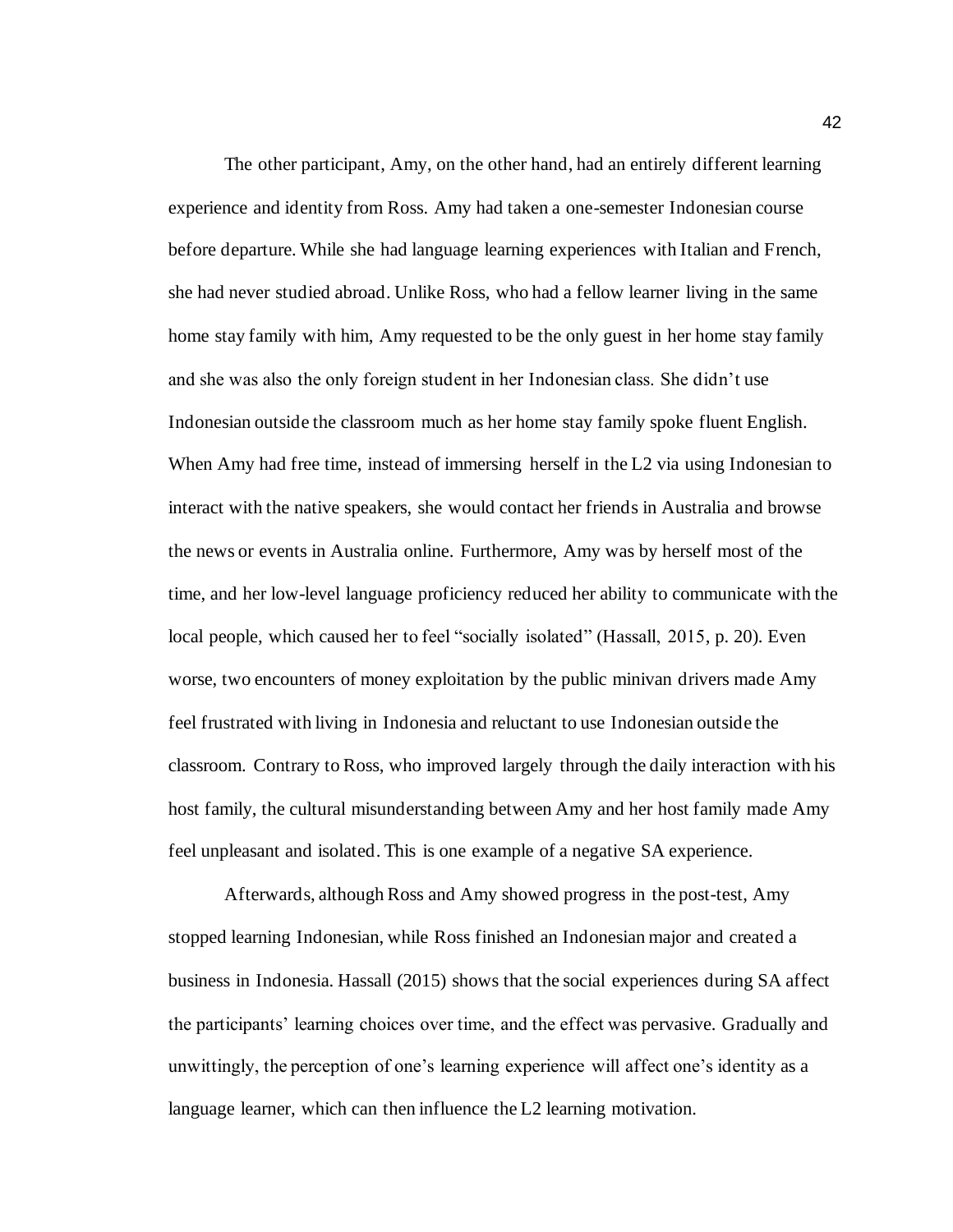The other participant, Amy, on the other hand, had an entirely different learning experience and identity from Ross. Amy had taken a one-semester Indonesian course before departure. While she had language learning experiences with Italian and French, she had never studied abroad. Unlike Ross, who had a fellow learner living in the same home stay family with him, Amy requested to be the only guest in her home stay family and she was also the only foreign student in her Indonesian class. She didn't use Indonesian outside the classroom much as her home stay family spoke fluent English. When Amy had free time, instead of immersing herself in the L2 via using Indonesian to interact with the native speakers, she would contact her friends in Australia and browse the news or events in Australia online. Furthermore, Amy was by herself most of the time, and her low-level language proficiency reduced her ability to communicate with the local people, which caused her to feel "socially isolated" (Hassall, 2015, p. 20). Even worse, two encounters of money exploitation by the public minivan drivers made Amy feel frustrated with living in Indonesia and reluctant to use Indonesian outside the classroom. Contrary to Ross, who improved largely through the daily interaction with his host family, the cultural misunderstanding between Amy and her host family made Amy feel unpleasant and isolated. This is one example of a negative SA experience.

Afterwards, although Ross and Amy showed progress in the post-test, Amy stopped learning Indonesian, while Ross finished an Indonesian major and created a business in Indonesia. Hassall (2015) shows that the social experiences during SA affect the participants' learning choices over time, and the effect was pervasive. Gradually and unwittingly, the perception of one's learning experience will affect one's identity as a language learner, which can then influence the L2 learning motivation.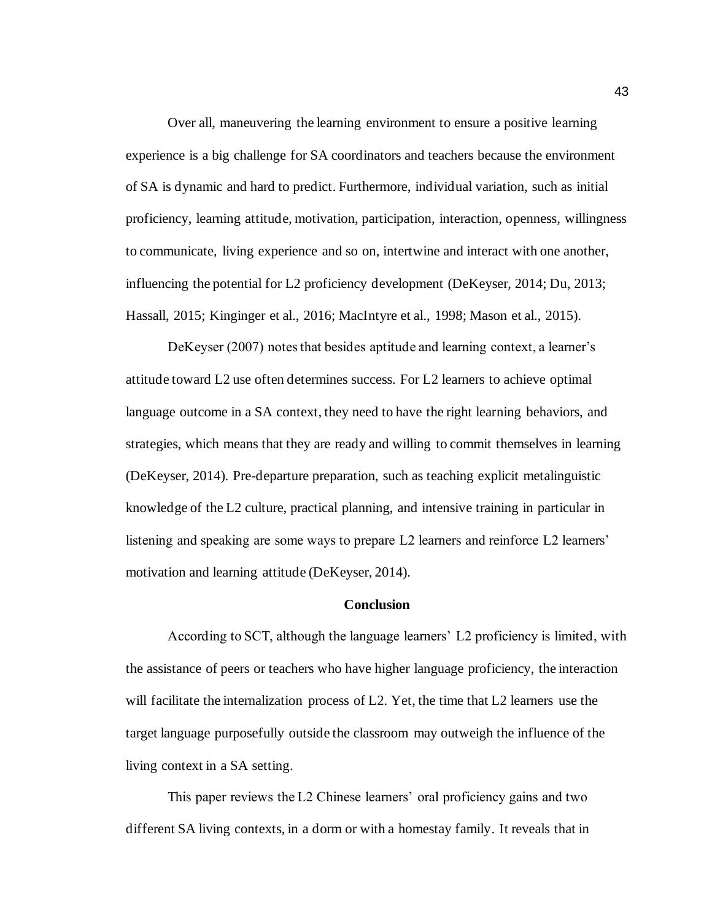Over all, maneuvering the learning environment to ensure a positive learning experience is a big challenge for SA coordinators and teachers because the environment of SA is dynamic and hard to predict. Furthermore, individual variation, such as initial proficiency, learning attitude, motivation, participation, interaction, openness, willingness to communicate, living experience and so on, intertwine and interact with one another, influencing the potential for L2 proficiency development (DeKeyser, 2014; Du, 2013; Hassall, 2015; Kinginger et al., 2016; MacIntyre et al., 1998; Mason et al., 2015).

DeKeyser (2007) notes that besides aptitude and learning context, a learner's attitude toward L2 use often determines success. For L2 learners to achieve optimal language outcome in a SA context, they need to have the right learning behaviors, and strategies, which means that they are ready and willing to commit themselves in learning (DeKeyser, 2014). Pre-departure preparation, such as teaching explicit metalinguistic knowledge of the L2 culture, practical planning, and intensive training in particular in listening and speaking are some ways to prepare L2 learners and reinforce L2 learners' motivation and learning attitude (DeKeyser, 2014).

## Conclusion

According to SCT, although the language learners' L2 proficiency is limited, with the assistance of peers or teachers who have higher language proficiency, the interaction will facilitate the internalization process of L2. Yet, the time that L2 learners use the target language purposefully outside the classroom may outweigh the influence of the living context in a SA setting.

This paper reviews the L2 Chinese learners' oral proficiency gains and two different SA living contexts, in a dorm or with a homestay family. It reveals that in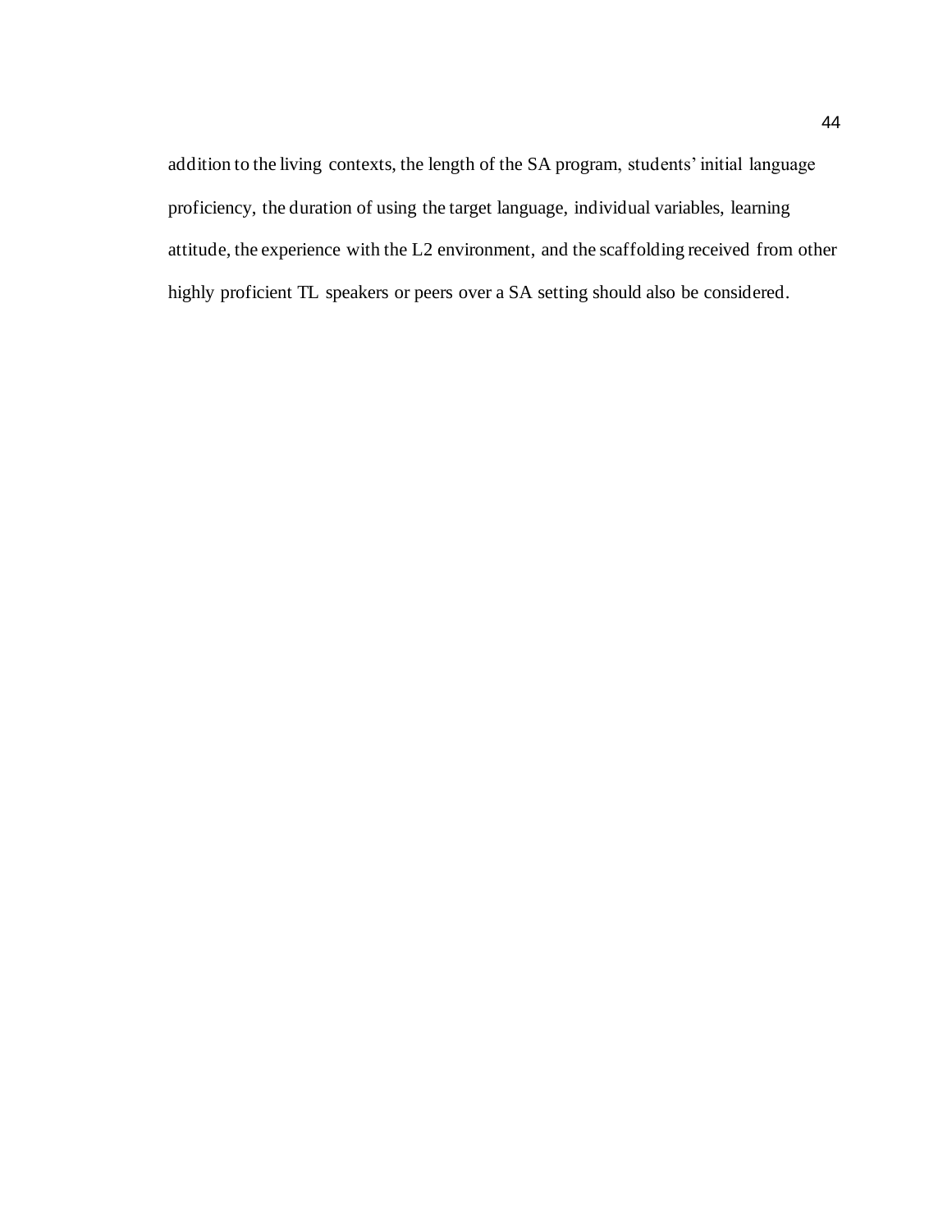addition to the living contexts, the length of the SA program, students' initial language proficiency, the duration of using the target language, individual variables, learning attitude, the experience with the L2 environment, and the scaffolding received from other highly proficient TL speakers or peers over a SA setting should also be considered.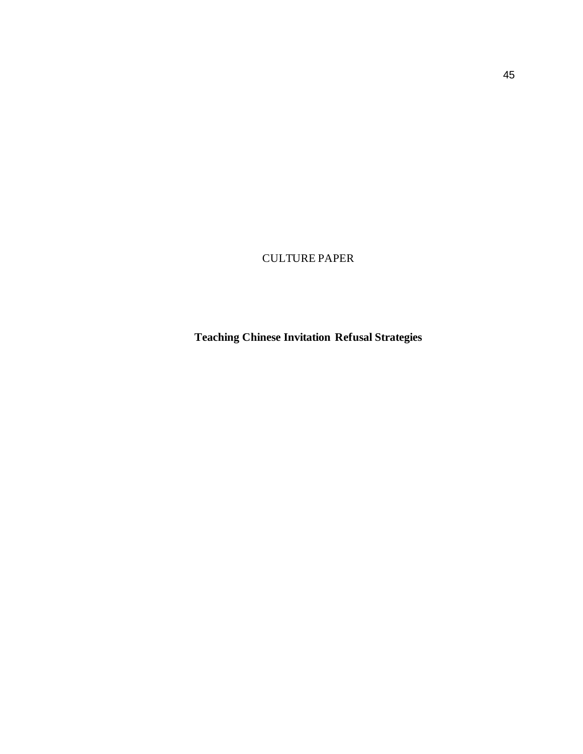# CULTURE PAPER

## Teaching Chinese Invitation Refusal Strategies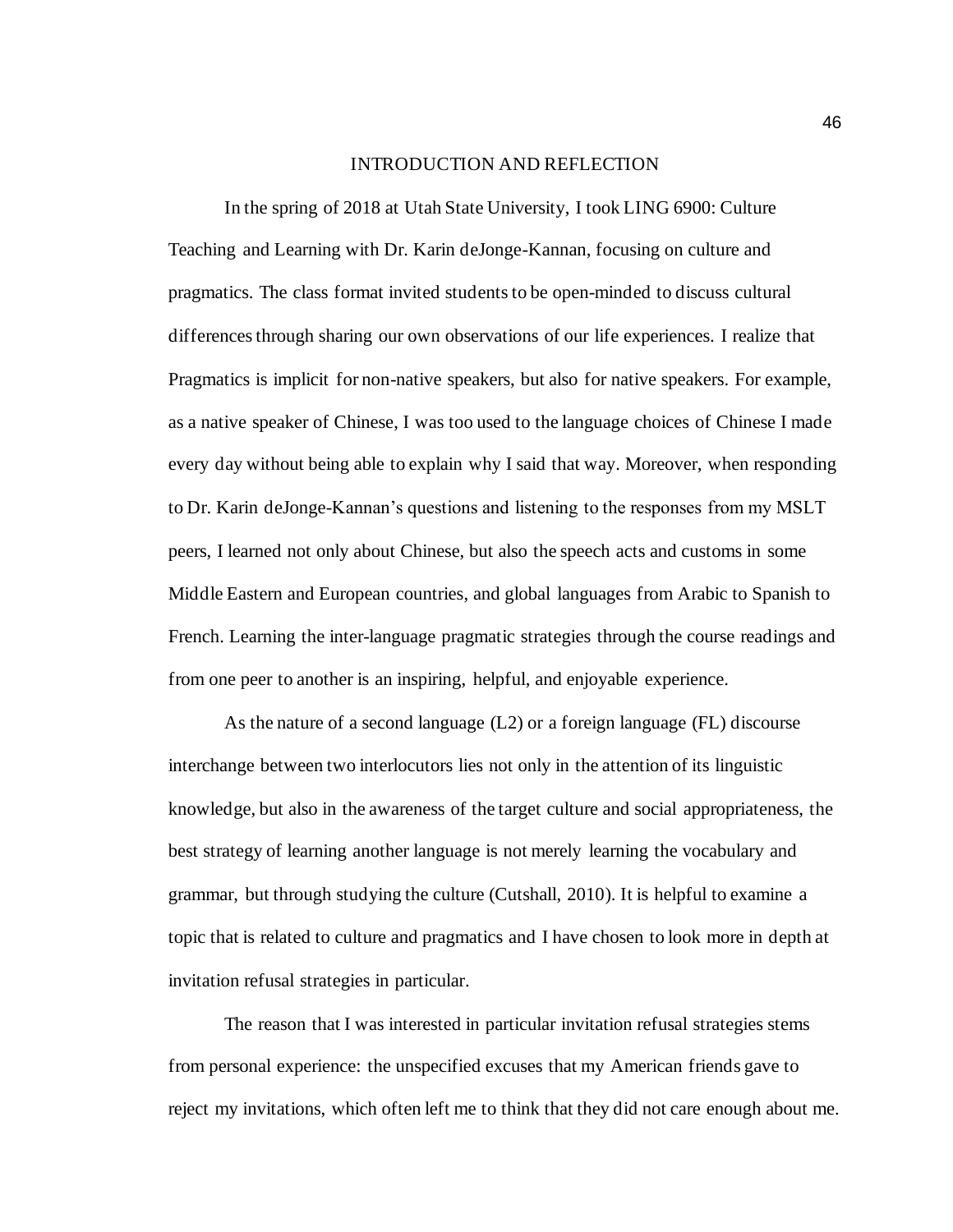# INTRODUCTION AND REFLECTION

In the spring of 2018 at Utah State University, I took LING 6900: Culture Teaching and Learning with Dr. Karin deJonge-Kannan, focusing on culture and pragmatics. The class format invited students to be open-minded to discuss cultural differences through sharing our own observations of our life experiences. I realize that Pragmatics is implicit for non-native speakers, but also for native speakers. For example, as a native speaker of Chinese, I was too used to the language choices of Chinese I made every day without being able to explain why I said that way. Moreover, when responding to Dr. Karin deJonge-Kannan's questions and listening to the responses from my MSLT peers, I learned not only about Chinese, but also the speech acts and customs in some Middle Eastern and European countries, and global languages from Arabic to Spanish to French. Learning the inter-language pragmatic strategies through the course readings and from one peer to another is an inspiring, helpful, and enjoyable experience.

As the nature of a second language (L2) or a foreign language (FL) discourse interchange between two interlocutors lies not only in the attention of its linguistic knowledge, but also in the awareness of the target culture and social appropriateness, the best strategy of learning another language is not merely learning the vocabulary and grammar, but through studying the culture (Cutshall, 2010). It is helpful to examine a topic that is related to culture and pragmatics and I have chosen to look more in depth at invitation refusal strategies in particular.

The reason that I was interested in particular invitation refusal strategies stems from personal experience: the unspecified excuses that my American friends gave to reject my invitations, which often left me to think that they did not care enough about me.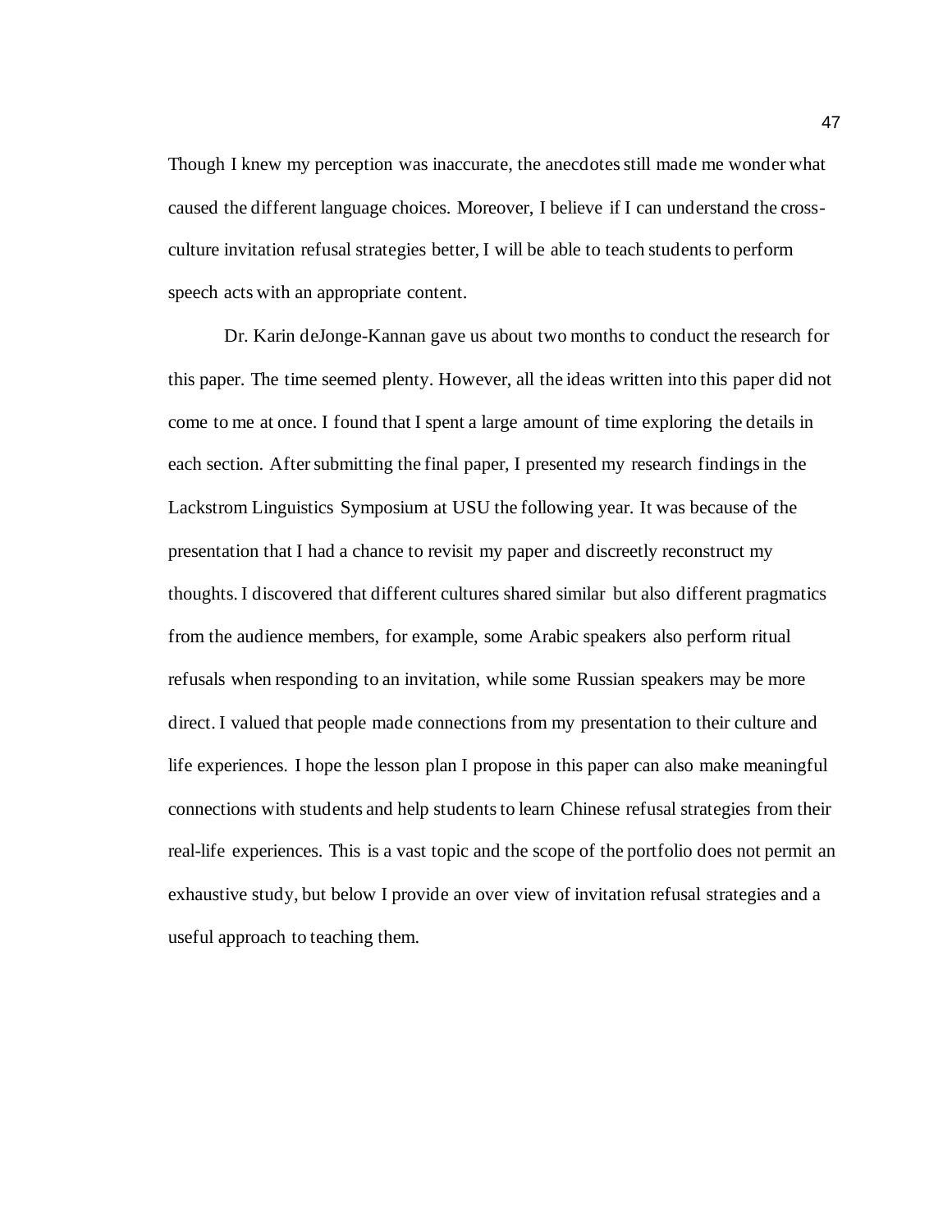Though I knew my perception was inaccurate, the anecdotes still made me wonder what caused the different language choices. Moreover, I believe if I can understand the cross-culture invitation refusal strategies better, I will be able to teach students to perform speech acts with an appropriate content.

Dr. Karin deJonge-Kannan gave us about two months to conduct the research for this paper. The time seemed plenty. However, all the ideas written into this paper did not come to me at once. I found that I spent a large amount of time exploring the details in each section. After submitting the final paper, I presented my research findings in the Lackstrom Linguistics Symposium at USU the following year. It was because of the presentation that I had a chance to revisit my paper and discreetly reconstruct my thoughts. I discovered that different cultures shared similar but also different pragmatics from the audience members, for example, some Arabic speakers also perform ritual refusals when responding to an invitation, while some Russian speakers may be more direct. I valued that people made connections from my presentation to their culture and life experiences. I hope the lesson plan I propose in this paper can also make meaningful connections with students and help students to learn Chinese refusal strategies from their real-life experiences. This is a vast topic and the scope of the portfolio does not permit an exhaustive study, but below I provide an over view of invitation refusal strategies and a useful approach to teaching them.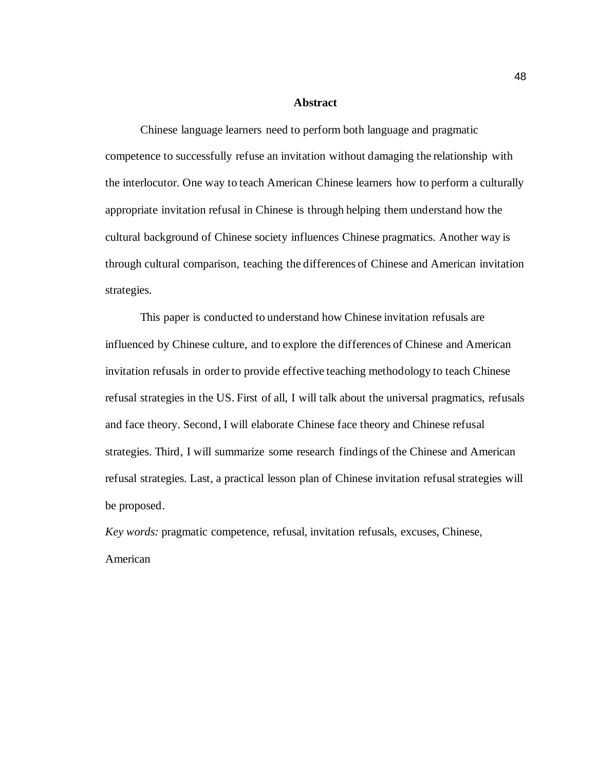## Abstract

Chinese language learners need to perform both language and pragmatic competence to successfully refuse an invitation without damaging the relationship with the interlocutor. One way to teach American Chinese learners how to perform a culturally appropriate invitation refusal in Chinese is through helping them understand how the cultural background of Chinese society influences Chinese pragmatics. Another way is through cultural comparison, teaching the differences of Chinese and American invitation strategies.

This paper is conducted to understand how Chinese invitation refusals are influenced by Chinese culture, and to explore the differences of Chinese and American invitation refusals in order to provide effective teaching methodology to teach Chinese refusal strategies in the US. First of all, I will talk about the universal pragmatics, refusals and face theory. Second, I will elaborate Chinese face theory and Chinese refusal strategies. Third, I will summarize some research findings of the Chinese and American refusal strategies. Last, a practical lesson plan of Chinese invitation refusal strategies will be proposed.

*Key words:* pragmatic competence, refusal, invitation refusals, excuses, Chinese, American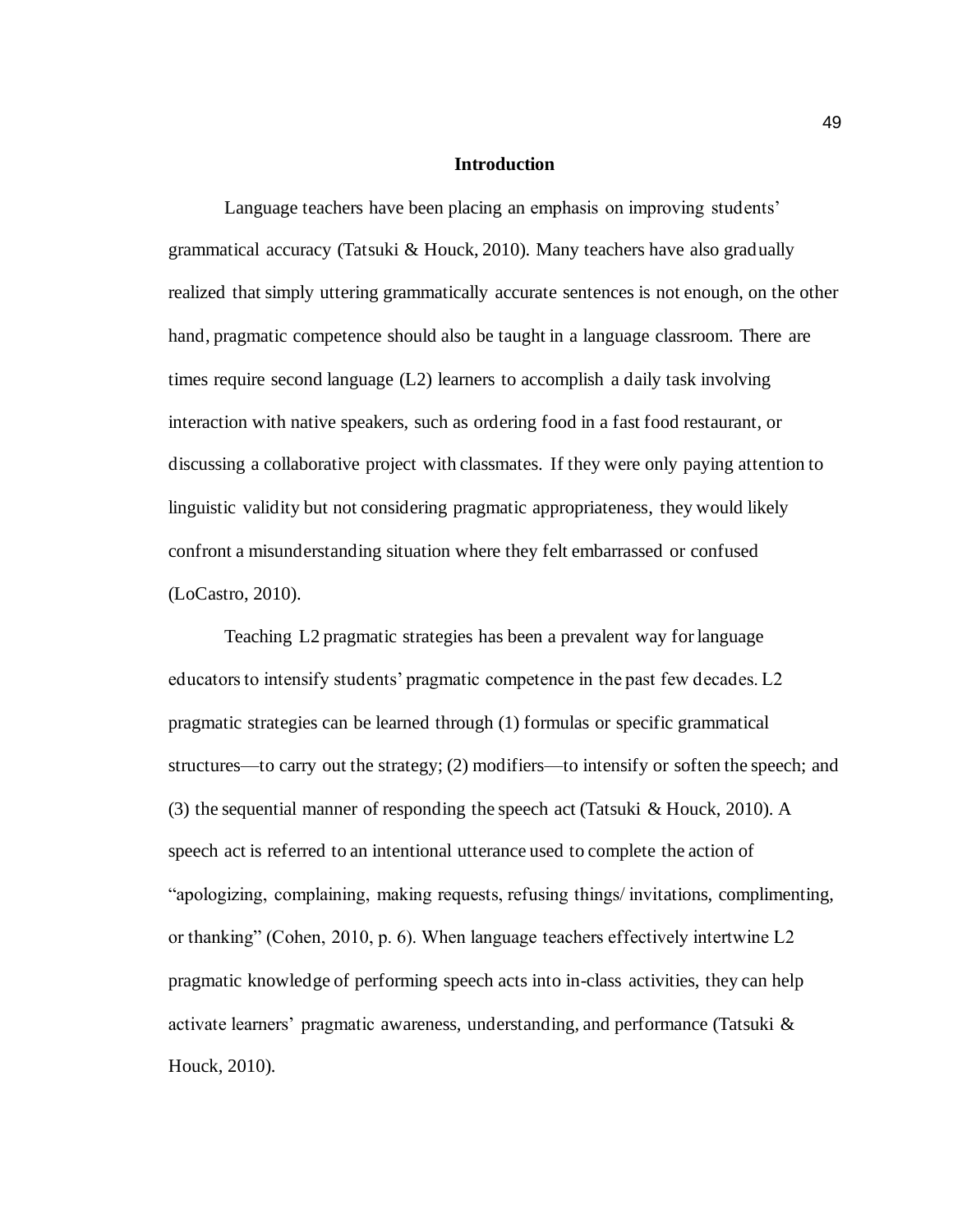## Introduction

Language teachers have been placing an emphasis on improving students' grammatical accuracy (Tatsuki & Houck, 2010). Many teachers have also gradually realized that simply uttering grammatically accurate sentences is not enough, on the other hand, pragmatic competence should also be taught in a language classroom. There are times require second language (L2) learners to accomplish a daily task involving interaction with native speakers, such as ordering food in a fast food restaurant, or discussing a collaborative project with classmates. If they were only paying attention to linguistic validity but not considering pragmatic appropriateness, they would likely confront a misunderstanding situation where they felt embarrassed or confused (LoCastro, 2010).

Teaching L2 pragmatic strategies has been a prevalent way for language educators to intensify students' pragmatic competence in the past few decades. L2 pragmatic strategies can be learned through (1) formulas or specific grammatical structures—to carry out the strategy; (2) modifiers—to intensify or soften the speech; and (3) the sequential manner of responding the speech act (Tatsuki & Houck, 2010). A speech act is referred to an intentional utterance used to complete the action of "apologizing, complaining, making requests, refusing things/ invitations, complimenting, or thanking" (Cohen, 2010, p. 6). When language teachers effectively intertwine L2 pragmatic knowledge of performing speech acts into in-class activities, they can help activate learners' pragmatic awareness, understanding, and performance (Tatsuki & Houck, 2010).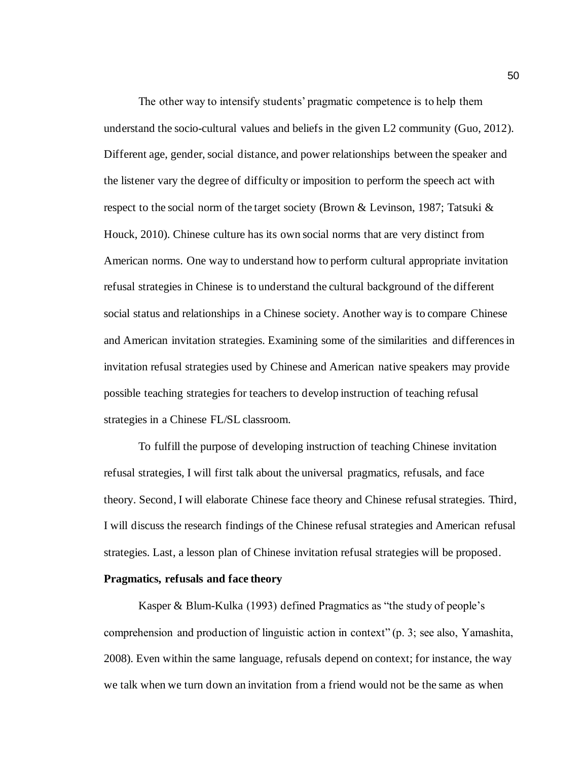The other way to intensify students' pragmatic competence is to help them understand the socio-cultural values and beliefs in the given L2 community (Guo, 2012). Different age, gender, social distance, and power relationships between the speaker and the listener vary the degree of difficulty or imposition to perform the speech act with respect to the social norm of the target society (Brown & Levinson, 1987; Tatsuki & Houck, 2010). Chinese culture has its own social norms that are very distinct from American norms. One way to understand how to perform cultural appropriate invitation refusal strategies in Chinese is to understand the cultural background of the different social status and relationships in a Chinese society. Another way is to compare Chinese and American invitation strategies. Examining some of the similarities and differences in invitation refusal strategies used by Chinese and American native speakers may provide possible teaching strategies for teachers to develop instruction of teaching refusal strategies in a Chinese FL/SL classroom.

To fulfill the purpose of developing instruction of teaching Chinese invitation refusal strategies, I will first talk about the universal pragmatics, refusals, and face theory. Second, I will elaborate Chinese face theory and Chinese refusal strategies. Third, I will discuss the research findings of the Chinese refusal strategies and American refusal strategies. Last, a lesson plan of Chinese invitation refusal strategies will be proposed.

**Pragmatics, refusals and face theory**

Kasper & Blum-Kulka (1993) defined Pragmatics as "the study of people's comprehension and production of linguistic action in context" (p. 3; see also, Yamashita, 2008). Even within the same language, refusals depend on context; for instance, the way we talk when we turn down an invitation from a friend would not be the same as when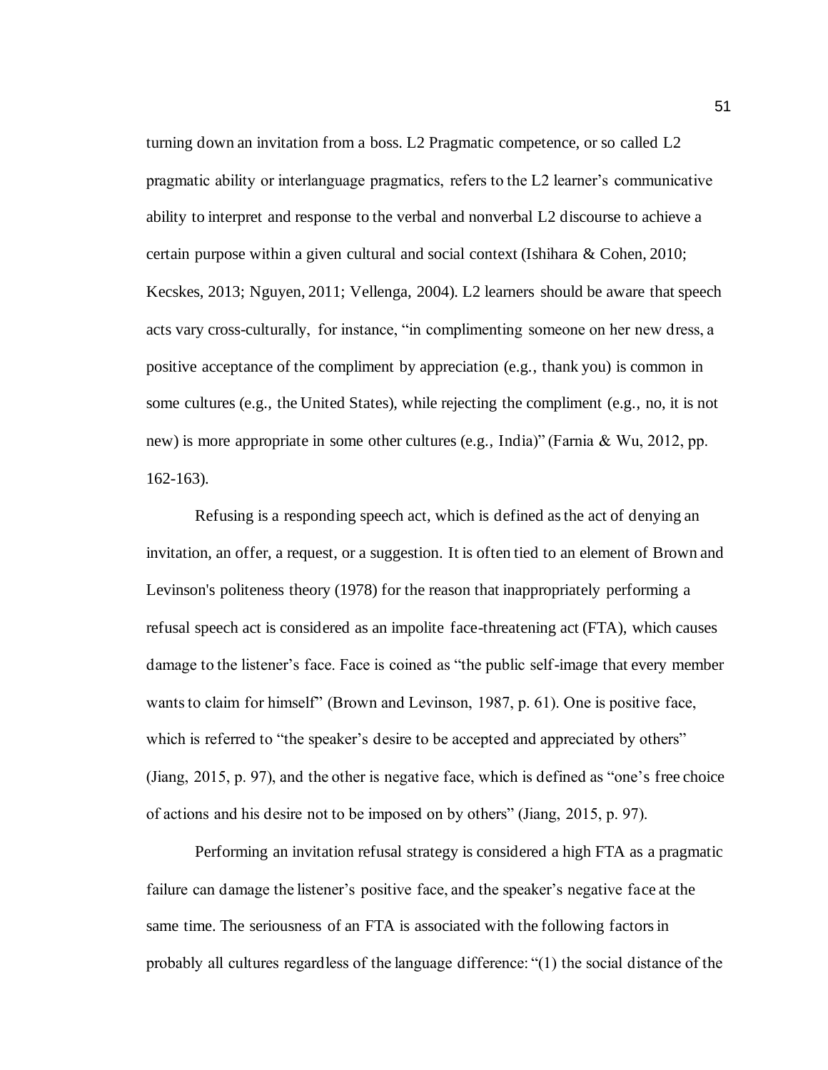turning down an invitation from a boss. L2 Pragmatic competence, or so called L2 pragmatic ability or interlanguage pragmatics, refers to the L2 learner's communicative ability to interpret and response to the verbal and nonverbal L2 discourse to achieve a certain purpose within a given cultural and social context (Ishihara & Cohen, 2010; Kecskes, 2013; Nguyen, 2011; Vellenga, 2004). L2 learners should be aware that speech acts vary cross-culturally, for instance, "in complimenting someone on her new dress, a positive acceptance of the compliment by appreciation (e.g., thank you) is common in some cultures (e.g., the United States), while rejecting the compliment (e.g., no, it is not new) is more appropriate in some other cultures (e.g., India)" (Farnia & Wu, 2012, pp. 162-163).

Refusing is a responding speech act, which is defined as the act of denying an invitation, an offer, a request, or a suggestion. It is often tied to an element of Brown and Levinson's politeness theory (1978) for the reason that inappropriately performing a refusal speech act is considered as an impolite face-threatening act (FTA), which causes damage to the listener's face. Face is coined as "the public self-image that every member wants to claim for himself" (Brown and Levinson, 1987, p. 61). One is positive face, which is referred to "the speaker's desire to be accepted and appreciated by others" (Jiang, 2015, p. 97), and the other is negative face, which is defined as "one's free choice of actions and his desire not to be imposed on by others" (Jiang, 2015, p. 97).

Performing an invitation refusal strategy is considered a high FTA as a pragmatic failure can damage the listener's positive face, and the speaker's negative face at the same time. The seriousness of an FTA is associated with the following factors in probably all cultures regardless of the language difference: "(1) the social distance of the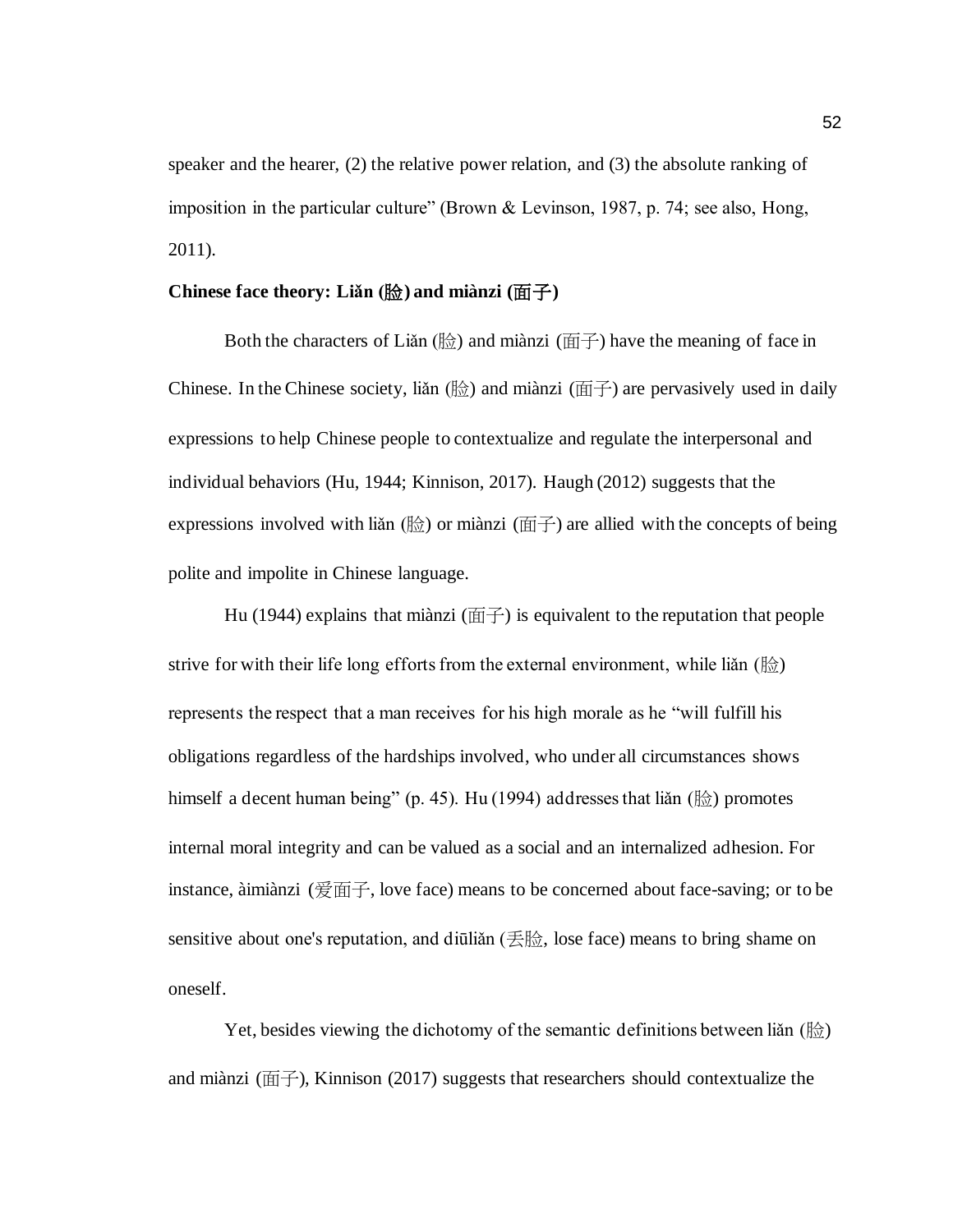speaker and the hearer, (2) the relative power relation, and (3) the absolute ranking of imposition in the particular culture" (Brown & Levinson, 1987, p. 74; see also, Hong, 2011).

**Chinese face theory: Liǎn (脸) and miànzi (面子)**

Both the characters of Liǎn (脸) and miànzi (面子) have the meaning of face in Chinese. In the Chinese society, liǎn (脸) and miànzi (面子) are pervasively used in daily expressions to help Chinese people to contextualize and regulate the interpersonal and individual behaviors (Hu, 1944; Kinnison, 2017). Haugh (2012) suggests that the expressions involved with liǎn (脸) or miànzi (面子) are allied with the concepts of being polite and impolite in Chinese language.

Hu (1944) explains that miànzi (面子) is equivalent to the reputation that people strive for with their life long efforts from the external environment, while liǎn (脸) represents the respect that a man receives for his high morale as he "will fulfill his obligations regardless of the hardships involved, who under all circumstances shows himself a decent human being" (p. 45). Hu (1994) addresses that liǎn (脸) promotes internal moral integrity and can be valued as a social and an internalized adhesion. For instance, àimiànzi (爱面子, love face) means to be concerned about face-saving; or to be sensitive about one's reputation, and diūliǎn (丢脸, lose face) means to bring shame on oneself.

Yet, besides viewing the dichotomy of the semantic definitions between liǎn (脸) and miànzi (面子), Kinnison (2017) suggests that researchers should contextualize the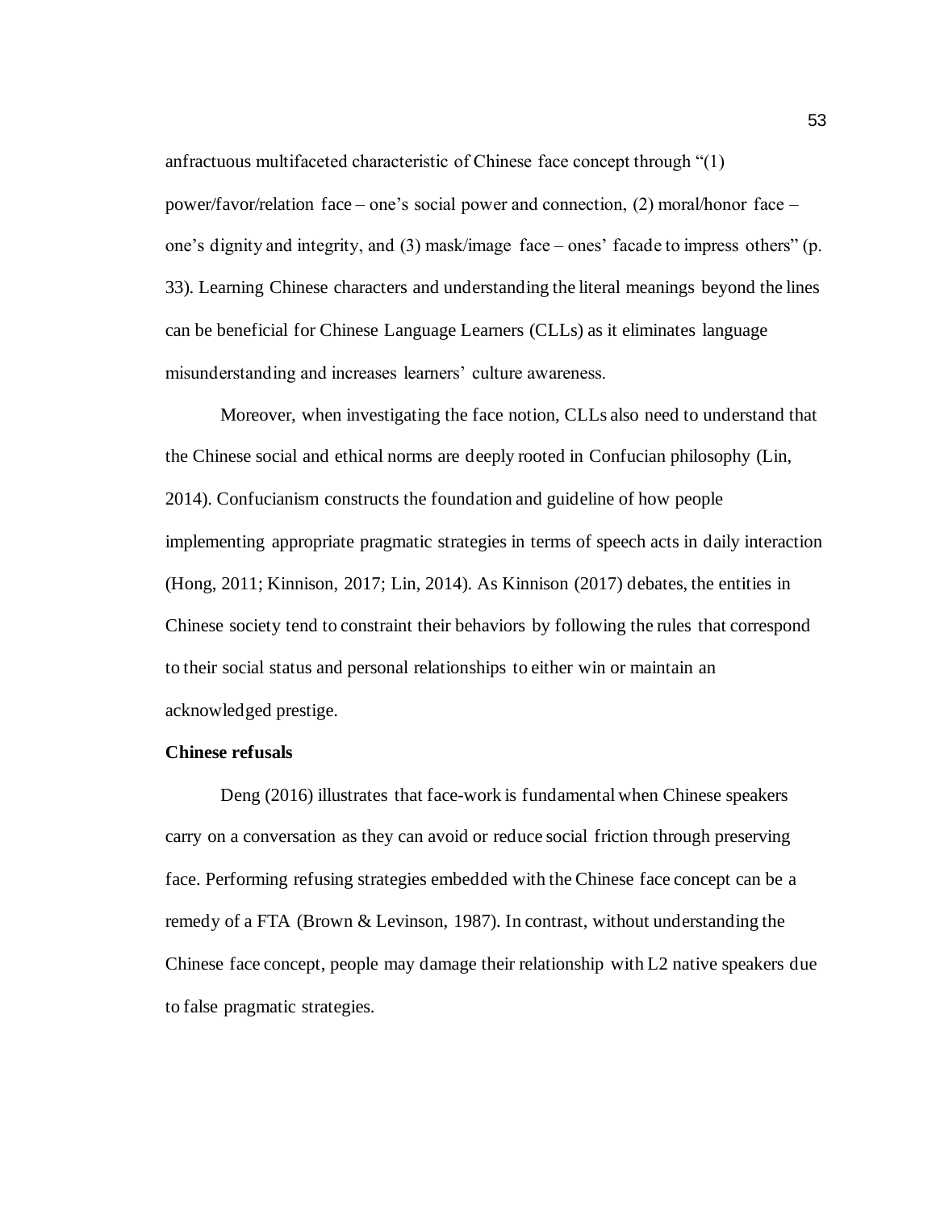anfractuous multifaceted characteristic of Chinese face concept through "(1) power/favor/relation face – one's social power and connection, (2) moral/honor face – one's dignity and integrity, and (3) mask/image face – ones' facade to impress others" (p. 33). Learning Chinese characters and understanding the literal meanings beyond the lines can be beneficial for Chinese Language Learners (CLLs) as it eliminates language misunderstanding and increases learners' culture awareness.

Moreover, when investigating the face notion, CLLs also need to understand that the Chinese social and ethical norms are deeply rooted in Confucian philosophy (Lin, 2014). Confucianism constructs the foundation and guideline of how people implementing appropriate pragmatic strategies in terms of speech acts in daily interaction (Hong, 2011; Kinnison, 2017; Lin, 2014). As Kinnison (2017) debates, the entities in Chinese society tend to constraint their behaviors by following the rules that correspond to their social status and personal relationships to either win or maintain an acknowledged prestige.

**Chinese refusals**

Deng (2016) illustrates that face-work is fundamental when Chinese speakers carry on a conversation as they can avoid or reduce social friction through preserving face. Performing refusing strategies embedded with the Chinese face concept can be a remedy of a FTA (Brown & Levinson, 1987). In contrast, without understanding the Chinese face concept, people may damage their relationship with L2 native speakers due to false pragmatic strategies.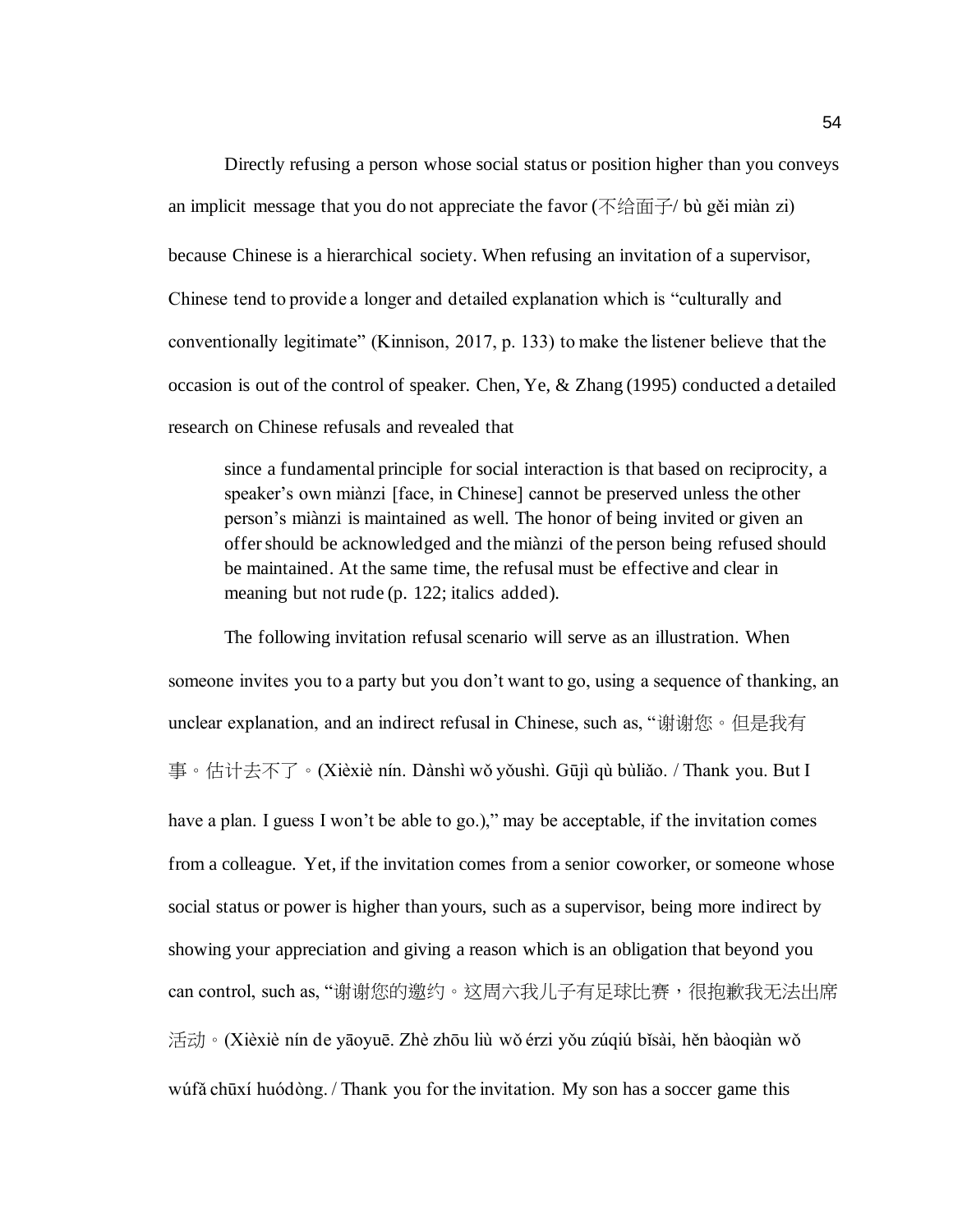Directly refusing a person whose social status or position higher than you conveys an implicit message that you do not appreciate the favor (不给面子/ bù gěi miàn zi) because Chinese is a hierarchical society. When refusing an invitation of a supervisor, Chinese tend to provide a longer and detailed explanation which is "culturally and conventionally legitimate" (Kinnison, 2017, p. 133) to make the listener believe that the occasion is out of the control of speaker. Chen, Ye, & Zhang (1995) conducted a detailed research on Chinese refusals and revealed that

> since a fundamental principle for social interaction is that based on reciprocity, a speaker's own miànzi [face, in Chinese] cannot be preserved unless the other person's miànzi is maintained as well. The honor of being invited or given an offer should be acknowledged and the miànzi of the person being refused should be maintained. At the same time, the refusal must be effective and clear in meaning but not rude (p. 122; italics added).

The following invitation refusal scenario will serve as an illustration. When someone invites you to a party but you don't want to go, using a sequence of thanking, an unclear explanation, and an indirect refusal in Chinese, such as, "谢谢您。但是我有事。估计去不了。(Xièxiè nín. Dànshì wǒ yǒushì. Gūjì qù bùliǎo. / Thank you. But I have a plan. I guess I won't be able to go.)," may be acceptable, if the invitation comes from a colleague. Yet, if the invitation comes from a senior coworker, or someone whose social status or power is higher than yours, such as a supervisor, being more indirect by showing your appreciation and giving a reason which is an obligation that beyond you can control, such as, "谢谢您的邀约。这周六我儿子有足球比赛，很抱歉我无法出席活动。(Xièxiè nín de yāoyuē. Zhè zhōu liù wǒ érzi yǒu zúqiú bǐsài, hěn bàoqiàn wǒ wúfǎ chūxí huódòng. / Thank you for the invitation. My son has a soccer game this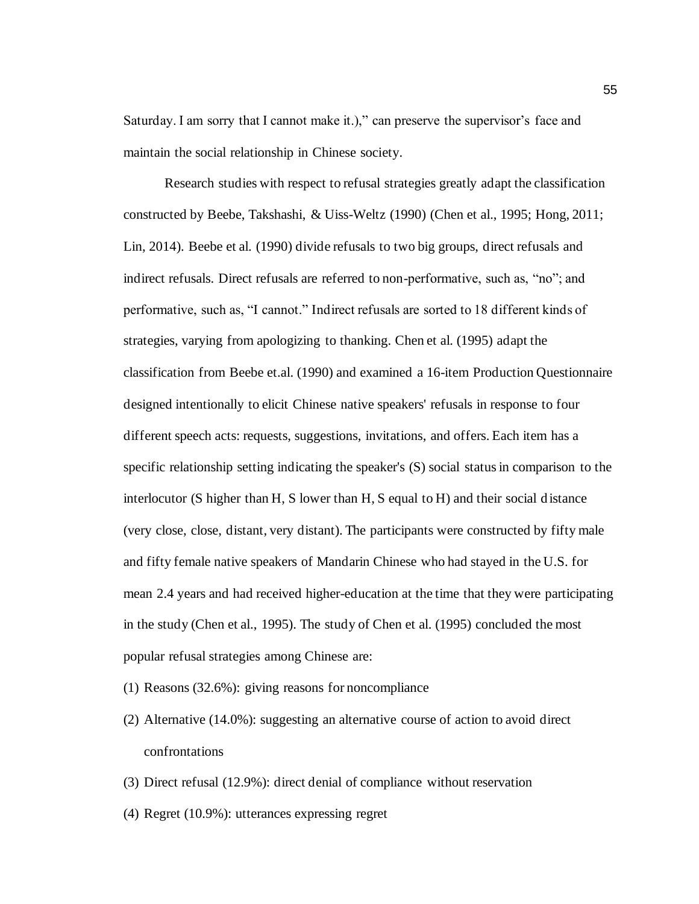Saturday. I am sorry that I cannot make it.)," can preserve the supervisor's face and maintain the social relationship in Chinese society.

Research studies with respect to refusal strategies greatly adapt the classification constructed by Beebe, Takshashi, & Uiss-Weltz (1990) (Chen et al., 1995; Hong, 2011; Lin, 2014). Beebe et al. (1990) divide refusals to two big groups, direct refusals and indirect refusals. Direct refusals are referred to non-performative, such as, "no"; and performative, such as, "I cannot." Indirect refusals are sorted to 18 different kinds of strategies, varying from apologizing to thanking. Chen et al. (1995) adapt the classification from Beebe et.al. (1990) and examined a 16-item Production Questionnaire designed intentionally to elicit Chinese native speakers' refusals in response to four different speech acts: requests, suggestions, invitations, and offers. Each item has a specific relationship setting indicating the speaker's (S) social status in comparison to the interlocutor (S higher than H, S lower than H, S equal to H) and their social distance (very close, close, distant, very distant). The participants were constructed by fifty male and fifty female native speakers of Mandarin Chinese who had stayed in the U.S. for mean 2.4 years and had received higher-education at the time that they were participating in the study (Chen et al., 1995). The study of Chen et al. (1995) concluded the most popular refusal strategies among Chinese are:

(1) Reasons (32.6%): giving reasons for noncompliance

(2) Alternative (14.0%): suggesting an alternative course of action to avoid direct confrontations

(3) Direct refusal (12.9%): direct denial of compliance without reservation

(4) Regret (10.9%): utterances expressing regret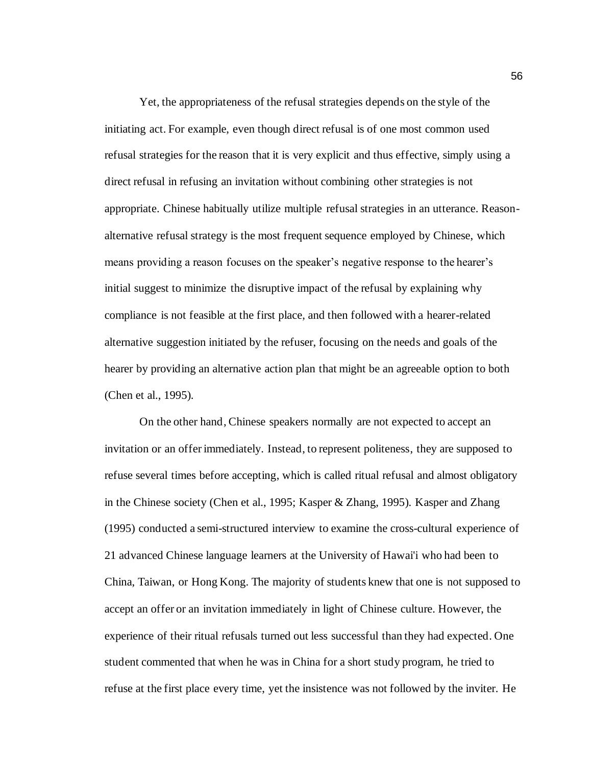Yet, the appropriateness of the refusal strategies depends on the style of the initiating act. For example, even though direct refusal is of one most common used refusal strategies for the reason that it is very explicit and thus effective, simply using a direct refusal in refusing an invitation without combining other strategies is not appropriate. Chinese habitually utilize multiple refusal strategies in an utterance. Reason-alternative refusal strategy is the most frequent sequence employed by Chinese, which means providing a reason focuses on the speaker's negative response to the hearer's initial suggest to minimize the disruptive impact of the refusal by explaining why compliance is not feasible at the first place, and then followed with a hearer-related alternative suggestion initiated by the refuser, focusing on the needs and goals of the hearer by providing an alternative action plan that might be an agreeable option to both (Chen et al., 1995).

On the other hand, Chinese speakers normally are not expected to accept an invitation or an offer immediately. Instead, to represent politeness, they are supposed to refuse several times before accepting, which is called ritual refusal and almost obligatory in the Chinese society (Chen et al., 1995; Kasper & Zhang, 1995). Kasper and Zhang (1995) conducted a semi-structured interview to examine the cross-cultural experience of 21 advanced Chinese language learners at the University of Hawai'i who had been to China, Taiwan, or Hong Kong. The majority of students knew that one is not supposed to accept an offer or an invitation immediately in light of Chinese culture. However, the experience of their ritual refusals turned out less successful than they had expected. One student commented that when he was in China for a short study program, he tried to refuse at the first place every time, yet the insistence was not followed by the inviter. He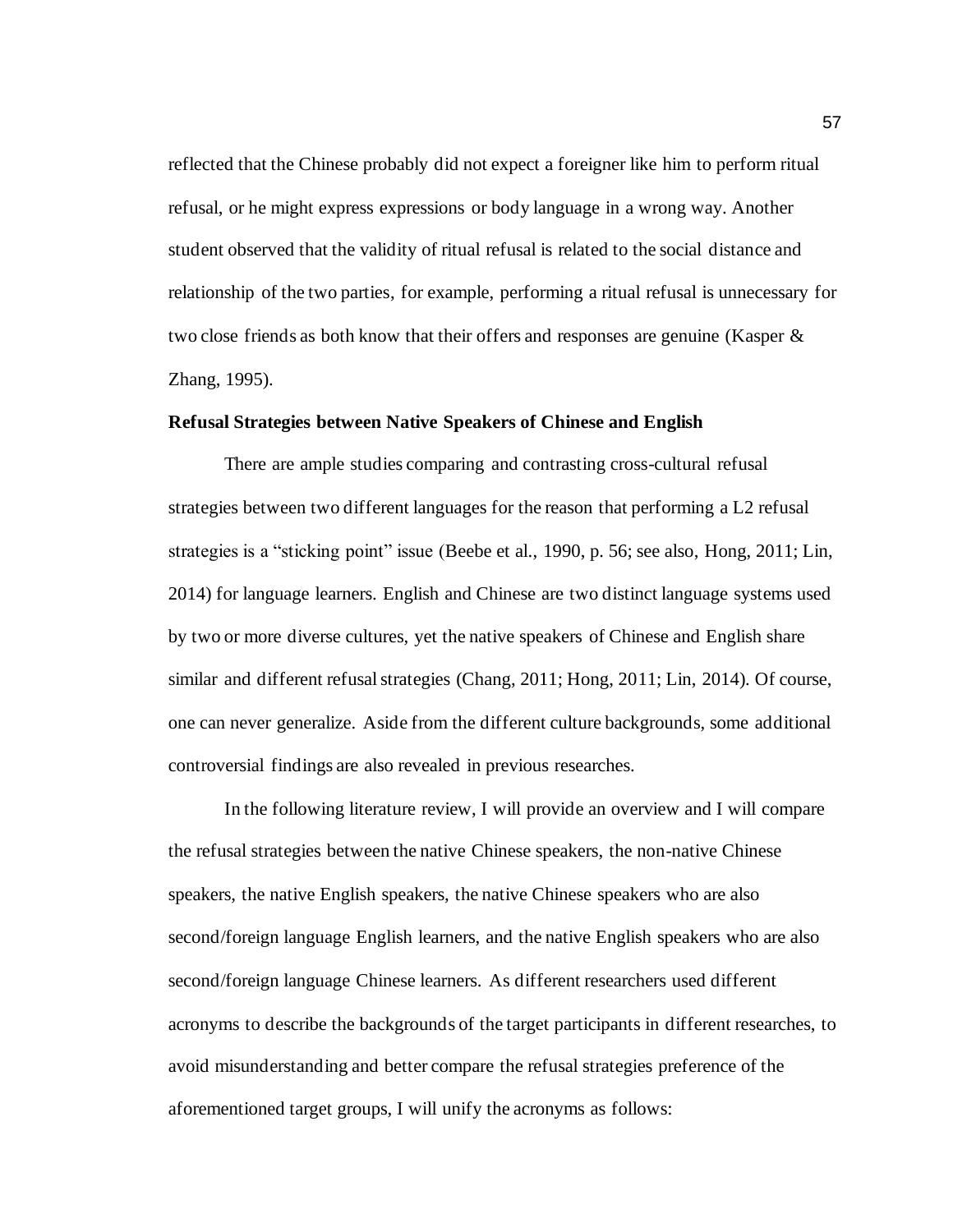reflected that the Chinese probably did not expect a foreigner like him to perform ritual refusal, or he might express expressions or body language in a wrong way. Another student observed that the validity of ritual refusal is related to the social distance and relationship of the two parties, for example, performing a ritual refusal is unnecessary for two close friends as both know that their offers and responses are genuine (Kasper & Zhang, 1995).

**Refusal Strategies between Native Speakers of Chinese and English**

There are ample studies comparing and contrasting cross-cultural refusal strategies between two different languages for the reason that performing a L2 refusal strategies is a "sticking point" issue (Beebe et al., 1990, p. 56; see also, Hong, 2011; Lin, 2014) for language learners. English and Chinese are two distinct language systems used by two or more diverse cultures, yet the native speakers of Chinese and English share similar and different refusal strategies (Chang, 2011; Hong, 2011; Lin, 2014). Of course, one can never generalize. Aside from the different culture backgrounds, some additional controversial findings are also revealed in previous researches.

In the following literature review, I will provide an overview and I will compare the refusal strategies between the native Chinese speakers, the non-native Chinese speakers, the native English speakers, the native Chinese speakers who are also second/foreign language English learners, and the native English speakers who are also second/foreign language Chinese learners. As different researchers used different acronyms to describe the backgrounds of the target participants in different researches, to avoid misunderstanding and better compare the refusal strategies preference of the aforementioned target groups, I will unify the acronyms as follows: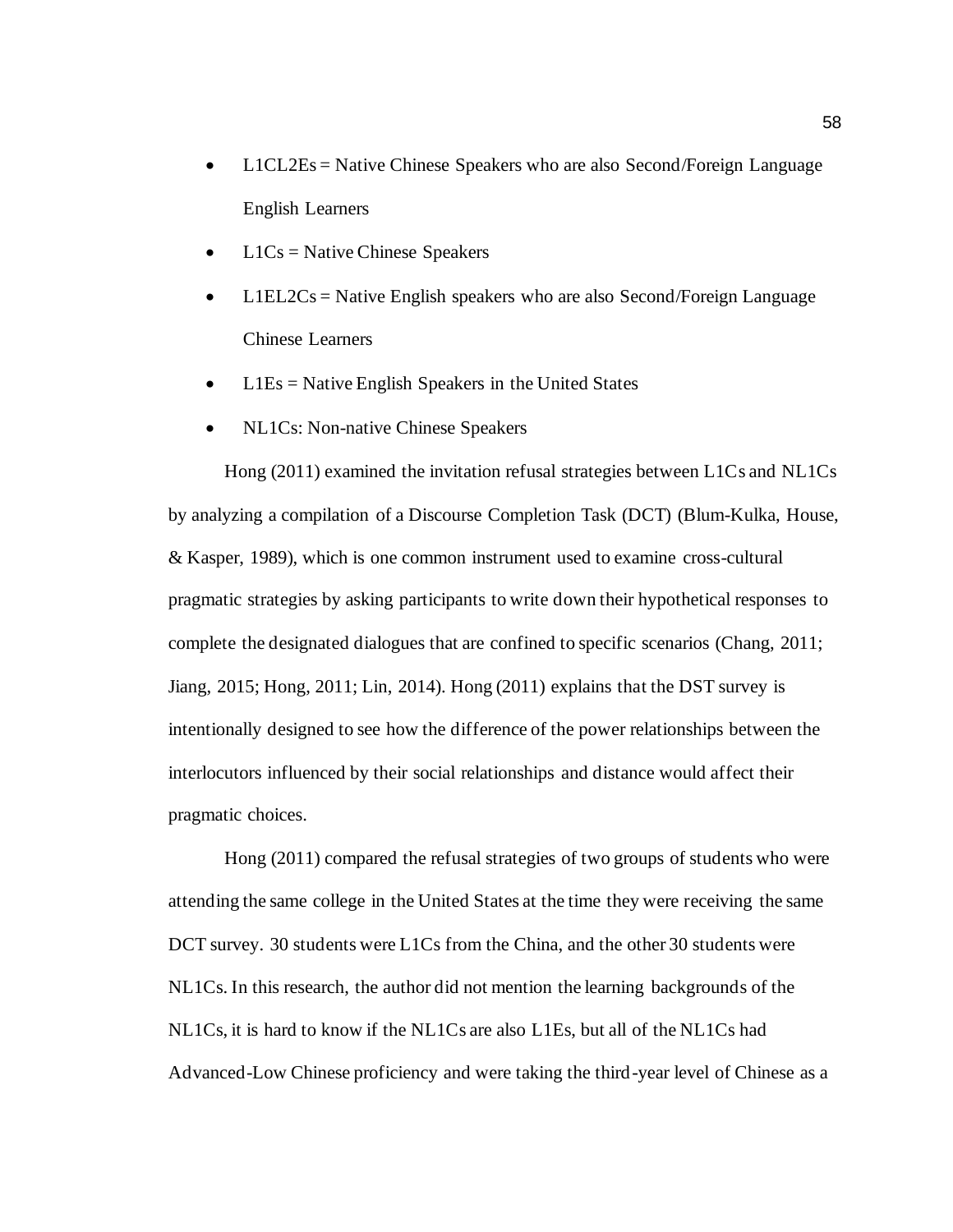- L1CL2Es = Native Chinese Speakers who are also Second/Foreign Language English Learners
- L1Cs = Native Chinese Speakers
- L1EL2Cs = Native English speakers who are also Second/Foreign Language Chinese Learners
- L1Es = Native English Speakers in the United States
- NL1Cs: Non-native Chinese Speakers

Hong (2011) examined the invitation refusal strategies between L1Cs and NL1Cs by analyzing a compilation of a Discourse Completion Task (DCT) (Blum-Kulka, House, & Kasper, 1989), which is one common instrument used to examine cross-cultural pragmatic strategies by asking participants to write down their hypothetical responses to complete the designated dialogues that are confined to specific scenarios (Chang, 2011; Jiang, 2015; Hong, 2011; Lin, 2014). Hong (2011) explains that the DST survey is intentionally designed to see how the difference of the power relationships between the interlocutors influenced by their social relationships and distance would affect their pragmatic choices.

Hong (2011) compared the refusal strategies of two groups of students who were attending the same college in the United States at the time they were receiving the same DCT survey. 30 students were L1Cs from the China, and the other 30 students were NL1Cs. In this research, the author did not mention the learning backgrounds of the NL1Cs, it is hard to know if the NL1Cs are also L1Es, but all of the NL1Cs had Advanced-Low Chinese proficiency and were taking the third-year level of Chinese as a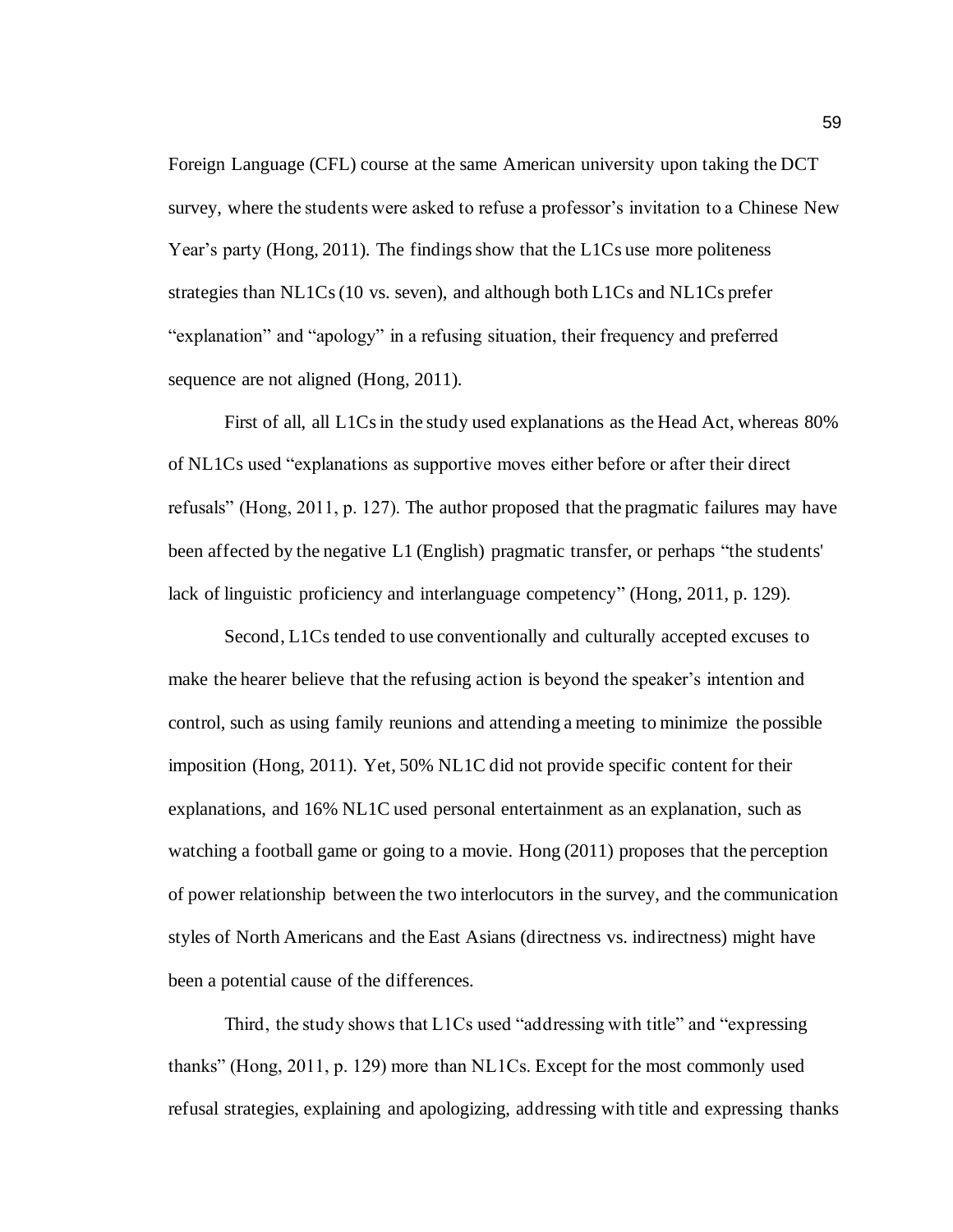Foreign Language (CFL) course at the same American university upon taking the DCT survey, where the students were asked to refuse a professor's invitation to a Chinese New Year's party (Hong, 2011). The findings show that the L1Cs use more politeness strategies than NL1Cs (10 vs. seven), and although both L1Cs and NL1Cs prefer "explanation" and "apology" in a refusing situation, their frequency and preferred sequence are not aligned (Hong, 2011).

First of all, all L1Cs in the study used explanations as the Head Act, whereas 80% of NL1Cs used "explanations as supportive moves either before or after their direct refusals" (Hong, 2011, p. 127). The author proposed that the pragmatic failures may have been affected by the negative L1 (English) pragmatic transfer, or perhaps "the students' lack of linguistic proficiency and interlanguage competency" (Hong, 2011, p. 129).

Second, L1Cs tended to use conventionally and culturally accepted excuses to make the hearer believe that the refusing action is beyond the speaker's intention and control, such as using family reunions and attending a meeting to minimize the possible imposition (Hong, 2011). Yet, 50% NL1C did not provide specific content for their explanations, and 16% NL1C used personal entertainment as an explanation, such as watching a football game or going to a movie. Hong (2011) proposes that the perception of power relationship between the two interlocutors in the survey, and the communication styles of North Americans and the East Asians (directness vs. indirectness) might have been a potential cause of the differences.

Third, the study shows that L1Cs used "addressing with title" and "expressing thanks" (Hong, 2011, p. 129) more than NL1Cs. Except for the most commonly used refusal strategies, explaining and apologizing, addressing with title and expressing thanks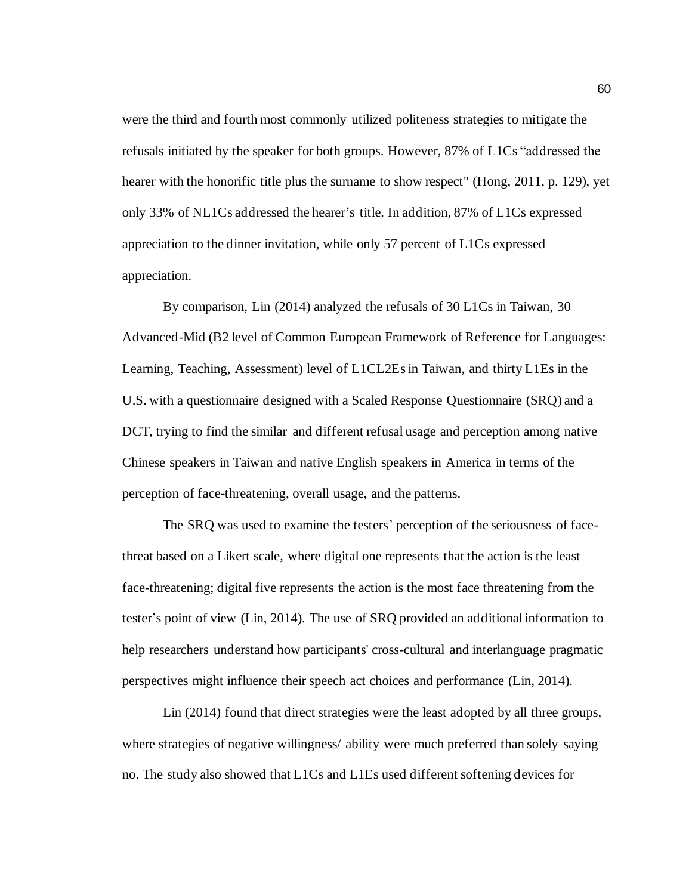were the third and fourth most commonly utilized politeness strategies to mitigate the refusals initiated by the speaker for both groups. However, 87% of L1Cs "addressed the hearer with the honorific title plus the surname to show respect" (Hong, 2011, p. 129), yet only 33% of NL1Cs addressed the hearer's title. In addition, 87% of L1Cs expressed appreciation to the dinner invitation, while only 57 percent of L1Cs expressed appreciation.

By comparison, Lin (2014) analyzed the refusals of 30 L1Cs in Taiwan, 30 Advanced-Mid (B2 level of Common European Framework of Reference for Languages: Learning, Teaching, Assessment) level of L1CL2Es in Taiwan, and thirty L1Es in the U.S. with a questionnaire designed with a Scaled Response Questionnaire (SRQ) and a DCT, trying to find the similar and different refusal usage and perception among native Chinese speakers in Taiwan and native English speakers in America in terms of the perception of face-threatening, overall usage, and the patterns.

The SRQ was used to examine the testers' perception of the seriousness of face-threat based on a Likert scale, where digital one represents that the action is the least face-threatening; digital five represents the action is the most face threatening from the tester's point of view (Lin, 2014). The use of SRQ provided an additional information to help researchers understand how participants' cross-cultural and interlanguage pragmatic perspectives might influence their speech act choices and performance (Lin, 2014).

Lin (2014) found that direct strategies were the least adopted by all three groups, where strategies of negative willingness/ ability were much preferred than solely saying no. The study also showed that L1Cs and L1Es used different softening devices for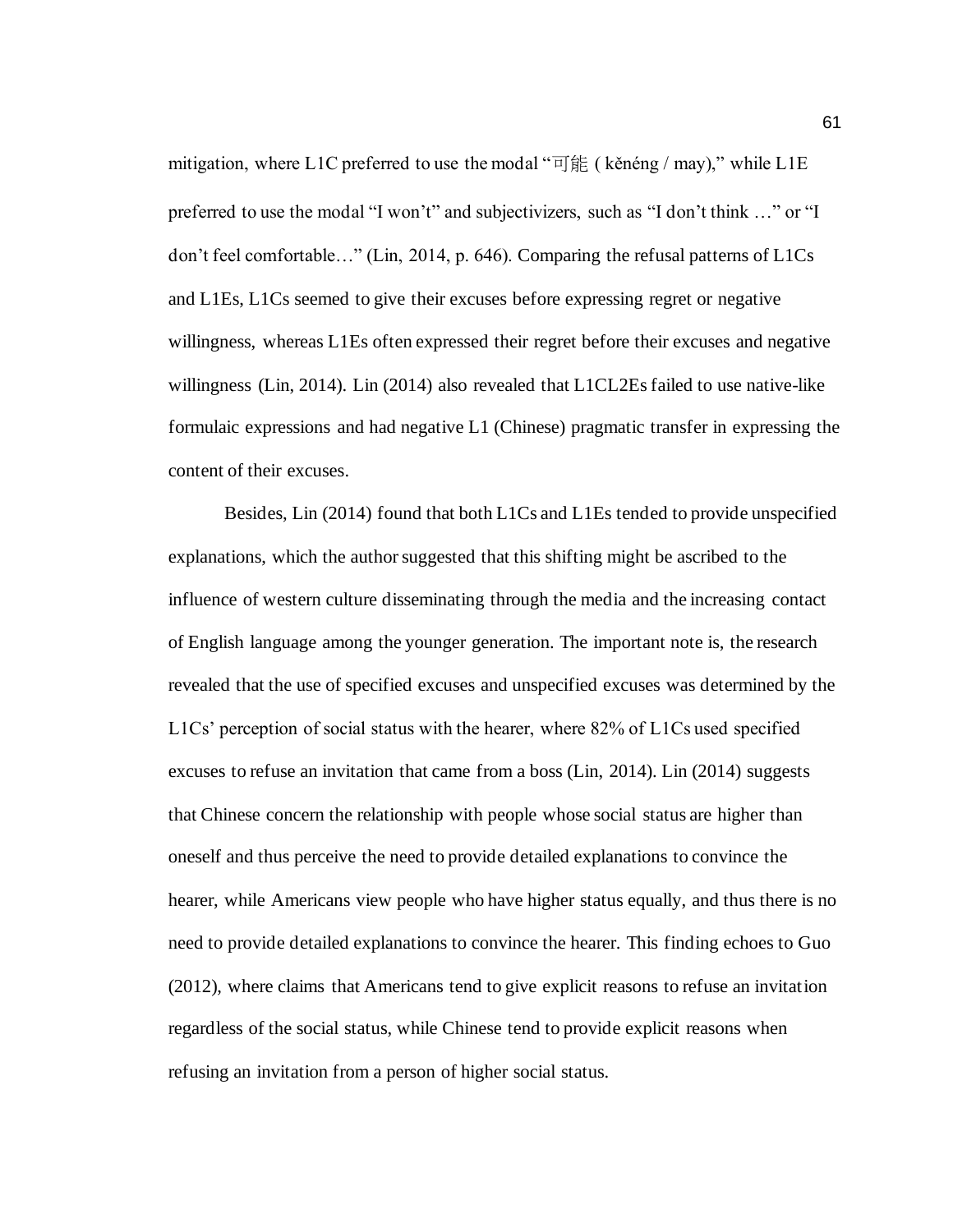mitigation, where L1C preferred to use the modal "可能 ( kěnéng / may)," while L1E preferred to use the modal "I won't" and subjectivizers, such as "I don't think …" or "I don't feel comfortable…" (Lin, 2014, p. 646). Comparing the refusal patterns of L1Cs and L1Es, L1Cs seemed to give their excuses before expressing regret or negative willingness, whereas L1Es often expressed their regret before their excuses and negative willingness (Lin, 2014). Lin (2014) also revealed that L1CL2Es failed to use native-like formulaic expressions and had negative L1 (Chinese) pragmatic transfer in expressing the content of their excuses.

Besides, Lin (2014) found that both L1Cs and L1Es tended to provide unspecified explanations, which the author suggested that this shifting might be ascribed to the influence of western culture disseminating through the media and the increasing contact of English language among the younger generation. The important note is, the research revealed that the use of specified excuses and unspecified excuses was determined by the L1Cs' perception of social status with the hearer, where 82% of L1Cs used specified excuses to refuse an invitation that came from a boss (Lin, 2014). Lin (2014) suggests that Chinese concern the relationship with people whose social status are higher than oneself and thus perceive the need to provide detailed explanations to convince the hearer, while Americans view people who have higher status equally, and thus there is no need to provide detailed explanations to convince the hearer. This finding echoes to Guo (2012), where claims that Americans tend to give explicit reasons to refuse an invitation regardless of the social status, while Chinese tend to provide explicit reasons when refusing an invitation from a person of higher social status.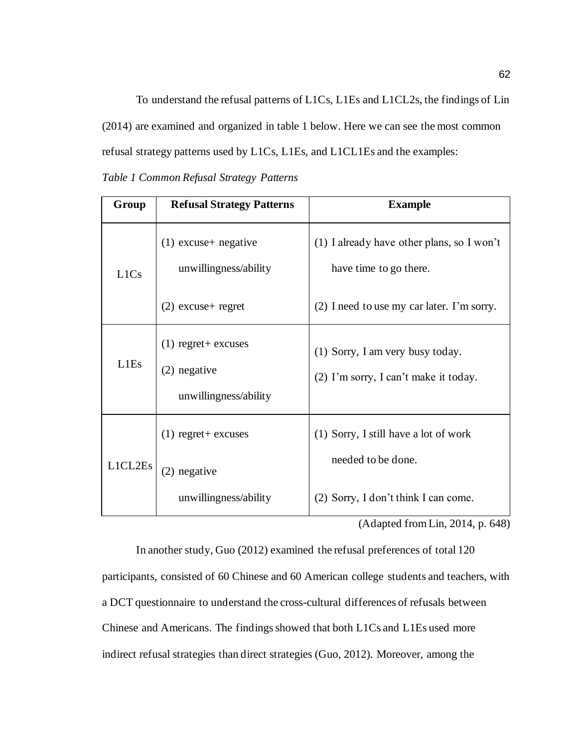To understand the refusal patterns of L1Cs, L1Es and L1CL2s, the findings of Lin (2014) are examined and organized in table 1 below. Here we can see the most common refusal strategy patterns used by L1Cs, L1Es, and L1CL1Es and the examples:

*Table 1 Common Refusal Strategy Patterns*

| Group | Refusal Strategy Patterns | Example |
|---|---|---|
| L1Cs | (1) excuse+ negative unwillingness/ability<br>(2) excuse+ regret | (1) I already have other plans, so I won't have time to go there.<br>(2) I need to use my car later. I'm sorry. |
| L1Es | (1) regret+ excuses<br>(2) negative unwillingness/ability | (1) Sorry, I am very busy today.<br>(2) I'm sorry, I can't make it today. |
| L1CL2Es | (1) regret+ excuses<br>(2) negative unwillingness/ability | (1) Sorry, I still have a lot of work needed to be done.<br>(2) Sorry, I don't think I can come. |

(Adapted from Lin, 2014, p. 648)

In another study, Guo (2012) examined the refusal preferences of total 120 participants, consisted of 60 Chinese and 60 American college students and teachers, with a DCT questionnaire to understand the cross-cultural differences of refusals between Chinese and Americans. The findings showed that both L1Cs and L1Es used more indirect refusal strategies than direct strategies (Guo, 2012). Moreover, among the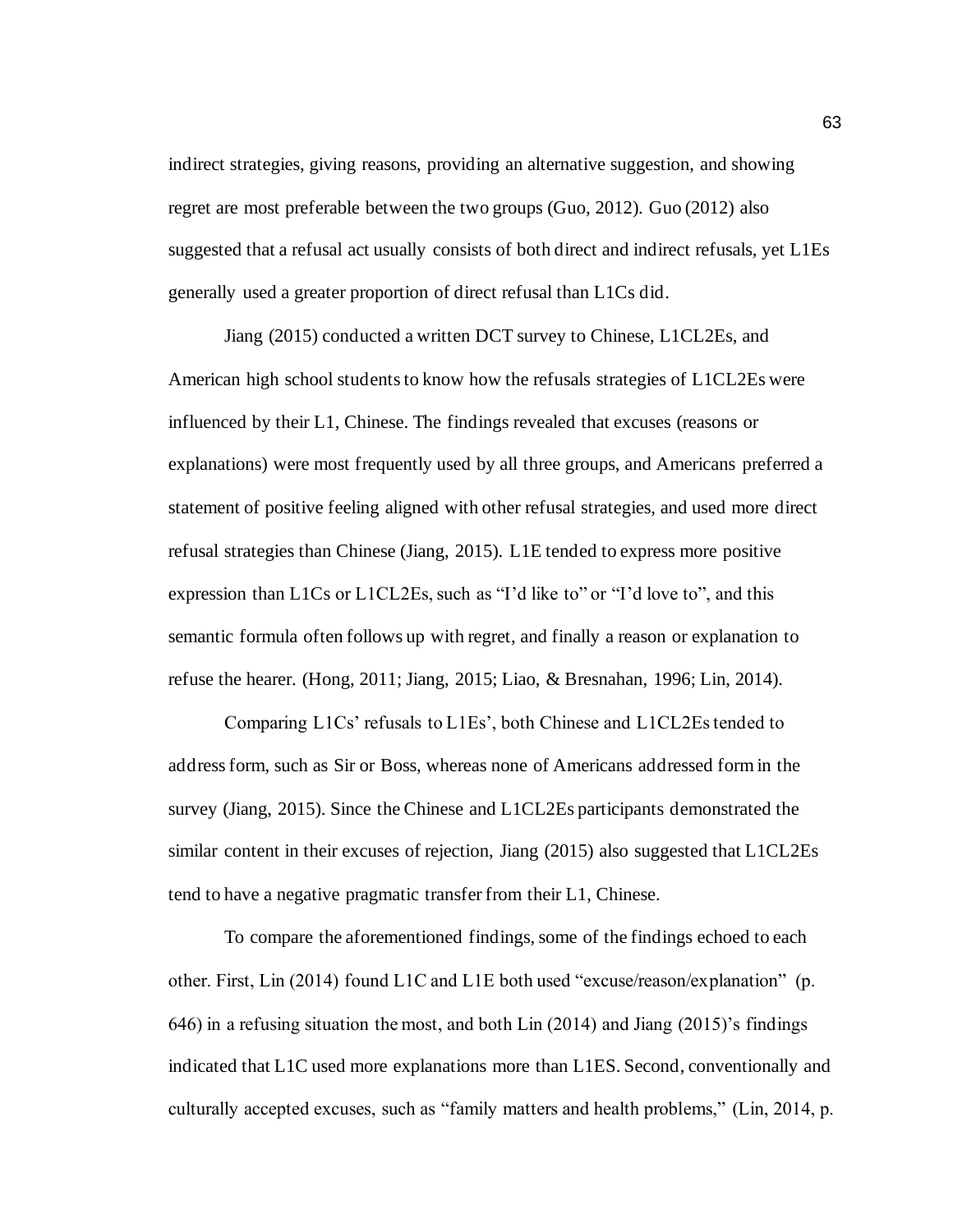indirect strategies, giving reasons, providing an alternative suggestion, and showing regret are most preferable between the two groups (Guo, 2012). Guo (2012) also suggested that a refusal act usually consists of both direct and indirect refusals, yet L1Es generally used a greater proportion of direct refusal than L1Cs did.

Jiang (2015) conducted a written DCT survey to Chinese, L1CL2Es, and American high school students to know how the refusals strategies of L1CL2Es were influenced by their L1, Chinese. The findings revealed that excuses (reasons or explanations) were most frequently used by all three groups, and Americans preferred a statement of positive feeling aligned with other refusal strategies, and used more direct refusal strategies than Chinese (Jiang, 2015). L1E tended to express more positive expression than L1Cs or L1CL2Es, such as "I'd like to" or "I'd love to", and this semantic formula often follows up with regret, and finally a reason or explanation to refuse the hearer. (Hong, 2011; Jiang, 2015; Liao, & Bresnahan, 1996; Lin, 2014).

Comparing L1Cs' refusals to L1Es', both Chinese and L1CL2Es tended to address form, such as Sir or Boss, whereas none of Americans addressed form in the survey (Jiang, 2015). Since the Chinese and L1CL2Es participants demonstrated the similar content in their excuses of rejection, Jiang (2015) also suggested that L1CL2Es tend to have a negative pragmatic transfer from their L1, Chinese.

To compare the aforementioned findings, some of the findings echoed to each other. First, Lin (2014) found L1C and L1E both used "excuse/reason/explanation" (p. 646) in a refusing situation the most, and both Lin (2014) and Jiang (2015)'s findings indicated that L1C used more explanations more than L1ES. Second, conventionally and culturally accepted excuses, such as "family matters and health problems," (Lin, 2014, p.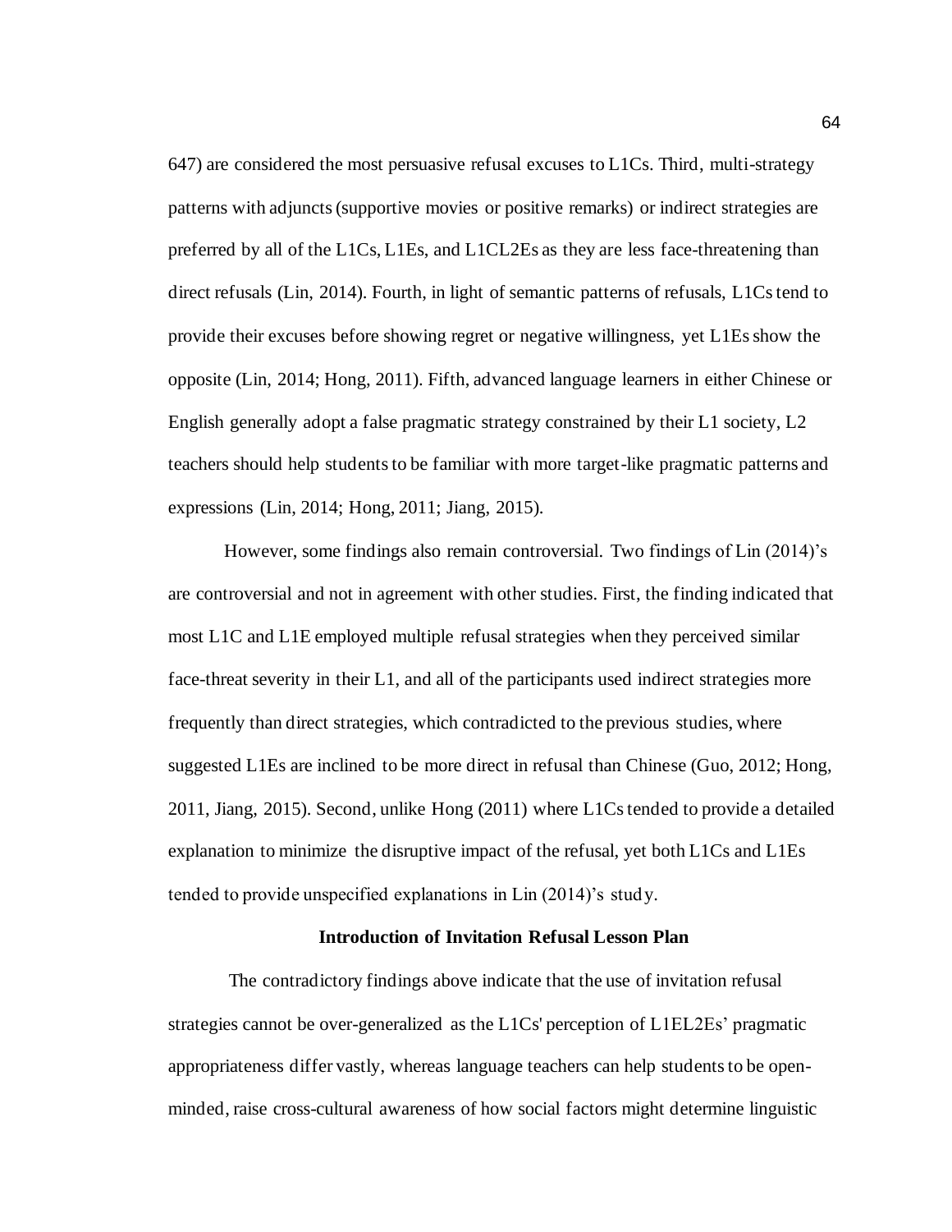647) are considered the most persuasive refusal excuses to L1Cs. Third, multi-strategy patterns with adjuncts (supportive movies or positive remarks) or indirect strategies are preferred by all of the L1Cs, L1Es, and L1CL2Es as they are less face-threatening than direct refusals (Lin, 2014). Fourth, in light of semantic patterns of refusals, L1Cs tend to provide their excuses before showing regret or negative willingness, yet L1Es show the opposite (Lin, 2014; Hong, 2011). Fifth, advanced language learners in either Chinese or English generally adopt a false pragmatic strategy constrained by their L1 society, L2 teachers should help students to be familiar with more target-like pragmatic patterns and expressions (Lin, 2014; Hong, 2011; Jiang, 2015).

However, some findings also remain controversial. Two findings of Lin (2014)'s are controversial and not in agreement with other studies. First, the finding indicated that most L1C and L1E employed multiple refusal strategies when they perceived similar face-threat severity in their L1, and all of the participants used indirect strategies more frequently than direct strategies, which contradicted to the previous studies, where suggested L1Es are inclined to be more direct in refusal than Chinese (Guo, 2012; Hong, 2011, Jiang, 2015). Second, unlike Hong (2011) where L1Cs tended to provide a detailed explanation to minimize the disruptive impact of the refusal, yet both L1Cs and L1Es tended to provide unspecified explanations in Lin (2014)'s study.

**Introduction of Invitation Refusal Lesson Plan**

The contradictory findings above indicate that the use of invitation refusal strategies cannot be over-generalized as the L1Cs' perception of L1EL2Es' pragmatic appropriateness differ vastly, whereas language teachers can help students to be open-minded, raise cross-cultural awareness of how social factors might determine linguistic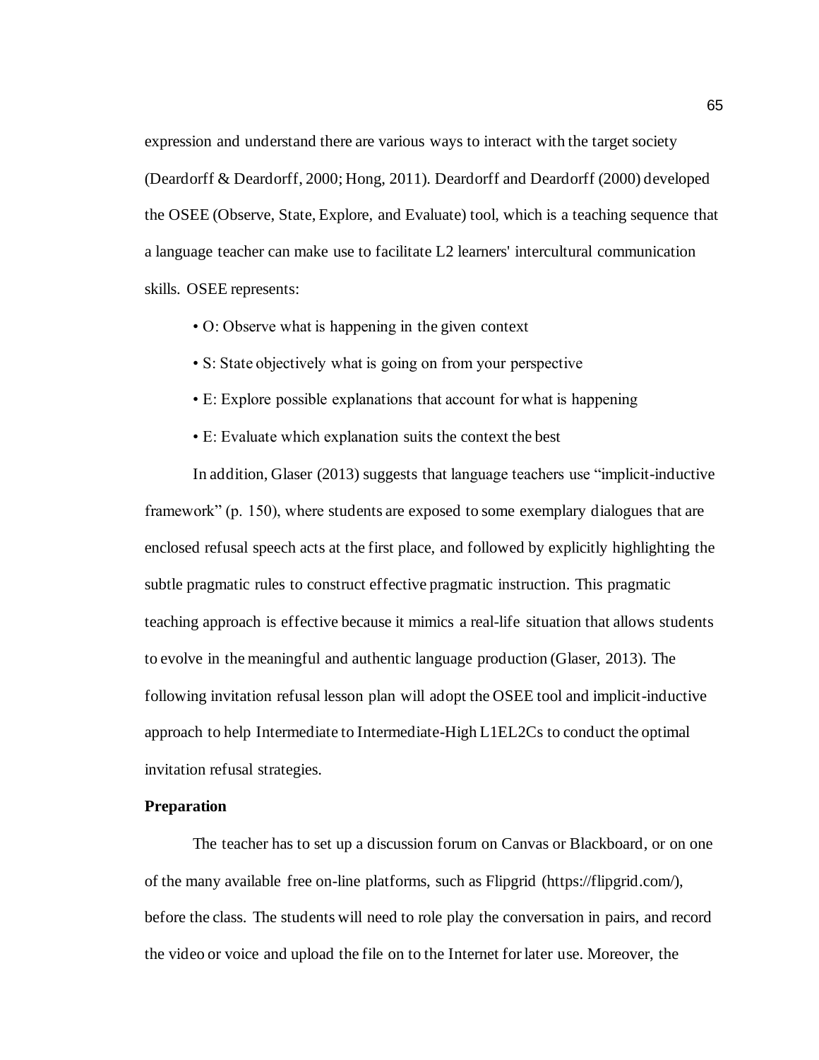expression and understand there are various ways to interact with the target society (Deardorff & Deardorff, 2000; Hong, 2011). Deardorff and Deardorff (2000) developed the OSEE (Observe, State, Explore, and Evaluate) tool, which is a teaching sequence that a language teacher can make use to facilitate L2 learners' intercultural communication skills. OSEE represents:

- O: Observe what is happening in the given context
- S: State objectively what is going on from your perspective
- E: Explore possible explanations that account for what is happening
- E: Evaluate which explanation suits the context the best

In addition, Glaser (2013) suggests that language teachers use "implicit-inductive framework" (p. 150), where students are exposed to some exemplary dialogues that are enclosed refusal speech acts at the first place, and followed by explicitly highlighting the subtle pragmatic rules to construct effective pragmatic instruction. This pragmatic teaching approach is effective because it mimics a real-life situation that allows students to evolve in the meaningful and authentic language production (Glaser, 2013). The following invitation refusal lesson plan will adopt the OSEE tool and implicit-inductive approach to help Intermediate to Intermediate-High L1EL2Cs to conduct the optimal invitation refusal strategies.

**Preparation**

The teacher has to set up a discussion forum on Canvas or Blackboard, or on one of the many available free on-line platforms, such as Flipgrid (https://flipgrid.com/), before the class. The students will need to role play the conversation in pairs, and record the video or voice and upload the file on to the Internet for later use. Moreover, the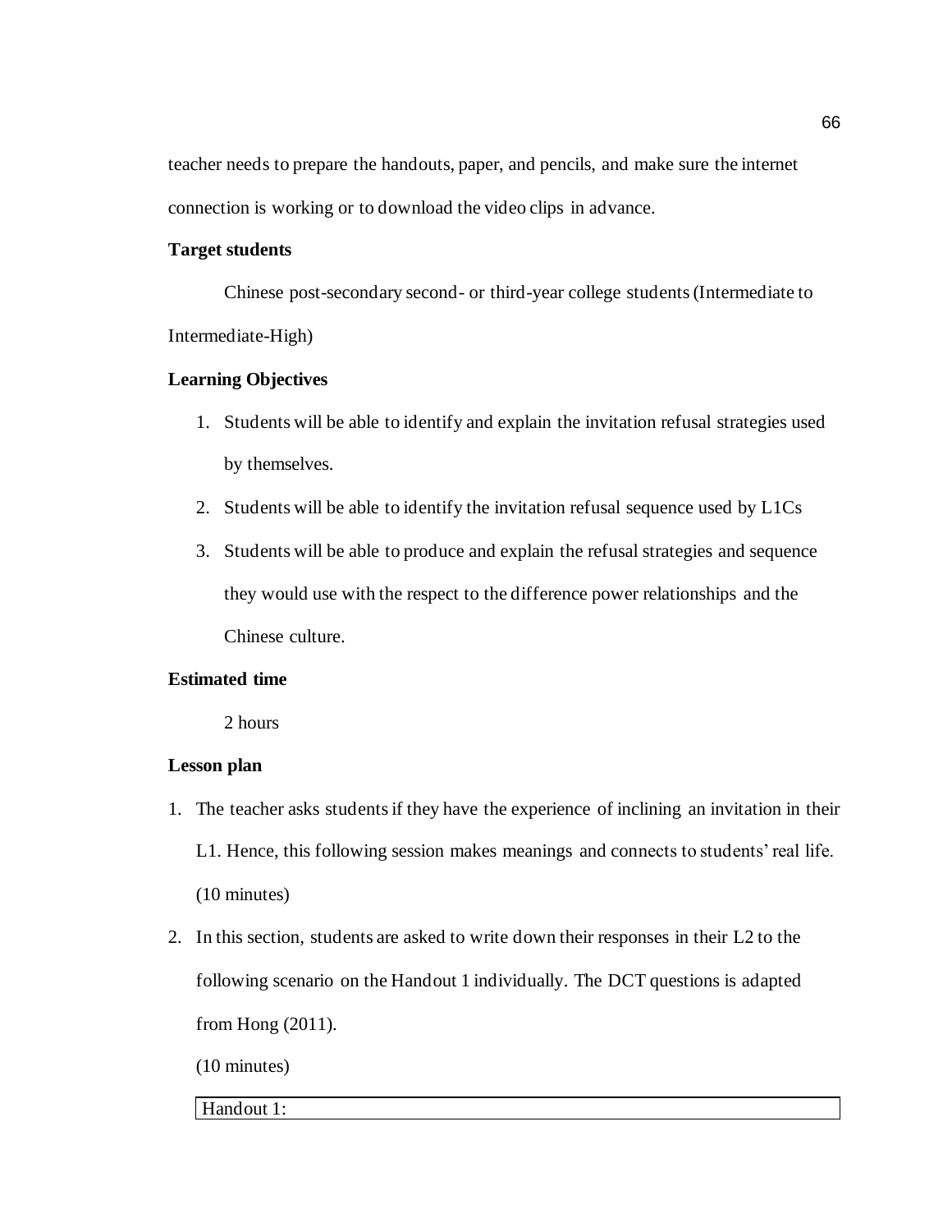teacher needs to prepare the handouts, paper, and pencils, and make sure the internet connection is working or to download the video clips in advance.

**Target students**

Chinese post-secondary second- or third-year college students (Intermediate to Intermediate-High)

**Learning Objectives**

1. Students will be able to identify and explain the invitation refusal strategies used by themselves.
2. Students will be able to identify the invitation refusal sequence used by L1Cs
3. Students will be able to produce and explain the refusal strategies and sequence they would use with the respect to the difference power relationships and the Chinese culture.

**Estimated time**

2 hours

**Lesson plan**

1. The teacher asks students if they have the experience of inclining an invitation in their L1. Hence, this following session makes meanings and connects to students' real life. (10 minutes)
2. In this section, students are asked to write down their responses in their L2 to the following scenario on the Handout 1 individually. The DCT questions is adapted from Hong (2011).

   (10 minutes)

| Handout 1: |
|---|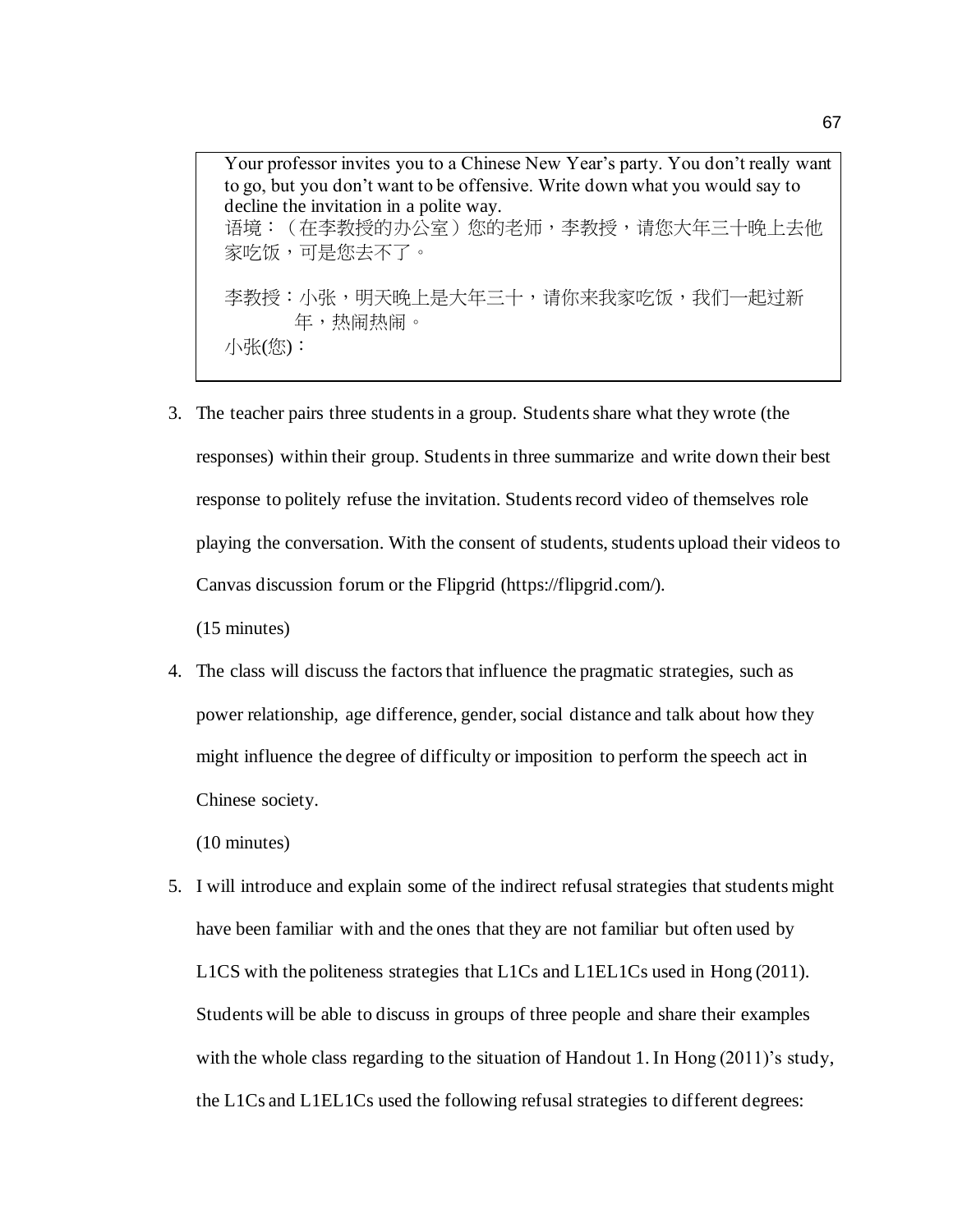> Your professor invites you to a Chinese New Year's party. You don't really want to go, but you don't want to be offensive. Write down what you would say to decline the invitation in a polite way.
> 语境：（在李教授的办公室）您的老师，李教授，请您大年三十晚上去他家吃饭，可是您去不了。
>
> 李教授：小张，明天晚上是大年三十，请你来我家吃饭，我们一起过新年，热闹热闹。
> 小张(您)：

3. The teacher pairs three students in a group. Students share what they wrote (the responses) within their group. Students in three summarize and write down their best response to politely refuse the invitation. Students record video of themselves role playing the conversation. With the consent of students, students upload their videos to Canvas discussion forum or the Flipgrid (https://flipgrid.com/).

   (15 minutes)

4. The class will discuss the factors that influence the pragmatic strategies, such as power relationship, age difference, gender, social distance and talk about how they might influence the degree of difficulty or imposition to perform the speech act in Chinese society.

   (10 minutes)

5. I will introduce and explain some of the indirect refusal strategies that students might have been familiar with and the ones that they are not familiar but often used by L1CS with the politeness strategies that L1Cs and L1EL1Cs used in Hong (2011). Students will be able to discuss in groups of three people and share their examples with the whole class regarding to the situation of Handout 1. In Hong (2011)'s study, the L1Cs and L1EL1Cs used the following refusal strategies to different degrees: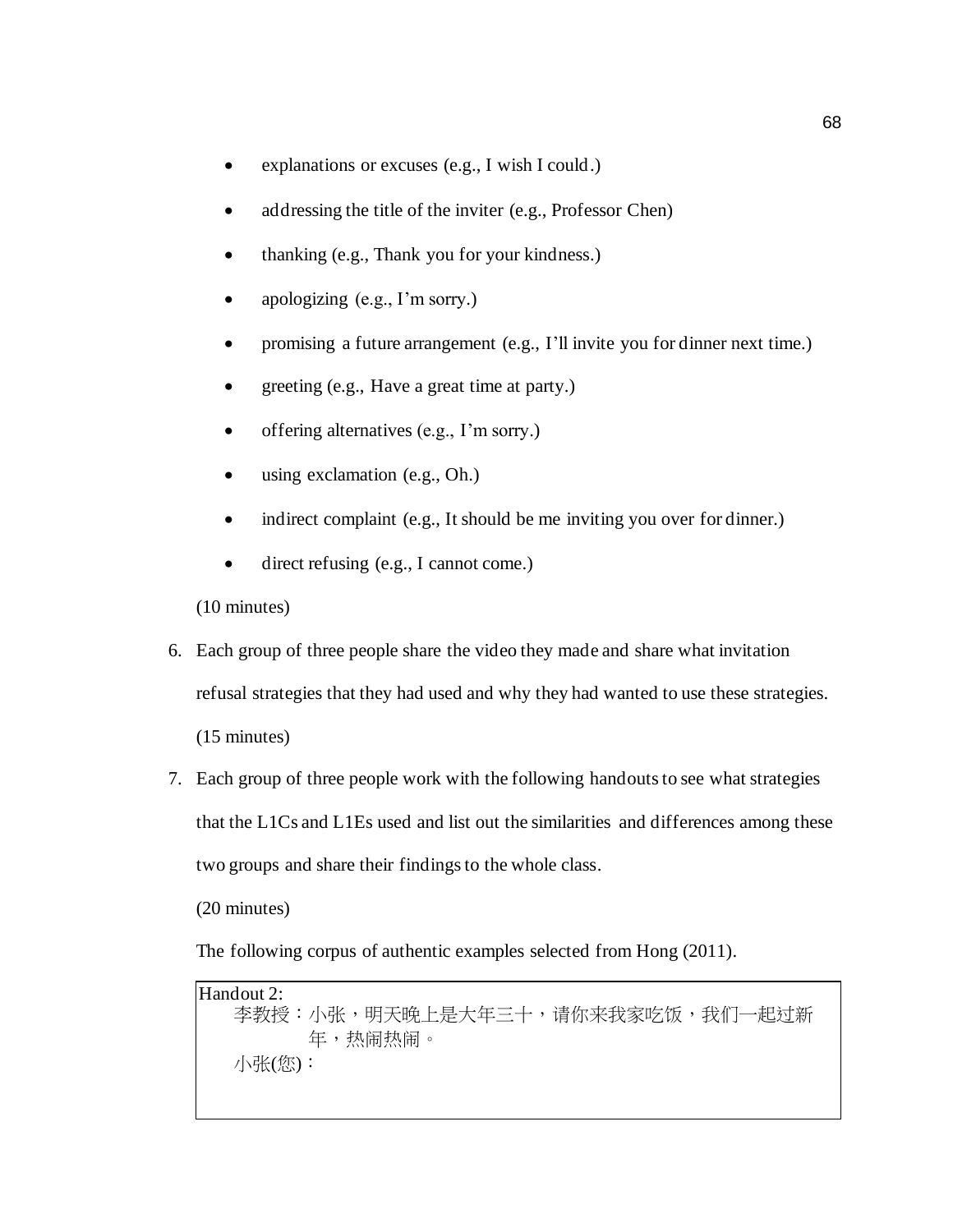- explanations or excuses (e.g., I wish I could.)
- addressing the title of the inviter (e.g., Professor Chen)
- thanking (e.g., Thank you for your kindness.)
- apologizing (e.g., I'm sorry.)
- promising a future arrangement (e.g., I'll invite you for dinner next time.)
- greeting (e.g., Have a great time at party.)
- offering alternatives (e.g., I'm sorry.)
- using exclamation (e.g., Oh.)
- indirect complaint (e.g., It should be me inviting you over for dinner.)
- direct refusing (e.g., I cannot come.)

(10 minutes)

6. Each group of three people share the video they made and share what invitation refusal strategies that they had used and why they had wanted to use these strategies.

   (15 minutes)

7. Each group of three people work with the following handouts to see what strategies that the L1Cs and L1Es used and list out the similarities and differences among these two groups and share their findings to the whole class.

   (20 minutes)

   The following corpus of authentic examples selected from Hong (2011).

| Handout 2: |
|---|
| 李教授：小张，明天晚上是大年三十，请你来我家吃饭，我们一起过新年，热闹热闹。<br>小张(您)： |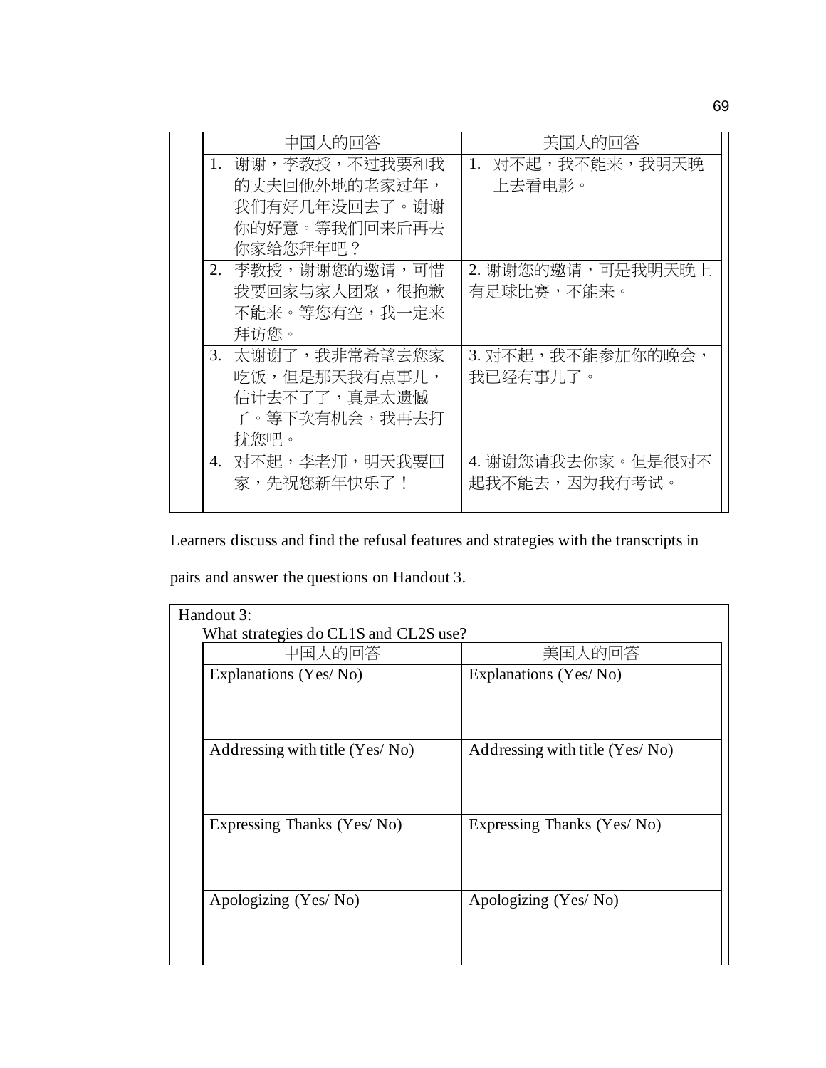| 中国人的回答 | 美国人的回答 |
| --- | --- |
| 1. 谢谢，李教授，不过我要和我的丈夫回他外地的老家过年，我们有好几年没回去了。谢谢你的好意。等我们回来后再去你家给您拜年吧？ | 1. 对不起，我不能来，我明天晚上去看电影。 |
| 2. 李教授，谢谢您的邀请，可惜我要回家与家人团聚，很抱歉不能来。等您有空，我一定来拜访您。 | 2. 谢谢您的邀请，可是我明天晚上有足球比赛，不能来。 |
| 3. 太谢谢了，我非常希望去您家吃饭，但是那天我有点事儿，估计去不了了，真是太遗憾了。等下次有机会，我再去打扰您吧。 | 3. 对不起，我不能参加你的晚会，我已经有事儿了。 |
| 4. 对不起，李老师，明天我要回家，先祝您新年快乐了！ | 4. 谢谢您请我去你家。但是很对不起我不能去，因为我有考试。 |

Learners discuss and find the refusal features and strategies with the transcripts in pairs and answer the questions on Handout 3.

Handout 3:

What strategies do CL1S and CL2S use?

| 中国人的回答 | 美国人的回答 |
| --- | --- |
| Explanations (Yes/ No) | Explanations (Yes/ No) |
| Addressing with title (Yes/ No) | Addressing with title (Yes/ No) |
| Expressing Thanks (Yes/ No) | Expressing Thanks (Yes/ No) |
| Apologizing (Yes/ No) | Apologizing (Yes/ No) |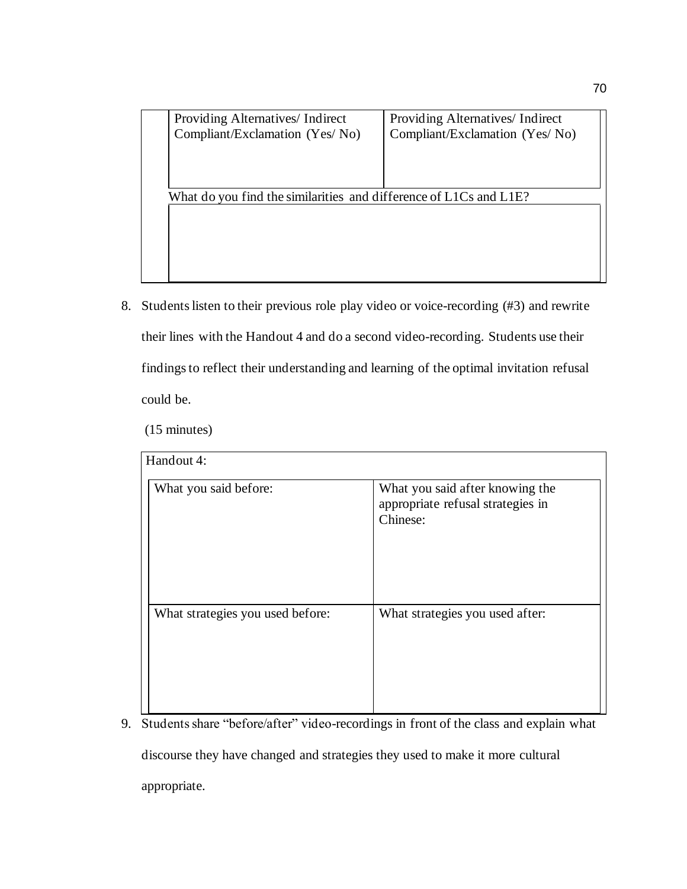| Providing Alternatives/ Indirect Compliant/Exclamation (Yes/ No) | Providing Alternatives/ Indirect Compliant/Exclamation (Yes/ No) |
|---|---|
| What do you find the similarities and difference of L1Cs and L1E? | |
| | |

8. Students listen to their previous role play video or voice-recording (#3) and rewrite their lines with the Handout 4 and do a second video-recording. Students use their findings to reflect their understanding and learning of the optimal invitation refusal could be.

   (15 minutes)

| Handout 4: | |
|---|---|
| What you said before: | What you said after knowing the appropriate refusal strategies in Chinese: |
| What strategies you used before: | What strategies you used after: |

9. Students share "before/after" video-recordings in front of the class and explain what discourse they have changed and strategies they used to make it more cultural appropriate.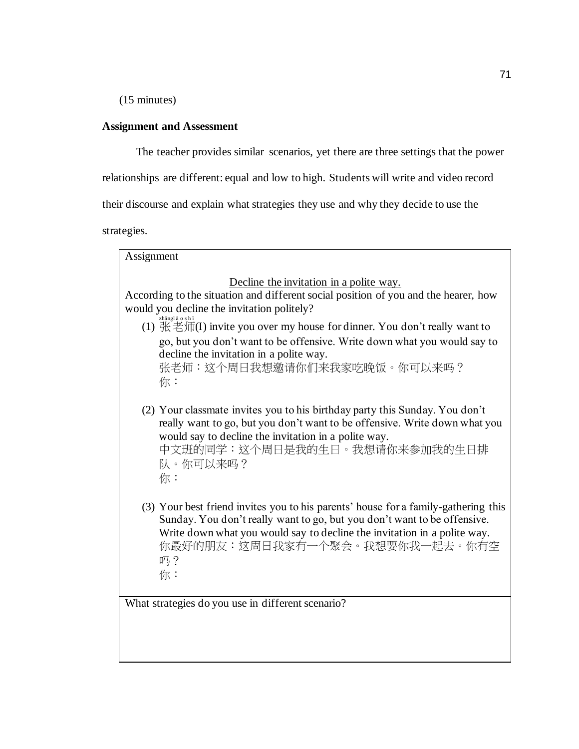(15 minutes)

**Assignment and Assessment**

The teacher provides similar scenarios, yet there are three settings that the power relationships are different: equal and low to high. Students will write and video record their discourse and explain what strategies they use and why they decide to use the strategies.

Assignment

Decline the invitation in a polite way.

According to the situation and different social position of you and the hearer, how would you decline the invitation politely?

(1) 张老师 (zhānglǎoshī)(I) invite you over my house for dinner. You don't really want to go, but you don't want to be offensive. Write down what you would say to decline the invitation in a polite way.
张老师：这个周日我想邀请你们来我家吃晚饭。你可以来吗？
你：

(2) Your classmate invites you to his birthday party this Sunday. You don't really want to go, but you don't want to be offensive. Write down what you would say to decline the invitation in a polite way.
中文班的同学：这个周日是我的生日。我想请你来参加我的生日排队。你可以来吗？
你：

(3) Your best friend invites you to his parents' house for a family-gathering this Sunday. You don't really want to go, but you don't want to be offensive. Write down what you would say to decline the invitation in a polite way.
你最好的朋友：这周日我家有一个聚会。我想要你我一起去。你有空吗？
你：

What strategies do you use in different scenario?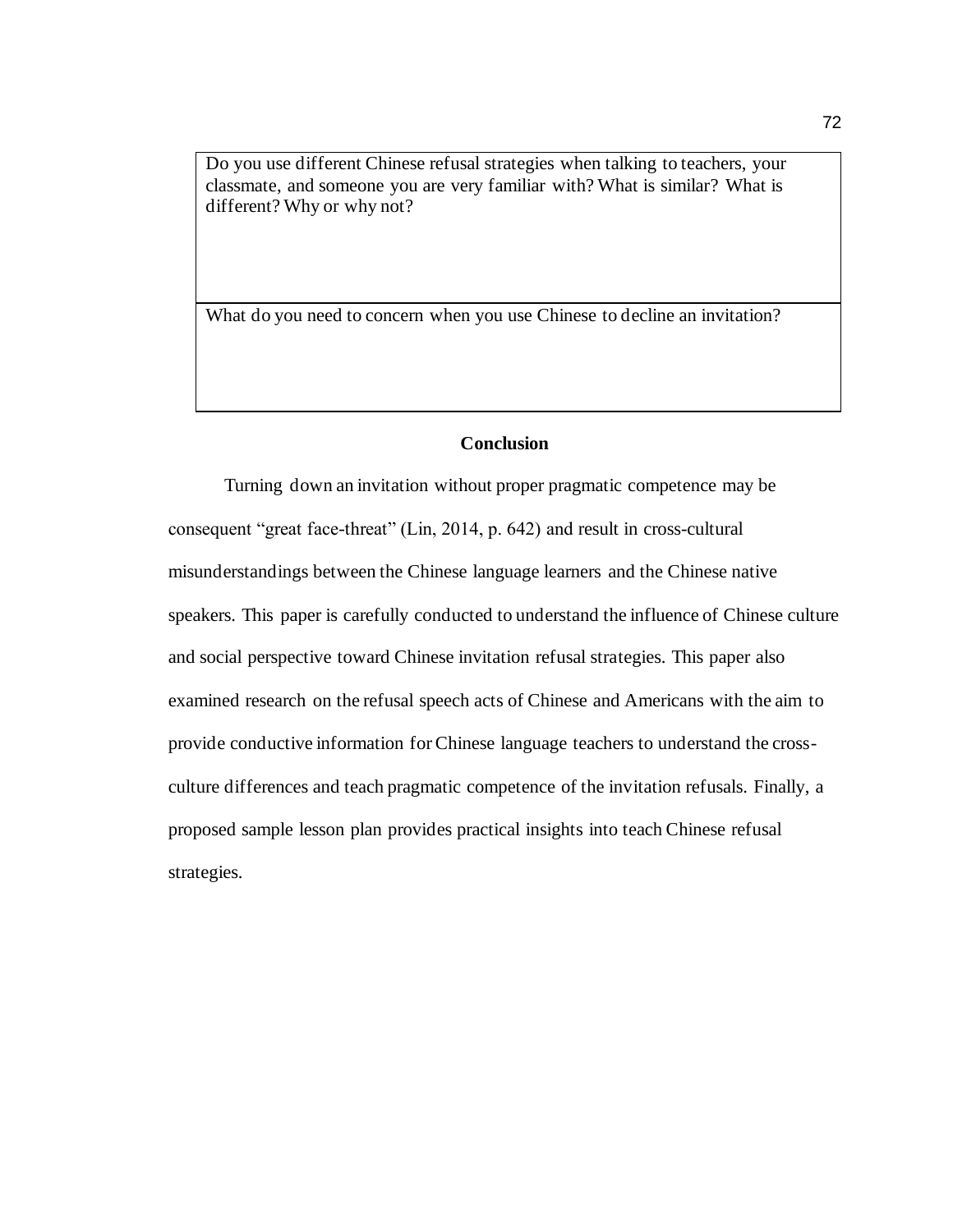| Do you use different Chinese refusal strategies when talking to teachers, your classmate, and someone you are very familiar with? What is similar? What is different? Why or why not? |
|---|
| What do you need to concern when you use Chinese to decline an invitation? |

## Conclusion

Turning down an invitation without proper pragmatic competence may be consequent "great face-threat" (Lin, 2014, p. 642) and result in cross-cultural misunderstandings between the Chinese language learners and the Chinese native speakers. This paper is carefully conducted to understand the influence of Chinese culture and social perspective toward Chinese invitation refusal strategies. This paper also examined research on the refusal speech acts of Chinese and Americans with the aim to provide conductive information for Chinese language teachers to understand the cross-culture differences and teach pragmatic competence of the invitation refusals. Finally, a proposed sample lesson plan provides practical insights into teach Chinese refusal strategies.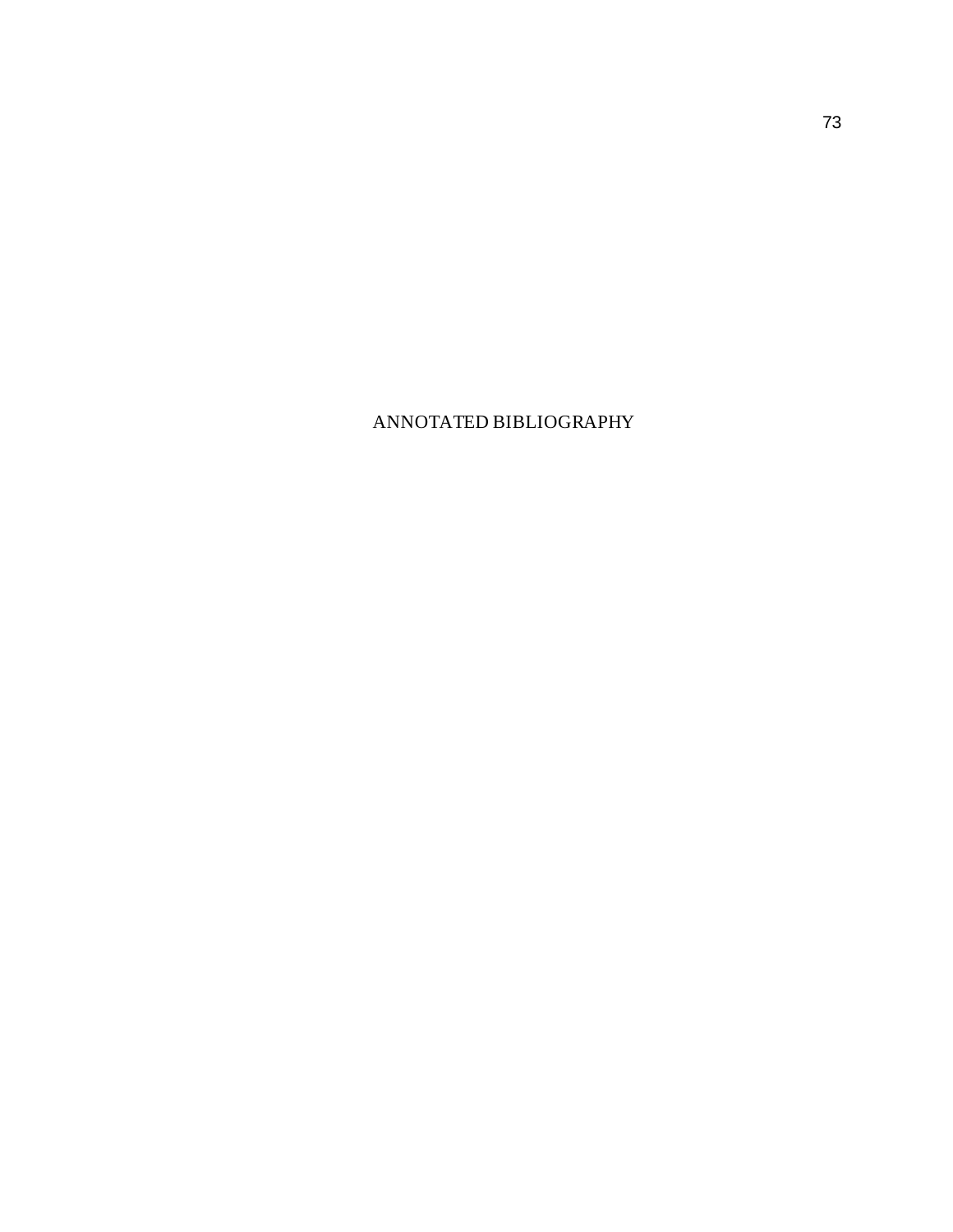# ANNOTATED BIBLIOGRAPHY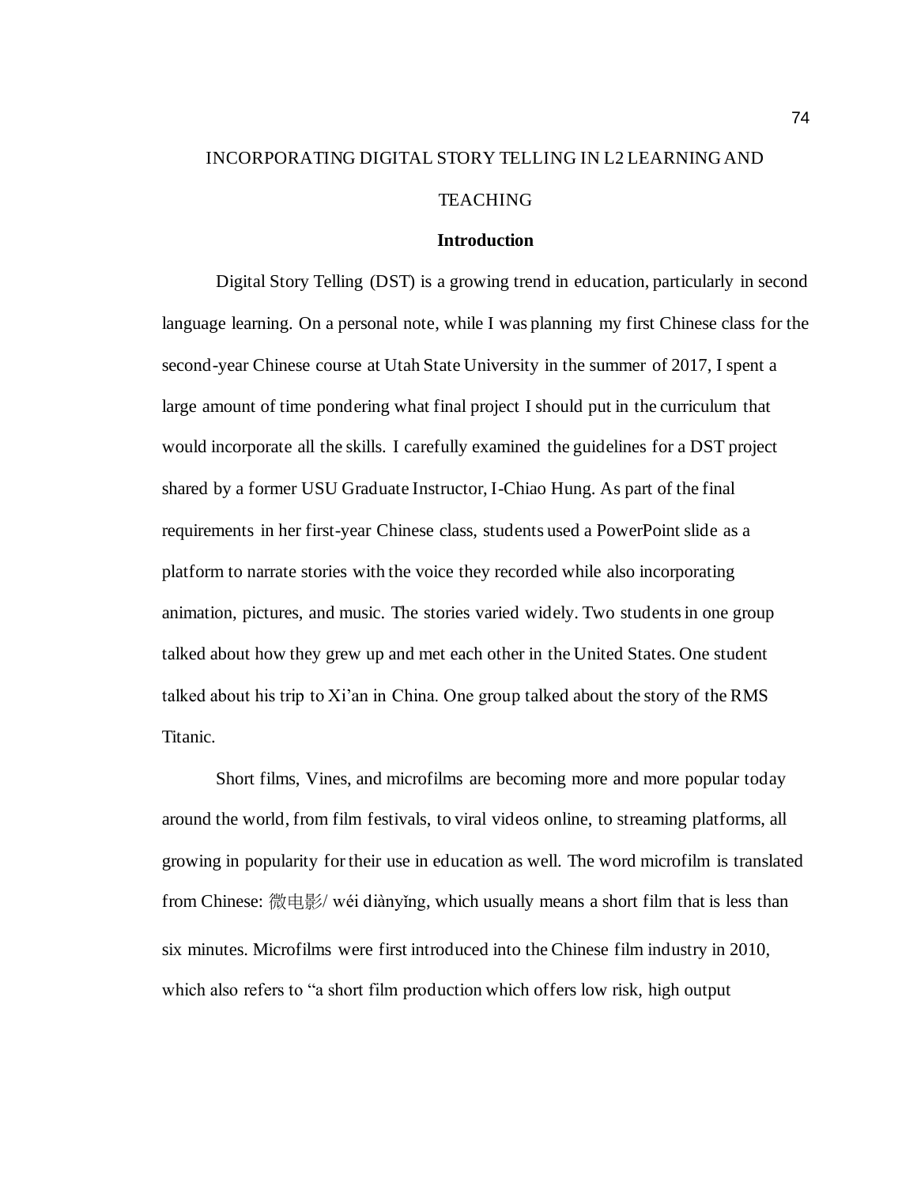# INCORPORATING DIGITAL STORY TELLING IN L2 LEARNING AND TEACHING

## Introduction

Digital Story Telling (DST) is a growing trend in education, particularly in second language learning. On a personal note, while I was planning my first Chinese class for the second-year Chinese course at Utah State University in the summer of 2017, I spent a large amount of time pondering what final project I should put in the curriculum that would incorporate all the skills. I carefully examined the guidelines for a DST project shared by a former USU Graduate Instructor, I-Chiao Hung. As part of the final requirements in her first-year Chinese class, students used a PowerPoint slide as a platform to narrate stories with the voice they recorded while also incorporating animation, pictures, and music. The stories varied widely. Two students in one group talked about how they grew up and met each other in the United States. One student talked about his trip to Xi'an in China. One group talked about the story of the RMS Titanic.

Short films, Vines, and microfilms are becoming more and more popular today around the world, from film festivals, to viral videos online, to streaming platforms, all growing in popularity for their use in education as well. The word microfilm is translated from Chinese: 微电影/ wéi diànyǐng, which usually means a short film that is less than six minutes. Microfilms were first introduced into the Chinese film industry in 2010, which also refers to "a short film production which offers low risk, high output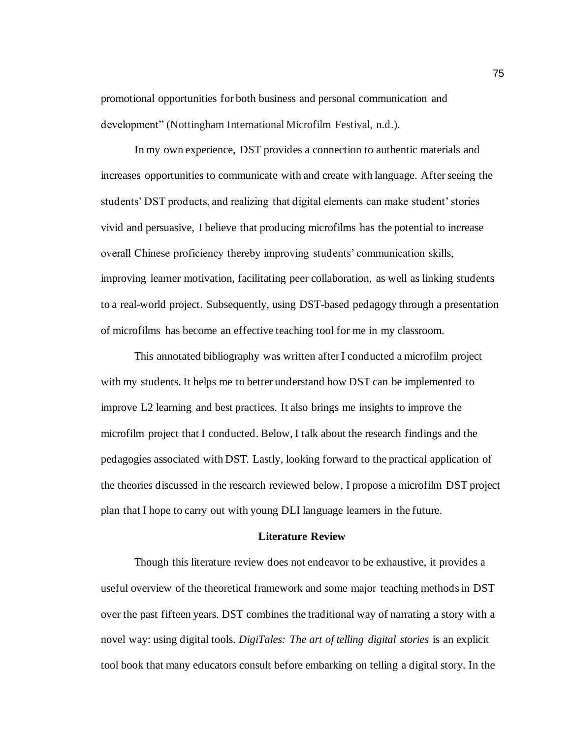promotional opportunities for both business and personal communication and development" (Nottingham International Microfilm Festival, n.d.).

In my own experience, DST provides a connection to authentic materials and increases opportunities to communicate with and create with language. After seeing the students' DST products, and realizing that digital elements can make student' stories vivid and persuasive, I believe that producing microfilms has the potential to increase overall Chinese proficiency thereby improving students' communication skills, improving learner motivation, facilitating peer collaboration, as well as linking students to a real-world project. Subsequently, using DST-based pedagogy through a presentation of microfilms has become an effective teaching tool for me in my classroom.

This annotated bibliography was written after I conducted a microfilm project with my students. It helps me to better understand how DST can be implemented to improve L2 learning and best practices. It also brings me insights to improve the microfilm project that I conducted. Below, I talk about the research findings and the pedagogies associated with DST. Lastly, looking forward to the practical application of the theories discussed in the research reviewed below, I propose a microfilm DST project plan that I hope to carry out with young DLI language learners in the future.

## Literature Review

Though this literature review does not endeavor to be exhaustive, it provides a useful overview of the theoretical framework and some major teaching methods in DST over the past fifteen years. DST combines the traditional way of narrating a story with a novel way: using digital tools. *DigiTales: The art of telling digital stories* is an explicit tool book that many educators consult before embarking on telling a digital story. In the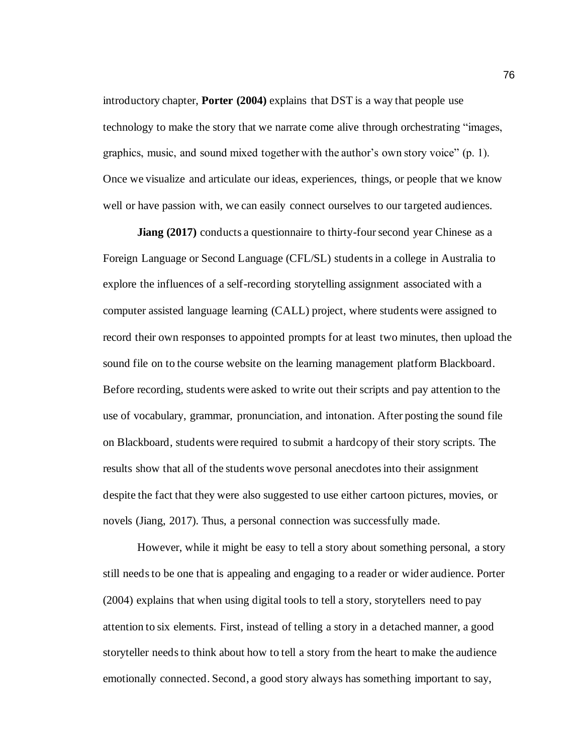introductory chapter, **Porter (2004)** explains that DST is a way that people use technology to make the story that we narrate come alive through orchestrating "images, graphics, music, and sound mixed together with the author's own story voice" (p. 1). Once we visualize and articulate our ideas, experiences, things, or people that we know well or have passion with, we can easily connect ourselves to our targeted audiences.

**Jiang (2017)** conducts a questionnaire to thirty-four second year Chinese as a Foreign Language or Second Language (CFL/SL) students in a college in Australia to explore the influences of a self-recording storytelling assignment associated with a computer assisted language learning (CALL) project, where students were assigned to record their own responses to appointed prompts for at least two minutes, then upload the sound file on to the course website on the learning management platform Blackboard. Before recording, students were asked to write out their scripts and pay attention to the use of vocabulary, grammar, pronunciation, and intonation. After posting the sound file on Blackboard, students were required to submit a hardcopy of their story scripts. The results show that all of the students wove personal anecdotes into their assignment despite the fact that they were also suggested to use either cartoon pictures, movies, or novels (Jiang, 2017). Thus, a personal connection was successfully made.

However, while it might be easy to tell a story about something personal, a story still needs to be one that is appealing and engaging to a reader or wider audience. Porter (2004) explains that when using digital tools to tell a story, storytellers need to pay attention to six elements. First, instead of telling a story in a detached manner, a good storyteller needs to think about how to tell a story from the heart to make the audience emotionally connected. Second, a good story always has something important to say,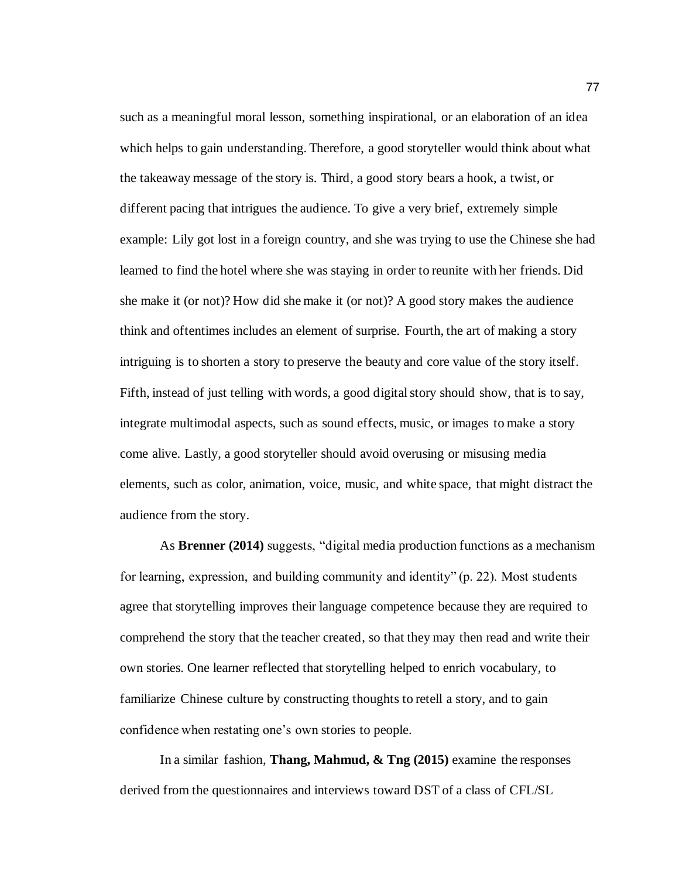such as a meaningful moral lesson, something inspirational, or an elaboration of an idea which helps to gain understanding. Therefore, a good storyteller would think about what the takeaway message of the story is. Third, a good story bears a hook, a twist, or different pacing that intrigues the audience. To give a very brief, extremely simple example: Lily got lost in a foreign country, and she was trying to use the Chinese she had learned to find the hotel where she was staying in order to reunite with her friends. Did she make it (or not)? How did she make it (or not)? A good story makes the audience think and oftentimes includes an element of surprise. Fourth, the art of making a story intriguing is to shorten a story to preserve the beauty and core value of the story itself. Fifth, instead of just telling with words, a good digital story should show, that is to say, integrate multimodal aspects, such as sound effects, music, or images to make a story come alive. Lastly, a good storyteller should avoid overusing or misusing media elements, such as color, animation, voice, music, and white space, that might distract the audience from the story.

As **Brenner (2014)** suggests, "digital media production functions as a mechanism for learning, expression, and building community and identity" (p. 22). Most students agree that storytelling improves their language competence because they are required to comprehend the story that the teacher created, so that they may then read and write their own stories. One learner reflected that storytelling helped to enrich vocabulary, to familiarize Chinese culture by constructing thoughts to retell a story, and to gain confidence when restating one's own stories to people.

In a similar fashion, **Thang, Mahmud, & Tng (2015)** examine the responses derived from the questionnaires and interviews toward DST of a class of CFL/SL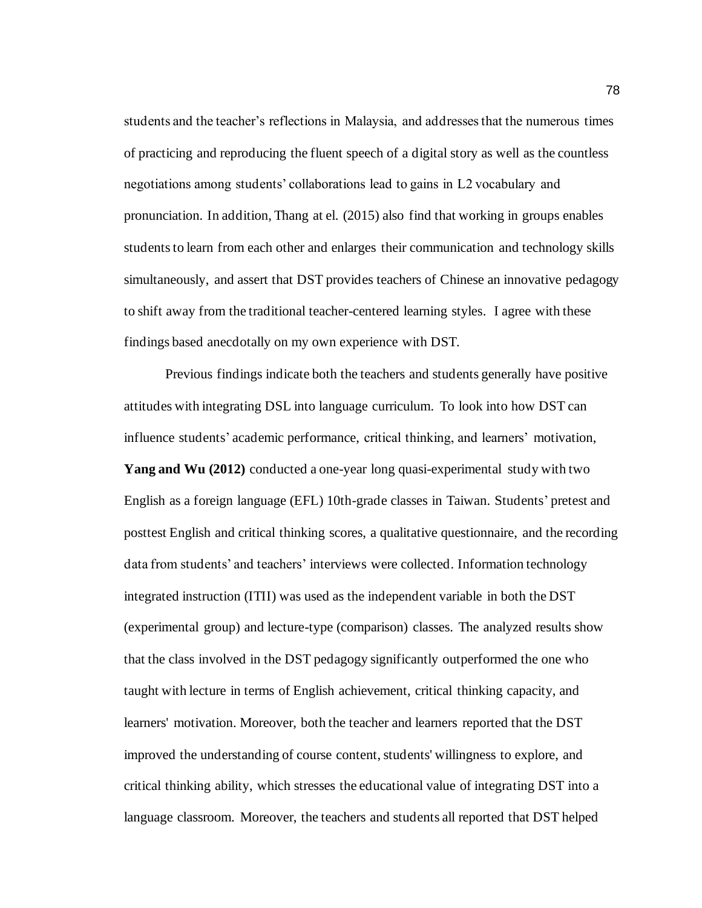students and the teacher's reflections in Malaysia, and addresses that the numerous times of practicing and reproducing the fluent speech of a digital story as well as the countless negotiations among students' collaborations lead to gains in L2 vocabulary and pronunciation. In addition, Thang at el. (2015) also find that working in groups enables students to learn from each other and enlarges their communication and technology skills simultaneously, and assert that DST provides teachers of Chinese an innovative pedagogy to shift away from the traditional teacher-centered learning styles. I agree with these findings based anecdotally on my own experience with DST.

Previous findings indicate both the teachers and students generally have positive attitudes with integrating DSL into language curriculum. To look into how DST can influence students' academic performance, critical thinking, and learners' motivation, **Yang and Wu (2012)** conducted a one-year long quasi-experimental study with two English as a foreign language (EFL) 10th-grade classes in Taiwan. Students' pretest and posttest English and critical thinking scores, a qualitative questionnaire, and the recording data from students' and teachers' interviews were collected. Information technology integrated instruction (ITII) was used as the independent variable in both the DST (experimental group) and lecture-type (comparison) classes. The analyzed results show that the class involved in the DST pedagogy significantly outperformed the one who taught with lecture in terms of English achievement, critical thinking capacity, and learners' motivation. Moreover, both the teacher and learners reported that the DST improved the understanding of course content, students' willingness to explore, and critical thinking ability, which stresses the educational value of integrating DST into a language classroom. Moreover, the teachers and students all reported that DST helped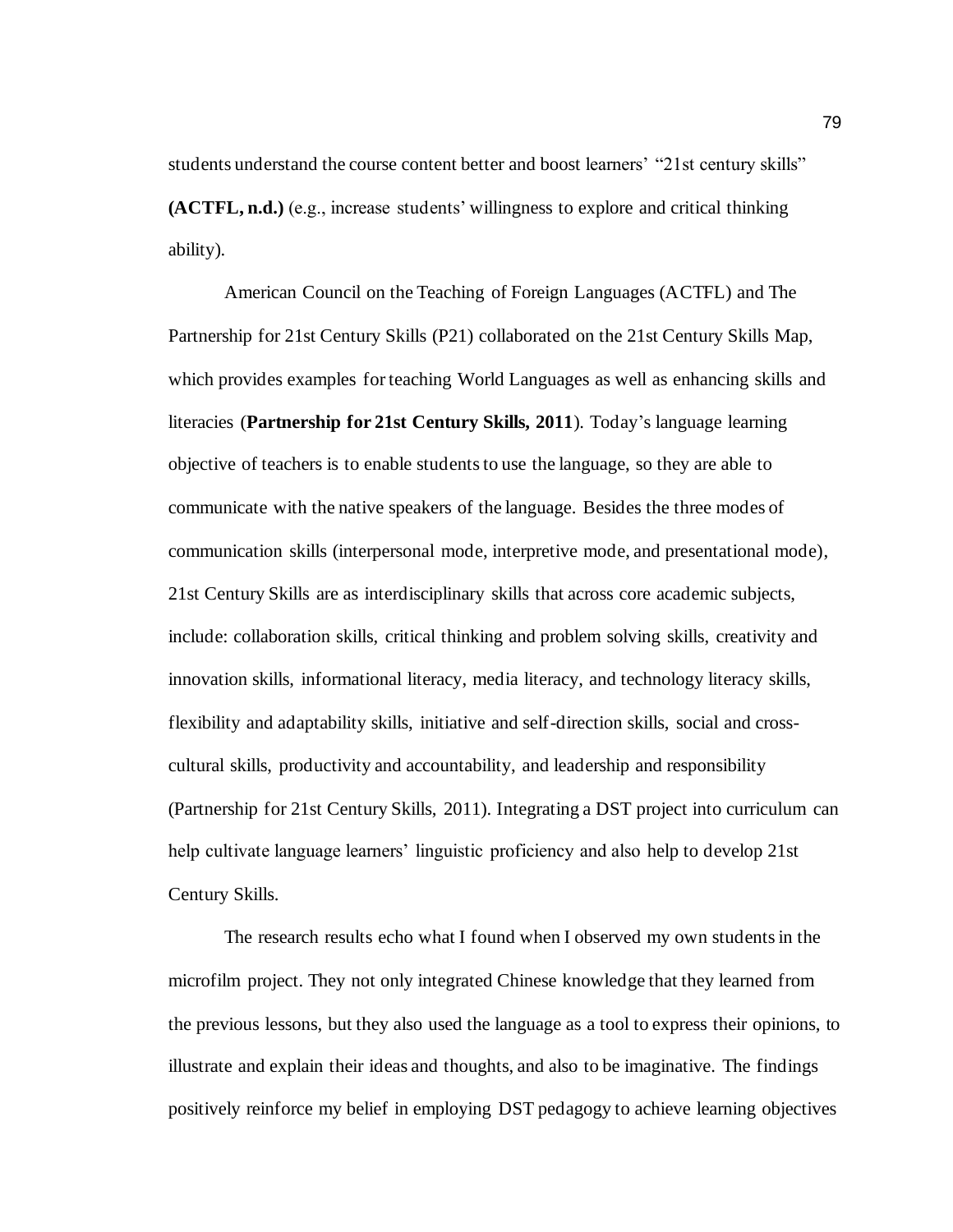students understand the course content better and boost learners' "21st century skills" **(ACTFL, n.d.)** (e.g., increase students' willingness to explore and critical thinking ability).

American Council on the Teaching of Foreign Languages (ACTFL) and The Partnership for 21st Century Skills (P21) collaborated on the 21st Century Skills Map, which provides examples for teaching World Languages as well as enhancing skills and literacies (**Partnership for 21st Century Skills, 2011**). Today's language learning objective of teachers is to enable students to use the language, so they are able to communicate with the native speakers of the language. Besides the three modes of communication skills (interpersonal mode, interpretive mode, and presentational mode), 21st Century Skills are as interdisciplinary skills that across core academic subjects, include: collaboration skills, critical thinking and problem solving skills, creativity and innovation skills, informational literacy, media literacy, and technology literacy skills, flexibility and adaptability skills, initiative and self-direction skills, social and cross-cultural skills, productivity and accountability, and leadership and responsibility (Partnership for 21st Century Skills, 2011). Integrating a DST project into curriculum can help cultivate language learners' linguistic proficiency and also help to develop 21st Century Skills.

The research results echo what I found when I observed my own students in the microfilm project. They not only integrated Chinese knowledge that they learned from the previous lessons, but they also used the language as a tool to express their opinions, to illustrate and explain their ideas and thoughts, and also to be imaginative. The findings positively reinforce my belief in employing DST pedagogy to achieve learning objectives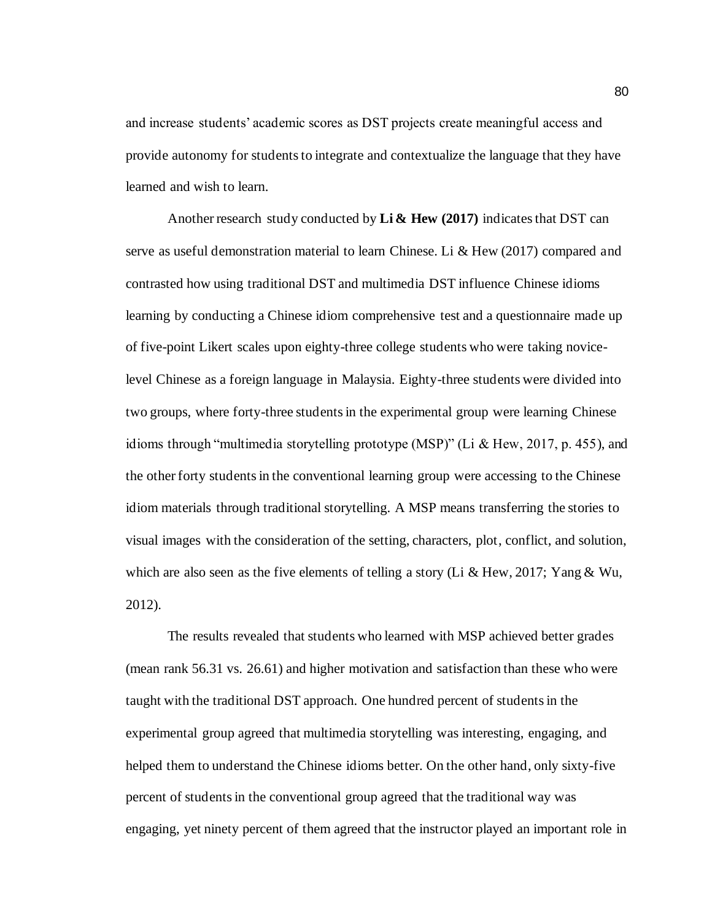and increase students' academic scores as DST projects create meaningful access and provide autonomy for students to integrate and contextualize the language that they have learned and wish to learn.

Another research study conducted by **Li & Hew (2017)** indicates that DST can serve as useful demonstration material to learn Chinese. Li & Hew (2017) compared and contrasted how using traditional DST and multimedia DST influence Chinese idioms learning by conducting a Chinese idiom comprehensive test and a questionnaire made up of five-point Likert scales upon eighty-three college students who were taking novice-level Chinese as a foreign language in Malaysia. Eighty-three students were divided into two groups, where forty-three students in the experimental group were learning Chinese idioms through "multimedia storytelling prototype (MSP)" (Li & Hew, 2017, p. 455), and the other forty students in the conventional learning group were accessing to the Chinese idiom materials through traditional storytelling. A MSP means transferring the stories to visual images with the consideration of the setting, characters, plot, conflict, and solution, which are also seen as the five elements of telling a story (Li & Hew, 2017; Yang & Wu, 2012).

The results revealed that students who learned with MSP achieved better grades (mean rank 56.31 vs. 26.61) and higher motivation and satisfaction than these who were taught with the traditional DST approach. One hundred percent of students in the experimental group agreed that multimedia storytelling was interesting, engaging, and helped them to understand the Chinese idioms better. On the other hand, only sixty-five percent of students in the conventional group agreed that the traditional way was engaging, yet ninety percent of them agreed that the instructor played an important role in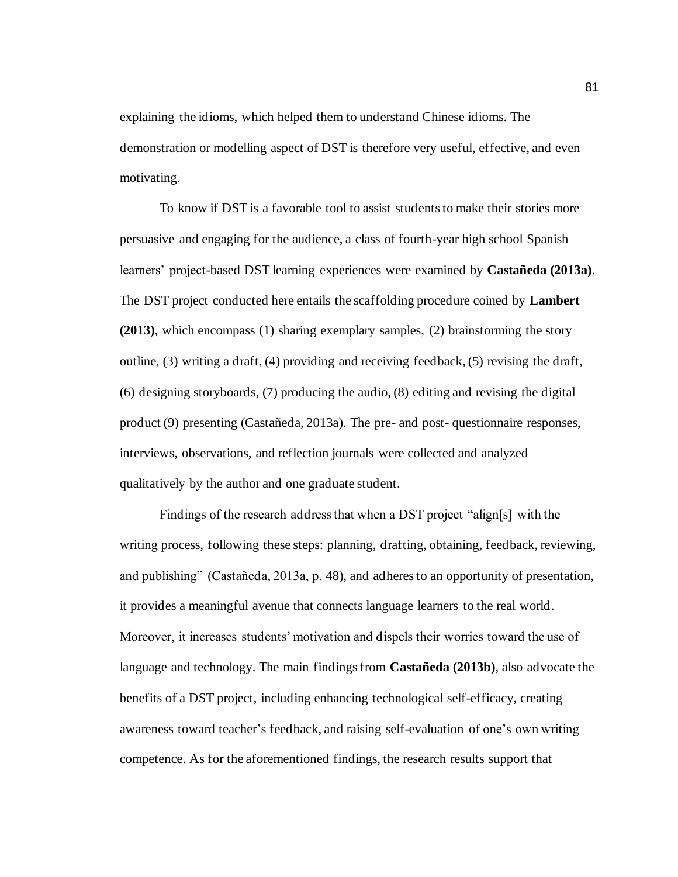explaining the idioms, which helped them to understand Chinese idioms. The demonstration or modelling aspect of DST is therefore very useful, effective, and even motivating.

To know if DST is a favorable tool to assist students to make their stories more persuasive and engaging for the audience, a class of fourth-year high school Spanish learners' project-based DST learning experiences were examined by **Castañeda (2013a)**. The DST project conducted here entails the scaffolding procedure coined by **Lambert (2013)**, which encompass (1) sharing exemplary samples, (2) brainstorming the story outline, (3) writing a draft, (4) providing and receiving feedback, (5) revising the draft, (6) designing storyboards, (7) producing the audio, (8) editing and revising the digital product (9) presenting (Castañeda, 2013a). The pre- and post- questionnaire responses, interviews, observations, and reflection journals were collected and analyzed qualitatively by the author and one graduate student.

Findings of the research address that when a DST project "align[s] with the writing process, following these steps: planning, drafting, obtaining, feedback, reviewing, and publishing" (Castañeda, 2013a, p. 48), and adheres to an opportunity of presentation, it provides a meaningful avenue that connects language learners to the real world. Moreover, it increases students' motivation and dispels their worries toward the use of language and technology. The main findings from **Castañeda (2013b)**, also advocate the benefits of a DST project, including enhancing technological self-efficacy, creating awareness toward teacher's feedback, and raising self-evaluation of one's own writing competence. As for the aforementioned findings, the research results support that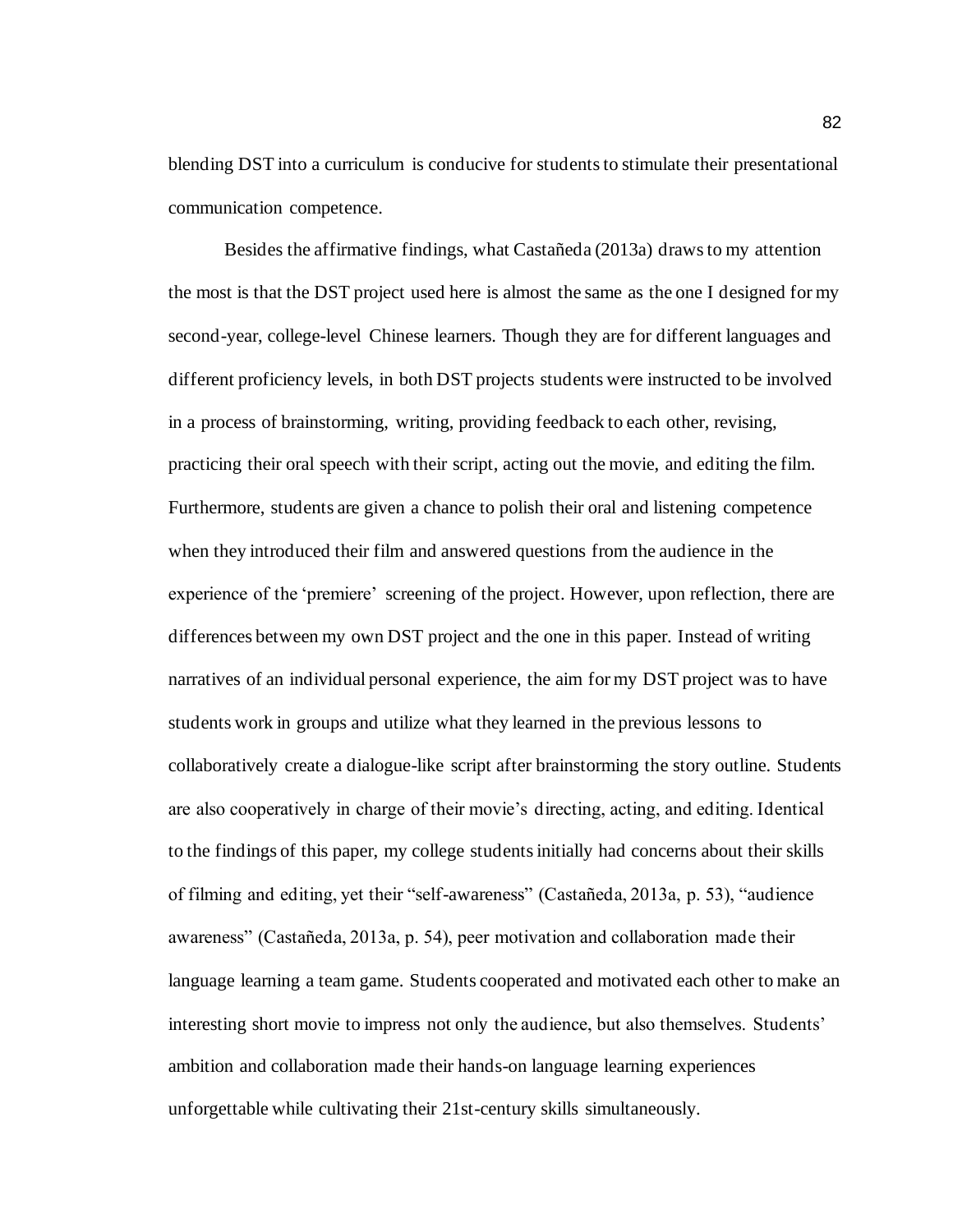blending DST into a curriculum is conducive for students to stimulate their presentational communication competence.

Besides the affirmative findings, what Castañeda (2013a) draws to my attention the most is that the DST project used here is almost the same as the one I designed for my second-year, college-level Chinese learners. Though they are for different languages and different proficiency levels, in both DST projects students were instructed to be involved in a process of brainstorming, writing, providing feedback to each other, revising, practicing their oral speech with their script, acting out the movie, and editing the film. Furthermore, students are given a chance to polish their oral and listening competence when they introduced their film and answered questions from the audience in the experience of the 'premiere' screening of the project. However, upon reflection, there are differences between my own DST project and the one in this paper. Instead of writing narratives of an individual personal experience, the aim for my DST project was to have students work in groups and utilize what they learned in the previous lessons to collaboratively create a dialogue-like script after brainstorming the story outline. Students are also cooperatively in charge of their movie's directing, acting, and editing. Identical to the findings of this paper, my college students initially had concerns about their skills of filming and editing, yet their "self-awareness" (Castañeda, 2013a, p. 53), "audience awareness" (Castañeda, 2013a, p. 54), peer motivation and collaboration made their language learning a team game. Students cooperated and motivated each other to make an interesting short movie to impress not only the audience, but also themselves. Students' ambition and collaboration made their hands-on language learning experiences unforgettable while cultivating their 21st-century skills simultaneously.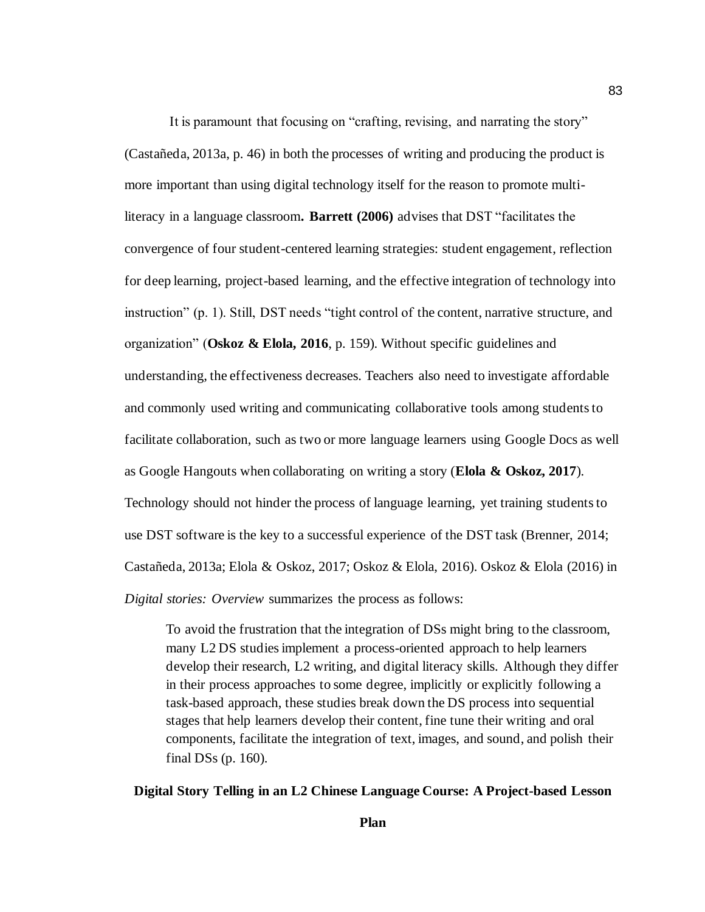It is paramount that focusing on "crafting, revising, and narrating the story" (Castañeda, 2013a, p. 46) in both the processes of writing and producing the product is more important than using digital technology itself for the reason to promote multi-literacy in a language classroom**. Barrett (2006)** advises that DST "facilitates the convergence of four student-centered learning strategies: student engagement, reflection for deep learning, project-based learning, and the effective integration of technology into instruction" (p. 1). Still, DST needs "tight control of the content, narrative structure, and organization" (**Oskoz & Elola, 2016**, p. 159). Without specific guidelines and understanding, the effectiveness decreases. Teachers also need to investigate affordable and commonly used writing and communicating collaborative tools among students to facilitate collaboration, such as two or more language learners using Google Docs as well as Google Hangouts when collaborating on writing a story (**Elola & Oskoz, 2017**). Technology should not hinder the process of language learning, yet training students to use DST software is the key to a successful experience of the DST task (Brenner, 2014; Castañeda, 2013a; Elola & Oskoz, 2017; Oskoz & Elola, 2016). Oskoz & Elola (2016) in *Digital stories: Overview* summarizes the process as follows:

> To avoid the frustration that the integration of DSs might bring to the classroom, many L2 DS studies implement a process-oriented approach to help learners develop their research, L2 writing, and digital literacy skills. Although they differ in their process approaches to some degree, implicitly or explicitly following a task-based approach, these studies break down the DS process into sequential stages that help learners develop their content, fine tune their writing and oral components, facilitate the integration of text, images, and sound, and polish their final DSs (p. 160).

## Digital Story Telling in an L2 Chinese Language Course: A Project-based Lesson Plan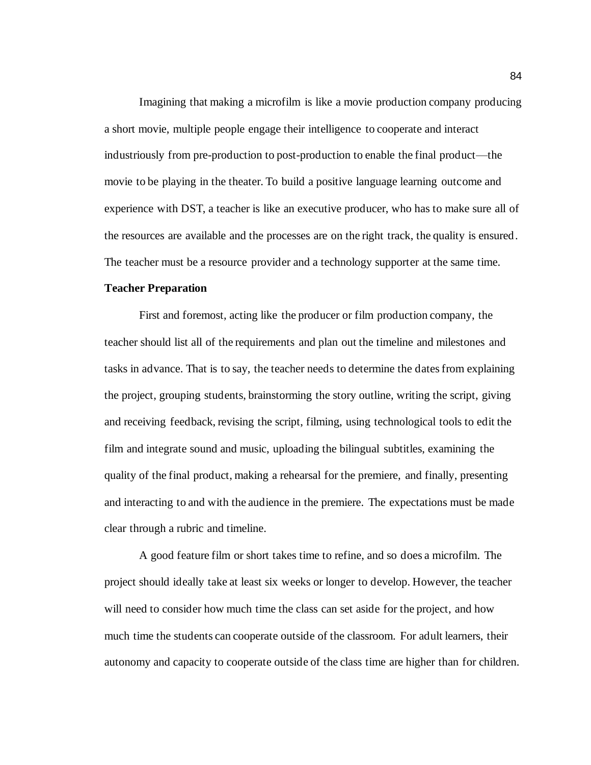Imagining that making a microfilm is like a movie production company producing a short movie, multiple people engage their intelligence to cooperate and interact industriously from pre-production to post-production to enable the final product—the movie to be playing in the theater. To build a positive language learning outcome and experience with DST, a teacher is like an executive producer, who has to make sure all of the resources are available and the processes are on the right track, the quality is ensured. The teacher must be a resource provider and a technology supporter at the same time.

**Teacher Preparation**

First and foremost, acting like the producer or film production company, the teacher should list all of the requirements and plan out the timeline and milestones and tasks in advance. That is to say, the teacher needs to determine the dates from explaining the project, grouping students, brainstorming the story outline, writing the script, giving and receiving feedback, revising the script, filming, using technological tools to edit the film and integrate sound and music, uploading the bilingual subtitles, examining the quality of the final product, making a rehearsal for the premiere, and finally, presenting and interacting to and with the audience in the premiere. The expectations must be made clear through a rubric and timeline.

A good feature film or short takes time to refine, and so does a microfilm. The project should ideally take at least six weeks or longer to develop. However, the teacher will need to consider how much time the class can set aside for the project, and how much time the students can cooperate outside of the classroom. For adult learners, their autonomy and capacity to cooperate outside of the class time are higher than for children.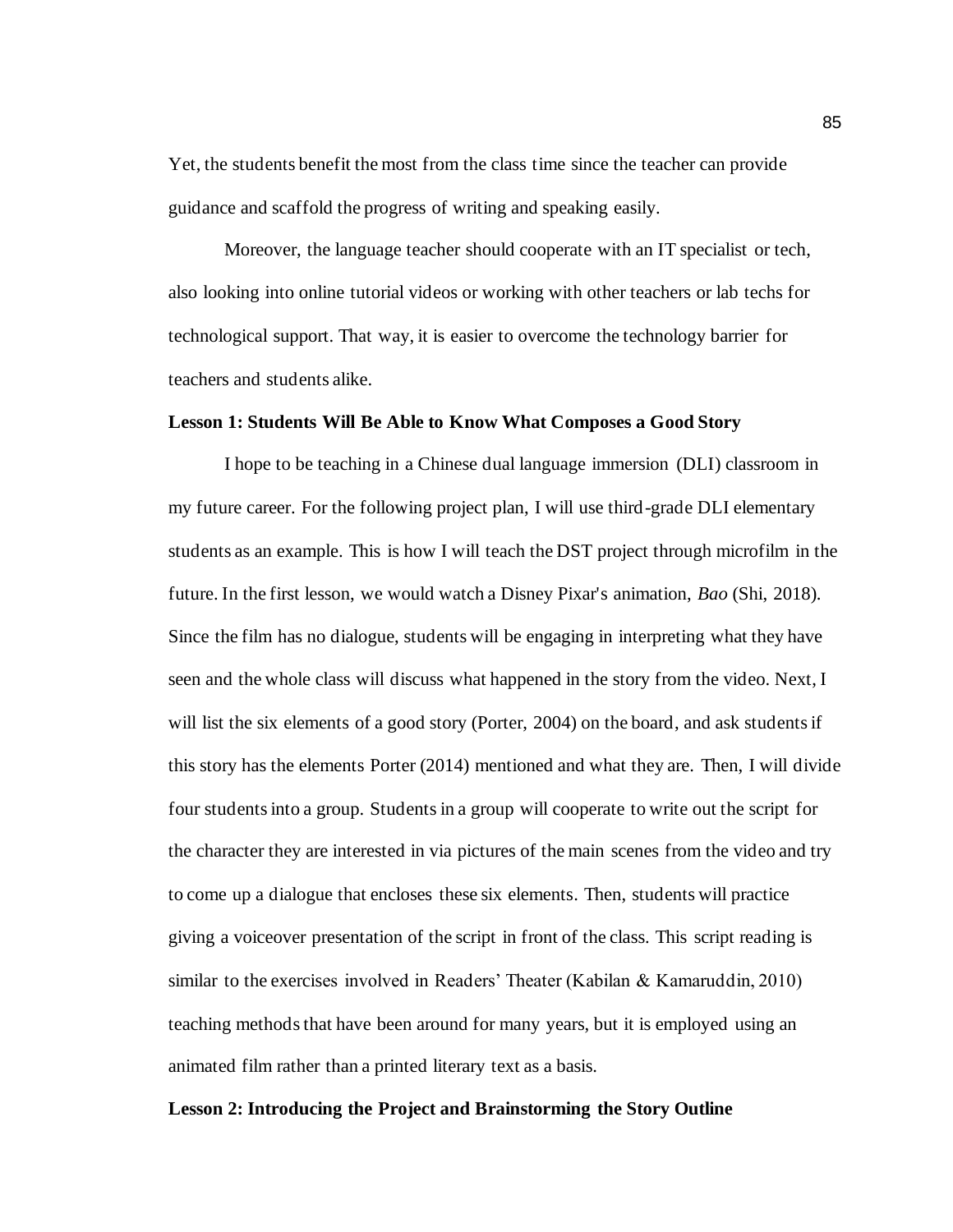Yet, the students benefit the most from the class time since the teacher can provide guidance and scaffold the progress of writing and speaking easily.

Moreover, the language teacher should cooperate with an IT specialist or tech, also looking into online tutorial videos or working with other teachers or lab techs for technological support. That way, it is easier to overcome the technology barrier for teachers and students alike.

**Lesson 1: Students Will Be Able to Know What Composes a Good Story**

I hope to be teaching in a Chinese dual language immersion (DLI) classroom in my future career. For the following project plan, I will use third-grade DLI elementary students as an example. This is how I will teach the DST project through microfilm in the future. In the first lesson, we would watch a Disney Pixar's animation, *Bao* (Shi, 2018). Since the film has no dialogue, students will be engaging in interpreting what they have seen and the whole class will discuss what happened in the story from the video. Next, I will list the six elements of a good story (Porter, 2004) on the board, and ask students if this story has the elements Porter (2014) mentioned and what they are. Then, I will divide four students into a group. Students in a group will cooperate to write out the script for the character they are interested in via pictures of the main scenes from the video and try to come up a dialogue that encloses these six elements. Then, students will practice giving a voiceover presentation of the script in front of the class. This script reading is similar to the exercises involved in Readers' Theater (Kabilan & Kamaruddin, 2010) teaching methods that have been around for many years, but it is employed using an animated film rather than a printed literary text as a basis.

**Lesson 2: Introducing the Project and Brainstorming the Story Outline**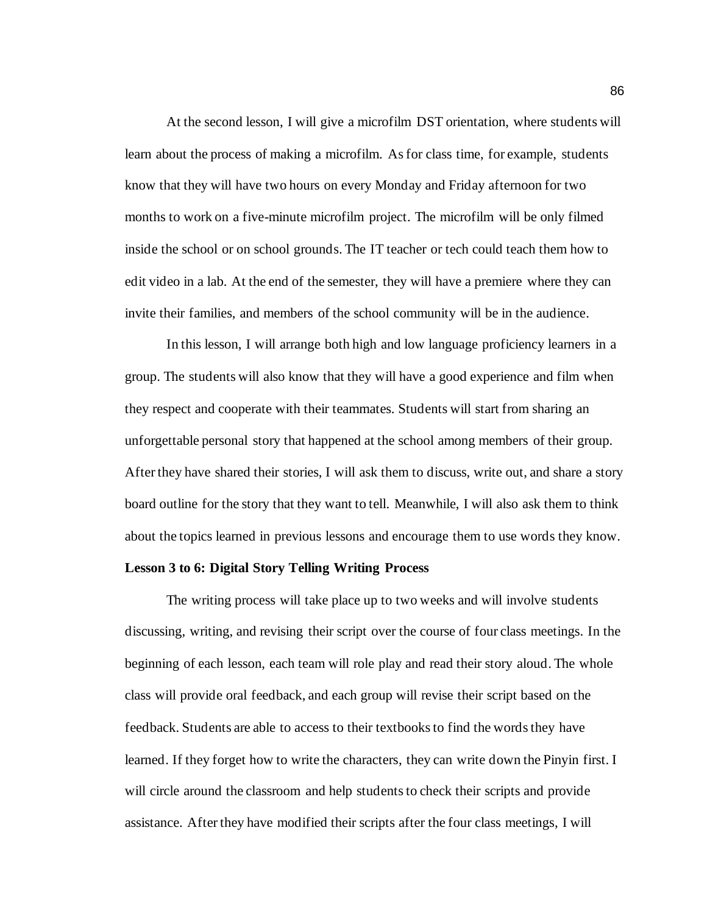At the second lesson, I will give a microfilm DST orientation, where students will learn about the process of making a microfilm. As for class time, for example, students know that they will have two hours on every Monday and Friday afternoon for two months to work on a five-minute microfilm project. The microfilm will be only filmed inside the school or on school grounds. The IT teacher or tech could teach them how to edit video in a lab. At the end of the semester, they will have a premiere where they can invite their families, and members of the school community will be in the audience.

In this lesson, I will arrange both high and low language proficiency learners in a group. The students will also know that they will have a good experience and film when they respect and cooperate with their teammates. Students will start from sharing an unforgettable personal story that happened at the school among members of their group. After they have shared their stories, I will ask them to discuss, write out, and share a story board outline for the story that they want to tell. Meanwhile, I will also ask them to think about the topics learned in previous lessons and encourage them to use words they know.

**Lesson 3 to 6: Digital Story Telling Writing Process**

The writing process will take place up to two weeks and will involve students discussing, writing, and revising their script over the course of four class meetings. In the beginning of each lesson, each team will role play and read their story aloud. The whole class will provide oral feedback, and each group will revise their script based on the feedback. Students are able to access to their textbooks to find the words they have learned. If they forget how to write the characters, they can write down the Pinyin first. I will circle around the classroom and help students to check their scripts and provide assistance. After they have modified their scripts after the four class meetings, I will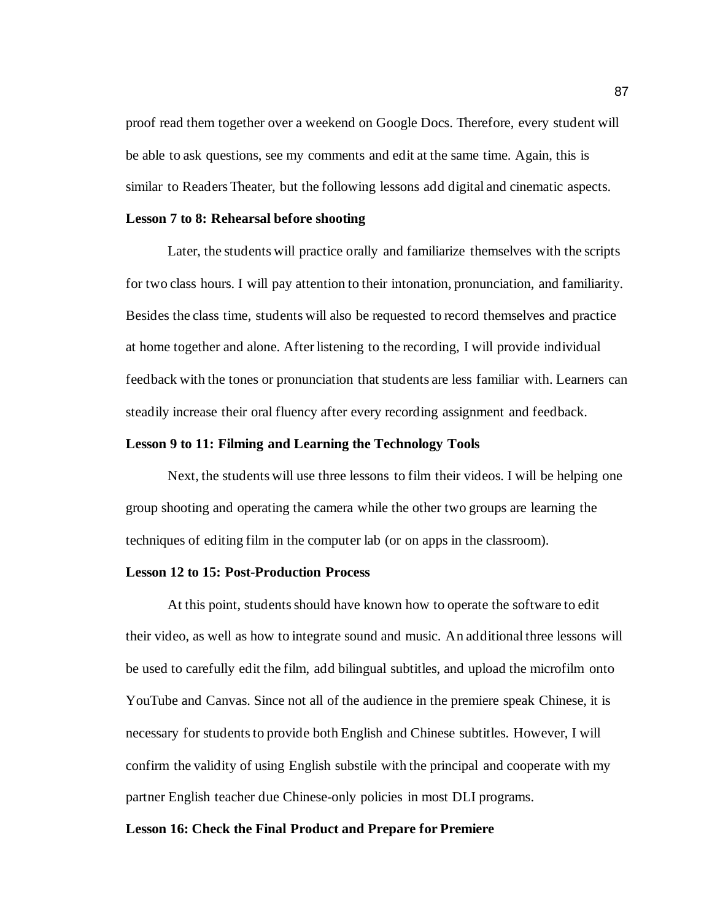proof read them together over a weekend on Google Docs. Therefore, every student will be able to ask questions, see my comments and edit at the same time. Again, this is similar to Readers Theater, but the following lessons add digital and cinematic aspects.

**Lesson 7 to 8: Rehearsal before shooting**

Later, the students will practice orally and familiarize themselves with the scripts for two class hours. I will pay attention to their intonation, pronunciation, and familiarity. Besides the class time, students will also be requested to record themselves and practice at home together and alone. After listening to the recording, I will provide individual feedback with the tones or pronunciation that students are less familiar with. Learners can steadily increase their oral fluency after every recording assignment and feedback.

**Lesson 9 to 11: Filming and Learning the Technology Tools**

Next, the students will use three lessons to film their videos. I will be helping one group shooting and operating the camera while the other two groups are learning the techniques of editing film in the computer lab (or on apps in the classroom).

**Lesson 12 to 15: Post-Production Process**

At this point, students should have known how to operate the software to edit their video, as well as how to integrate sound and music. An additional three lessons will be used to carefully edit the film, add bilingual subtitles, and upload the microfilm onto YouTube and Canvas. Since not all of the audience in the premiere speak Chinese, it is necessary for students to provide both English and Chinese subtitles. However, I will confirm the validity of using English substile with the principal and cooperate with my partner English teacher due Chinese-only policies in most DLI programs.

**Lesson 16: Check the Final Product and Prepare for Premiere**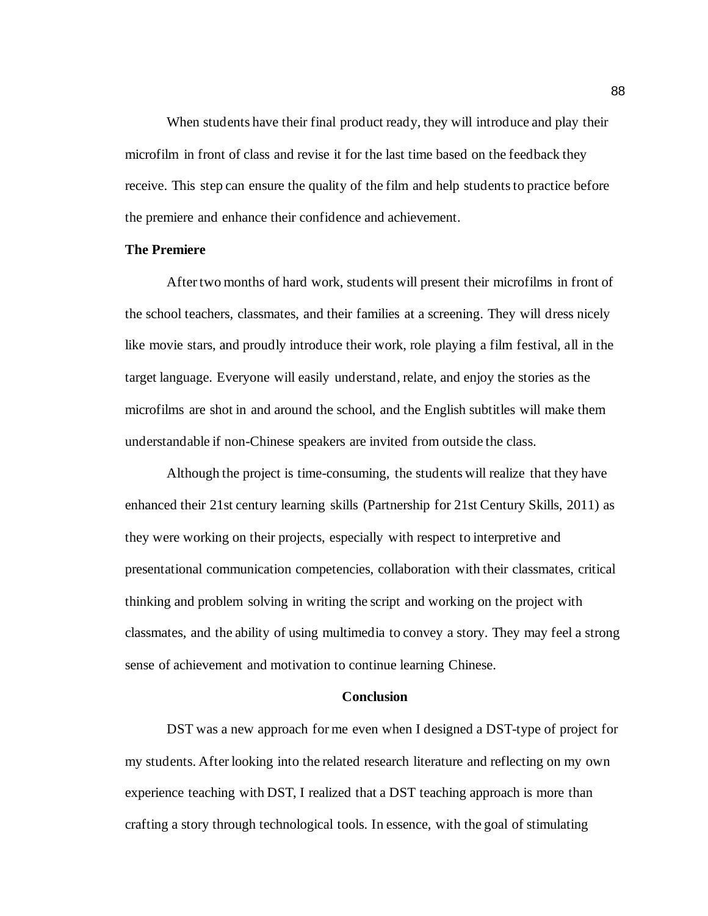When students have their final product ready, they will introduce and play their microfilm in front of class and revise it for the last time based on the feedback they receive. This step can ensure the quality of the film and help students to practice before the premiere and enhance their confidence and achievement.

**The Premiere**

After two months of hard work, students will present their microfilms in front of the school teachers, classmates, and their families at a screening. They will dress nicely like movie stars, and proudly introduce their work, role playing a film festival, all in the target language. Everyone will easily understand, relate, and enjoy the stories as the microfilms are shot in and around the school, and the English subtitles will make them understandable if non-Chinese speakers are invited from outside the class.

Although the project is time-consuming, the students will realize that they have enhanced their 21st century learning skills (Partnership for 21st Century Skills, 2011) as they were working on their projects, especially with respect to interpretive and presentational communication competencies, collaboration with their classmates, critical thinking and problem solving in writing the script and working on the project with classmates, and the ability of using multimedia to convey a story. They may feel a strong sense of achievement and motivation to continue learning Chinese.

## Conclusion

DST was a new approach for me even when I designed a DST-type of project for my students. After looking into the related research literature and reflecting on my own experience teaching with DST, I realized that a DST teaching approach is more than crafting a story through technological tools. In essence, with the goal of stimulating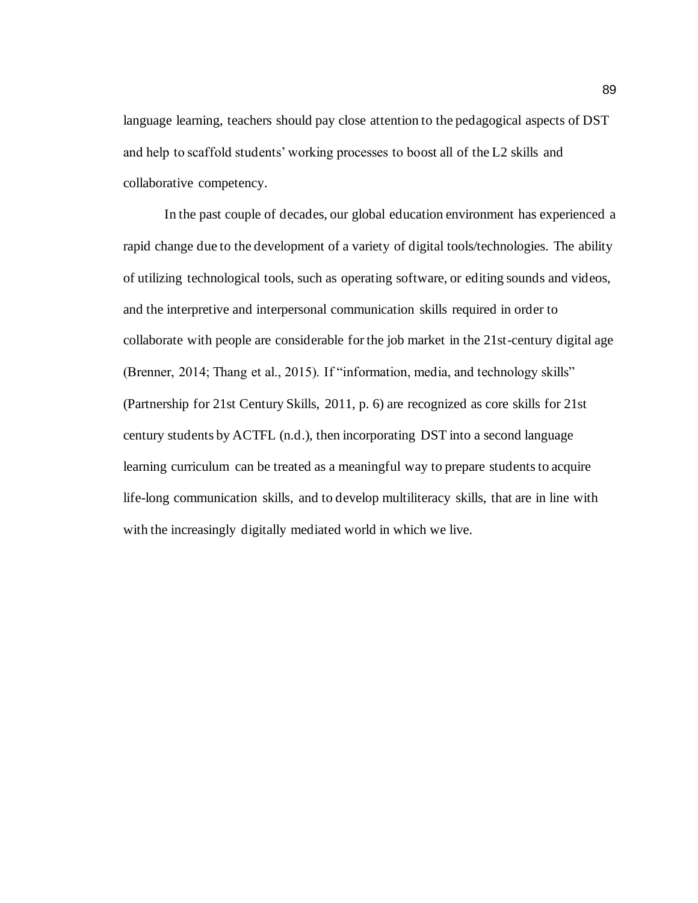language learning, teachers should pay close attention to the pedagogical aspects of DST and help to scaffold students' working processes to boost all of the L2 skills and collaborative competency.

In the past couple of decades, our global education environment has experienced a rapid change due to the development of a variety of digital tools/technologies. The ability of utilizing technological tools, such as operating software, or editing sounds and videos, and the interpretive and interpersonal communication skills required in order to collaborate with people are considerable for the job market in the 21st-century digital age (Brenner, 2014; Thang et al., 2015). If "information, media, and technology skills" (Partnership for 21st Century Skills, 2011, p. 6) are recognized as core skills for 21st century students by ACTFL (n.d.), then incorporating DST into a second language learning curriculum can be treated as a meaningful way to prepare students to acquire life-long communication skills, and to develop multiliteracy skills, that are in line with with the increasingly digitally mediated world in which we live.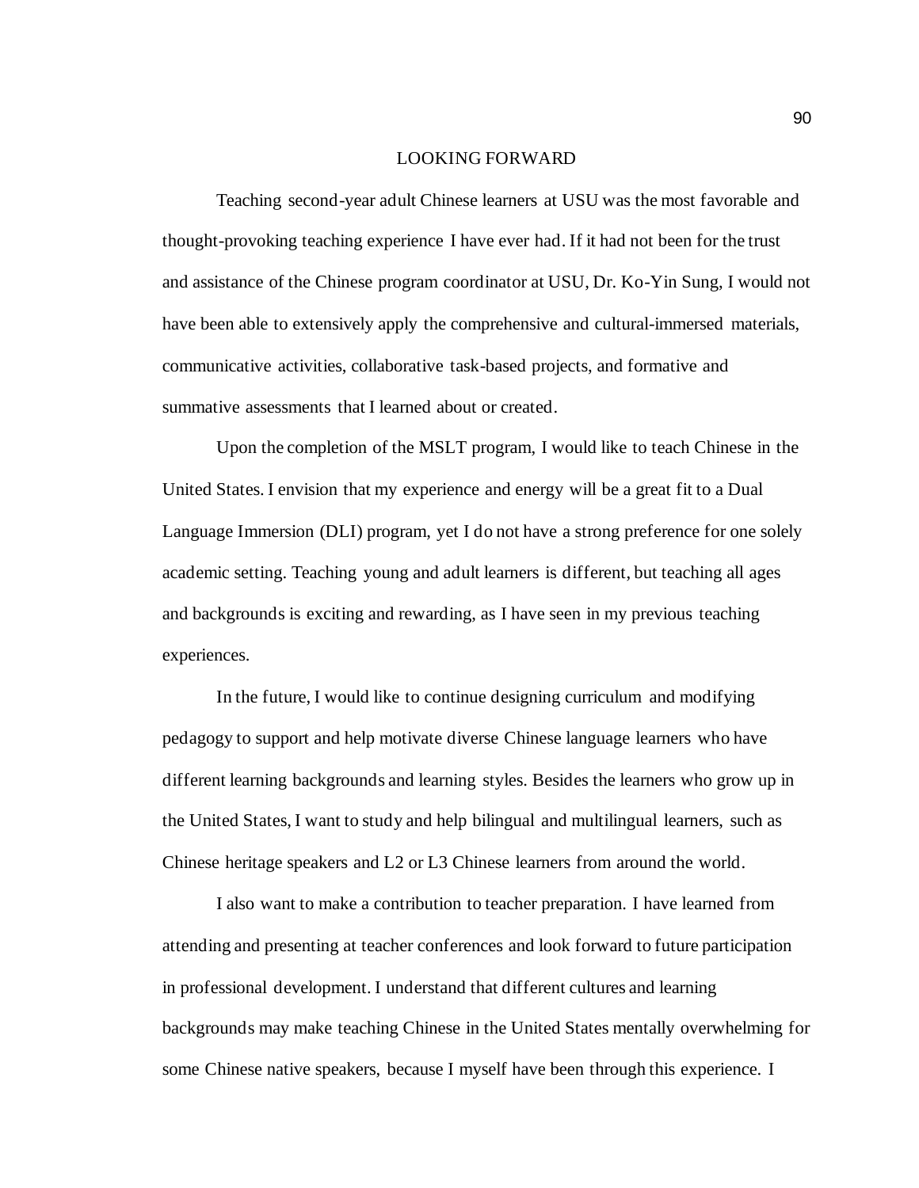# LOOKING FORWARD

Teaching second-year adult Chinese learners at USU was the most favorable and thought-provoking teaching experience I have ever had. If it had not been for the trust and assistance of the Chinese program coordinator at USU, Dr. Ko-Yin Sung, I would not have been able to extensively apply the comprehensive and cultural-immersed materials, communicative activities, collaborative task-based projects, and formative and summative assessments that I learned about or created.

Upon the completion of the MSLT program, I would like to teach Chinese in the United States. I envision that my experience and energy will be a great fit to a Dual Language Immersion (DLI) program, yet I do not have a strong preference for one solely academic setting. Teaching young and adult learners is different, but teaching all ages and backgrounds is exciting and rewarding, as I have seen in my previous teaching experiences.

In the future, I would like to continue designing curriculum and modifying pedagogy to support and help motivate diverse Chinese language learners who have different learning backgrounds and learning styles. Besides the learners who grow up in the United States, I want to study and help bilingual and multilingual learners, such as Chinese heritage speakers and L2 or L3 Chinese learners from around the world.

I also want to make a contribution to teacher preparation. I have learned from attending and presenting at teacher conferences and look forward to future participation in professional development. I understand that different cultures and learning backgrounds may make teaching Chinese in the United States mentally overwhelming for some Chinese native speakers, because I myself have been through this experience. I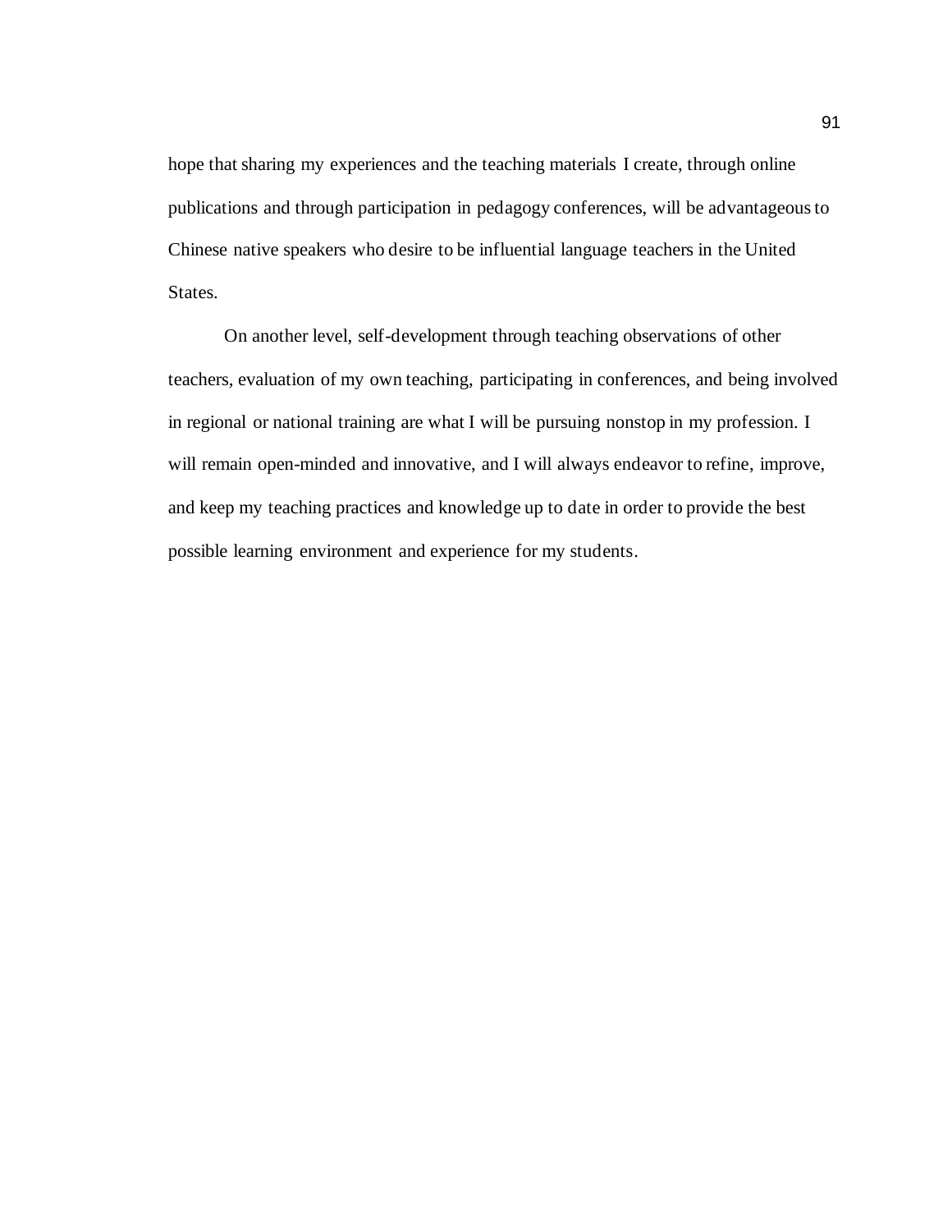hope that sharing my experiences and the teaching materials I create, through online publications and through participation in pedagogy conferences, will be advantageous to Chinese native speakers who desire to be influential language teachers in the United States.

On another level, self-development through teaching observations of other teachers, evaluation of my own teaching, participating in conferences, and being involved in regional or national training are what I will be pursuing nonstop in my profession. I will remain open-minded and innovative, and I will always endeavor to refine, improve, and keep my teaching practices and knowledge up to date in order to provide the best possible learning environment and experience for my students.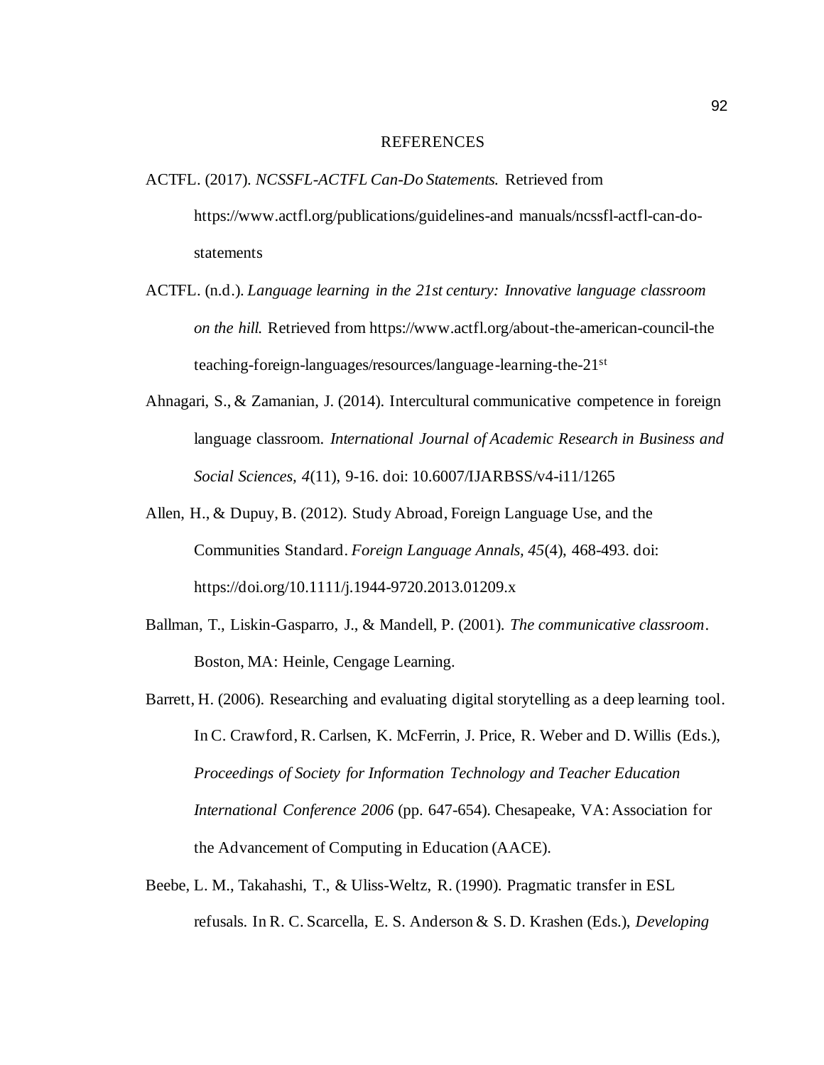# REFERENCES

ACTFL. (2017). *NCSSFL-ACTFL Can-Do Statements.* Retrieved from https://www.actfl.org/publications/guidelines-and manuals/ncssfl-actfl-can-do-statements

ACTFL. (n.d.). *Language learning in the 21st century: Innovative language classroom on the hill.* Retrieved from https://www.actfl.org/about-the-american-council-the teaching-foreign-languages/resources/language-learning-the-21st

Ahnagari, S., & Zamanian, J. (2014). Intercultural communicative competence in foreign language classroom. *International Journal of Academic Research in Business and Social Sciences, 4*(11), 9-16. doi: 10.6007/IJARBSS/v4-i11/1265

Allen, H., & Dupuy, B. (2012). Study Abroad, Foreign Language Use, and the Communities Standard. *Foreign Language Annals, 45*(4), 468-493. doi: https://doi.org/10.1111/j.1944-9720.2013.01209.x

Ballman, T., Liskin-Gasparro, J., & Mandell, P. (2001). *The communicative classroom*. Boston, MA: Heinle, Cengage Learning.

Barrett, H. (2006). Researching and evaluating digital storytelling as a deep learning tool. In C. Crawford, R. Carlsen, K. McFerrin, J. Price, R. Weber and D. Willis (Eds.), *Proceedings of Society for Information Technology and Teacher Education International Conference 2006* (pp. 647-654). Chesapeake, VA: Association for the Advancement of Computing in Education (AACE).

Beebe, L. M., Takahashi, T., & Uliss-Weltz, R. (1990). Pragmatic transfer in ESL refusals. In R. C. Scarcella, E. S. Anderson & S. D. Krashen (Eds.), *Developing*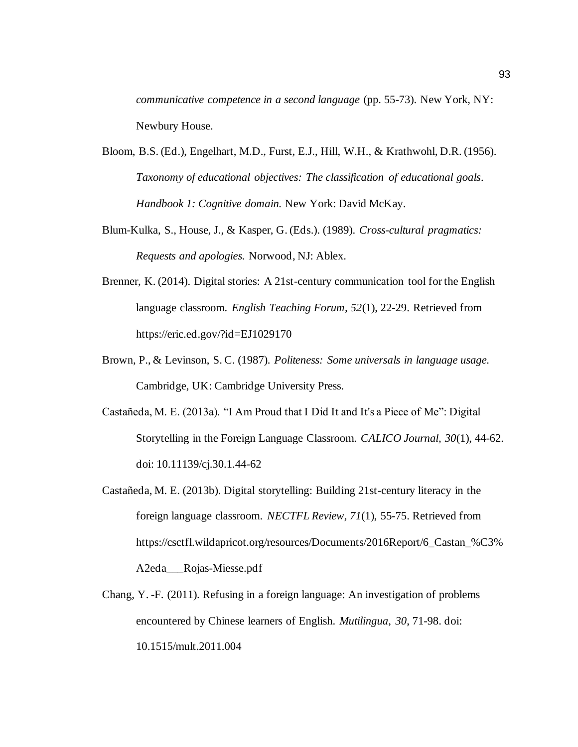*communicative competence in a second language* (pp. 55-73). New York, NY: Newbury House.

Bloom, B.S. (Ed.), Engelhart, M.D., Furst, E.J., Hill, W.H., & Krathwohl, D.R. (1956). *Taxonomy of educational objectives: The classification of educational goals. Handbook 1: Cognitive domain.* New York: David McKay.

Blum-Kulka, S., House, J., & Kasper, G. (Eds.). (1989). *Cross-cultural pragmatics: Requests and apologies.* Norwood, NJ: Ablex.

Brenner, K. (2014). Digital stories: A 21st-century communication tool for the English language classroom. *English Teaching Forum, 52*(1), 22-29. Retrieved from https://eric.ed.gov/?id=EJ1029170

Brown, P., & Levinson, S. C. (1987). *Politeness: Some universals in language usage.* Cambridge, UK: Cambridge University Press.

Castañeda, M. E. (2013a). "I Am Proud that I Did It and It's a Piece of Me": Digital Storytelling in the Foreign Language Classroom. *CALICO Journal, 30*(1), 44-62. doi: 10.11139/cj.30.1.44-62

Castañeda, M. E. (2013b). Digital storytelling: Building 21st-century literacy in the foreign language classroom. *NECTFL Review, 71*(1), 55-75. Retrieved from https://csctfl.wildapricot.org/resources/Documents/2016Report/6_Castan_%C3%A2eda___Rojas-Miesse.pdf

Chang, Y. -F. (2011). Refusing in a foreign language: An investigation of problems encountered by Chinese learners of English. *Mutilingua, 30*, 71-98. doi: 10.1515/mult.2011.004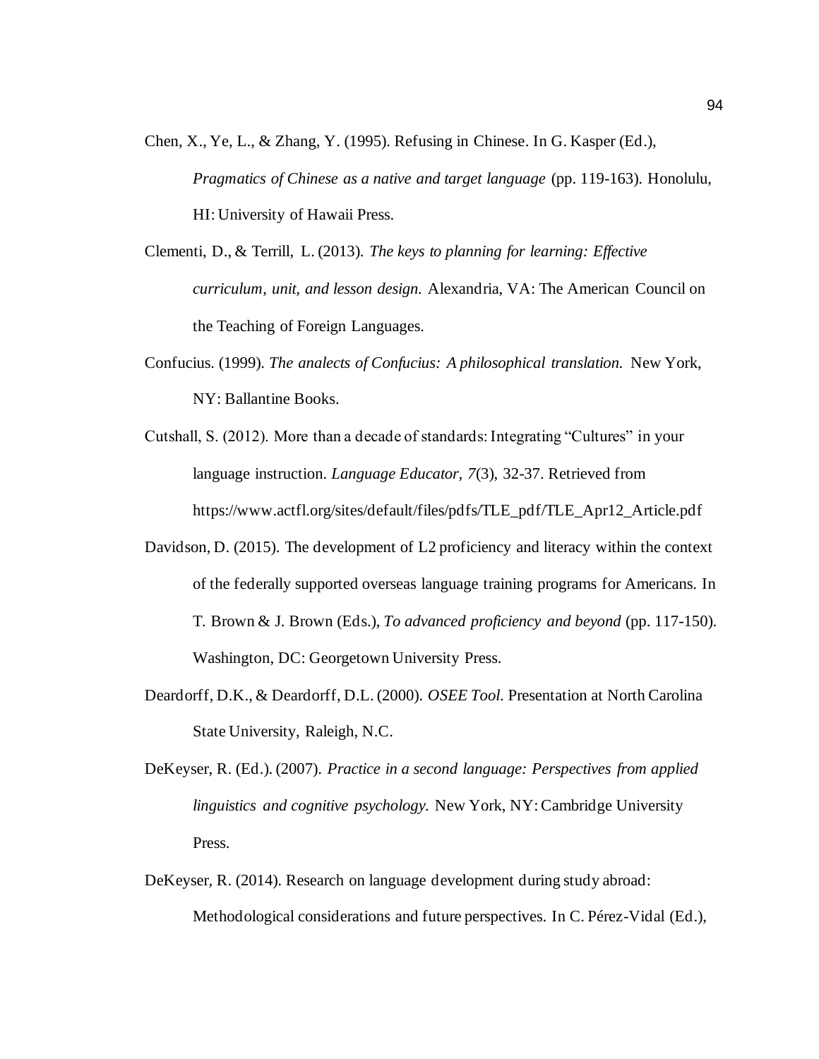Chen, X., Ye, L., & Zhang, Y. (1995). Refusing in Chinese. In G. Kasper (Ed.), *Pragmatics of Chinese as a native and target language* (pp. 119-163). Honolulu, HI: University of Hawaii Press.

Clementi, D., & Terrill, L. (2013). *The keys to planning for learning: Effective curriculum, unit, and lesson design.* Alexandria, VA: The American Council on the Teaching of Foreign Languages.

Confucius. (1999). *The analects of Confucius: A philosophical translation.* New York, NY: Ballantine Books.

Cutshall, S. (2012). More than a decade of standards: Integrating "Cultures" in your language instruction. *Language Educator, 7*(3), 32-37. Retrieved from https://www.actfl.org/sites/default/files/pdfs/TLE_pdf/TLE_Apr12_Article.pdf

Davidson, D. (2015). The development of L2 proficiency and literacy within the context of the federally supported overseas language training programs for Americans. In T. Brown & J. Brown (Eds.), *To advanced proficiency and beyond* (pp. 117-150). Washington, DC: Georgetown University Press.

Deardorff, D.K., & Deardorff, D.L. (2000). *OSEE Tool.* Presentation at North Carolina State University, Raleigh, N.C.

DeKeyser, R. (Ed.). (2007). *Practice in a second language: Perspectives from applied linguistics and cognitive psychology.* New York, NY: Cambridge University Press.

DeKeyser, R. (2014). Research on language development during study abroad: Methodological considerations and future perspectives. In C. Pérez-Vidal (Ed.),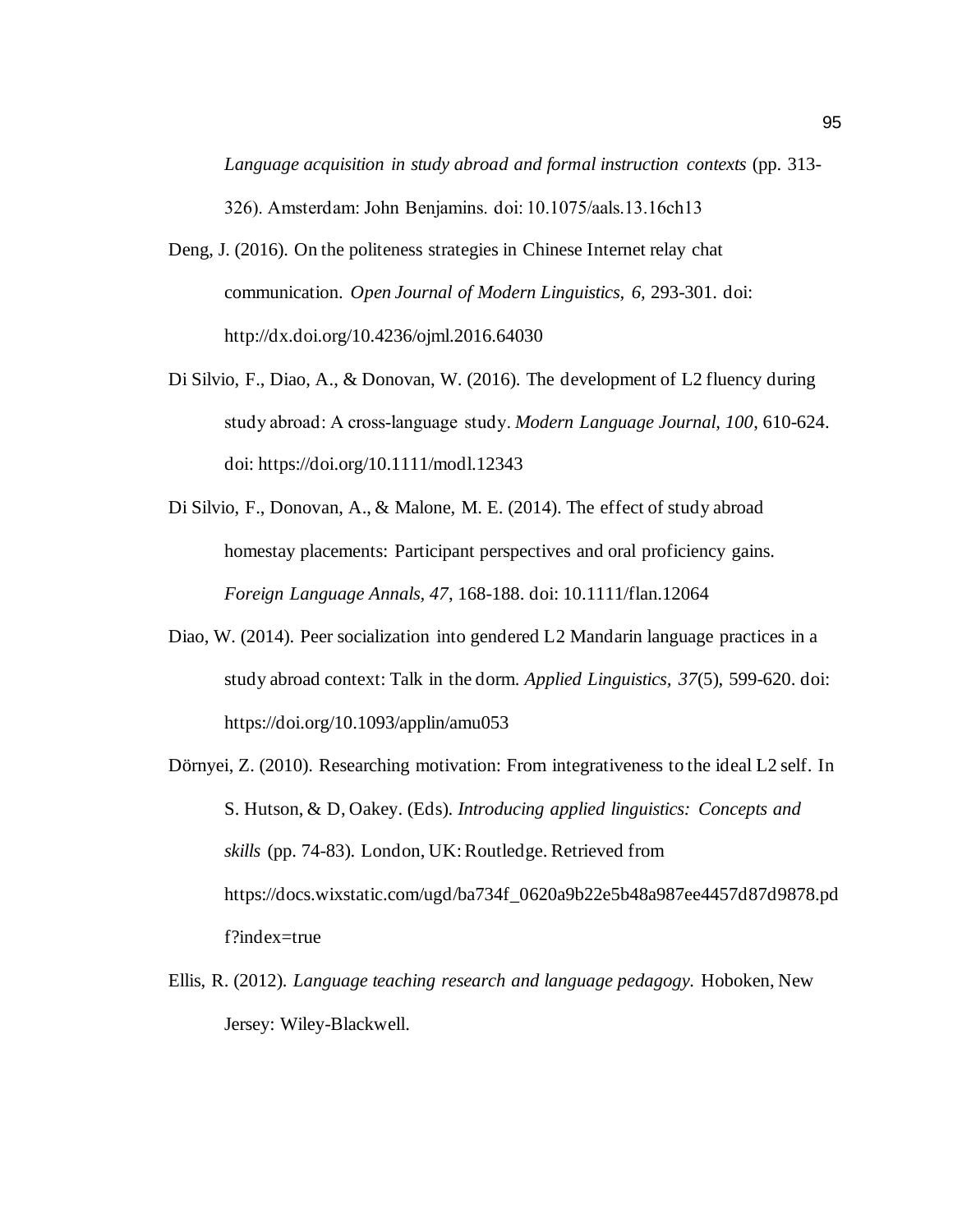*Language acquisition in study abroad and formal instruction contexts* (pp. 313-326). Amsterdam: John Benjamins. doi: 10.1075/aals.13.16ch13

Deng, J. (2016). On the politeness strategies in Chinese Internet relay chat communication. *Open Journal of Modern Linguistics, 6*, 293-301. doi: http://dx.doi.org/10.4236/ojml.2016.64030

Di Silvio, F., Diao, A., & Donovan, W. (2016). The development of L2 fluency during study abroad: A cross-language study. *Modern Language Journal, 100*, 610-624. doi: https://doi.org/10.1111/modl.12343

Di Silvio, F., Donovan, A., & Malone, M. E. (2014). The effect of study abroad homestay placements: Participant perspectives and oral proficiency gains. *Foreign Language Annals, 47*, 168-188. doi: 10.1111/flan.12064

Diao, W. (2014). Peer socialization into gendered L2 Mandarin language practices in a study abroad context: Talk in the dorm. *Applied Linguistics, 37*(5), 599-620. doi: https://doi.org/10.1093/applin/amu053

Dörnyei, Z. (2010). Researching motivation: From integrativeness to the ideal L2 self. In S. Hutson, & D, Oakey. (Eds). *Introducing applied linguistics: Concepts and skills* (pp. 74-83). London, UK: Routledge. Retrieved from https://docs.wixstatic.com/ugd/ba734f_0620a9b22e5b48a987ee4457d87d9878.pdf?index=true

Ellis, R. (2012). *Language teaching research and language pedagogy.* Hoboken, New Jersey: Wiley-Blackwell.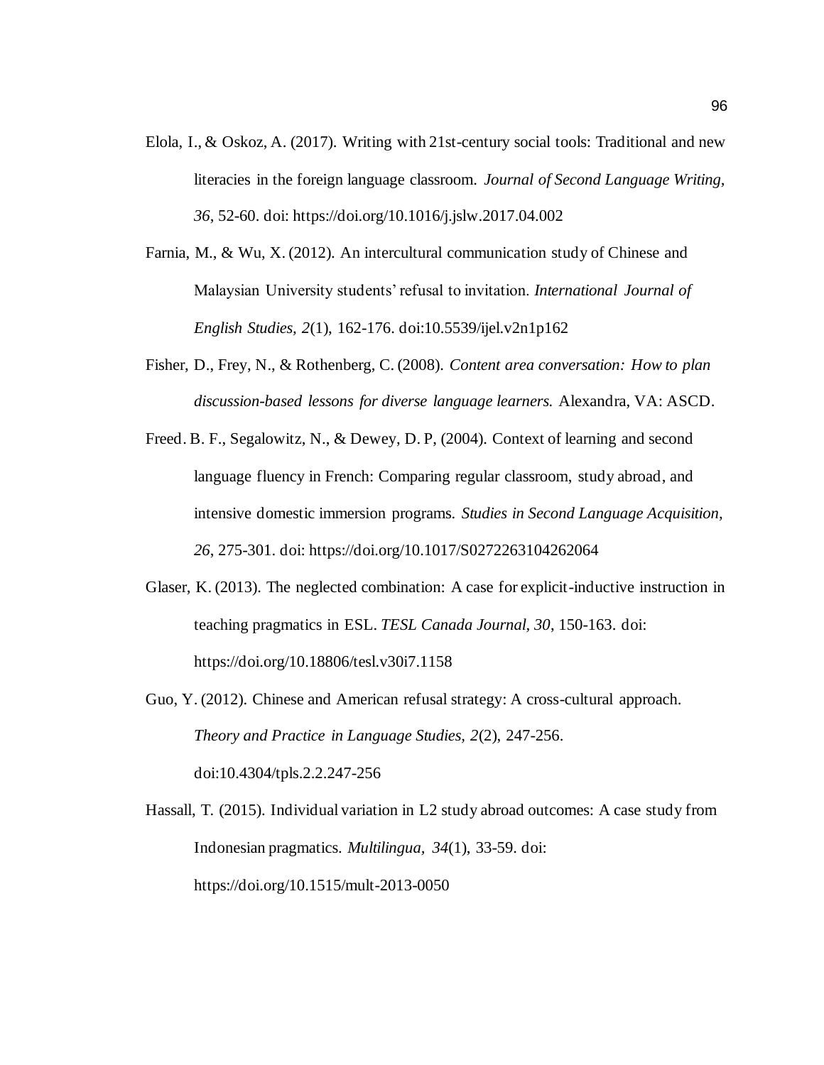Elola, I., & Oskoz, A. (2017). Writing with 21st-century social tools: Traditional and new literacies in the foreign language classroom. *Journal of Second Language Writing, 36*, 52-60. doi: https://doi.org/10.1016/j.jslw.2017.04.002

Farnia, M., & Wu, X. (2012). An intercultural communication study of Chinese and Malaysian University students' refusal to invitation. *International Journal of English Studies, 2*(1), 162-176. doi:10.5539/ijel.v2n1p162

Fisher, D., Frey, N., & Rothenberg, C. (2008). *Content area conversation: How to plan discussion-based lessons for diverse language learners.* Alexandra, VA: ASCD.

Freed. B. F., Segalowitz, N., & Dewey, D. P, (2004). Context of learning and second language fluency in French: Comparing regular classroom, study abroad, and intensive domestic immersion programs. *Studies in Second Language Acquisition, 26*, 275-301. doi: https://doi.org/10.1017/S0272263104262064

Glaser, K. (2013). The neglected combination: A case for explicit-inductive instruction in teaching pragmatics in ESL. *TESL Canada Journal, 30*, 150-163. doi: https://doi.org/10.18806/tesl.v30i7.1158

Guo, Y. (2012). Chinese and American refusal strategy: A cross-cultural approach. *Theory and Practice in Language Studies, 2*(2), 247-256. doi:10.4304/tpls.2.2.247-256

Hassall, T. (2015). Individual variation in L2 study abroad outcomes: A case study from Indonesian pragmatics. *Multilingua, 34*(1), 33-59. doi: https://doi.org/10.1515/mult-2013-0050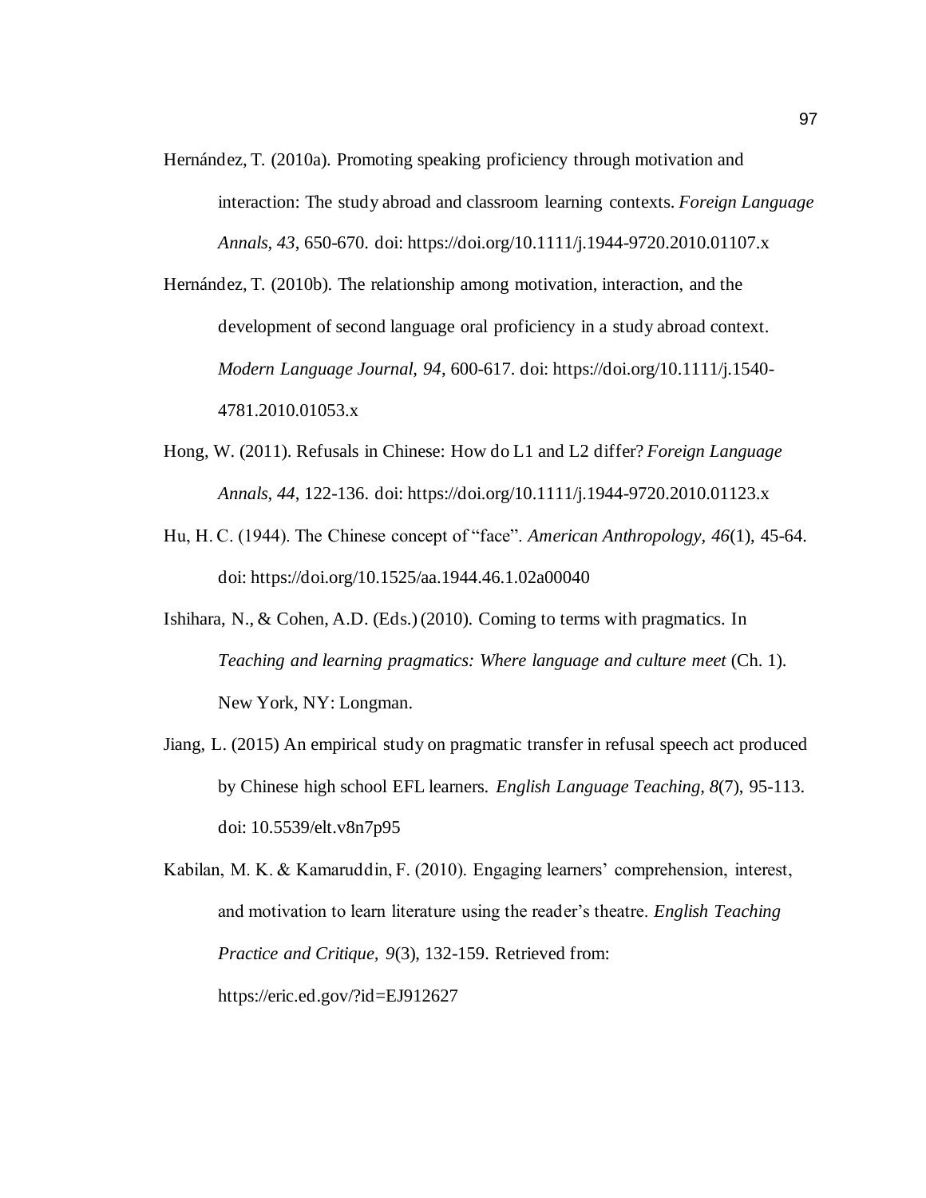Hernández, T. (2010a). Promoting speaking proficiency through motivation and interaction: The study abroad and classroom learning contexts. *Foreign Language Annals*, *43*, 650-670. doi: https://doi.org/10.1111/j.1944-9720.2010.01107.x

Hernández, T. (2010b). The relationship among motivation, interaction, and the development of second language oral proficiency in a study abroad context. *Modern Language Journal*, *94*, 600-617. doi: https://doi.org/10.1111/j.1540-4781.2010.01053.x

Hong, W. (2011). Refusals in Chinese: How do L1 and L2 differ? *Foreign Language Annals*, *44*, 122-136. doi: https://doi.org/10.1111/j.1944-9720.2010.01123.x

Hu, H. C. (1944). The Chinese concept of "face". *American Anthropology, 46*(1), 45-64. doi: https://doi.org/10.1525/aa.1944.46.1.02a00040

Ishihara, N., & Cohen, A.D. (Eds.) (2010). Coming to terms with pragmatics. In *Teaching and learning pragmatics: Where language and culture meet* (Ch. 1). New York, NY: Longman.

Jiang, L. (2015) An empirical study on pragmatic transfer in refusal speech act produced by Chinese high school EFL learners. *English Language Teaching, 8*(7), 95-113. doi: 10.5539/elt.v8n7p95

Kabilan, M. K. & Kamaruddin, F. (2010). Engaging learners' comprehension, interest, and motivation to learn literature using the reader's theatre. *English Teaching Practice and Critique, 9*(3), 132-159. Retrieved from: https://eric.ed.gov/?id=EJ912627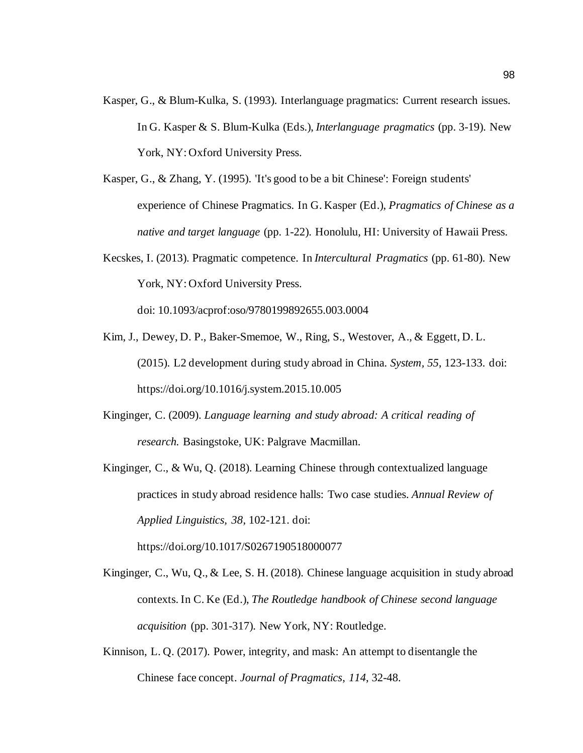Kasper, G., & Blum-Kulka, S. (1993). Interlanguage pragmatics: Current research issues. In G. Kasper & S. Blum-Kulka (Eds.), *Interlanguage pragmatics* (pp. 3-19). New York, NY: Oxford University Press.

Kasper, G., & Zhang, Y. (1995). 'It's good to be a bit Chinese': Foreign students' experience of Chinese Pragmatics. In G. Kasper (Ed.), *Pragmatics of Chinese as a native and target language* (pp. 1-22). Honolulu, HI: University of Hawaii Press.

Kecskes, I. (2013). Pragmatic competence. In *Intercultural Pragmatics* (pp. 61-80). New York, NY: Oxford University Press. doi: 10.1093/acprof:oso/9780199892655.003.0004

Kim, J., Dewey, D. P., Baker-Smemoe, W., Ring, S., Westover, A., & Eggett, D. L. (2015). L2 development during study abroad in China. *System, 55*, 123-133. doi: https://doi.org/10.1016/j.system.2015.10.005

Kinginger, C. (2009). *Language learning and study abroad: A critical reading of research.* Basingstoke, UK: Palgrave Macmillan.

Kinginger, C., & Wu, Q. (2018). Learning Chinese through contextualized language practices in study abroad residence halls: Two case studies. *Annual Review of Applied Linguistics, 38*, 102-121. doi: https://doi.org/10.1017/S0267190518000077

Kinginger, C., Wu, Q., & Lee, S. H. (2018). Chinese language acquisition in study abroad contexts. In C. Ke (Ed.), *The Routledge handbook of Chinese second language acquisition* (pp. 301-317). New York, NY: Routledge.

Kinnison, L. Q. (2017). Power, integrity, and mask: An attempt to disentangle the Chinese face concept. *Journal of Pragmatics, 114*, 32-48.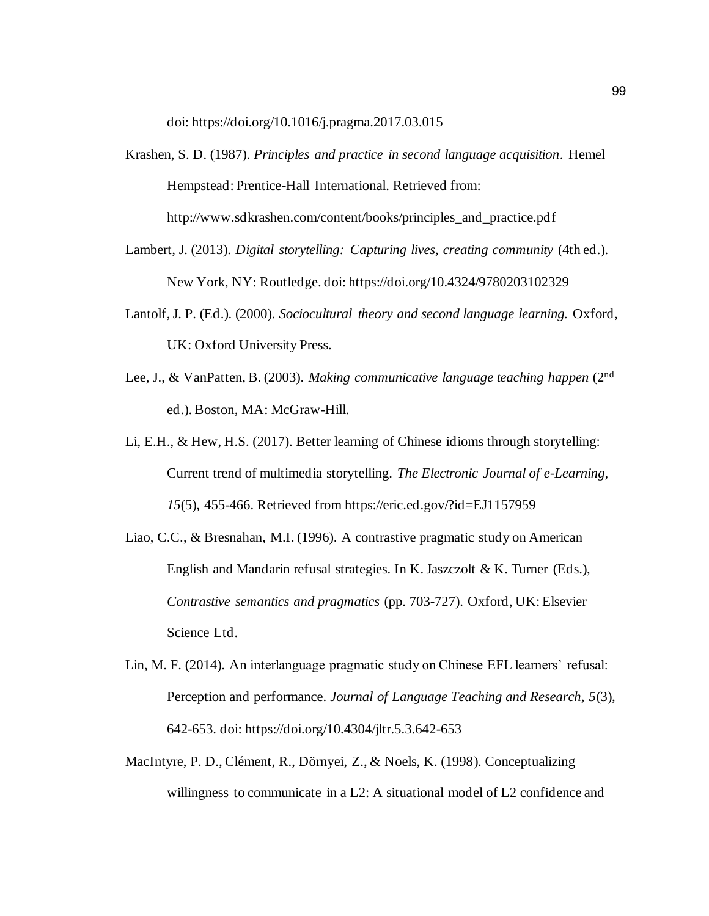doi: https://doi.org/10.1016/j.pragma.2017.03.015

Krashen, S. D. (1987). *Principles and practice in second language acquisition*. Hemel Hempstead: Prentice-Hall International. Retrieved from: http://www.sdkrashen.com/content/books/principles_and_practice.pdf

Lambert, J. (2013). *Digital storytelling: Capturing lives, creating community* (4th ed.). New York, NY: Routledge. doi: https://doi.org/10.4324/9780203102329

Lantolf, J. P. (Ed.). (2000). *Sociocultural theory and second language learning.* Oxford, UK: Oxford University Press.

Lee, J., & VanPatten, B. (2003). *Making communicative language teaching happen* (2nd ed.). Boston, MA: McGraw-Hill.

Li, E.H., & Hew, H.S. (2017). Better learning of Chinese idioms through storytelling: Current trend of multimedia storytelling. *The Electronic Journal of e-Learning, 15*(5), 455-466. Retrieved from https://eric.ed.gov/?id=EJ1157959

Liao, C.C., & Bresnahan, M.I. (1996). A contrastive pragmatic study on American English and Mandarin refusal strategies. In K. Jaszczolt & K. Turner (Eds.), *Contrastive semantics and pragmatics* (pp. 703-727). Oxford, UK: Elsevier Science Ltd.

Lin, M. F. (2014). An interlanguage pragmatic study on Chinese EFL learners' refusal: Perception and performance. *Journal of Language Teaching and Research, 5*(3), 642-653. doi: https://doi.org/10.4304/jltr.5.3.642-653

MacIntyre, P. D., Clément, R., Dörnyei, Z., & Noels, K. (1998). Conceptualizing willingness to communicate in a L2: A situational model of L2 confidence and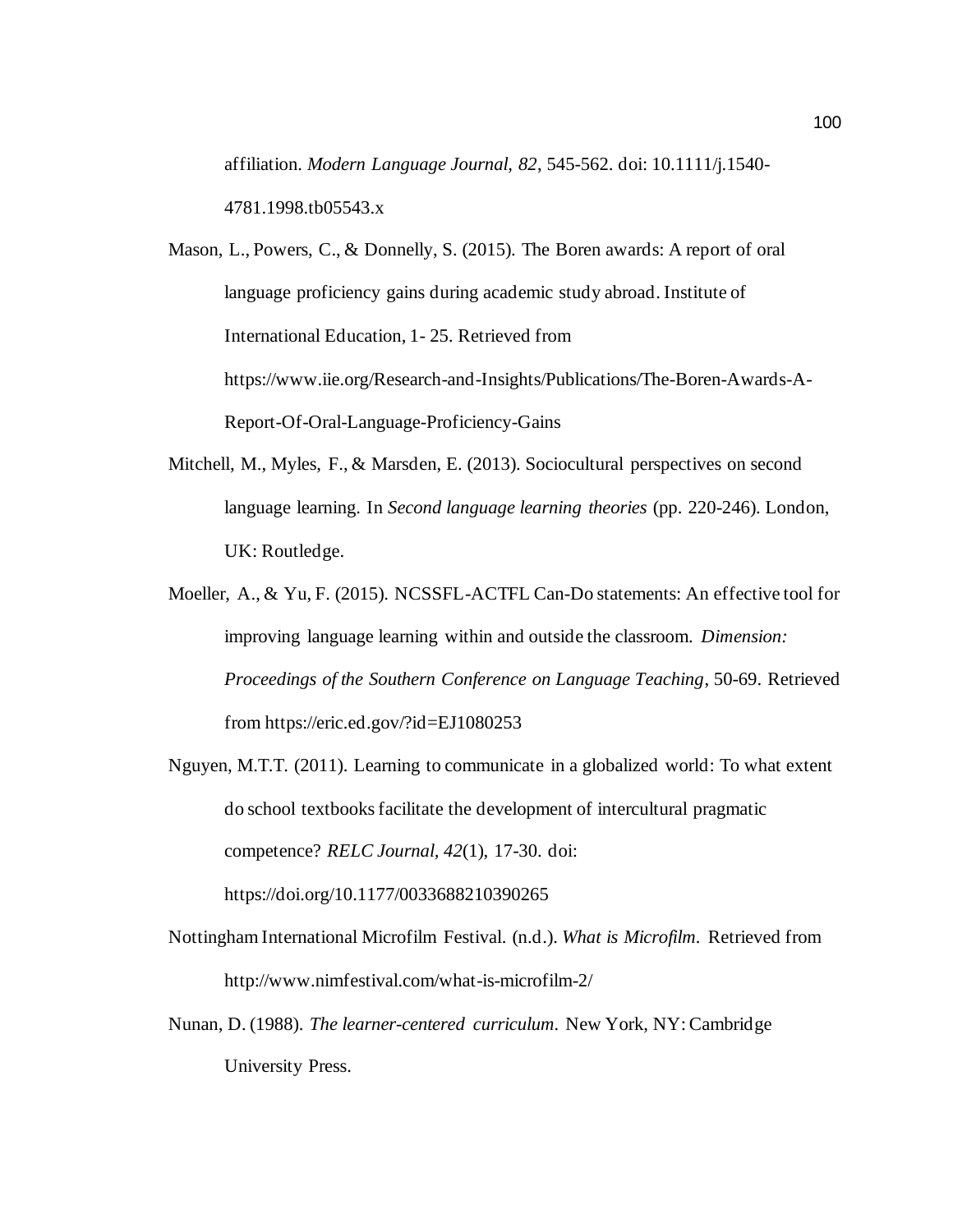affiliation. *Modern Language Journal, 82*, 545-562. doi: 10.1111/j.1540-4781.1998.tb05543.x

Mason, L., Powers, C., & Donnelly, S. (2015). The Boren awards: A report of oral language proficiency gains during academic study abroad. Institute of International Education, 1- 25. Retrieved from https://www.iie.org/Research-and-Insights/Publications/The-Boren-Awards-A-Report-Of-Oral-Language-Proficiency-Gains

Mitchell, M., Myles, F., & Marsden, E. (2013). Sociocultural perspectives on second language learning. In *Second language learning theories* (pp. 220-246). London, UK: Routledge.

Moeller, A., & Yu, F. (2015). NCSSFL-ACTFL Can-Do statements: An effective tool for improving language learning within and outside the classroom. *Dimension: Proceedings of the Southern Conference on Language Teaching*, 50-69. Retrieved from https://eric.ed.gov/?id=EJ1080253

Nguyen, M.T.T. (2011). Learning to communicate in a globalized world: To what extent do school textbooks facilitate the development of intercultural pragmatic competence? *RELC Journal, 42*(1), 17-30. doi: https://doi.org/10.1177/0033688210390265

Nottingham International Microfilm Festival. (n.d.). *What is Microfilm*. Retrieved from http://www.nimfestival.com/what-is-microfilm-2/

Nunan, D. (1988). *The learner-centered curriculum*. New York, NY: Cambridge University Press.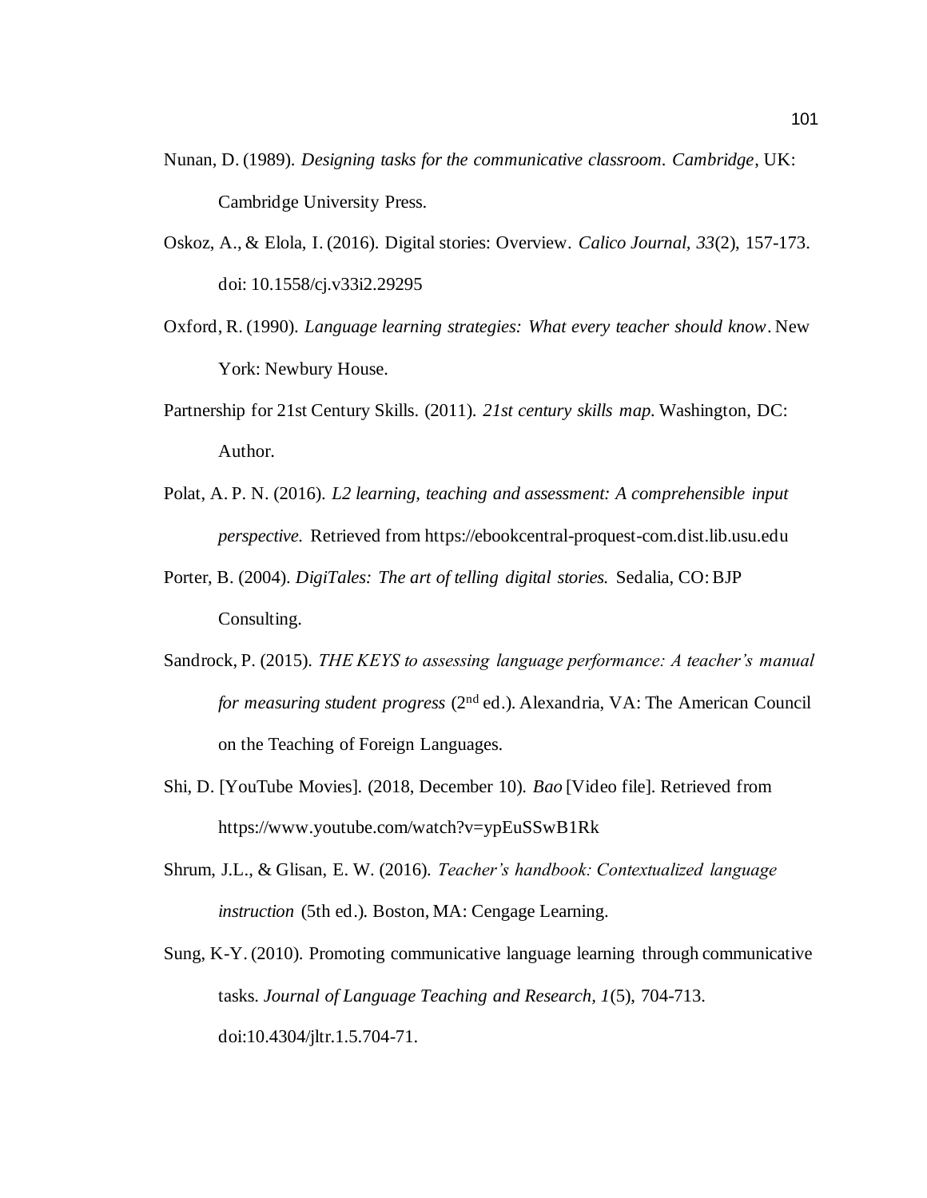Nunan, D. (1989). *Designing tasks for the communicative classroom. Cambridge*, UK: Cambridge University Press.

Oskoz, A., & Elola, I. (2016). Digital stories: Overview. *Calico Journal*, *33*(2), 157-173. doi: 10.1558/cj.v33i2.29295

Oxford, R. (1990). *Language learning strategies: What every teacher should know*. New York: Newbury House.

Partnership for 21st Century Skills. (2011). *21st century skills map*. Washington, DC: Author.

Polat, A. P. N. (2016). *L2 learning, teaching and assessment: A comprehensible input perspective.* Retrieved from https://ebookcentral-proquest-com.dist.lib.usu.edu

Porter, B. (2004). *DigiTales: The art of telling digital stories.* Sedalia, CO: BJP Consulting.

Sandrock, P. (2015). *THE KEYS to assessing language performance: A teacher's manual for measuring student progress* (2nd ed.). Alexandria, VA: The American Council on the Teaching of Foreign Languages.

Shi, D. [YouTube Movies]. (2018, December 10). *Bao* [Video file]. Retrieved from https://www.youtube.com/watch?v=ypEuSSwB1Rk

Shrum, J.L., & Glisan, E. W. (2016). *Teacher's handbook: Contextualized language instruction* (5th ed.). Boston, MA: Cengage Learning.

Sung, K-Y. (2010). Promoting communicative language learning through communicative tasks. *Journal of Language Teaching and Research*, *1*(5), 704-713. doi:10.4304/jltr.1.5.704-71.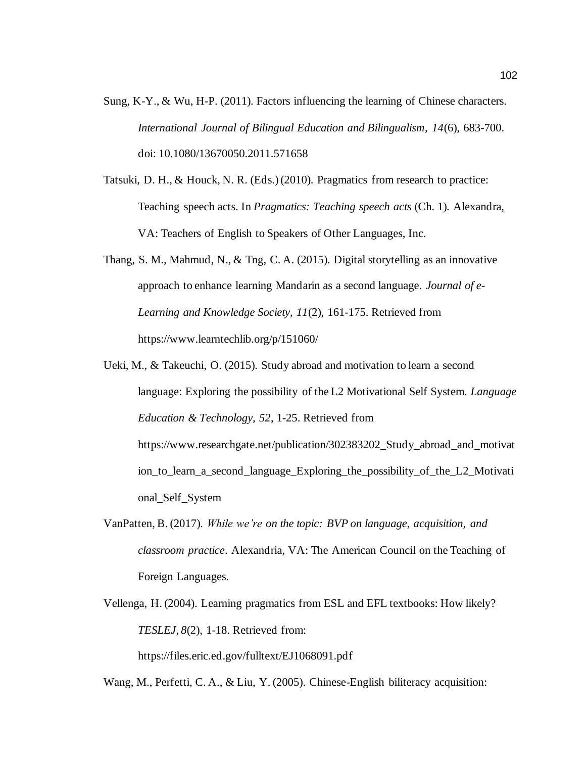Sung, K-Y., & Wu, H-P. (2011). Factors influencing the learning of Chinese characters. *International Journal of Bilingual Education and Bilingualism, 14*(6), 683-700. doi: 10.1080/13670050.2011.571658

Tatsuki, D. H., & Houck, N. R. (Eds.) (2010). Pragmatics from research to practice: Teaching speech acts. In *Pragmatics: Teaching speech acts* (Ch. 1). Alexandra, VA: Teachers of English to Speakers of Other Languages, Inc.

Thang, S. M., Mahmud, N., & Tng, C. A. (2015). Digital storytelling as an innovative approach to enhance learning Mandarin as a second language. *Journal of e-Learning and Knowledge Society, 11*(2), 161-175. Retrieved from https://www.learntechlib.org/p/151060/

Ueki, M., & Takeuchi, O. (2015). Study abroad and motivation to learn a second language: Exploring the possibility of the L2 Motivational Self System. *Language Education & Technology, 52*, 1-25. Retrieved from https://www.researchgate.net/publication/302383202_Study_abroad_and_motivation_to_learn_a_second_language_Exploring_the_possibility_of_the_L2_Motivational_Self_System

VanPatten, B. (2017). *While we're on the topic: BVP on language, acquisition, and classroom practice*. Alexandria, VA: The American Council on the Teaching of Foreign Languages.

Vellenga, H. (2004). Learning pragmatics from ESL and EFL textbooks: How likely? *TESLEJ, 8*(2), 1-18. Retrieved from: https://files.eric.ed.gov/fulltext/EJ1068091.pdf

Wang, M., Perfetti, C. A., & Liu, Y. (2005). Chinese-English biliteracy acquisition: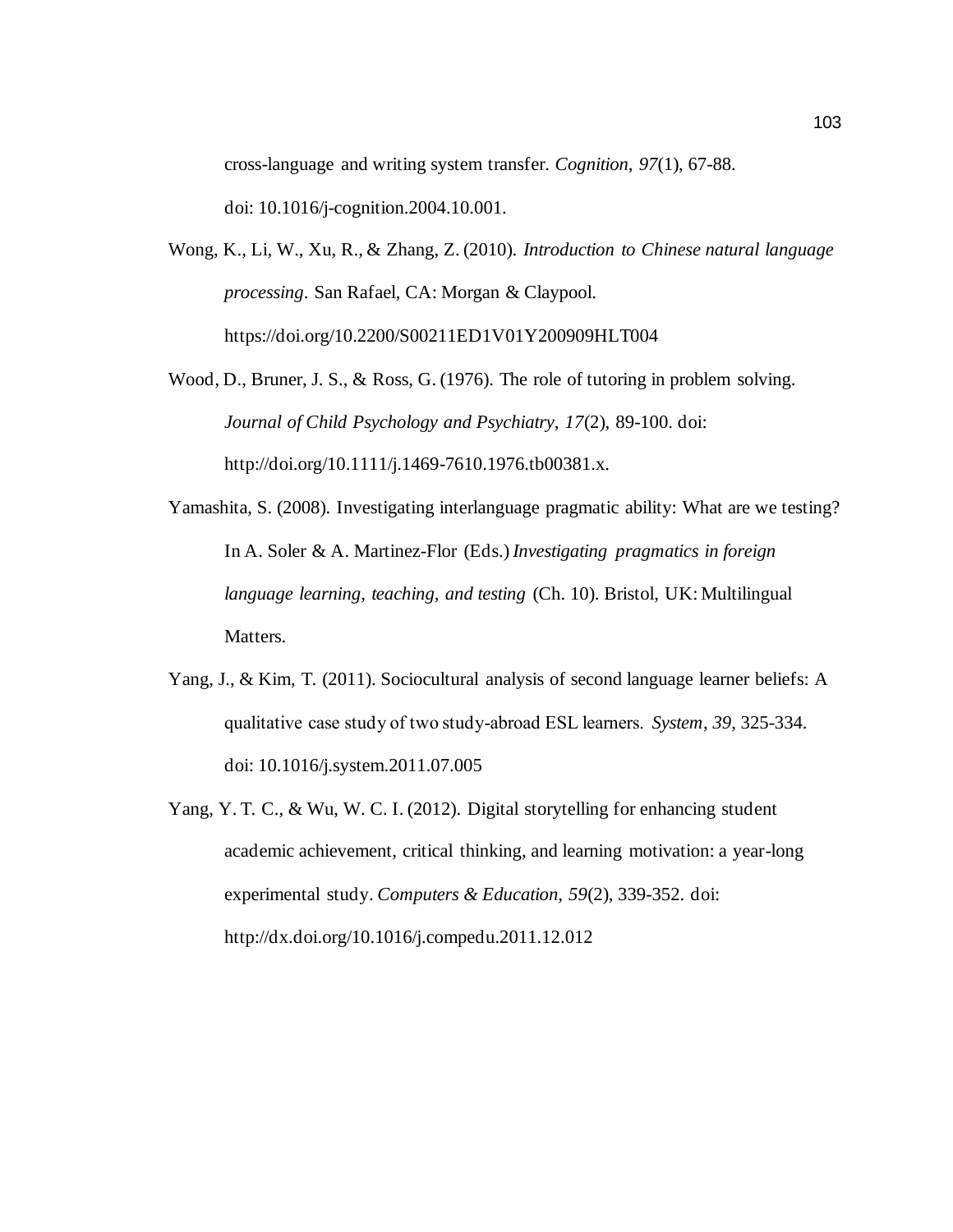cross-language and writing system transfer. *Cognition, 97*(1), 67-88. doi: 10.1016/j-cognition.2004.10.001.

Wong, K., Li, W., Xu, R., & Zhang, Z. (2010). *Introduction to Chinese natural language processing*. San Rafael, CA: Morgan & Claypool. https://doi.org/10.2200/S00211ED1V01Y200909HLT004

Wood, D., Bruner, J. S., & Ross, G. (1976). The role of tutoring in problem solving. *Journal of Child Psychology and Psychiatry, 17*(2), 89-100. doi: http://doi.org/10.1111/j.1469-7610.1976.tb00381.x.

Yamashita, S. (2008). Investigating interlanguage pragmatic ability: What are we testing? In A. Soler & A. Martinez-Flor (Eds.) *Investigating pragmatics in foreign language learning, teaching, and testing* (Ch. 10). Bristol, UK: Multilingual Matters.

Yang, J., & Kim, T. (2011). Sociocultural analysis of second language learner beliefs: A qualitative case study of two study-abroad ESL learners. *System*, *39*, 325-334. doi: 10.1016/j.system.2011.07.005

Yang, Y. T. C., & Wu, W. C. I. (2012). Digital storytelling for enhancing student academic achievement, critical thinking, and learning motivation: a year-long experimental study. *Computers & Education, 59*(2), 339-352. doi: http://dx.doi.org/10.1016/j.compedu.2011.12.012